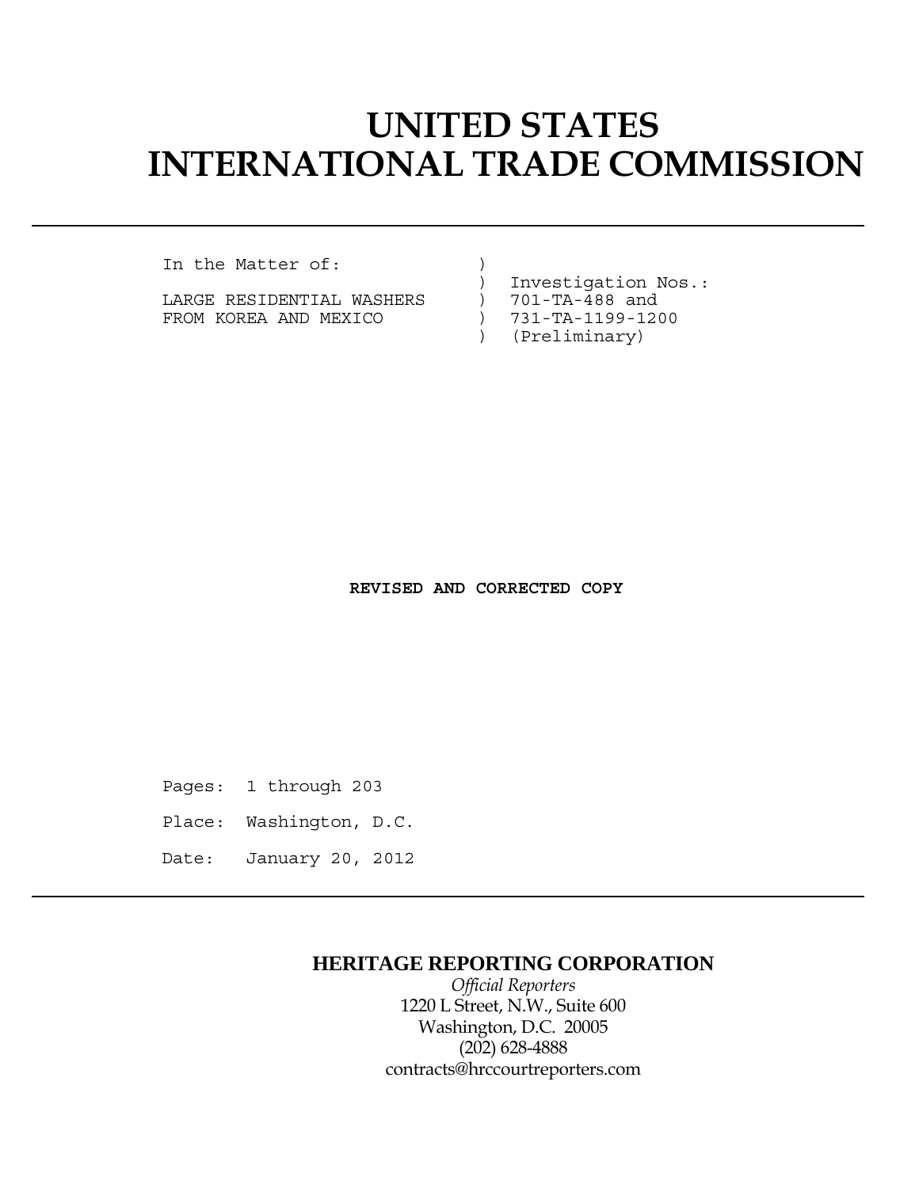# UNITED STATES INTERNATIONAL TRADE COMMISSION

```
In the Matter of:               )
                                )  Investigation Nos.:
LARGE RESIDENTIAL WASHERS       )  701-TA-488 and
FROM KOREA AND MEXICO           )  731-TA-1199-1200
                                )  (Preliminary)
```

**REVISED AND CORRECTED COPY**

Pages: 1 through 203

Place: Washington, D.C.

Date: January 20, 2012

**HERITAGE REPORTING CORPORATION**

*Official Reporters*
1220 L Street, N.W., Suite 600
Washington, D.C. 20005
(202) 628-4888
contracts@hrccourtreporters.com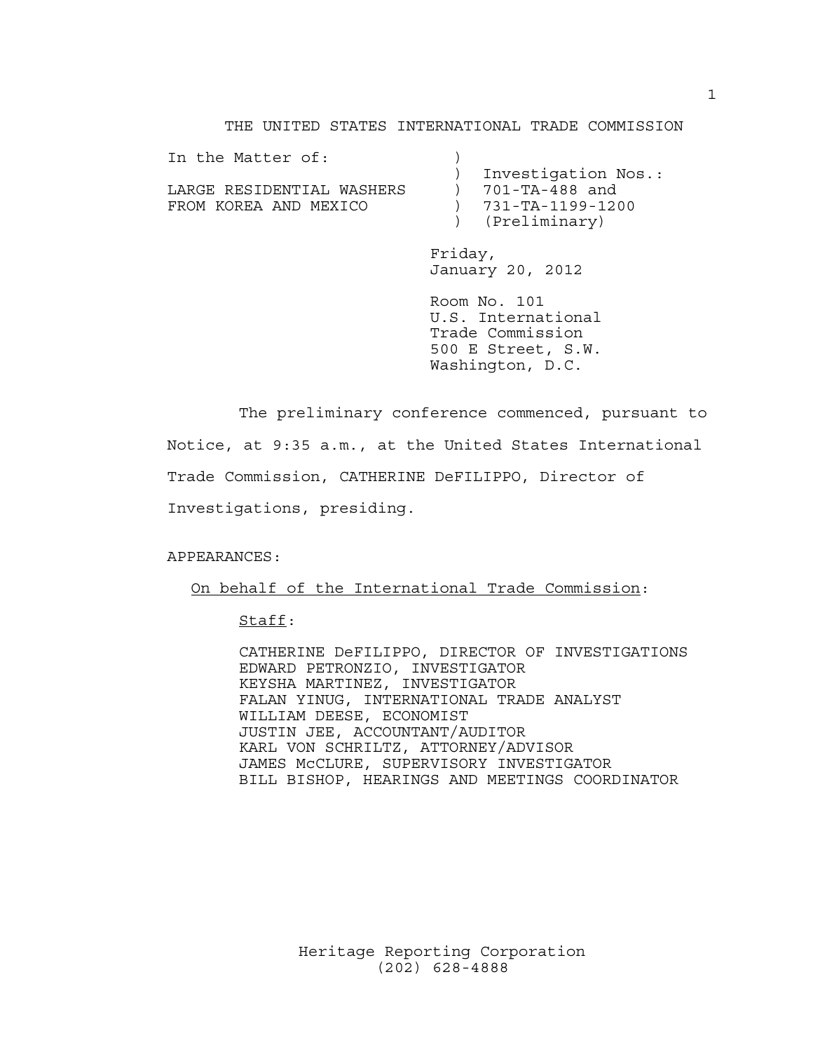THE UNITED STATES INTERNATIONAL TRADE COMMISSION

| In the Matter of: | |
| --- | --- |
| | Investigation Nos.: |
| LARGE RESIDENTIAL WASHERS | 701-TA-488 and |
| FROM KOREA AND MEXICO | 731-TA-1199-1200 |
| | (Preliminary) |

Friday,
January 20, 2012

Room No. 101
U.S. International
Trade Commission
500 E Street, S.W.
Washington, D.C.

The preliminary conference commenced, pursuant to Notice, at 9:35 a.m., at the United States International Trade Commission, CATHERINE DeFILIPPO, Director of Investigations, presiding.

APPEARANCES:

On behalf of the International Trade Commission:

Staff:

CATHERINE DeFILIPPO, DIRECTOR OF INVESTIGATIONS
EDWARD PETRONZIO, INVESTIGATOR
KEYSHA MARTINEZ, INVESTIGATOR
FALAN YINUG, INTERNATIONAL TRADE ANALYST
WILLIAM DEESE, ECONOMIST
JUSTIN JEE, ACCOUNTANT/AUDITOR
KARL VON SCHRILTZ, ATTORNEY/ADVISOR
JAMES McCLURE, SUPERVISORY INVESTIGATOR
BILL BISHOP, HEARINGS AND MEETINGS COORDINATOR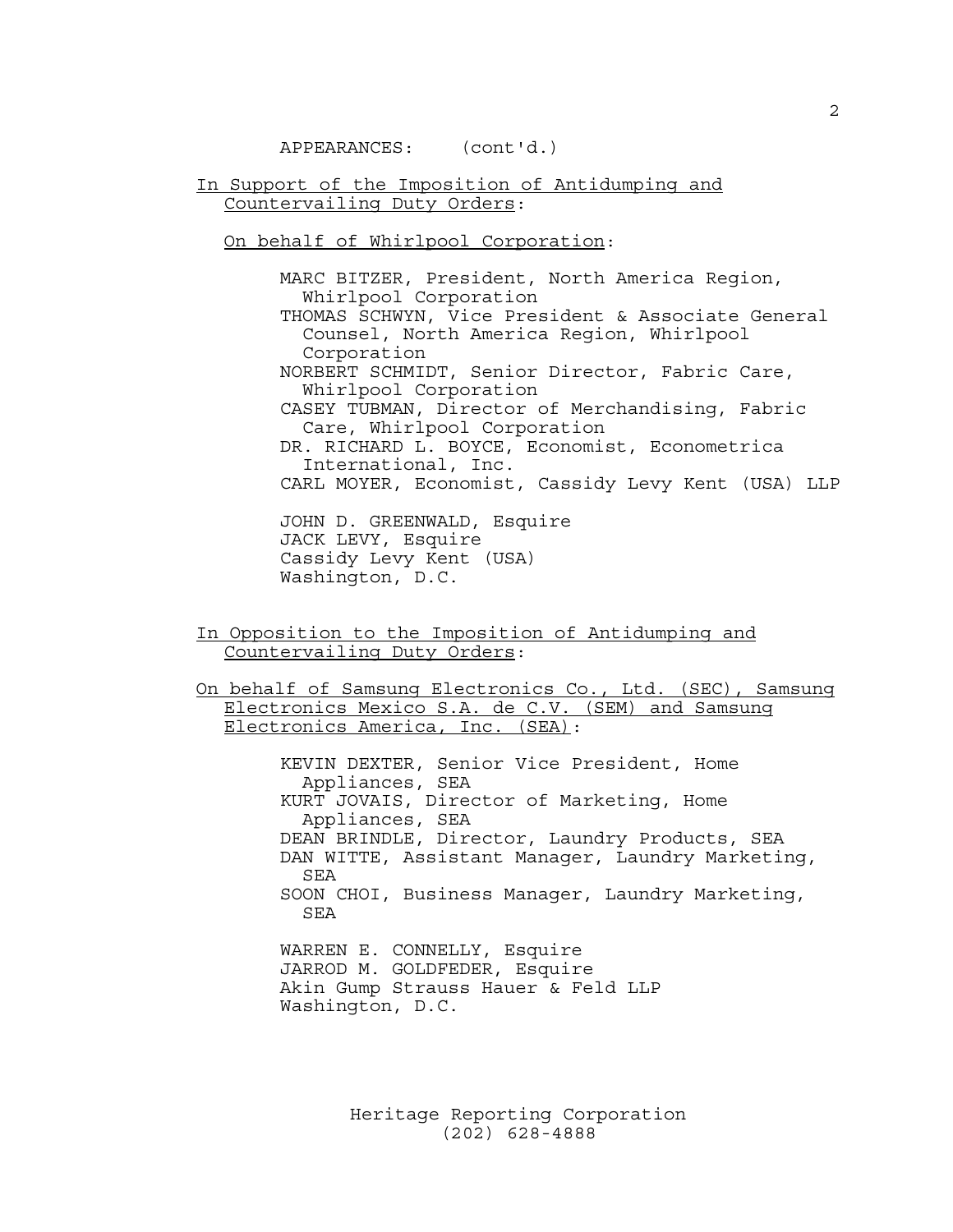APPEARANCES: (cont'd.)

In Support of the Imposition of Antidumping and Countervailing Duty Orders:

On behalf of Whirlpool Corporation:

MARC BITZER, President, North America Region, Whirlpool Corporation
THOMAS SCHWYN, Vice President & Associate General Counsel, North America Region, Whirlpool Corporation
NORBERT SCHMIDT, Senior Director, Fabric Care, Whirlpool Corporation
CASEY TUBMAN, Director of Merchandising, Fabric Care, Whirlpool Corporation
DR. RICHARD L. BOYCE, Economist, Econometrica International, Inc.
CARL MOYER, Economist, Cassidy Levy Kent (USA) LLP

JOHN D. GREENWALD, Esquire
JACK LEVY, Esquire
Cassidy Levy Kent (USA)
Washington, D.C.

In Opposition to the Imposition of Antidumping and Countervailing Duty Orders:

On behalf of Samsung Electronics Co., Ltd. (SEC), Samsung Electronics Mexico S.A. de C.V. (SEM) and Samsung Electronics America, Inc. (SEA):

KEVIN DEXTER, Senior Vice President, Home Appliances, SEA
KURT JOVAIS, Director of Marketing, Home Appliances, SEA
DEAN BRINDLE, Director, Laundry Products, SEA
DAN WITTE, Assistant Manager, Laundry Marketing, SEA
SOON CHOI, Business Manager, Laundry Marketing, SEA

WARREN E. CONNELLY, Esquire
JARROD M. GOLDFEDER, Esquire
Akin Gump Strauss Hauer & Feld LLP
Washington, D.C.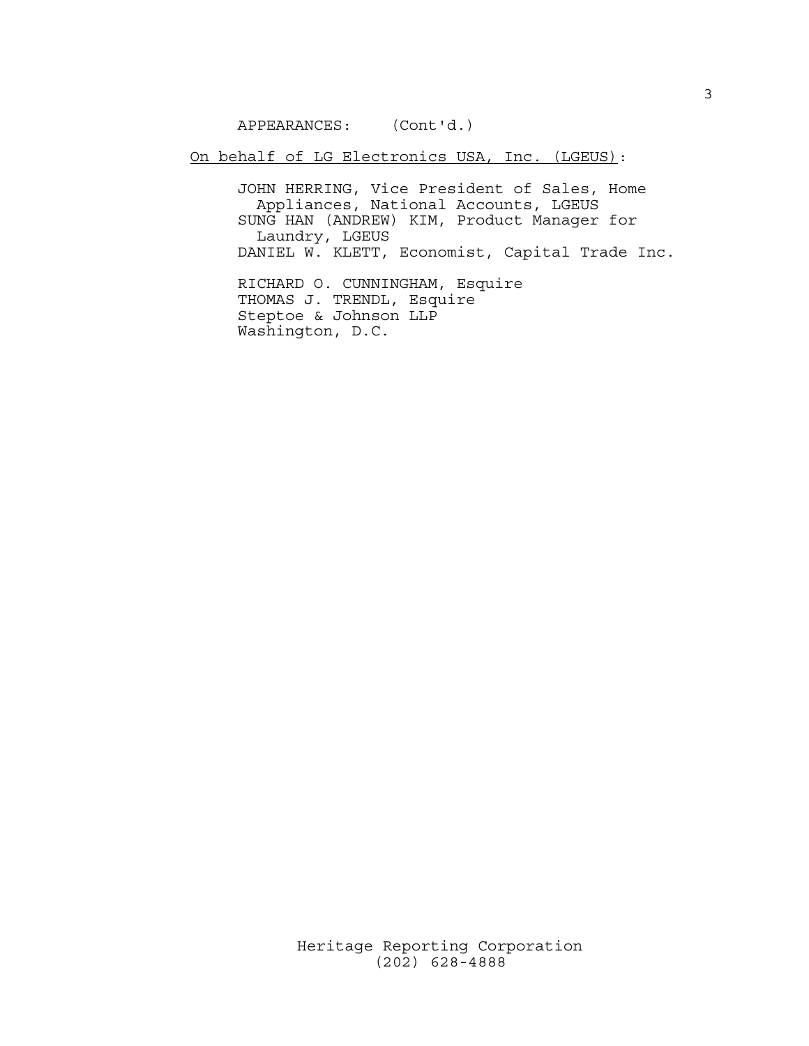APPEARANCES: (Cont'd.)

<u>On behalf of LG Electronics USA, Inc. (LGEUS)</u>:

JOHN HERRING, Vice President of Sales, Home Appliances, National Accounts, LGEUS
SUNG HAN (ANDREW) KIM, Product Manager for Laundry, LGEUS
DANIEL W. KLETT, Economist, Capital Trade Inc.

RICHARD O. CUNNINGHAM, Esquire
THOMAS J. TRENDL, Esquire
Steptoe & Johnson LLP
Washington, D.C.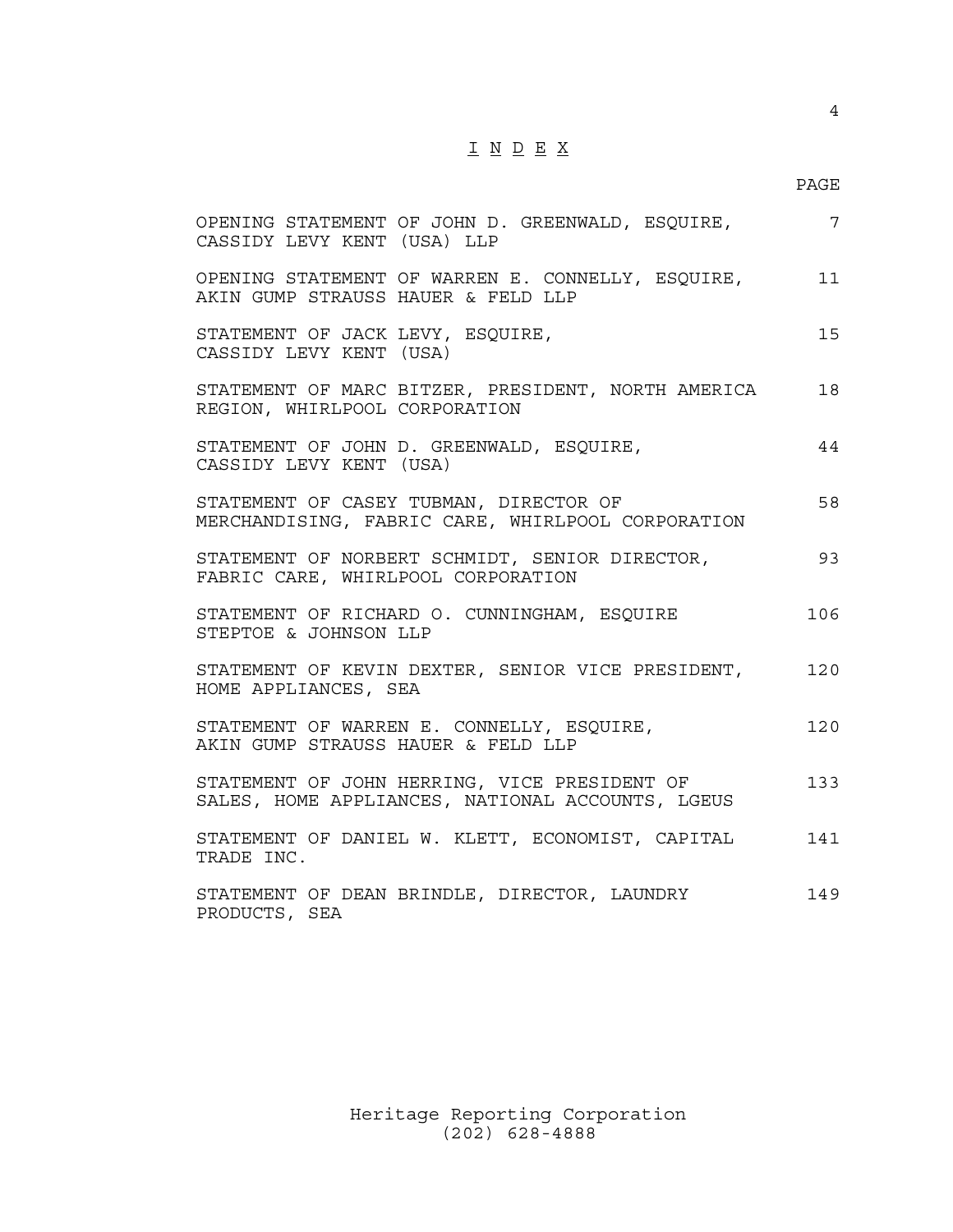# I N D E X

| | PAGE |
|---|---|
| OPENING STATEMENT OF JOHN D. GREENWALD, ESQUIRE, CASSIDY LEVY KENT (USA) LLP | 7 |
| OPENING STATEMENT OF WARREN E. CONNELLY, ESQUIRE, AKIN GUMP STRAUSS HAUER & FELD LLP | 11 |
| STATEMENT OF JACK LEVY, ESQUIRE, CASSIDY LEVY KENT (USA) | 15 |
| STATEMENT OF MARC BITZER, PRESIDENT, NORTH AMERICA REGION, WHIRLPOOL CORPORATION | 18 |
| STATEMENT OF JOHN D. GREENWALD, ESQUIRE, CASSIDY LEVY KENT (USA) | 44 |
| STATEMENT OF CASEY TUBMAN, DIRECTOR OF MERCHANDISING, FABRIC CARE, WHIRLPOOL CORPORATION | 58 |
| STATEMENT OF NORBERT SCHMIDT, SENIOR DIRECTOR, FABRIC CARE, WHIRLPOOL CORPORATION | 93 |
| STATEMENT OF RICHARD O. CUNNINGHAM, ESQUIRE STEPTOE & JOHNSON LLP | 106 |
| STATEMENT OF KEVIN DEXTER, SENIOR VICE PRESIDENT, HOME APPLIANCES, SEA | 120 |
| STATEMENT OF WARREN E. CONNELLY, ESQUIRE, AKIN GUMP STRAUSS HAUER & FELD LLP | 120 |
| STATEMENT OF JOHN HERRING, VICE PRESIDENT OF SALES, HOME APPLIANCES, NATIONAL ACCOUNTS, LGEUS | 133 |
| STATEMENT OF DANIEL W. KLETT, ECONOMIST, CAPITAL TRADE INC. | 141 |
| STATEMENT OF DEAN BRINDLE, DIRECTOR, LAUNDRY PRODUCTS, SEA | 149 |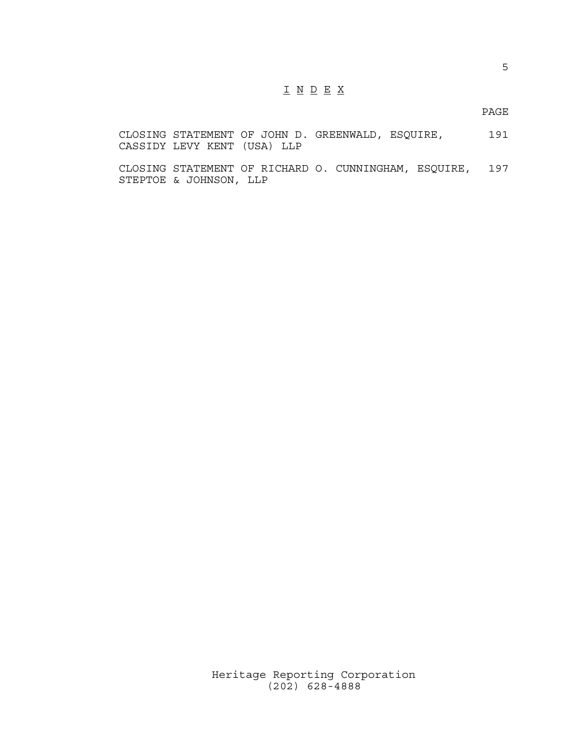# I N D E X

| | PAGE |
|---|---|
| CLOSING STATEMENT OF JOHN D. GREENWALD, ESQUIRE, CASSIDY LEVY KENT (USA) LLP | 191 |
| CLOSING STATEMENT OF RICHARD O. CUNNINGHAM, ESQUIRE, STEPTOE & JOHNSON, LLP | 197 |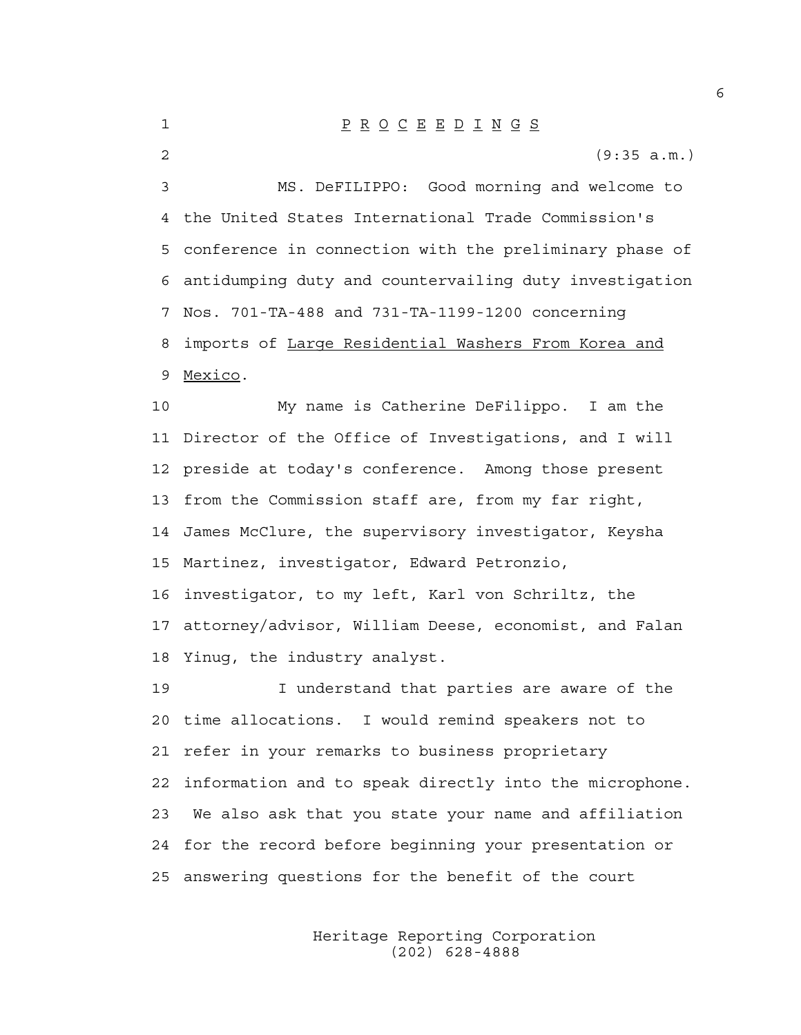P R O C E E D I N G S

(9:35 a.m.)

MS. DeFILIPPO: Good morning and welcome to the United States International Trade Commission's conference in connection with the preliminary phase of antidumping duty and countervailing duty investigation Nos. 701-TA-488 and 731-TA-1199-1200 concerning imports of Large Residential Washers From Korea and Mexico.

My name is Catherine DeFilippo. I am the Director of the Office of Investigations, and I will preside at today's conference. Among those present from the Commission staff are, from my far right, James McClure, the supervisory investigator, Keysha Martinez, investigator, Edward Petronzio, investigator, to my left, Karl von Schriltz, the attorney/advisor, William Deese, economist, and Falan Yinug, the industry analyst.

I understand that parties are aware of the time allocations. I would remind speakers not to refer in your remarks to business proprietary information and to speak directly into the microphone. We also ask that you state your name and affiliation for the record before beginning your presentation or answering questions for the benefit of the court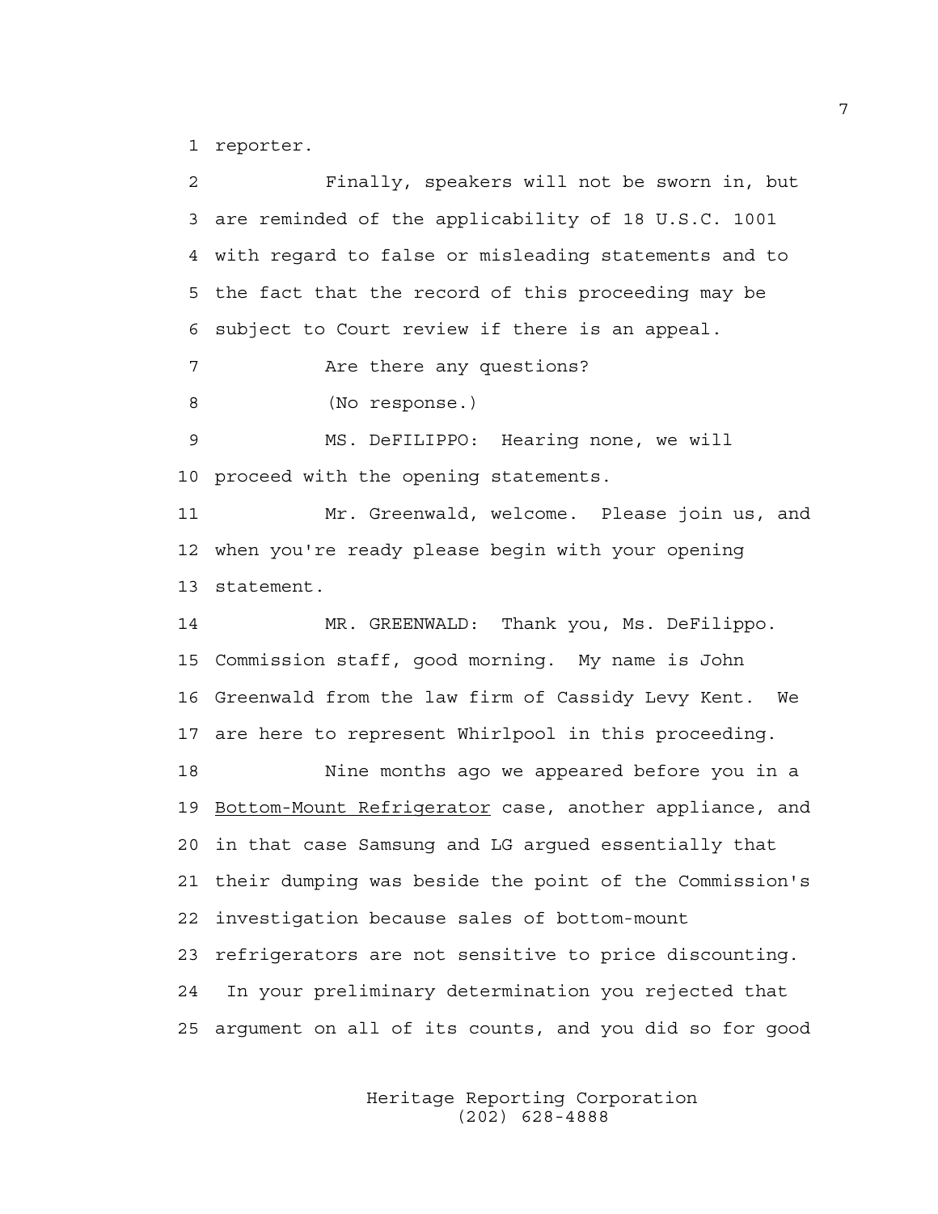1 reporter.

2 Finally, speakers will not be sworn in, but
3 are reminded of the applicability of 18 U.S.C. 1001
4 with regard to false or misleading statements and to
5 the fact that the record of this proceeding may be
6 subject to Court review if there is an appeal.

7 Are there any questions?

8 (No response.)

9 MS. DeFILIPPO: Hearing none, we will
10 proceed with the opening statements.

11 Mr. Greenwald, welcome. Please join us, and
12 when you're ready please begin with your opening
13 statement.

14 MR. GREENWALD: Thank you, Ms. DeFilippo.
15 Commission staff, good morning. My name is John
16 Greenwald from the law firm of Cassidy Levy Kent. We
17 are here to represent Whirlpool in this proceeding.

18 Nine months ago we appeared before you in a
19 Bottom-Mount Refrigerator case, another appliance, and
20 in that case Samsung and LG argued essentially that
21 their dumping was beside the point of the Commission's
22 investigation because sales of bottom-mount
23 refrigerators are not sensitive to price discounting.
24 In your preliminary determination you rejected that
25 argument on all of its counts, and you did so for good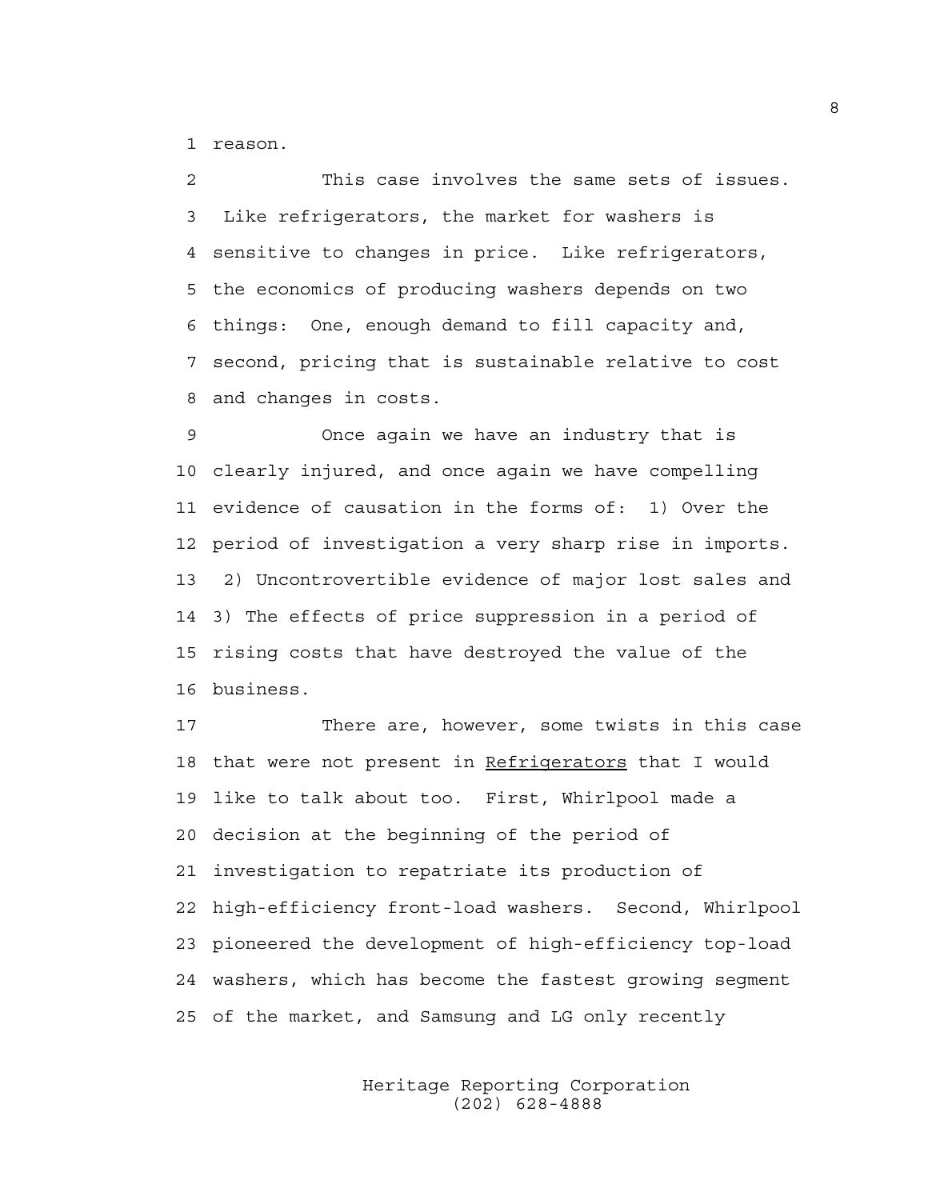reason.

This case involves the same sets of issues. Like refrigerators, the market for washers is sensitive to changes in price. Like refrigerators, the economics of producing washers depends on two things: One, enough demand to fill capacity and, second, pricing that is sustainable relative to cost and changes in costs.

Once again we have an industry that is clearly injured, and once again we have compelling evidence of causation in the forms of: 1) Over the period of investigation a very sharp rise in imports. 2) Uncontrovertible evidence of major lost sales and 3) The effects of price suppression in a period of rising costs that have destroyed the value of the business.

There are, however, some twists in this case that were not present in Refrigerators that I would like to talk about too. First, Whirlpool made a decision at the beginning of the period of investigation to repatriate its production of high-efficiency front-load washers. Second, Whirlpool pioneered the development of high-efficiency top-load washers, which has become the fastest growing segment of the market, and Samsung and LG only recently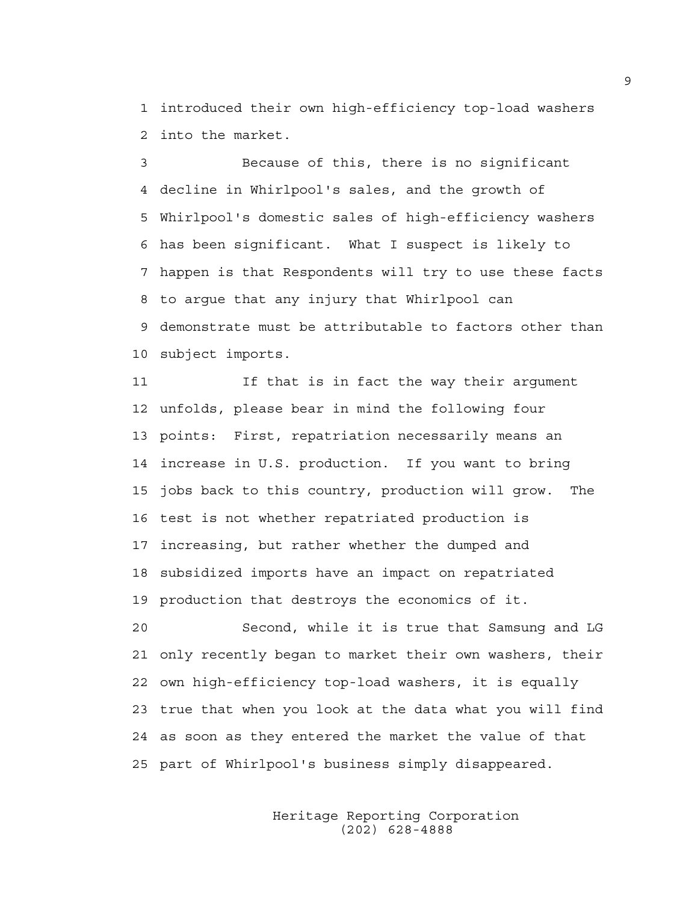introduced their own high-efficiency top-load washers into the market.

Because of this, there is no significant decline in Whirlpool's sales, and the growth of Whirlpool's domestic sales of high-efficiency washers has been significant. What I suspect is likely to happen is that Respondents will try to use these facts to argue that any injury that Whirlpool can demonstrate must be attributable to factors other than subject imports.

If that is in fact the way their argument unfolds, please bear in mind the following four points: First, repatriation necessarily means an increase in U.S. production. If you want to bring jobs back to this country, production will grow. The test is not whether repatriated production is increasing, but rather whether the dumped and subsidized imports have an impact on repatriated production that destroys the economics of it.

Second, while it is true that Samsung and LG only recently began to market their own washers, their own high-efficiency top-load washers, it is equally true that when you look at the data what you will find as soon as they entered the market the value of that part of Whirlpool's business simply disappeared.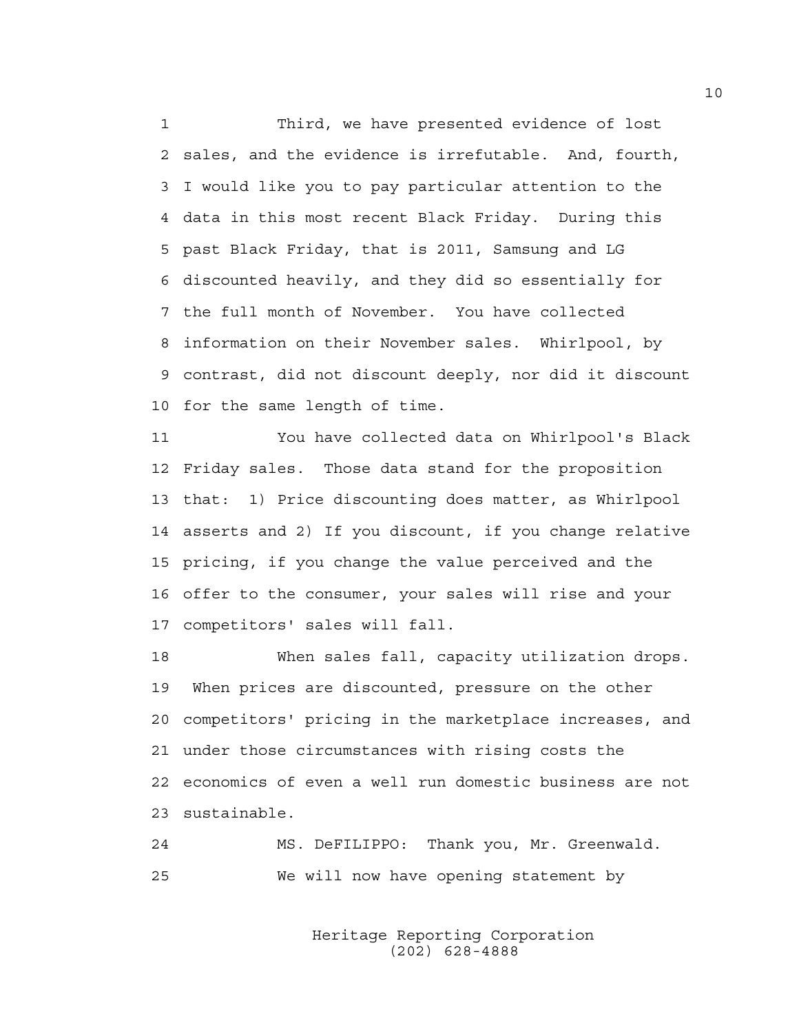Third, we have presented evidence of lost sales, and the evidence is irrefutable. And, fourth, I would like you to pay particular attention to the data in this most recent Black Friday. During this past Black Friday, that is 2011, Samsung and LG discounted heavily, and they did so essentially for the full month of November. You have collected information on their November sales. Whirlpool, by contrast, did not discount deeply, nor did it discount for the same length of time.

You have collected data on Whirlpool's Black Friday sales. Those data stand for the proposition that: 1) Price discounting does matter, as Whirlpool asserts and 2) If you discount, if you change relative pricing, if you change the value perceived and the offer to the consumer, your sales will rise and your competitors' sales will fall.

When sales fall, capacity utilization drops. When prices are discounted, pressure on the other competitors' pricing in the marketplace increases, and under those circumstances with rising costs the economics of even a well run domestic business are not sustainable.

MS. DeFILIPPO: Thank you, Mr. Greenwald.

We will now have opening statement by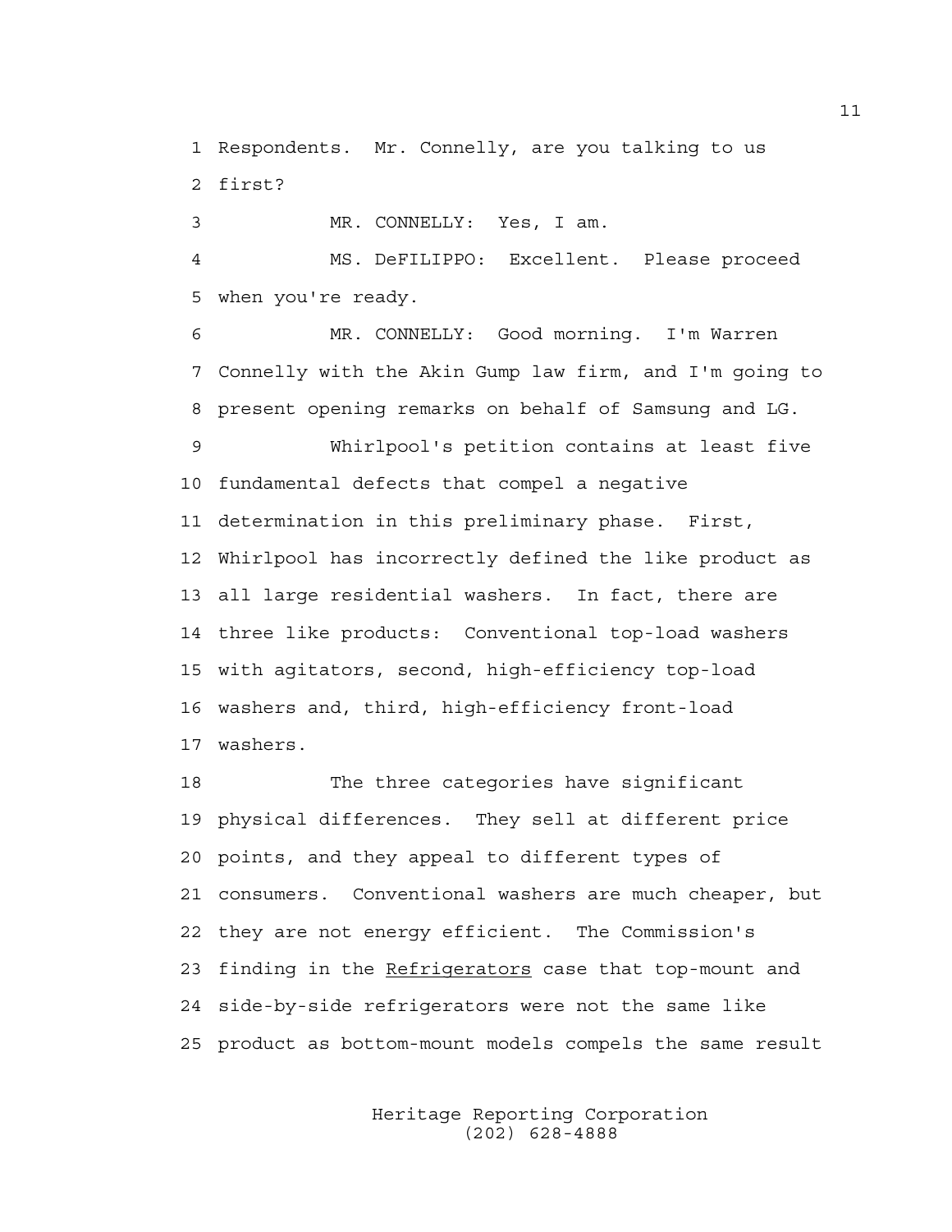Respondents. Mr. Connelly, are you talking to us first?

MR. CONNELLY: Yes, I am.

MS. DeFILIPPO: Excellent. Please proceed when you're ready.

MR. CONNELLY: Good morning. I'm Warren Connelly with the Akin Gump law firm, and I'm going to present opening remarks on behalf of Samsung and LG.

Whirlpool's petition contains at least five fundamental defects that compel a negative determination in this preliminary phase. First, Whirlpool has incorrectly defined the like product as all large residential washers. In fact, there are three like products: Conventional top-load washers with agitators, second, high-efficiency top-load washers and, third, high-efficiency front-load washers.

The three categories have significant physical differences. They sell at different price points, and they appeal to different types of consumers. Conventional washers are much cheaper, but they are not energy efficient. The Commission's finding in the *Refrigerators* case that top-mount and side-by-side refrigerators were not the same like product as bottom-mount models compels the same result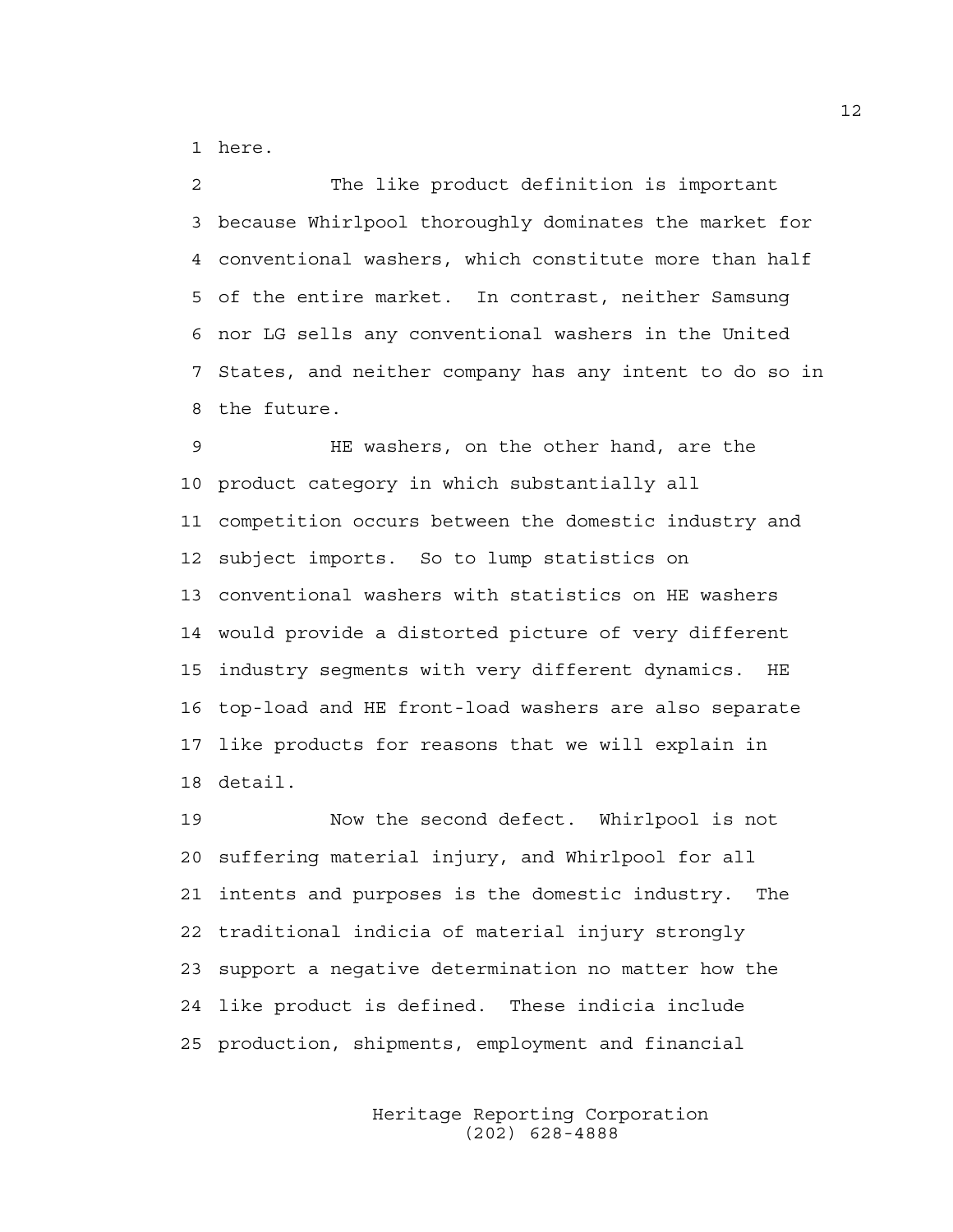here.

The like product definition is important because Whirlpool thoroughly dominates the market for conventional washers, which constitute more than half of the entire market. In contrast, neither Samsung nor LG sells any conventional washers in the United States, and neither company has any intent to do so in the future.

HE washers, on the other hand, are the product category in which substantially all competition occurs between the domestic industry and subject imports. So to lump statistics on conventional washers with statistics on HE washers would provide a distorted picture of very different industry segments with very different dynamics. HE top-load and HE front-load washers are also separate like products for reasons that we will explain in detail.

Now the second defect. Whirlpool is not suffering material injury, and Whirlpool for all intents and purposes is the domestic industry. The traditional indicia of material injury strongly support a negative determination no matter how the like product is defined. These indicia include production, shipments, employment and financial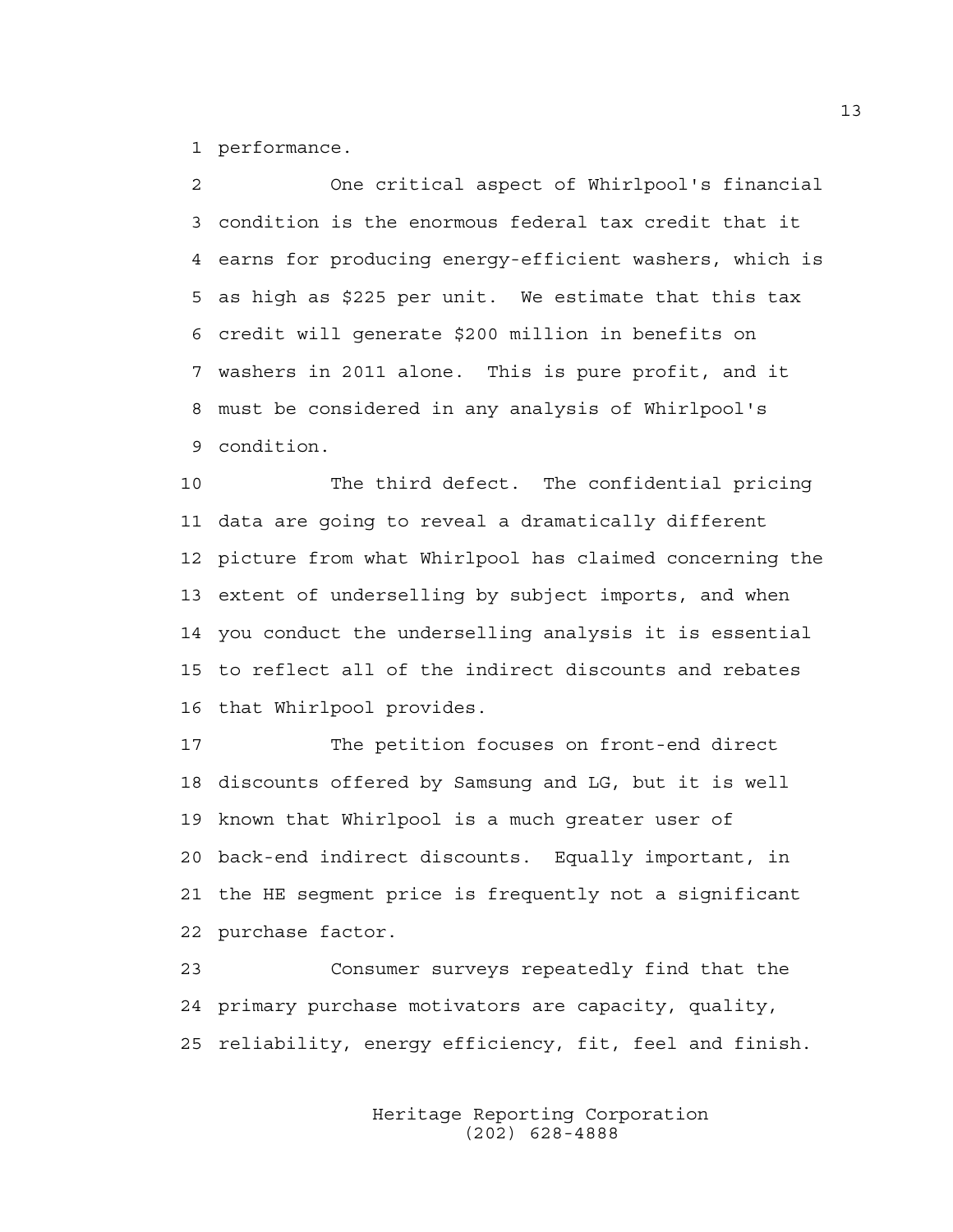performance.

One critical aspect of Whirlpool's financial condition is the enormous federal tax credit that it earns for producing energy-efficient washers, which is as high as $225 per unit. We estimate that this tax credit will generate $200 million in benefits on washers in 2011 alone. This is pure profit, and it must be considered in any analysis of Whirlpool's condition.

The third defect. The confidential pricing data are going to reveal a dramatically different picture from what Whirlpool has claimed concerning the extent of underselling by subject imports, and when you conduct the underselling analysis it is essential to reflect all of the indirect discounts and rebates that Whirlpool provides.

The petition focuses on front-end direct discounts offered by Samsung and LG, but it is well known that Whirlpool is a much greater user of back-end indirect discounts. Equally important, in the HE segment price is frequently not a significant purchase factor.

Consumer surveys repeatedly find that the primary purchase motivators are capacity, quality, reliability, energy efficiency, fit, feel and finish.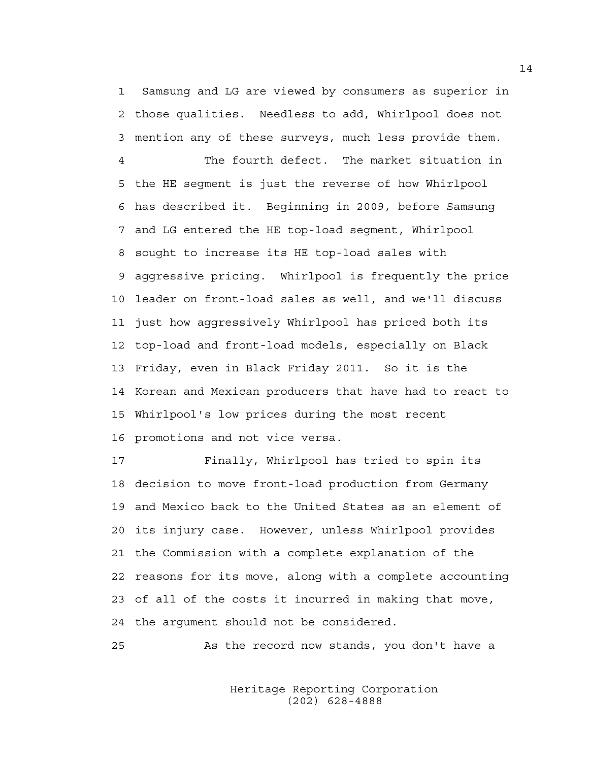Samsung and LG are viewed by consumers as superior in those qualities. Needless to add, Whirlpool does not mention any of these surveys, much less provide them.

The fourth defect. The market situation in the HE segment is just the reverse of how Whirlpool has described it. Beginning in 2009, before Samsung and LG entered the HE top-load segment, Whirlpool sought to increase its HE top-load sales with aggressive pricing. Whirlpool is frequently the price leader on front-load sales as well, and we'll discuss just how aggressively Whirlpool has priced both its top-load and front-load models, especially on Black Friday, even in Black Friday 2011. So it is the Korean and Mexican producers that have had to react to Whirlpool's low prices during the most recent promotions and not vice versa.

Finally, Whirlpool has tried to spin its decision to move front-load production from Germany and Mexico back to the United States as an element of its injury case. However, unless Whirlpool provides the Commission with a complete explanation of the reasons for its move, along with a complete accounting of all of the costs it incurred in making that move, the argument should not be considered.

As the record now stands, you don't have a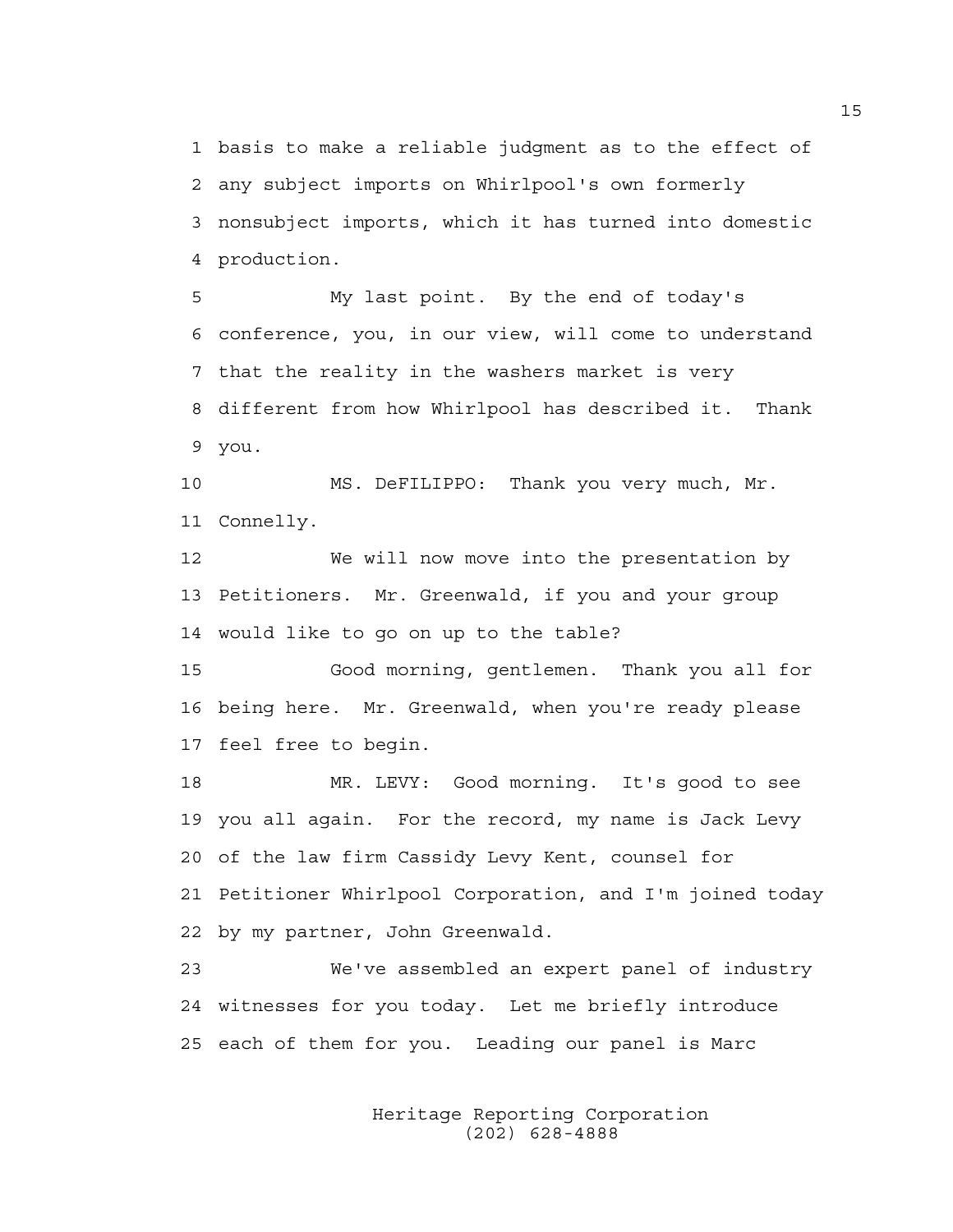1 basis to make a reliable judgment as to the effect of
2 any subject imports on Whirlpool's own formerly
3 nonsubject imports, which it has turned into domestic
4 production.

5 My last point. By the end of today's
6 conference, you, in our view, will come to understand
7 that the reality in the washers market is very
8 different from how Whirlpool has described it. Thank
9 you.

10 MS. DeFILIPPO: Thank you very much, Mr.
11 Connelly.

12 We will now move into the presentation by
13 Petitioners. Mr. Greenwald, if you and your group
14 would like to go on up to the table?

15 Good morning, gentlemen. Thank you all for
16 being here. Mr. Greenwald, when you're ready please
17 feel free to begin.

18 MR. LEVY: Good morning. It's good to see
19 you all again. For the record, my name is Jack Levy
20 of the law firm Cassidy Levy Kent, counsel for
21 Petitioner Whirlpool Corporation, and I'm joined today
22 by my partner, John Greenwald.

23 We've assembled an expert panel of industry
24 witnesses for you today. Let me briefly introduce
25 each of them for you. Leading our panel is Marc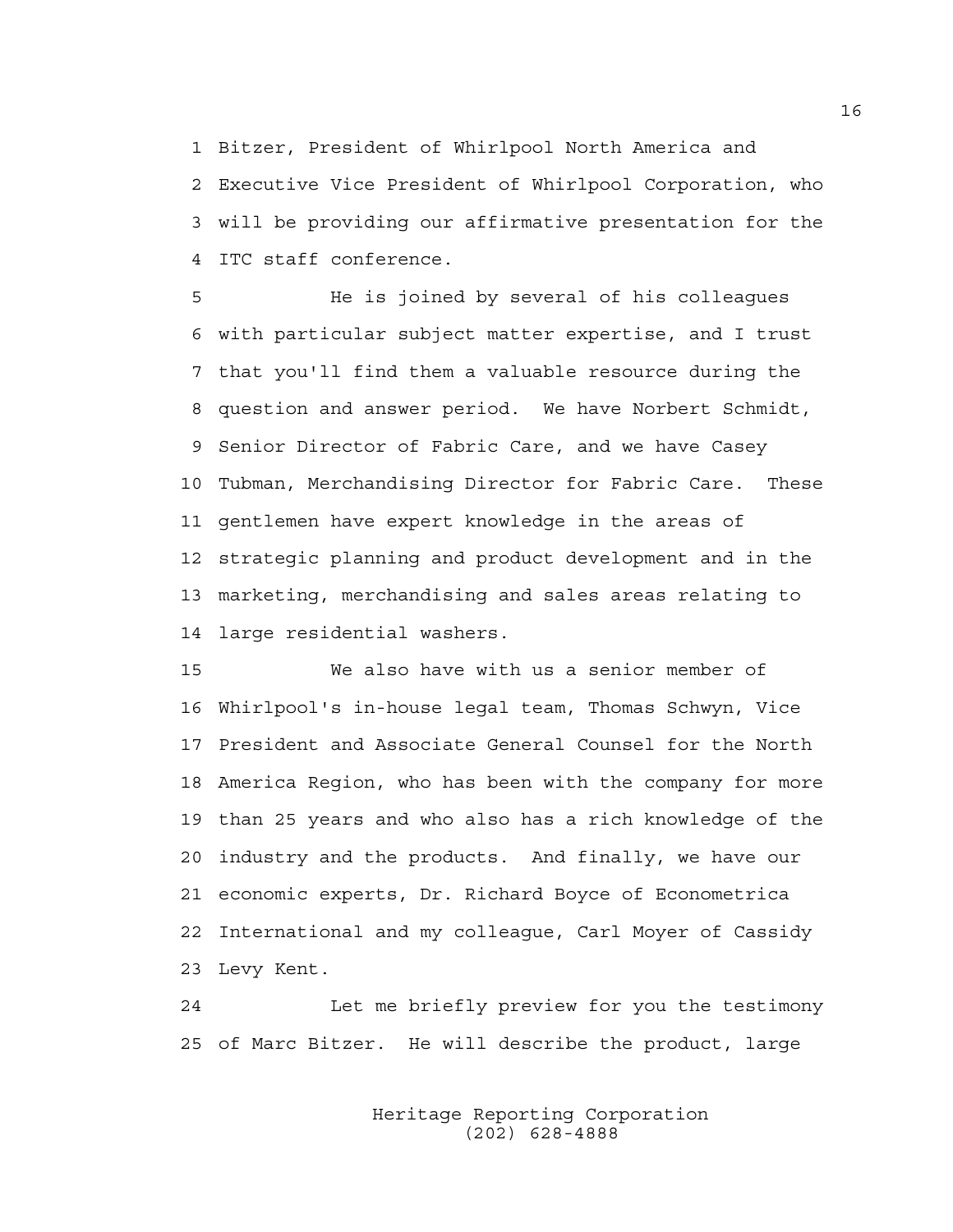Bitzer, President of Whirlpool North America and Executive Vice President of Whirlpool Corporation, who will be providing our affirmative presentation for the ITC staff conference.

He is joined by several of his colleagues with particular subject matter expertise, and I trust that you'll find them a valuable resource during the question and answer period. We have Norbert Schmidt, Senior Director of Fabric Care, and we have Casey Tubman, Merchandising Director for Fabric Care. These gentlemen have expert knowledge in the areas of strategic planning and product development and in the marketing, merchandising and sales areas relating to large residential washers.

We also have with us a senior member of Whirlpool's in-house legal team, Thomas Schwyn, Vice President and Associate General Counsel for the North America Region, who has been with the company for more than 25 years and who also has a rich knowledge of the industry and the products. And finally, we have our economic experts, Dr. Richard Boyce of Econometrica International and my colleague, Carl Moyer of Cassidy Levy Kent.

Let me briefly preview for you the testimony of Marc Bitzer. He will describe the product, large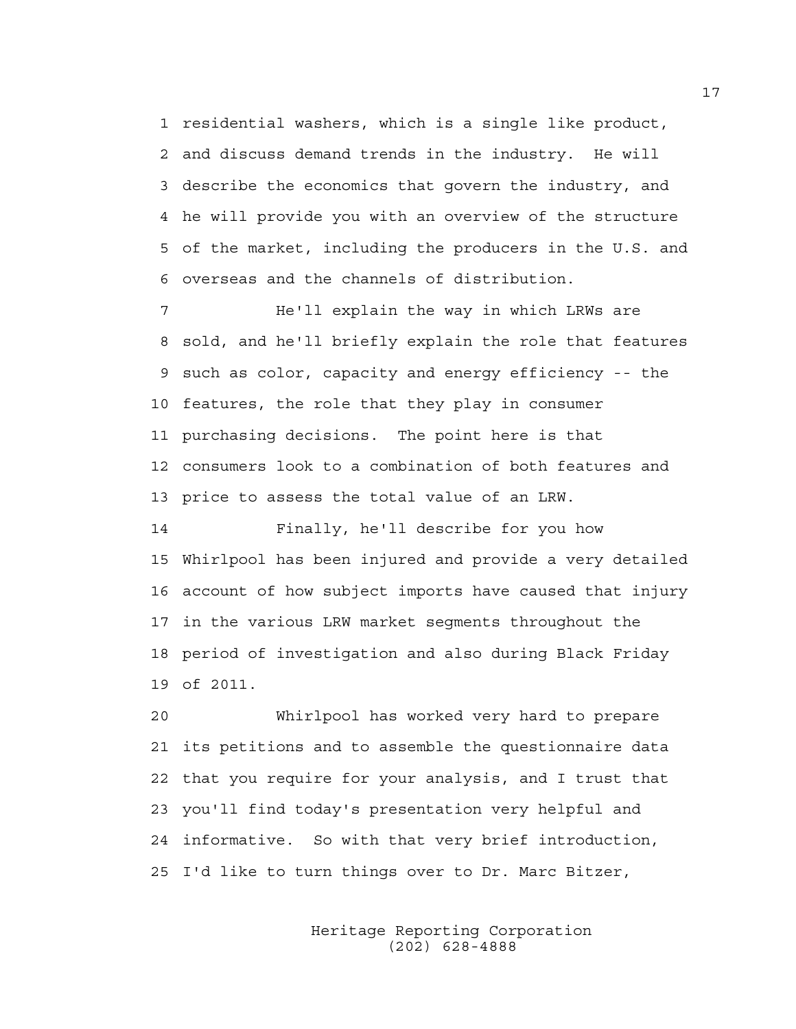residential washers, which is a single like product, and discuss demand trends in the industry. He will describe the economics that govern the industry, and he will provide you with an overview of the structure of the market, including the producers in the U.S. and overseas and the channels of distribution.

He'll explain the way in which LRWs are sold, and he'll briefly explain the role that features such as color, capacity and energy efficiency -- the features, the role that they play in consumer purchasing decisions. The point here is that consumers look to a combination of both features and price to assess the total value of an LRW.

Finally, he'll describe for you how Whirlpool has been injured and provide a very detailed account of how subject imports have caused that injury in the various LRW market segments throughout the period of investigation and also during Black Friday of 2011.

Whirlpool has worked very hard to prepare its petitions and to assemble the questionnaire data that you require for your analysis, and I trust that you'll find today's presentation very helpful and informative. So with that very brief introduction, I'd like to turn things over to Dr. Marc Bitzer,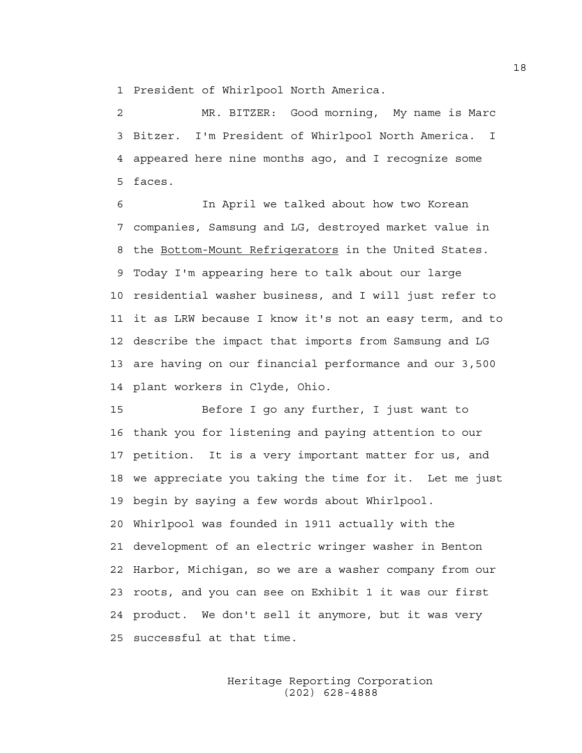1 President of Whirlpool North America.

2 MR. BITZER: Good morning, My name is Marc
3 Bitzer. I'm President of Whirlpool North America. I
4 appeared here nine months ago, and I recognize some
5 faces.

6 In April we talked about how two Korean
7 companies, Samsung and LG, destroyed market value in
8 the Bottom-Mount Refrigerators in the United States.
9 Today I'm appearing here to talk about our large
10 residential washer business, and I will just refer to
11 it as LRW because I know it's not an easy term, and to
12 describe the impact that imports from Samsung and LG
13 are having on our financial performance and our 3,500
14 plant workers in Clyde, Ohio.

15 Before I go any further, I just want to
16 thank you for listening and paying attention to our
17 petition. It is a very important matter for us, and
18 we appreciate you taking the time for it. Let me just
19 begin by saying a few words about Whirlpool.
20 Whirlpool was founded in 1911 actually with the
21 development of an electric wringer washer in Benton
22 Harbor, Michigan, so we are a washer company from our
23 roots, and you can see on Exhibit 1 it was our first
24 product. We don't sell it anymore, but it was very
25 successful at that time.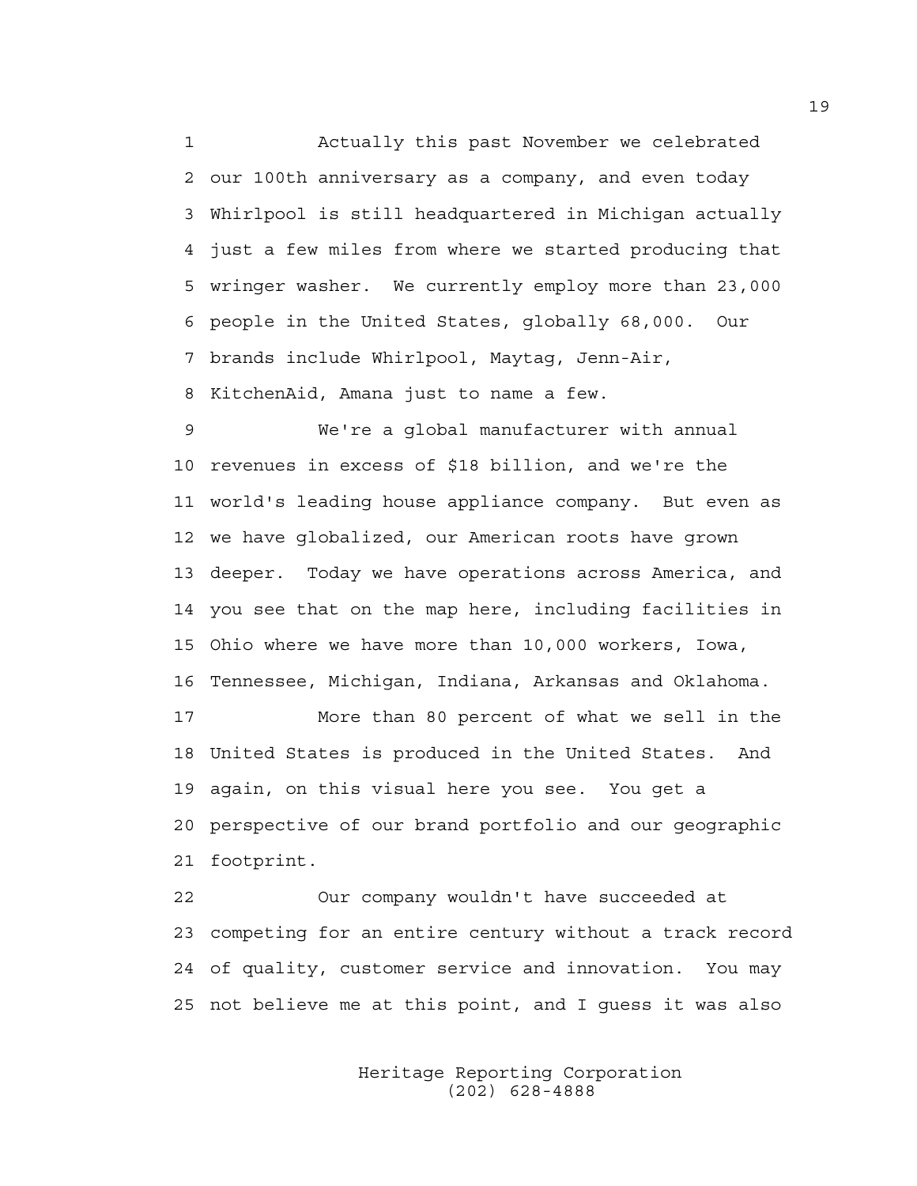Actually this past November we celebrated our 100th anniversary as a company, and even today Whirlpool is still headquartered in Michigan actually just a few miles from where we started producing that wringer washer. We currently employ more than 23,000 people in the United States, globally 68,000. Our brands include Whirlpool, Maytag, Jenn-Air, KitchenAid, Amana just to name a few.

We're a global manufacturer with annual revenues in excess of $18 billion, and we're the world's leading house appliance company. But even as we have globalized, our American roots have grown deeper. Today we have operations across America, and you see that on the map here, including facilities in Ohio where we have more than 10,000 workers, Iowa, Tennessee, Michigan, Indiana, Arkansas and Oklahoma.

More than 80 percent of what we sell in the United States is produced in the United States. And again, on this visual here you see. You get a perspective of our brand portfolio and our geographic footprint.

Our company wouldn't have succeeded at competing for an entire century without a track record of quality, customer service and innovation. You may not believe me at this point, and I guess it was also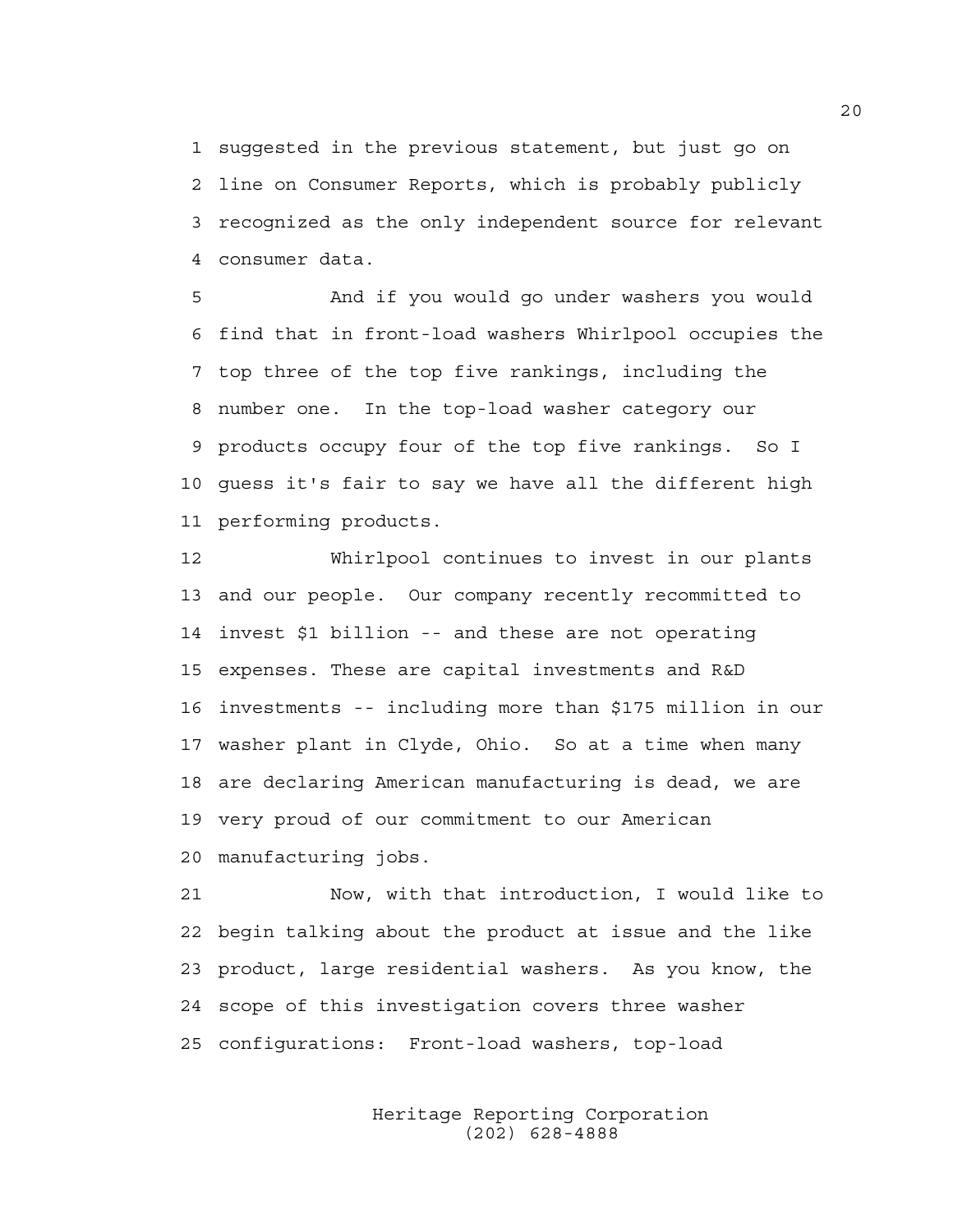suggested in the previous statement, but just go on line on Consumer Reports, which is probably publicly recognized as the only independent source for relevant consumer data.

And if you would go under washers you would find that in front-load washers Whirlpool occupies the top three of the top five rankings, including the number one. In the top-load washer category our products occupy four of the top five rankings. So I guess it's fair to say we have all the different high performing products.

Whirlpool continues to invest in our plants and our people. Our company recently recommitted to invest $1 billion -- and these are not operating expenses. These are capital investments and R&D investments -- including more than $175 million in our washer plant in Clyde, Ohio. So at a time when many are declaring American manufacturing is dead, we are very proud of our commitment to our American manufacturing jobs.

Now, with that introduction, I would like to begin talking about the product at issue and the like product, large residential washers. As you know, the scope of this investigation covers three washer configurations: Front-load washers, top-load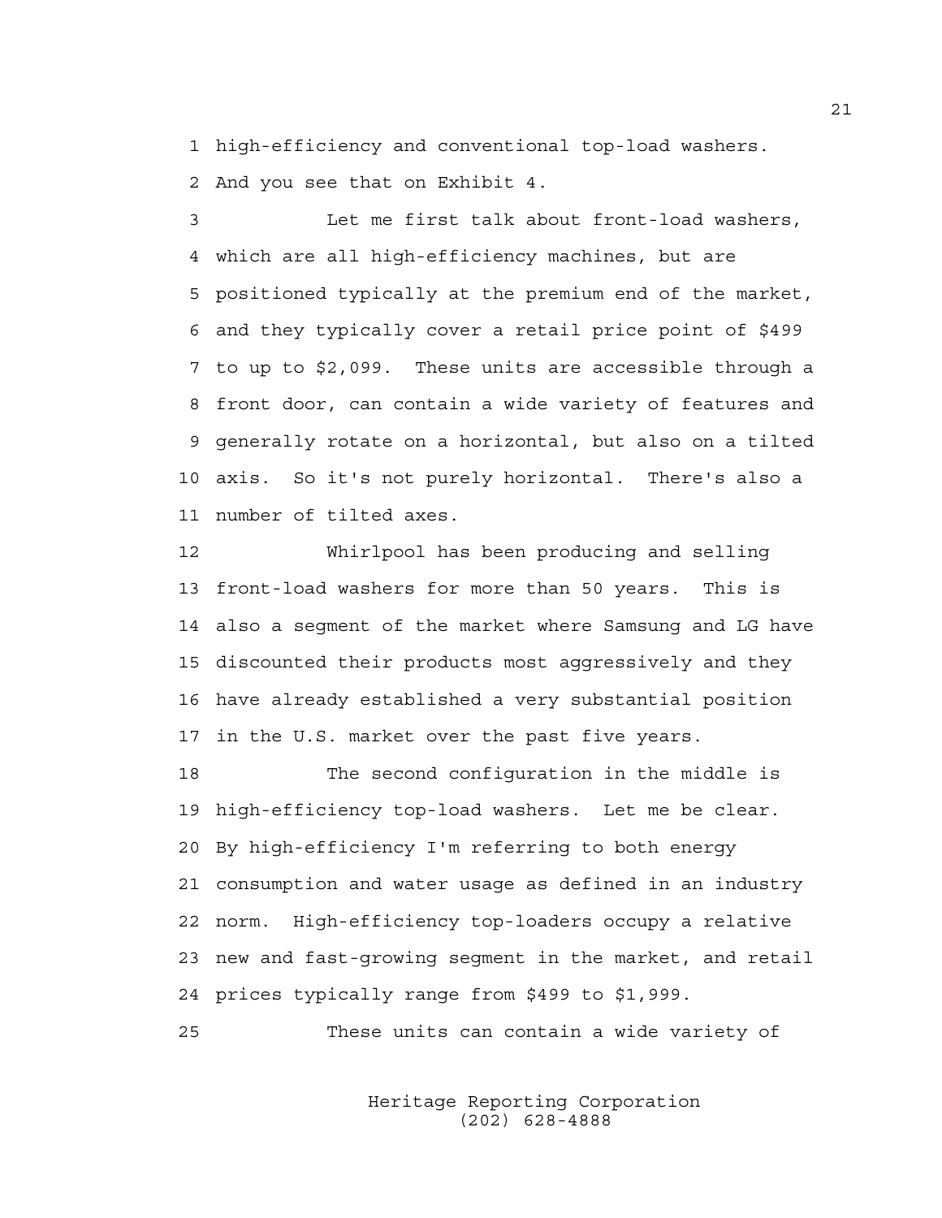1 high-efficiency and conventional top-load washers.
2 And you see that on Exhibit 4.

3 Let me first talk about front-load washers,
4 which are all high-efficiency machines, but are
5 positioned typically at the premium end of the market,
6 and they typically cover a retail price point of $499
7 to up to $2,099. These units are accessible through a
8 front door, can contain a wide variety of features and
9 generally rotate on a horizontal, but also on a tilted
10 axis. So it's not purely horizontal. There's also a
11 number of tilted axes.

12 Whirlpool has been producing and selling
13 front-load washers for more than 50 years. This is
14 also a segment of the market where Samsung and LG have
15 discounted their products most aggressively and they
16 have already established a very substantial position
17 in the U.S. market over the past five years.

18 The second configuration in the middle is
19 high-efficiency top-load washers. Let me be clear.
20 By high-efficiency I'm referring to both energy
21 consumption and water usage as defined in an industry
22 norm. High-efficiency top-loaders occupy a relative
23 new and fast-growing segment in the market, and retail
24 prices typically range from $499 to $1,999.

25 These units can contain a wide variety of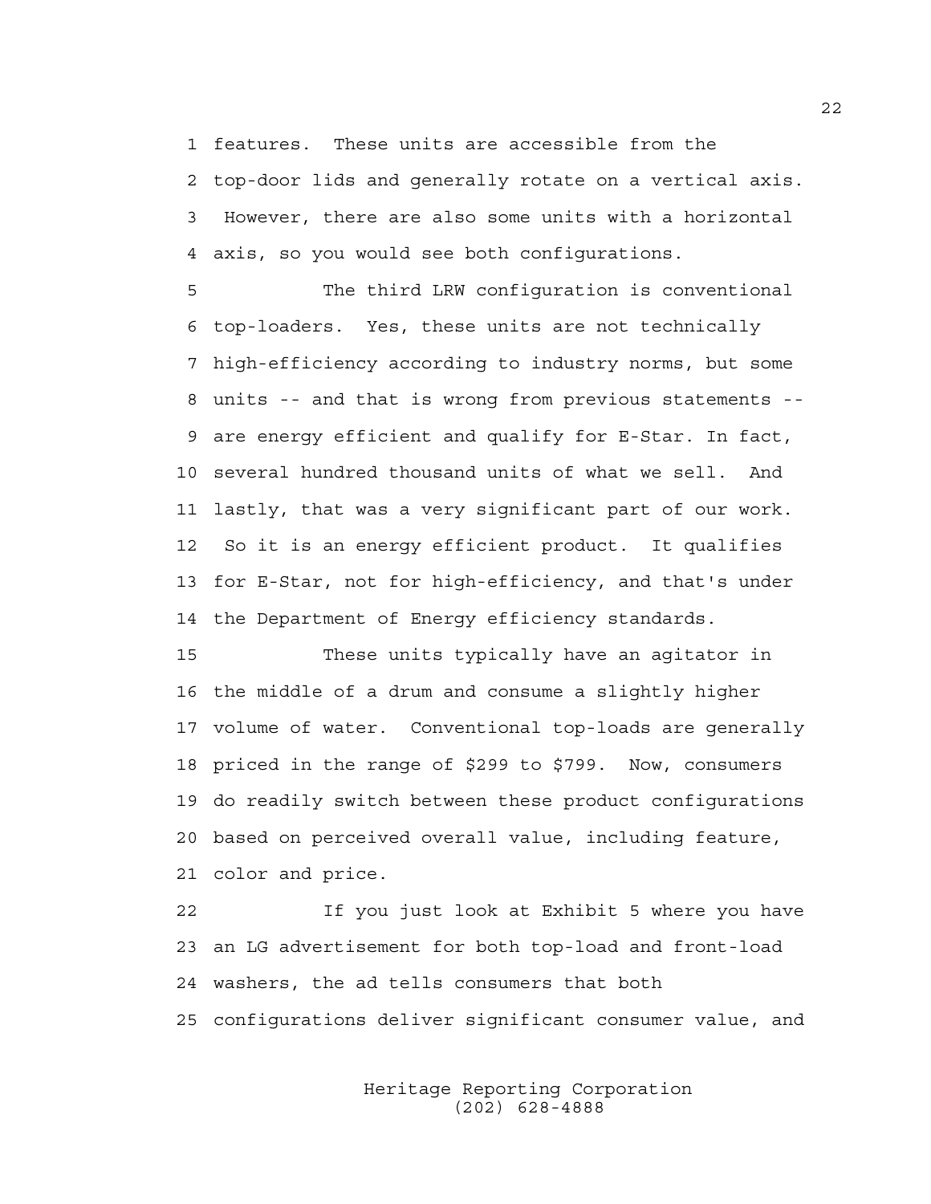features. These units are accessible from the top-door lids and generally rotate on a vertical axis. However, there are also some units with a horizontal axis, so you would see both configurations.

The third LRW configuration is conventional top-loaders. Yes, these units are not technically high-efficiency according to industry norms, but some units -- and that is wrong from previous statements -- are energy efficient and qualify for E-Star. In fact, several hundred thousand units of what we sell. And lastly, that was a very significant part of our work. So it is an energy efficient product. It qualifies for E-Star, not for high-efficiency, and that's under the Department of Energy efficiency standards.

These units typically have an agitator in the middle of a drum and consume a slightly higher volume of water. Conventional top-loads are generally priced in the range of $299 to $799. Now, consumers do readily switch between these product configurations based on perceived overall value, including feature, color and price.

If you just look at Exhibit 5 where you have an LG advertisement for both top-load and front-load washers, the ad tells consumers that both configurations deliver significant consumer value, and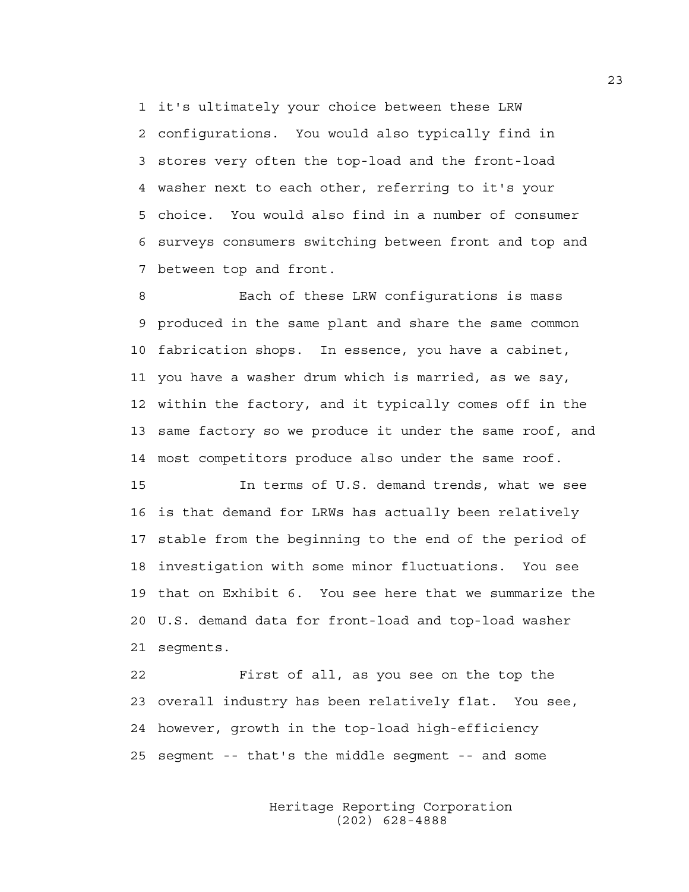it's ultimately your choice between these LRW configurations. You would also typically find in stores very often the top-load and the front-load washer next to each other, referring to it's your choice. You would also find in a number of consumer surveys consumers switching between front and top and between top and front.

Each of these LRW configurations is mass produced in the same plant and share the same common fabrication shops. In essence, you have a cabinet, you have a washer drum which is married, as we say, within the factory, and it typically comes off in the same factory so we produce it under the same roof, and most competitors produce also under the same roof.

In terms of U.S. demand trends, what we see is that demand for LRWs has actually been relatively stable from the beginning to the end of the period of investigation with some minor fluctuations. You see that on Exhibit 6. You see here that we summarize the U.S. demand data for front-load and top-load washer segments.

First of all, as you see on the top the overall industry has been relatively flat. You see, however, growth in the top-load high-efficiency segment -- that's the middle segment -- and some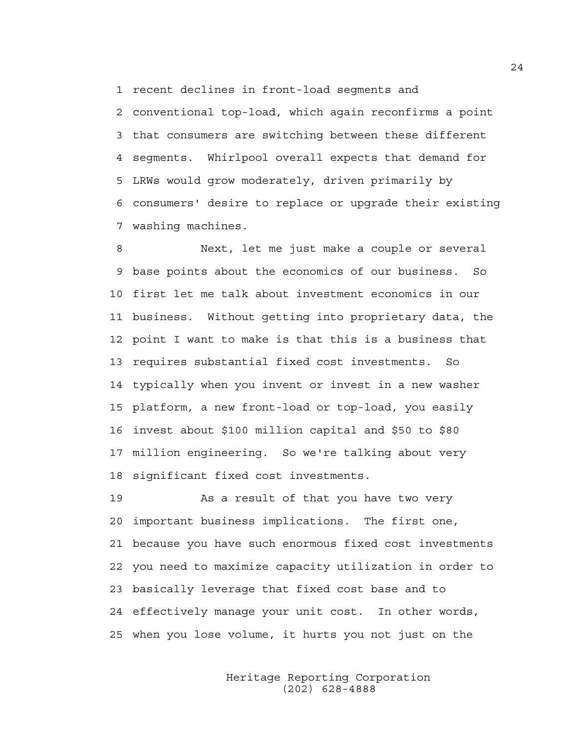recent declines in front-load segments and conventional top-load, which again reconfirms a point that consumers are switching between these different segments. Whirlpool overall expects that demand for LRWs would grow moderately, driven primarily by consumers' desire to replace or upgrade their existing washing machines.

Next, let me just make a couple or several base points about the economics of our business. So first let me talk about investment economics in our business. Without getting into proprietary data, the point I want to make is that this is a business that requires substantial fixed cost investments. So typically when you invent or invest in a new washer platform, a new front-load or top-load, you easily invest about $100 million capital and $50 to $80 million engineering. So we're talking about very significant fixed cost investments.

As a result of that you have two very important business implications. The first one, because you have such enormous fixed cost investments you need to maximize capacity utilization in order to basically leverage that fixed cost base and to effectively manage your unit cost. In other words, when you lose volume, it hurts you not just on the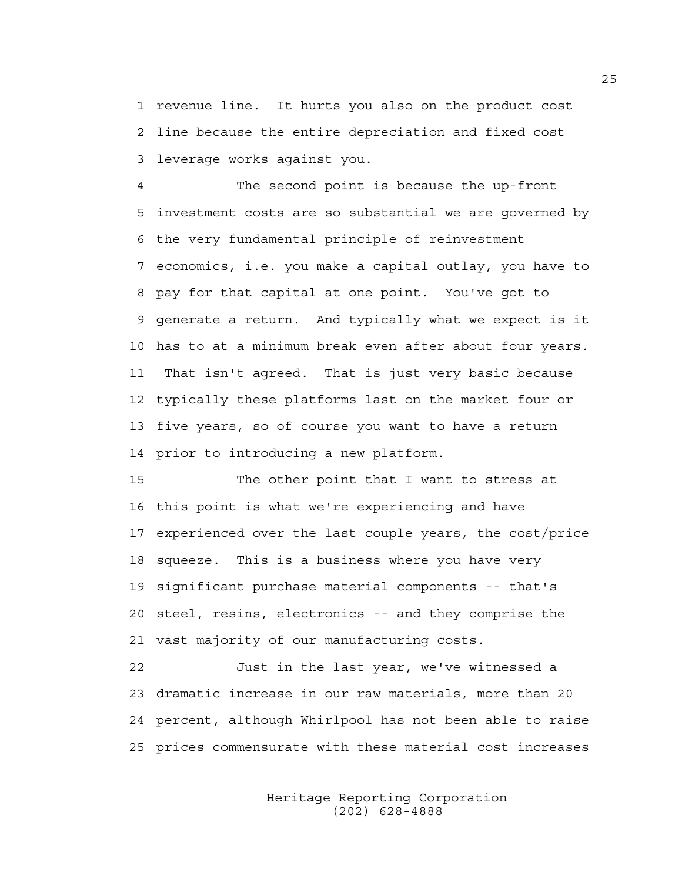1 revenue line. It hurts you also on the product cost
2 line because the entire depreciation and fixed cost
3 leverage works against you.

4 The second point is because the up-front
5 investment costs are so substantial we are governed by
6 the very fundamental principle of reinvestment
7 economics, i.e. you make a capital outlay, you have to
8 pay for that capital at one point. You've got to
9 generate a return. And typically what we expect is it
10 has to at a minimum break even after about four years.
11 That isn't agreed. That is just very basic because
12 typically these platforms last on the market four or
13 five years, so of course you want to have a return
14 prior to introducing a new platform.

15 The other point that I want to stress at
16 this point is what we're experiencing and have
17 experienced over the last couple years, the cost/price
18 squeeze. This is a business where you have very
19 significant purchase material components -- that's
20 steel, resins, electronics -- and they comprise the
21 vast majority of our manufacturing costs.

22 Just in the last year, we've witnessed a
23 dramatic increase in our raw materials, more than 20
24 percent, although Whirlpool has not been able to raise
25 prices commensurate with these material cost increases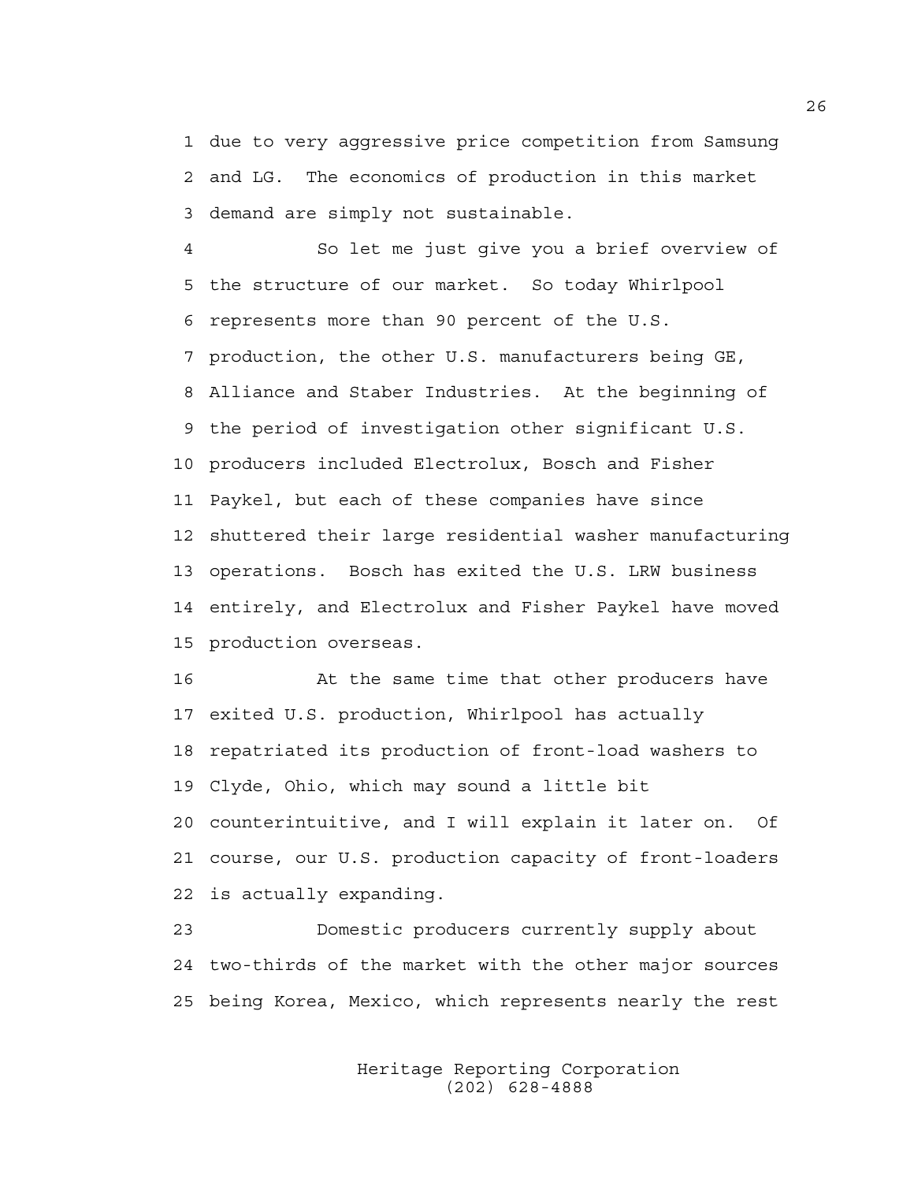due to very aggressive price competition from Samsung and LG. The economics of production in this market demand are simply not sustainable.

So let me just give you a brief overview of the structure of our market. So today Whirlpool represents more than 90 percent of the U.S. production, the other U.S. manufacturers being GE, Alliance and Staber Industries. At the beginning of the period of investigation other significant U.S. producers included Electrolux, Bosch and Fisher Paykel, but each of these companies have since shuttered their large residential washer manufacturing operations. Bosch has exited the U.S. LRW business entirely, and Electrolux and Fisher Paykel have moved production overseas.

At the same time that other producers have exited U.S. production, Whirlpool has actually repatriated its production of front-load washers to Clyde, Ohio, which may sound a little bit counterintuitive, and I will explain it later on. Of course, our U.S. production capacity of front-loaders is actually expanding.

Domestic producers currently supply about two-thirds of the market with the other major sources being Korea, Mexico, which represents nearly the rest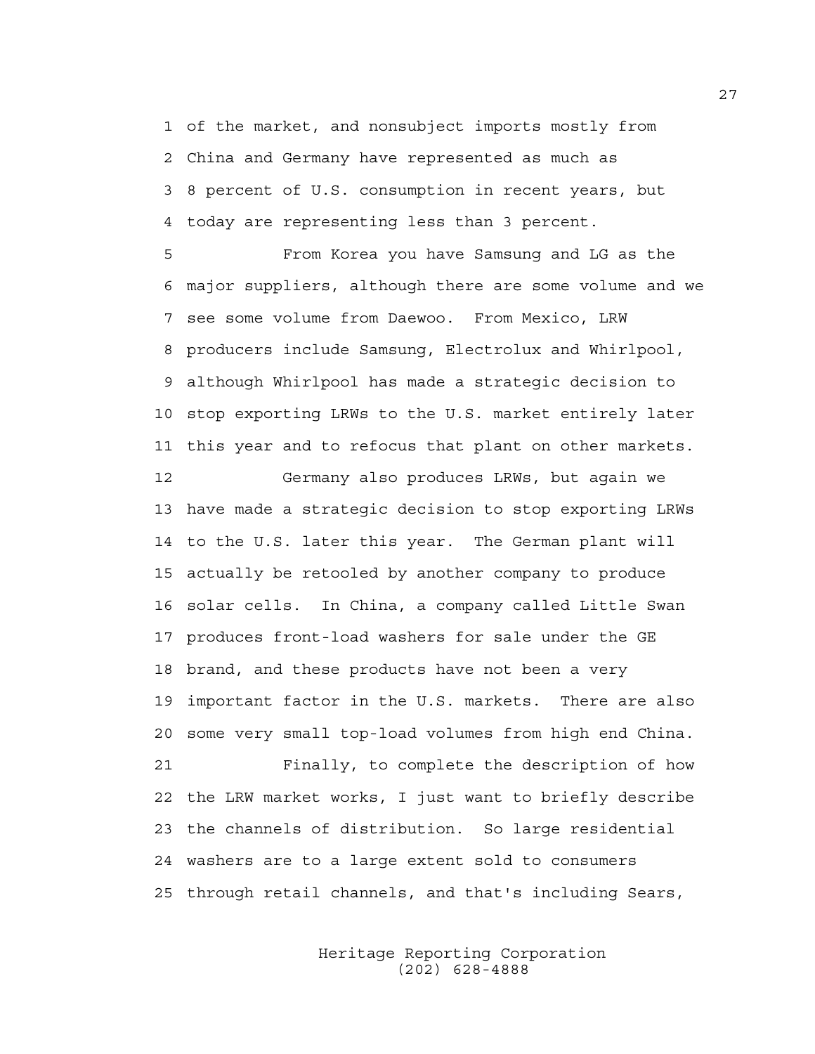of the market, and nonsubject imports mostly from China and Germany have represented as much as 8 percent of U.S. consumption in recent years, but today are representing less than 3 percent.

From Korea you have Samsung and LG as the major suppliers, although there are some volume and we see some volume from Daewoo. From Mexico, LRW producers include Samsung, Electrolux and Whirlpool, although Whirlpool has made a strategic decision to stop exporting LRWs to the U.S. market entirely later this year and to refocus that plant on other markets.

Germany also produces LRWs, but again we have made a strategic decision to stop exporting LRWs to the U.S. later this year. The German plant will actually be retooled by another company to produce solar cells. In China, a company called Little Swan produces front-load washers for sale under the GE brand, and these products have not been a very important factor in the U.S. markets. There are also some very small top-load volumes from high end China.

Finally, to complete the description of how the LRW market works, I just want to briefly describe the channels of distribution. So large residential washers are to a large extent sold to consumers through retail channels, and that's including Sears,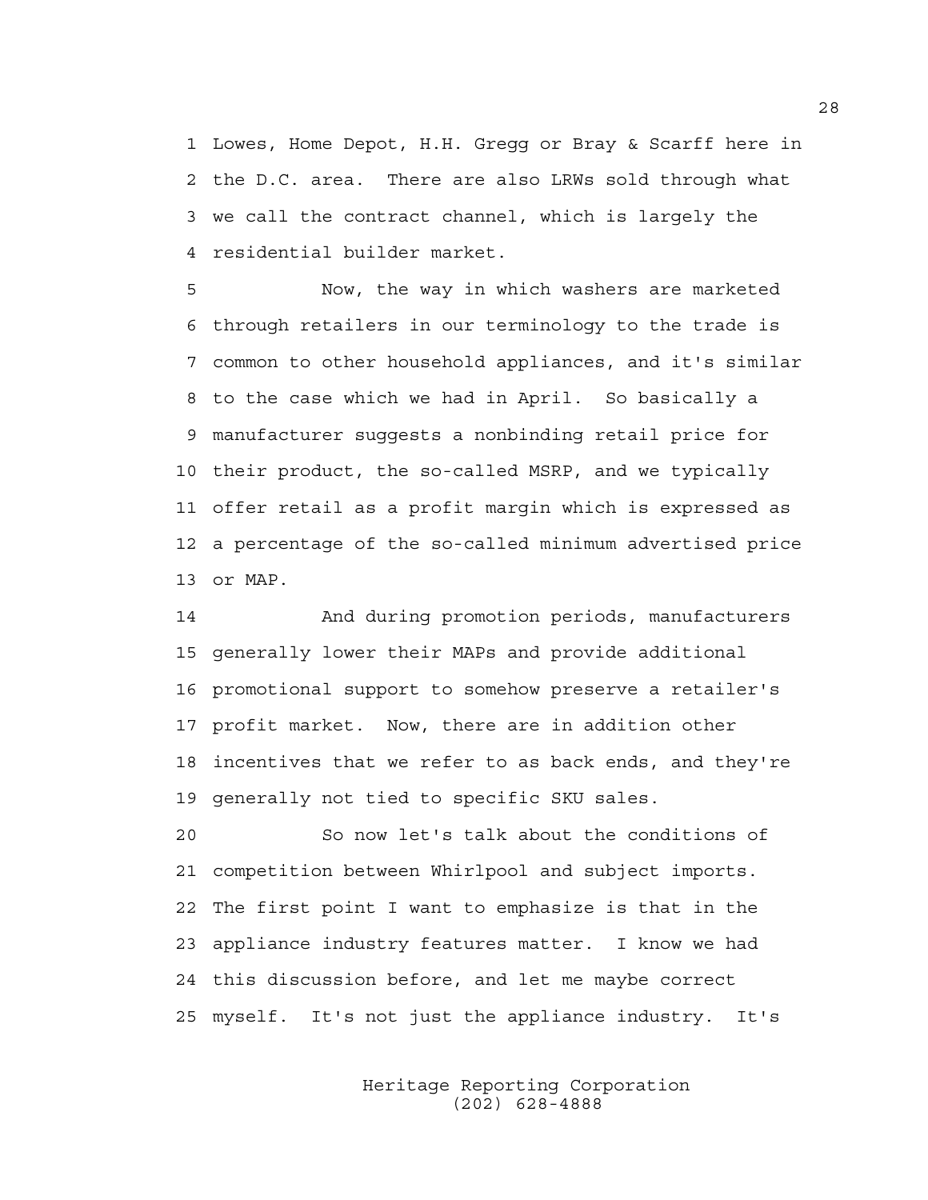Lowes, Home Depot, H.H. Gregg or Bray & Scarff here in the D.C. area. There are also LRWs sold through what we call the contract channel, which is largely the residential builder market.

Now, the way in which washers are marketed through retailers in our terminology to the trade is common to other household appliances, and it's similar to the case which we had in April. So basically a manufacturer suggests a nonbinding retail price for their product, the so-called MSRP, and we typically offer retail as a profit margin which is expressed as a percentage of the so-called minimum advertised price or MAP.

And during promotion periods, manufacturers generally lower their MAPs and provide additional promotional support to somehow preserve a retailer's profit market. Now, there are in addition other incentives that we refer to as back ends, and they're generally not tied to specific SKU sales.

So now let's talk about the conditions of competition between Whirlpool and subject imports. The first point I want to emphasize is that in the appliance industry features matter. I know we had this discussion before, and let me maybe correct myself. It's not just the appliance industry. It's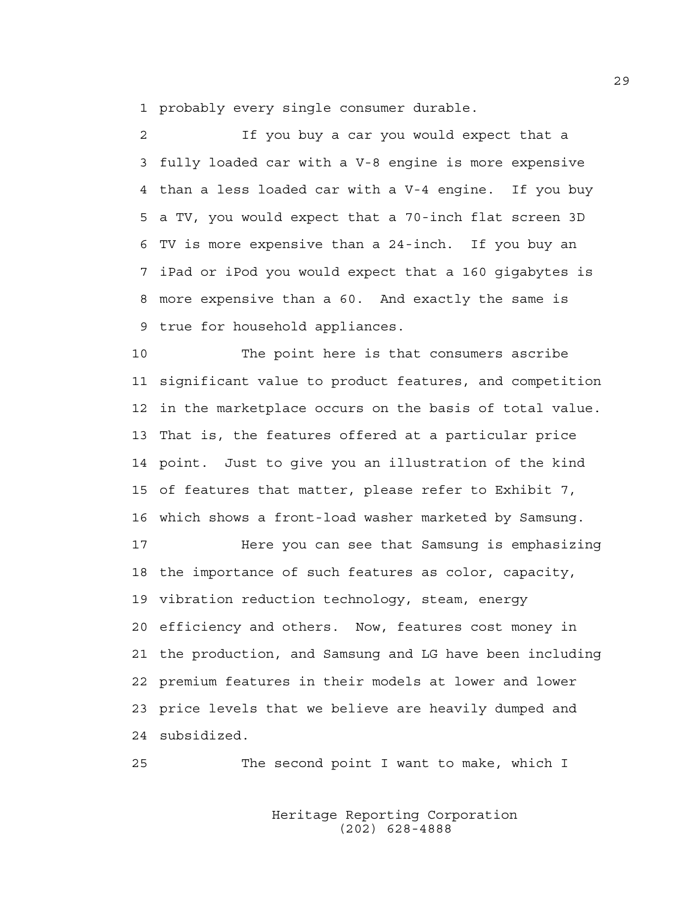probably every single consumer durable.

If you buy a car you would expect that a fully loaded car with a V-8 engine is more expensive than a less loaded car with a V-4 engine. If you buy a TV, you would expect that a 70-inch flat screen 3D TV is more expensive than a 24-inch. If you buy an iPad or iPod you would expect that a 160 gigabytes is more expensive than a 60. And exactly the same is true for household appliances.

The point here is that consumers ascribe significant value to product features, and competition in the marketplace occurs on the basis of total value. That is, the features offered at a particular price point. Just to give you an illustration of the kind of features that matter, please refer to Exhibit 7, which shows a front-load washer marketed by Samsung.

Here you can see that Samsung is emphasizing the importance of such features as color, capacity, vibration reduction technology, steam, energy efficiency and others. Now, features cost money in the production, and Samsung and LG have been including premium features in their models at lower and lower price levels that we believe are heavily dumped and subsidized.

The second point I want to make, which I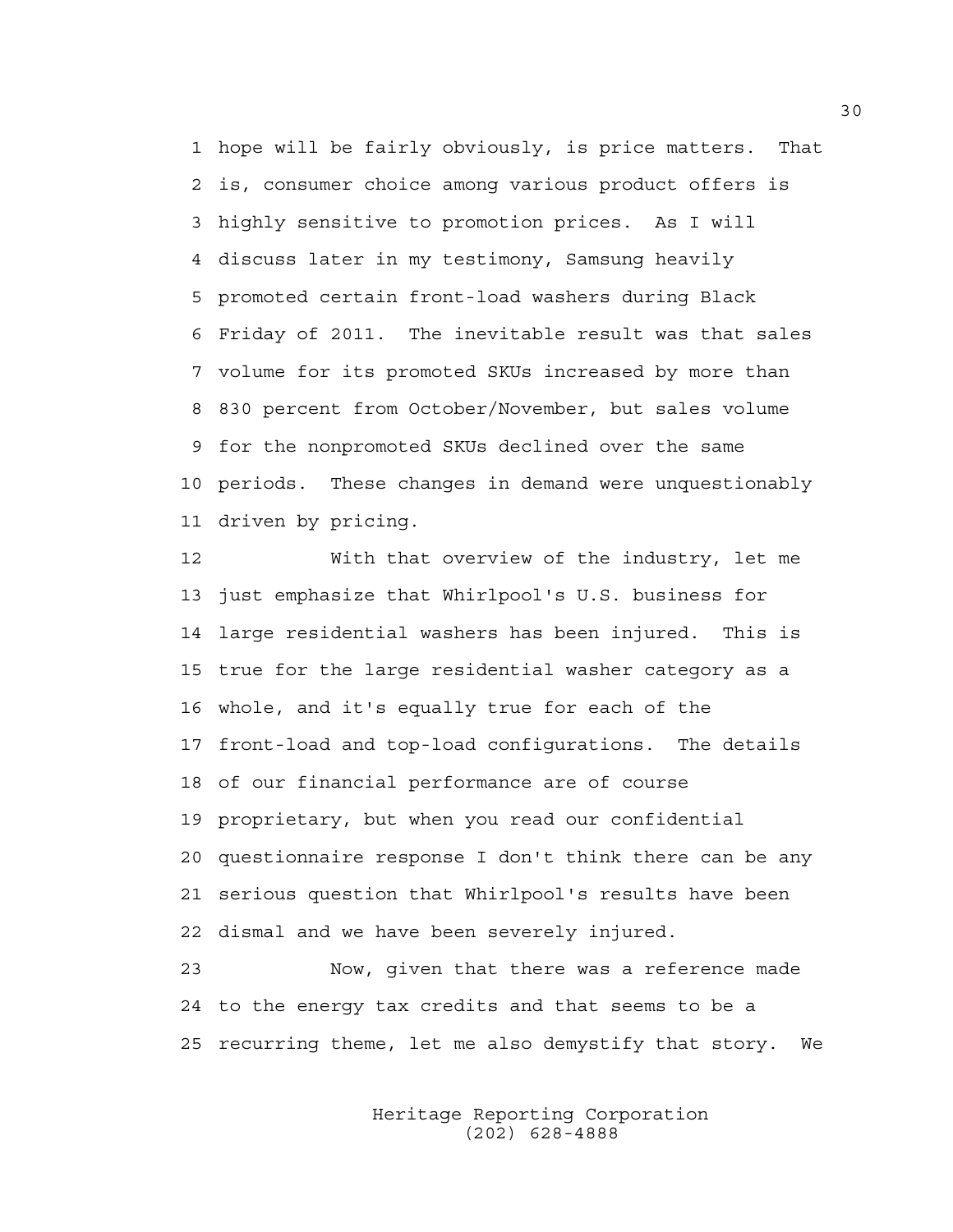hope will be fairly obviously, is price matters. That is, consumer choice among various product offers is highly sensitive to promotion prices. As I will discuss later in my testimony, Samsung heavily promoted certain front-load washers during Black Friday of 2011. The inevitable result was that sales volume for its promoted SKUs increased by more than 830 percent from October/November, but sales volume for the nonpromoted SKUs declined over the same periods. These changes in demand were unquestionably driven by pricing.

With that overview of the industry, let me just emphasize that Whirlpool's U.S. business for large residential washers has been injured. This is true for the large residential washer category as a whole, and it's equally true for each of the front-load and top-load configurations. The details of our financial performance are of course proprietary, but when you read our confidential questionnaire response I don't think there can be any serious question that Whirlpool's results have been dismal and we have been severely injured.

Now, given that there was a reference made to the energy tax credits and that seems to be a recurring theme, let me also demystify that story. We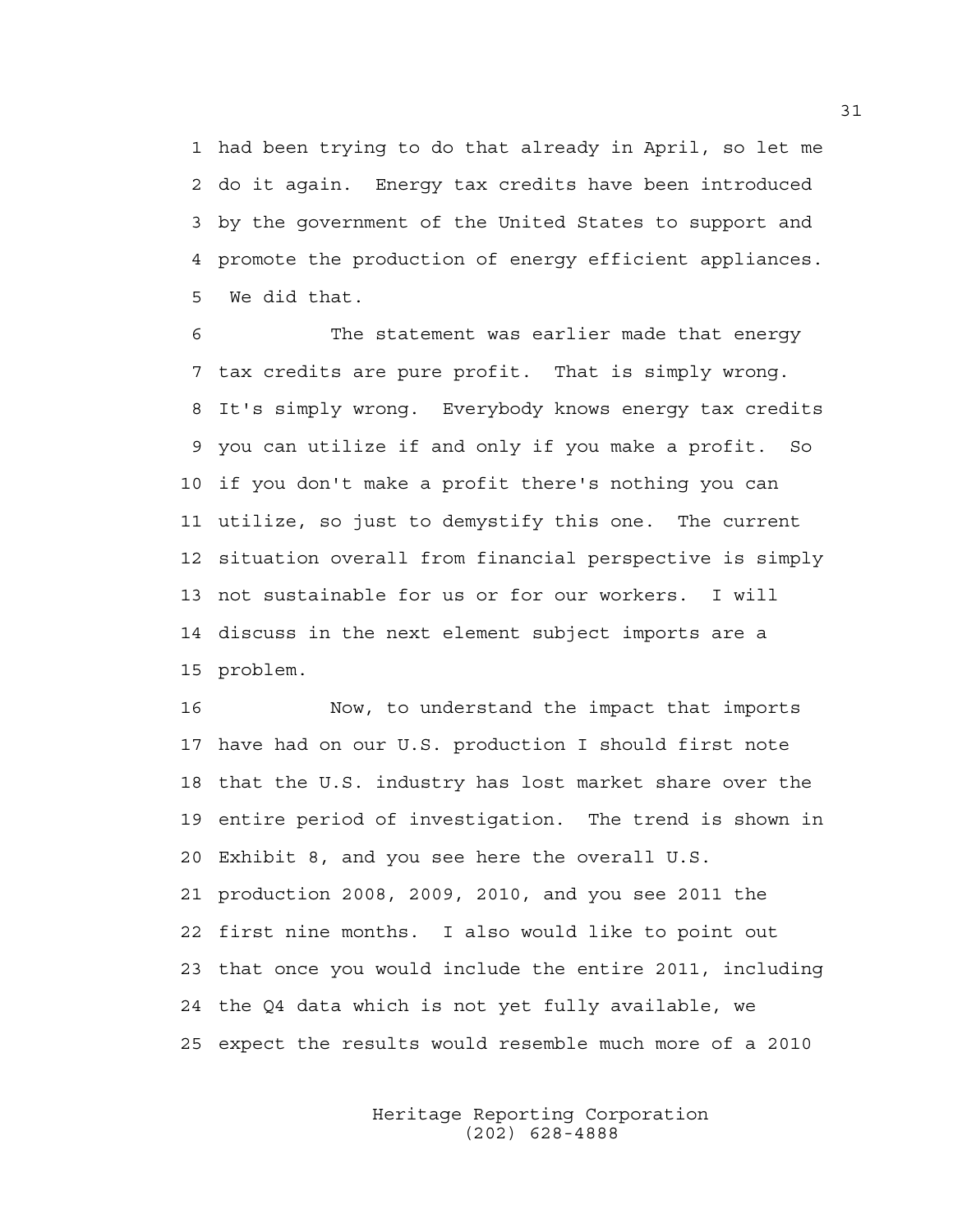had been trying to do that already in April, so let me do it again. Energy tax credits have been introduced by the government of the United States to support and promote the production of energy efficient appliances. We did that.

The statement was earlier made that energy tax credits are pure profit. That is simply wrong. It's simply wrong. Everybody knows energy tax credits you can utilize if and only if you make a profit. So if you don't make a profit there's nothing you can utilize, so just to demystify this one. The current situation overall from financial perspective is simply not sustainable for us or for our workers. I will discuss in the next element subject imports are a problem.

Now, to understand the impact that imports have had on our U.S. production I should first note that the U.S. industry has lost market share over the entire period of investigation. The trend is shown in Exhibit 8, and you see here the overall U.S. production 2008, 2009, 2010, and you see 2011 the first nine months. I also would like to point out that once you would include the entire 2011, including the Q4 data which is not yet fully available, we expect the results would resemble much more of a 2010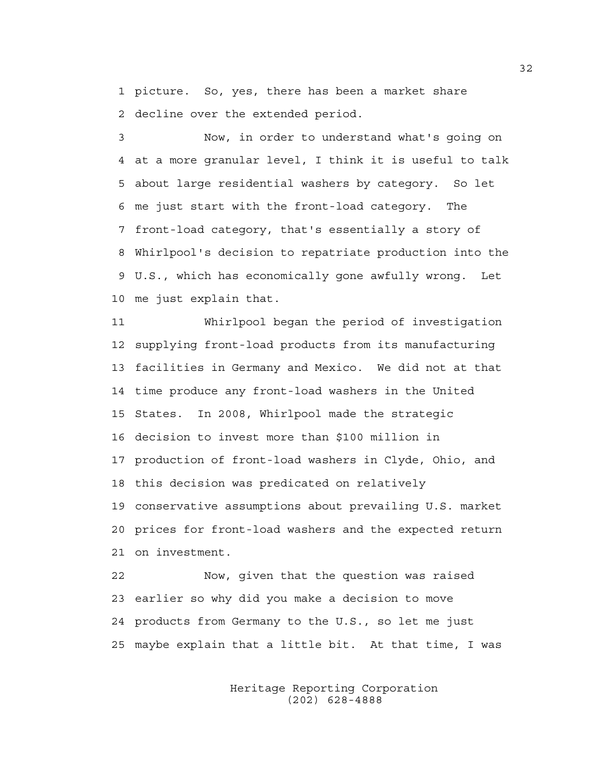picture. So, yes, there has been a market share decline over the extended period.

Now, in order to understand what's going on at a more granular level, I think it is useful to talk about large residential washers by category. So let me just start with the front-load category. The front-load category, that's essentially a story of Whirlpool's decision to repatriate production into the U.S., which has economically gone awfully wrong. Let me just explain that.

Whirlpool began the period of investigation supplying front-load products from its manufacturing facilities in Germany and Mexico. We did not at that time produce any front-load washers in the United States. In 2008, Whirlpool made the strategic decision to invest more than $100 million in production of front-load washers in Clyde, Ohio, and this decision was predicated on relatively conservative assumptions about prevailing U.S. market prices for front-load washers and the expected return on investment.

Now, given that the question was raised earlier so why did you make a decision to move products from Germany to the U.S., so let me just maybe explain that a little bit. At that time, I was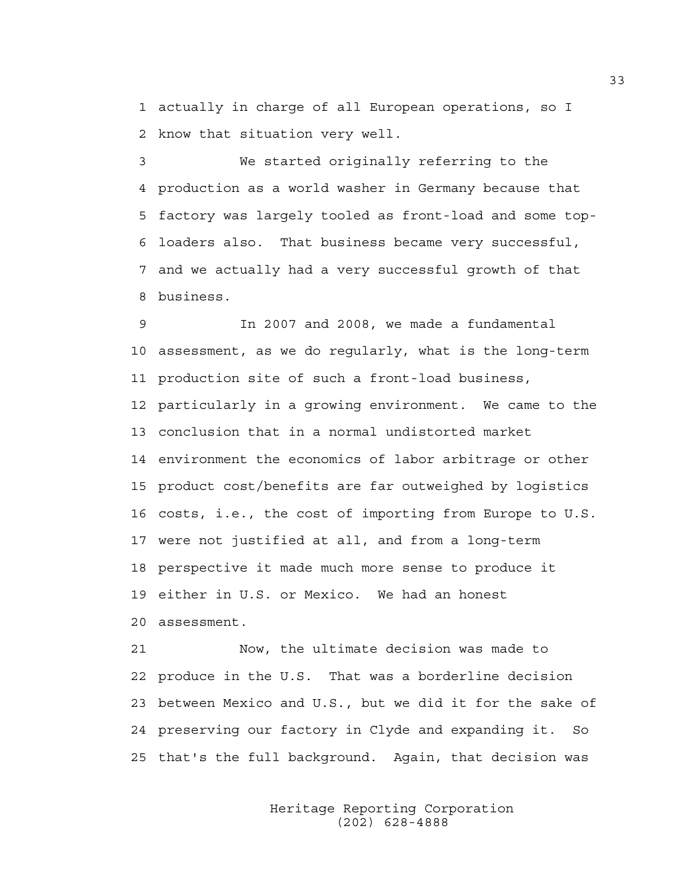actually in charge of all European operations, so I know that situation very well.

We started originally referring to the production as a world washer in Germany because that factory was largely tooled as front-load and some top-loaders also. That business became very successful, and we actually had a very successful growth of that business.

In 2007 and 2008, we made a fundamental assessment, as we do regularly, what is the long-term production site of such a front-load business, particularly in a growing environment. We came to the conclusion that in a normal undistorted market environment the economics of labor arbitrage or other product cost/benefits are far outweighed by logistics costs, i.e., the cost of importing from Europe to U.S. were not justified at all, and from a long-term perspective it made much more sense to produce it either in U.S. or Mexico. We had an honest assessment.

Now, the ultimate decision was made to produce in the U.S. That was a borderline decision between Mexico and U.S., but we did it for the sake of preserving our factory in Clyde and expanding it. So that's the full background. Again, that decision was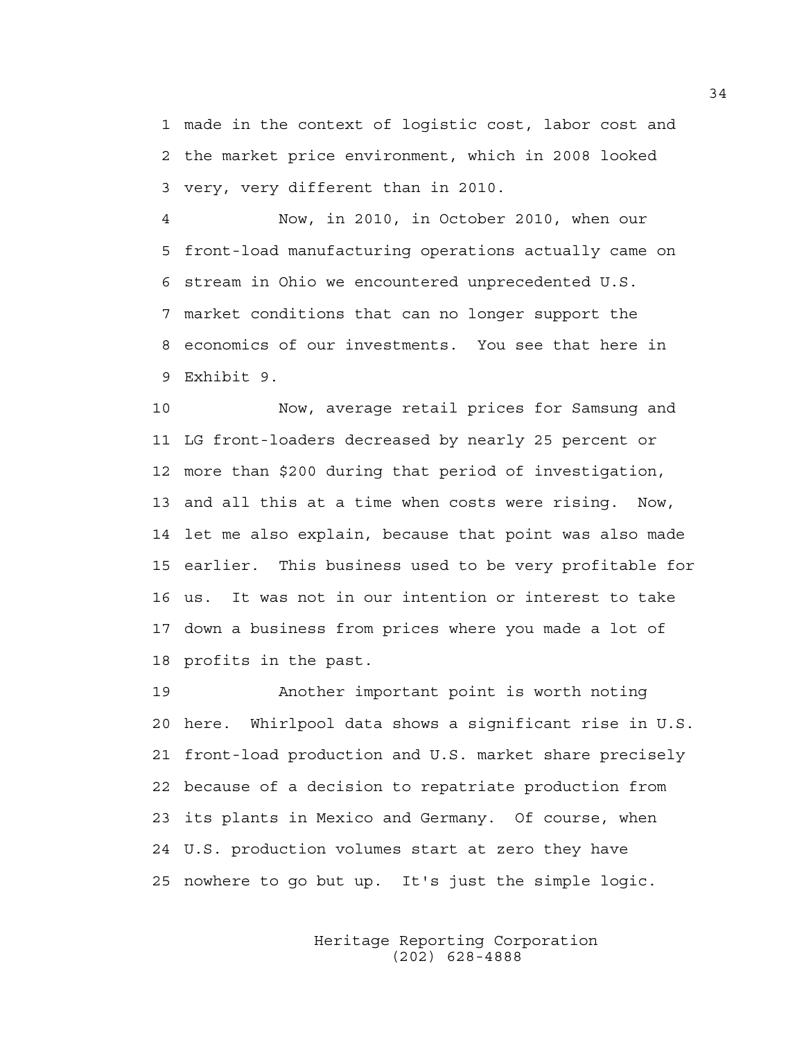made in the context of logistic cost, labor cost and the market price environment, which in 2008 looked very, very different than in 2010.

Now, in 2010, in October 2010, when our front-load manufacturing operations actually came on stream in Ohio we encountered unprecedented U.S. market conditions that can no longer support the economics of our investments. You see that here in Exhibit 9.

Now, average retail prices for Samsung and LG front-loaders decreased by nearly 25 percent or more than $200 during that period of investigation, and all this at a time when costs were rising. Now, let me also explain, because that point was also made earlier. This business used to be very profitable for us. It was not in our intention or interest to take down a business from prices where you made a lot of profits in the past.

Another important point is worth noting here. Whirlpool data shows a significant rise in U.S. front-load production and U.S. market share precisely because of a decision to repatriate production from its plants in Mexico and Germany. Of course, when U.S. production volumes start at zero they have nowhere to go but up. It's just the simple logic.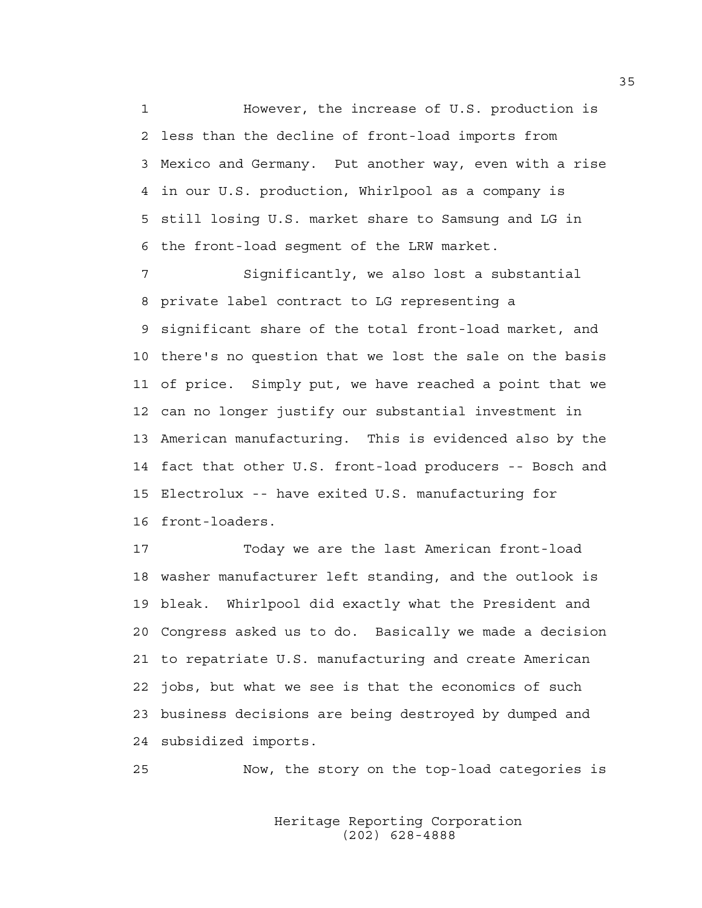However, the increase of U.S. production is less than the decline of front-load imports from Mexico and Germany. Put another way, even with a rise in our U.S. production, Whirlpool as a company is still losing U.S. market share to Samsung and LG in the front-load segment of the LRW market.

Significantly, we also lost a substantial private label contract to LG representing a significant share of the total front-load market, and there's no question that we lost the sale on the basis of price. Simply put, we have reached a point that we can no longer justify our substantial investment in American manufacturing. This is evidenced also by the fact that other U.S. front-load producers -- Bosch and Electrolux -- have exited U.S. manufacturing for front-loaders.

Today we are the last American front-load washer manufacturer left standing, and the outlook is bleak. Whirlpool did exactly what the President and Congress asked us to do. Basically we made a decision to repatriate U.S. manufacturing and create American jobs, but what we see is that the economics of such business decisions are being destroyed by dumped and subsidized imports.

Now, the story on the top-load categories is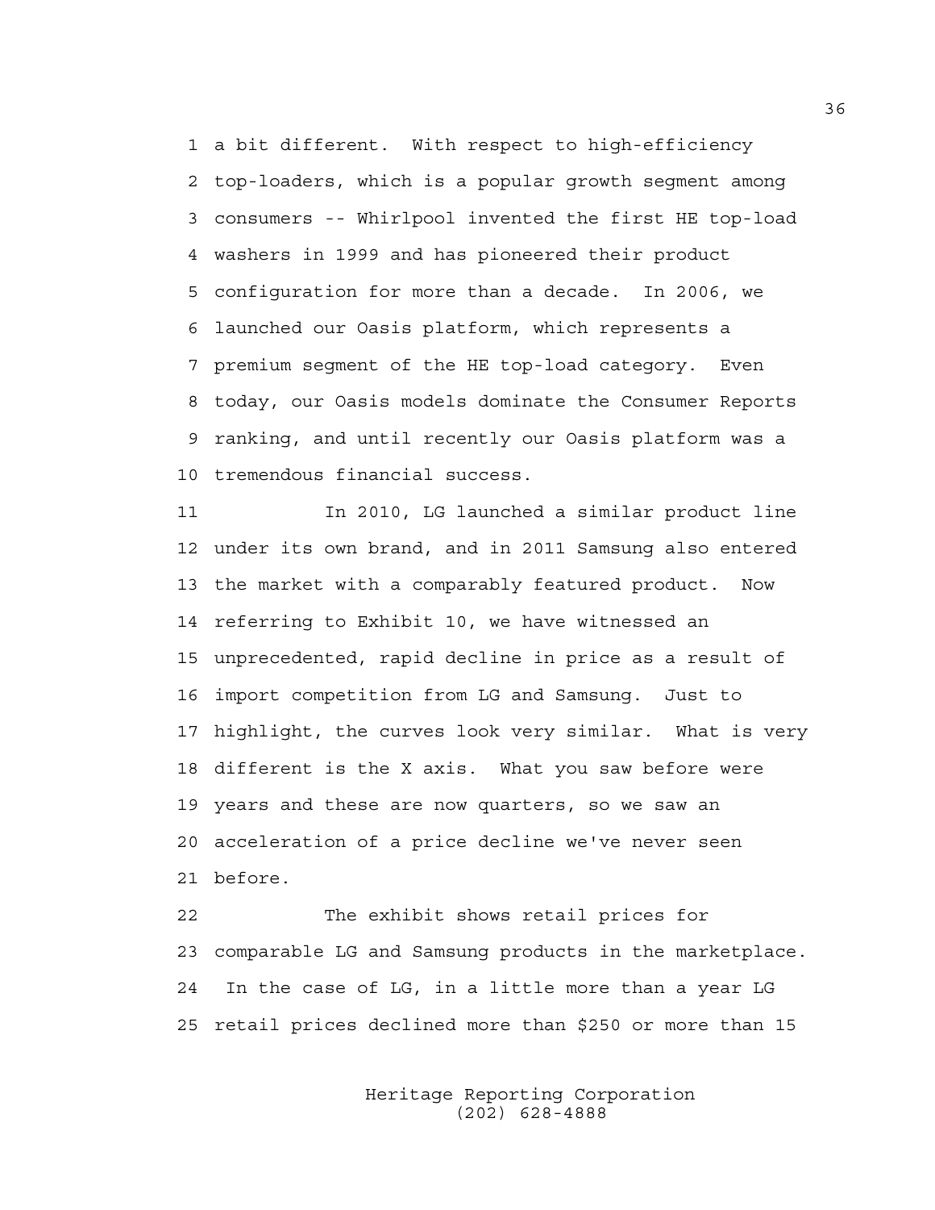a bit different. With respect to high-efficiency top-loaders, which is a popular growth segment among consumers -- Whirlpool invented the first HE top-load washers in 1999 and has pioneered their product configuration for more than a decade. In 2006, we launched our Oasis platform, which represents a premium segment of the HE top-load category. Even today, our Oasis models dominate the Consumer Reports ranking, and until recently our Oasis platform was a tremendous financial success.

In 2010, LG launched a similar product line under its own brand, and in 2011 Samsung also entered the market with a comparably featured product. Now referring to Exhibit 10, we have witnessed an unprecedented, rapid decline in price as a result of import competition from LG and Samsung. Just to highlight, the curves look very similar. What is very different is the X axis. What you saw before were years and these are now quarters, so we saw an acceleration of a price decline we've never seen before.

The exhibit shows retail prices for comparable LG and Samsung products in the marketplace. In the case of LG, in a little more than a year LG retail prices declined more than $250 or more than 15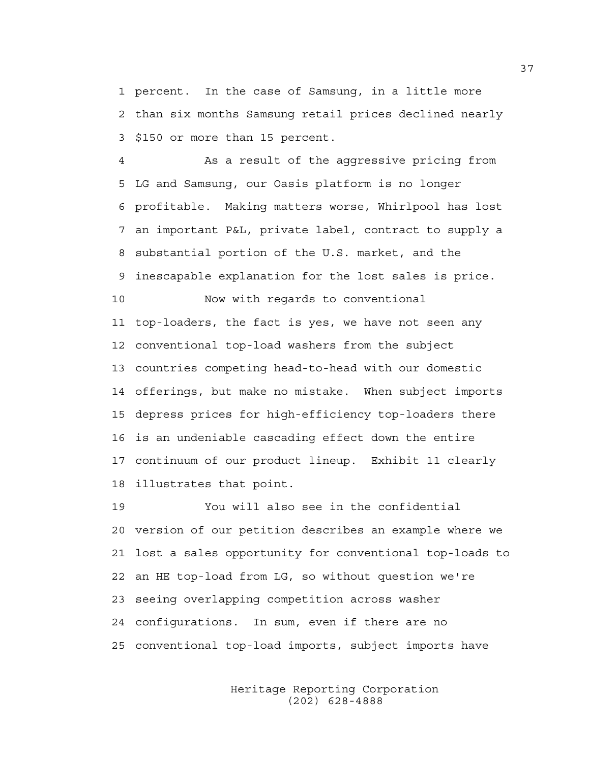percent. In the case of Samsung, in a little more than six months Samsung retail prices declined nearly $150 or more than 15 percent.

As a result of the aggressive pricing from LG and Samsung, our Oasis platform is no longer profitable. Making matters worse, Whirlpool has lost an important P&L, private label, contract to supply a substantial portion of the U.S. market, and the inescapable explanation for the lost sales is price.

Now with regards to conventional top-loaders, the fact is yes, we have not seen any conventional top-load washers from the subject countries competing head-to-head with our domestic offerings, but make no mistake. When subject imports depress prices for high-efficiency top-loaders there is an undeniable cascading effect down the entire continuum of our product lineup. Exhibit 11 clearly illustrates that point.

You will also see in the confidential version of our petition describes an example where we lost a sales opportunity for conventional top-loads to an HE top-load from LG, so without question we're seeing overlapping competition across washer configurations. In sum, even if there are no conventional top-load imports, subject imports have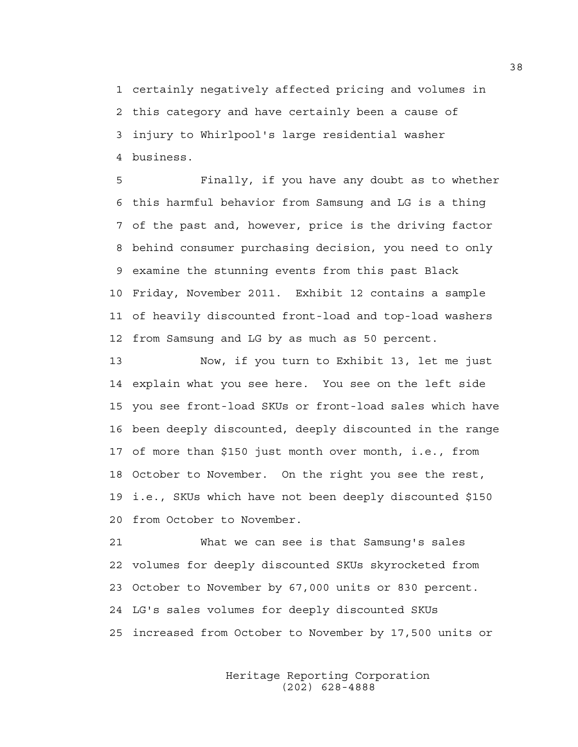certainly negatively affected pricing and volumes in this category and have certainly been a cause of injury to Whirlpool's large residential washer business.

Finally, if you have any doubt as to whether this harmful behavior from Samsung and LG is a thing of the past and, however, price is the driving factor behind consumer purchasing decision, you need to only examine the stunning events from this past Black Friday, November 2011. Exhibit 12 contains a sample of heavily discounted front-load and top-load washers from Samsung and LG by as much as 50 percent.

Now, if you turn to Exhibit 13, let me just explain what you see here. You see on the left side you see front-load SKUs or front-load sales which have been deeply discounted, deeply discounted in the range of more than $150 just month over month, i.e., from October to November. On the right you see the rest, i.e., SKUs which have not been deeply discounted $150 from October to November.

What we can see is that Samsung's sales volumes for deeply discounted SKUs skyrocketed from October to November by 67,000 units or 830 percent. LG's sales volumes for deeply discounted SKUs increased from October to November by 17,500 units or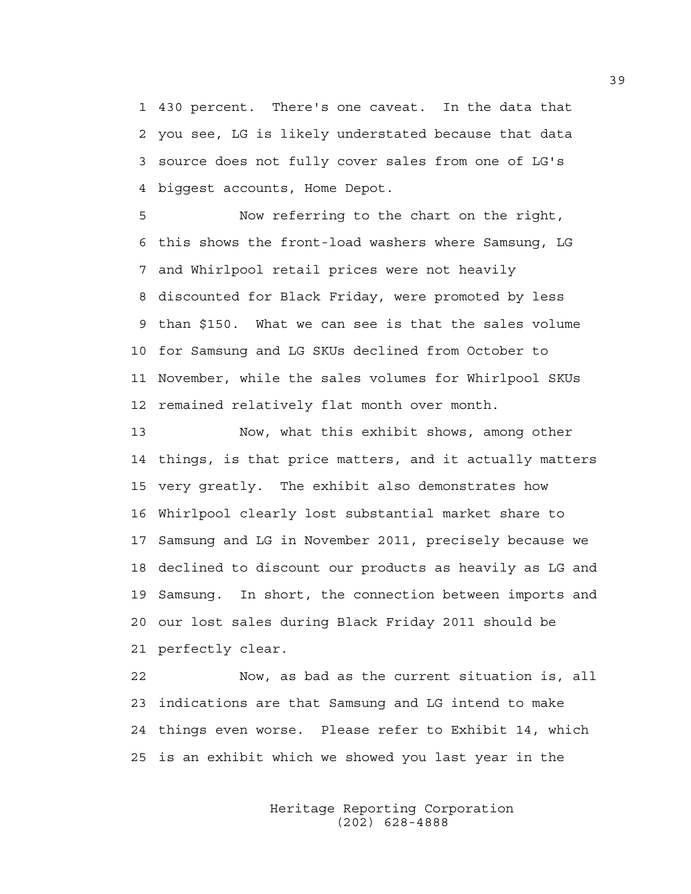430 percent. There's one caveat. In the data that you see, LG is likely understated because that data source does not fully cover sales from one of LG's biggest accounts, Home Depot.

Now referring to the chart on the right, this shows the front-load washers where Samsung, LG and Whirlpool retail prices were not heavily discounted for Black Friday, were promoted by less than $150. What we can see is that the sales volume for Samsung and LG SKUs declined from October to November, while the sales volumes for Whirlpool SKUs remained relatively flat month over month.

Now, what this exhibit shows, among other things, is that price matters, and it actually matters very greatly. The exhibit also demonstrates how Whirlpool clearly lost substantial market share to Samsung and LG in November 2011, precisely because we declined to discount our products as heavily as LG and Samsung. In short, the connection between imports and our lost sales during Black Friday 2011 should be perfectly clear.

Now, as bad as the current situation is, all indications are that Samsung and LG intend to make things even worse. Please refer to Exhibit 14, which is an exhibit which we showed you last year in the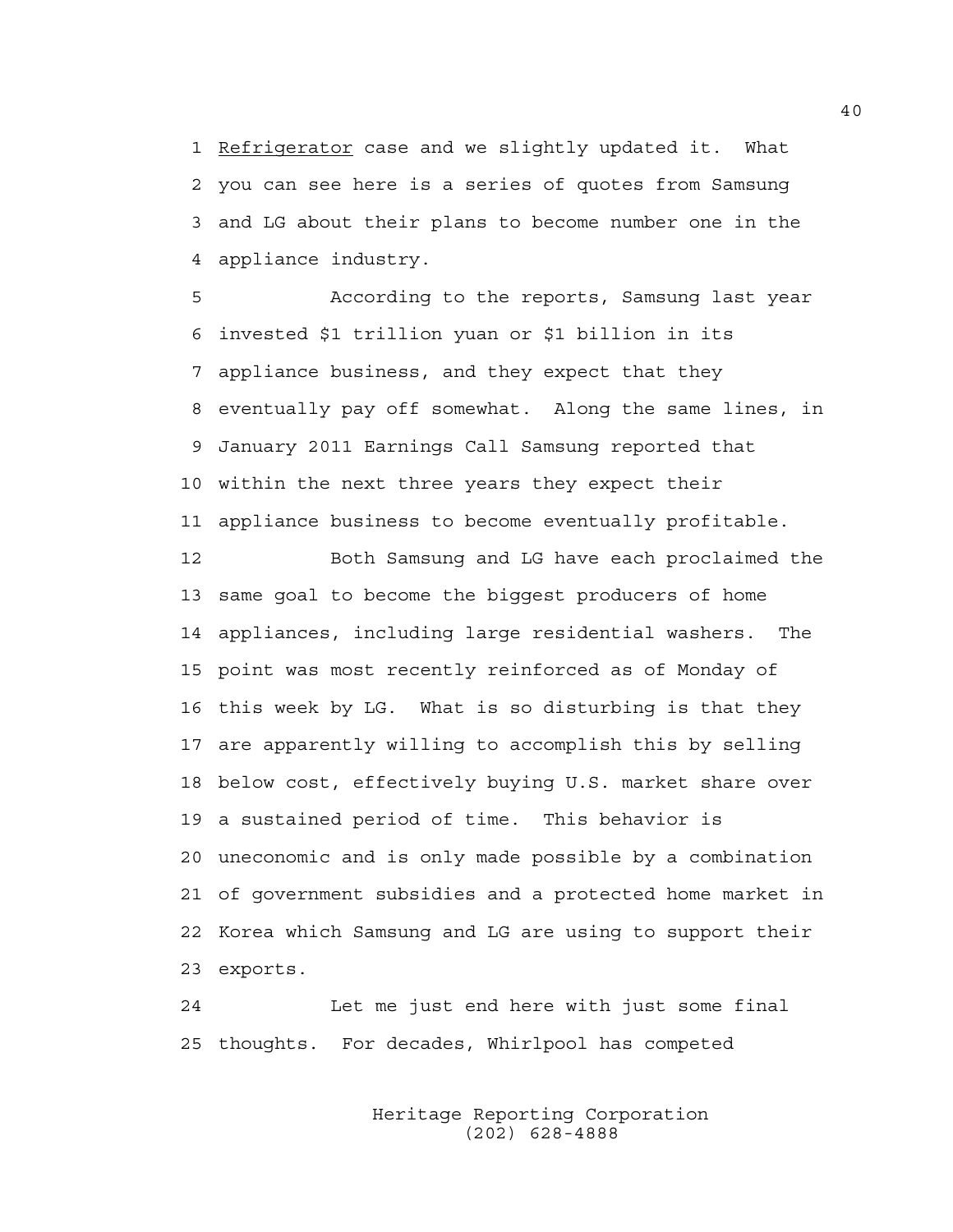_Refrigerator_ case and we slightly updated it. What you can see here is a series of quotes from Samsung and LG about their plans to become number one in the appliance industry.

According to the reports, Samsung last year invested $1 trillion yuan or $1 billion in its appliance business, and they expect that they eventually pay off somewhat. Along the same lines, in January 2011 Earnings Call Samsung reported that within the next three years they expect their appliance business to become eventually profitable.

Both Samsung and LG have each proclaimed the same goal to become the biggest producers of home appliances, including large residential washers. The point was most recently reinforced as of Monday of this week by LG. What is so disturbing is that they are apparently willing to accomplish this by selling below cost, effectively buying U.S. market share over a sustained period of time. This behavior is uneconomic and is only made possible by a combination of government subsidies and a protected home market in Korea which Samsung and LG are using to support their exports.

Let me just end here with just some final thoughts. For decades, Whirlpool has competed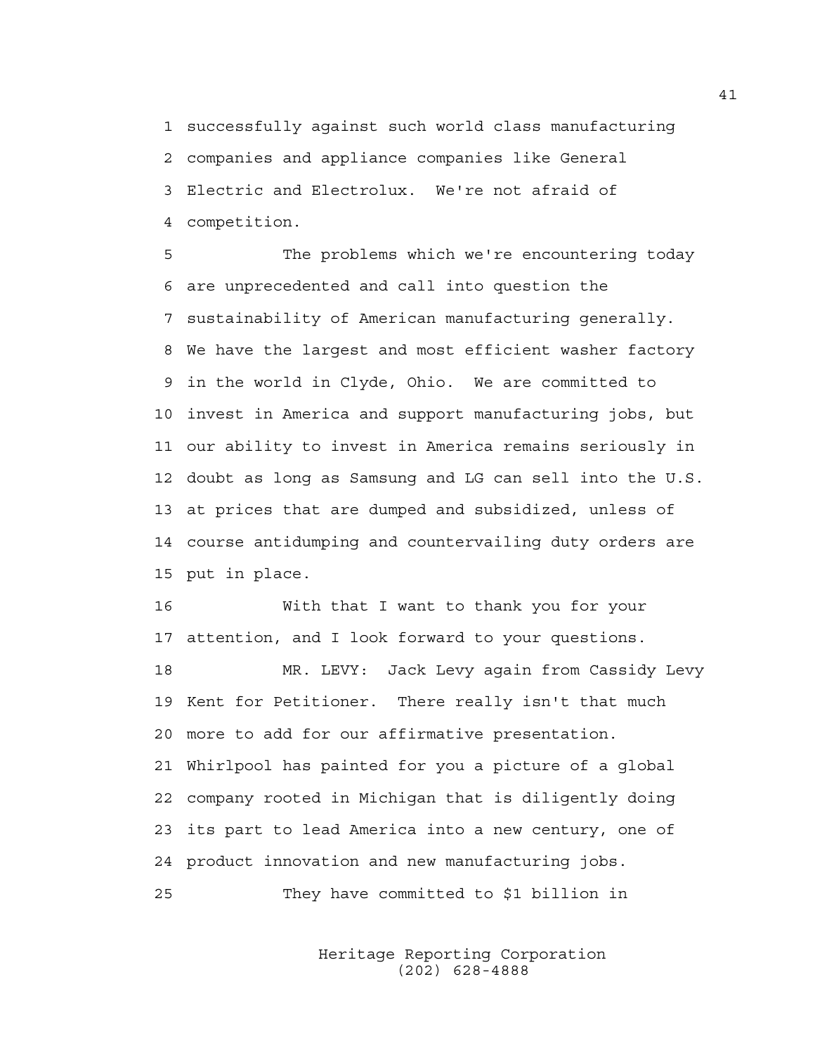successfully against such world class manufacturing companies and appliance companies like General Electric and Electrolux. We're not afraid of competition.

The problems which we're encountering today are unprecedented and call into question the sustainability of American manufacturing generally. We have the largest and most efficient washer factory in the world in Clyde, Ohio. We are committed to invest in America and support manufacturing jobs, but our ability to invest in America remains seriously in doubt as long as Samsung and LG can sell into the U.S. at prices that are dumped and subsidized, unless of course antidumping and countervailing duty orders are put in place.

With that I want to thank you for your attention, and I look forward to your questions.

MR. LEVY: Jack Levy again from Cassidy Levy Kent for Petitioner. There really isn't that much more to add for our affirmative presentation. Whirlpool has painted for you a picture of a global company rooted in Michigan that is diligently doing its part to lead America into a new century, one of product innovation and new manufacturing jobs.

They have committed to $1 billion in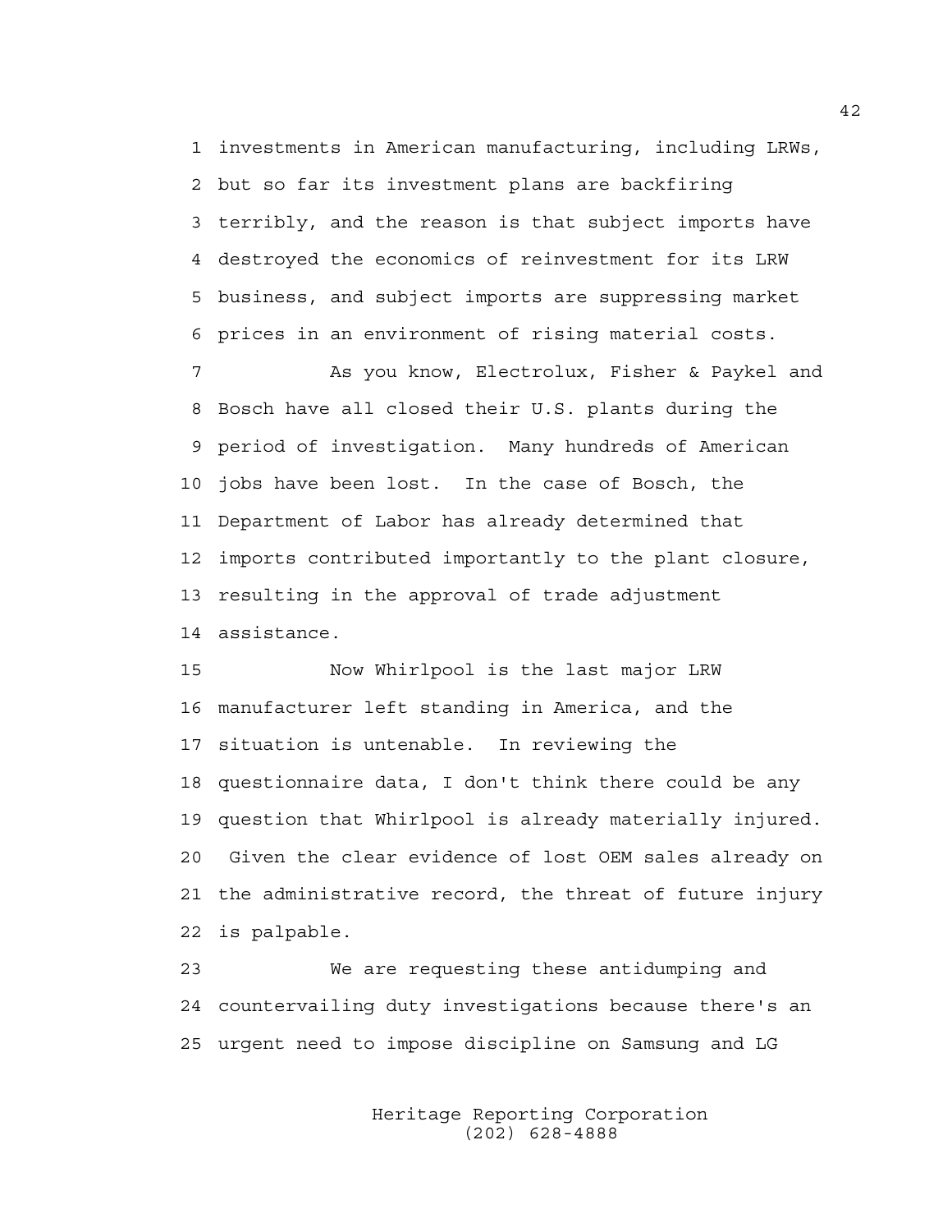investments in American manufacturing, including LRWs, but so far its investment plans are backfiring terribly, and the reason is that subject imports have destroyed the economics of reinvestment for its LRW business, and subject imports are suppressing market prices in an environment of rising material costs.

As you know, Electrolux, Fisher & Paykel and Bosch have all closed their U.S. plants during the period of investigation. Many hundreds of American jobs have been lost. In the case of Bosch, the Department of Labor has already determined that imports contributed importantly to the plant closure, resulting in the approval of trade adjustment assistance.

Now Whirlpool is the last major LRW manufacturer left standing in America, and the situation is untenable. In reviewing the questionnaire data, I don't think there could be any question that Whirlpool is already materially injured. Given the clear evidence of lost OEM sales already on the administrative record, the threat of future injury is palpable.

We are requesting these antidumping and countervailing duty investigations because there's an urgent need to impose discipline on Samsung and LG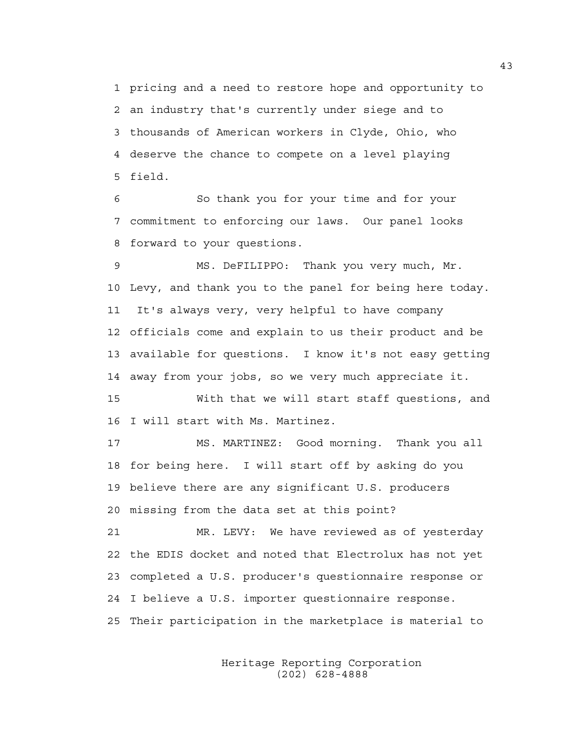1 pricing and a need to restore hope and opportunity to
2 an industry that's currently under siege and to
3 thousands of American workers in Clyde, Ohio, who
4 deserve the chance to compete on a level playing
5 field.

6 So thank you for your time and for your
7 commitment to enforcing our laws. Our panel looks
8 forward to your questions.

9 MS. DeFILIPPO: Thank you very much, Mr.
10 Levy, and thank you to the panel for being here today.
11 It's always very, very helpful to have company
12 officials come and explain to us their product and be
13 available for questions. I know it's not easy getting
14 away from your jobs, so we very much appreciate it.

15 With that we will start staff questions, and
16 I will start with Ms. Martinez.

17 MS. MARTINEZ: Good morning. Thank you all
18 for being here. I will start off by asking do you
19 believe there are any significant U.S. producers
20 missing from the data set at this point?

21 MR. LEVY: We have reviewed as of yesterday
22 the EDIS docket and noted that Electrolux has not yet
23 completed a U.S. producer's questionnaire response or
24 I believe a U.S. importer questionnaire response.
25 Their participation in the marketplace is material to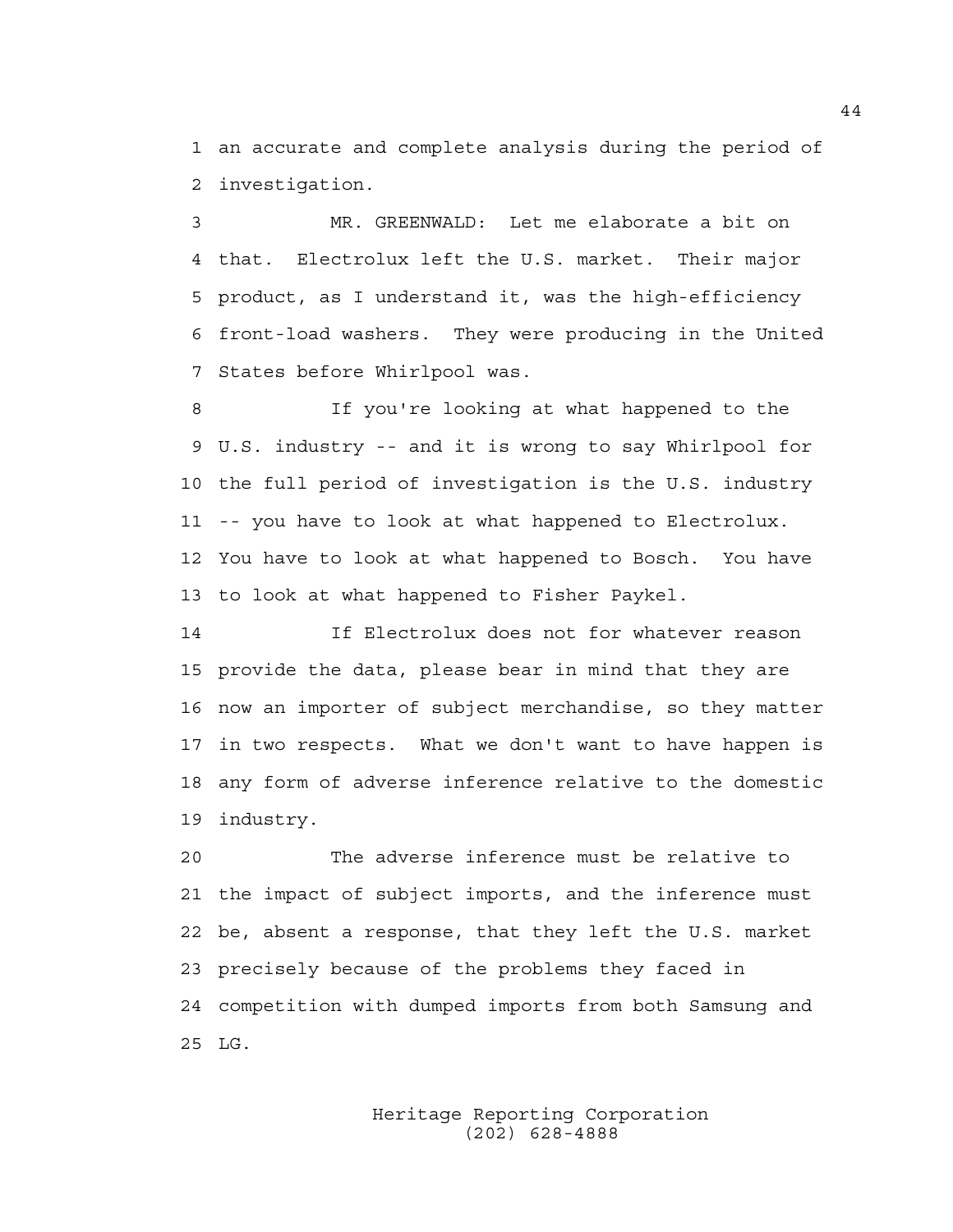an accurate and complete analysis during the period of investigation.

MR. GREENWALD: Let me elaborate a bit on that. Electrolux left the U.S. market. Their major product, as I understand it, was the high-efficiency front-load washers. They were producing in the United States before Whirlpool was.

If you're looking at what happened to the U.S. industry -- and it is wrong to say Whirlpool for the full period of investigation is the U.S. industry -- you have to look at what happened to Electrolux. You have to look at what happened to Bosch. You have to look at what happened to Fisher Paykel.

If Electrolux does not for whatever reason provide the data, please bear in mind that they are now an importer of subject merchandise, so they matter in two respects. What we don't want to have happen is any form of adverse inference relative to the domestic industry.

The adverse inference must be relative to the impact of subject imports, and the inference must be, absent a response, that they left the U.S. market precisely because of the problems they faced in competition with dumped imports from both Samsung and LG.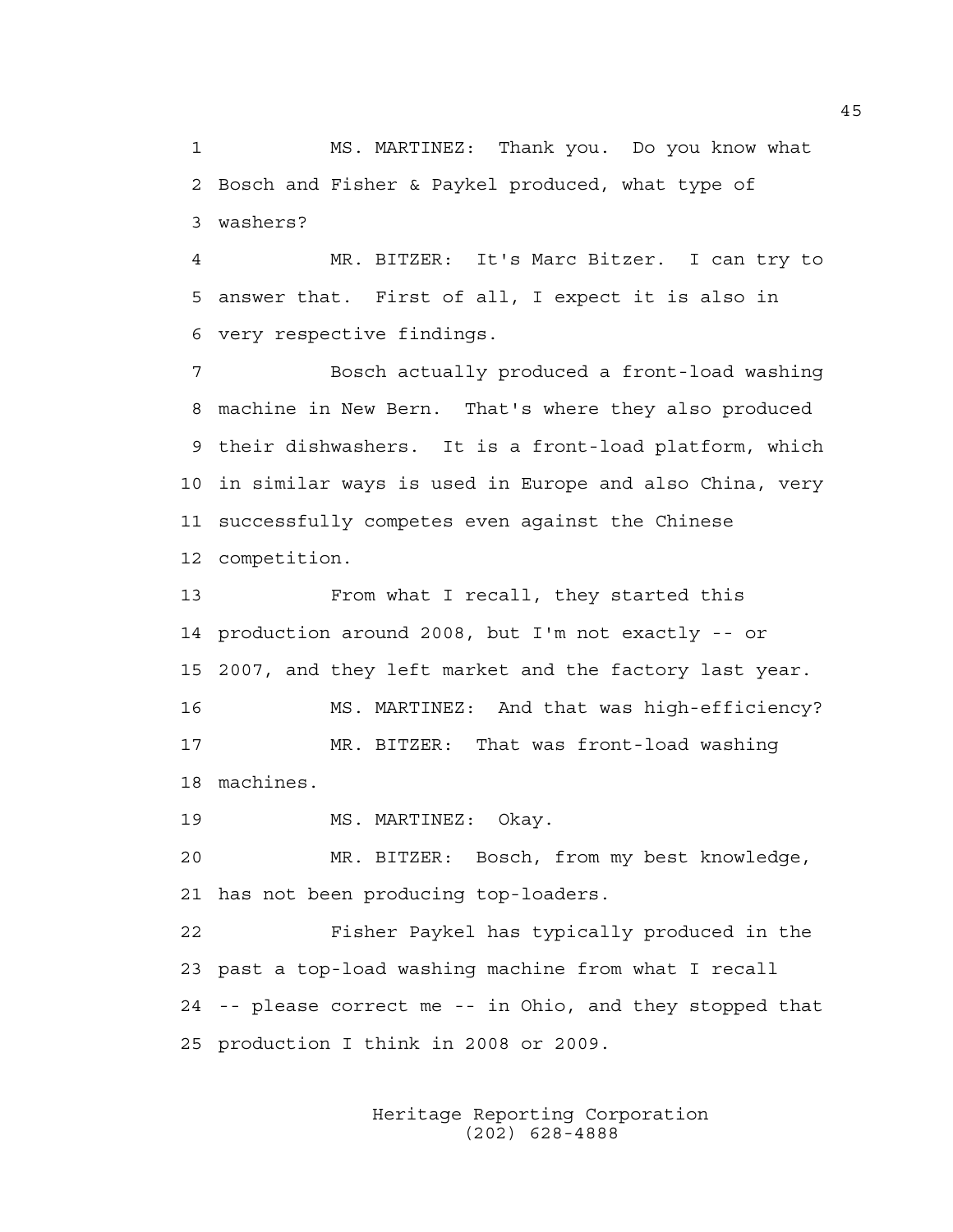1 MS. MARTINEZ: Thank you. Do you know what
2 Bosch and Fisher & Paykel produced, what type of
3 washers?

4 MR. BITZER: It's Marc Bitzer. I can try to
5 answer that. First of all, I expect it is also in
6 very respective findings.

7 Bosch actually produced a front-load washing
8 machine in New Bern. That's where they also produced
9 their dishwashers. It is a front-load platform, which
10 in similar ways is used in Europe and also China, very
11 successfully competes even against the Chinese
12 competition.

13 From what I recall, they started this
14 production around 2008, but I'm not exactly -- or
15 2007, and they left market and the factory last year.

16 MS. MARTINEZ: And that was high-efficiency?

17 MR. BITZER: That was front-load washing
18 machines.

19 MS. MARTINEZ: Okay.

20 MR. BITZER: Bosch, from my best knowledge,
21 has not been producing top-loaders.

22 Fisher Paykel has typically produced in the
23 past a top-load washing machine from what I recall
24 -- please correct me -- in Ohio, and they stopped that
25 production I think in 2008 or 2009.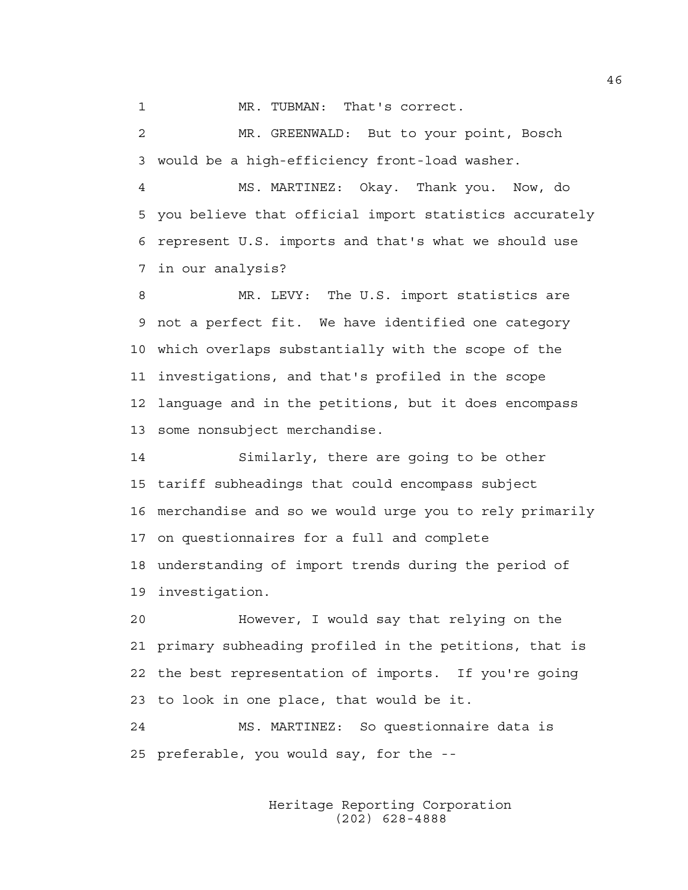MR. TUBMAN: That's correct.

MR. GREENWALD: But to your point, Bosch would be a high-efficiency front-load washer.

MS. MARTINEZ: Okay. Thank you. Now, do you believe that official import statistics accurately represent U.S. imports and that's what we should use in our analysis?

MR. LEVY: The U.S. import statistics are not a perfect fit. We have identified one category which overlaps substantially with the scope of the investigations, and that's profiled in the scope language and in the petitions, but it does encompass some nonsubject merchandise.

Similarly, there are going to be other tariff subheadings that could encompass subject merchandise and so we would urge you to rely primarily on questionnaires for a full and complete understanding of import trends during the period of investigation.

However, I would say that relying on the primary subheading profiled in the petitions, that is the best representation of imports. If you're going to look in one place, that would be it.

MS. MARTINEZ: So questionnaire data is preferable, you would say, for the --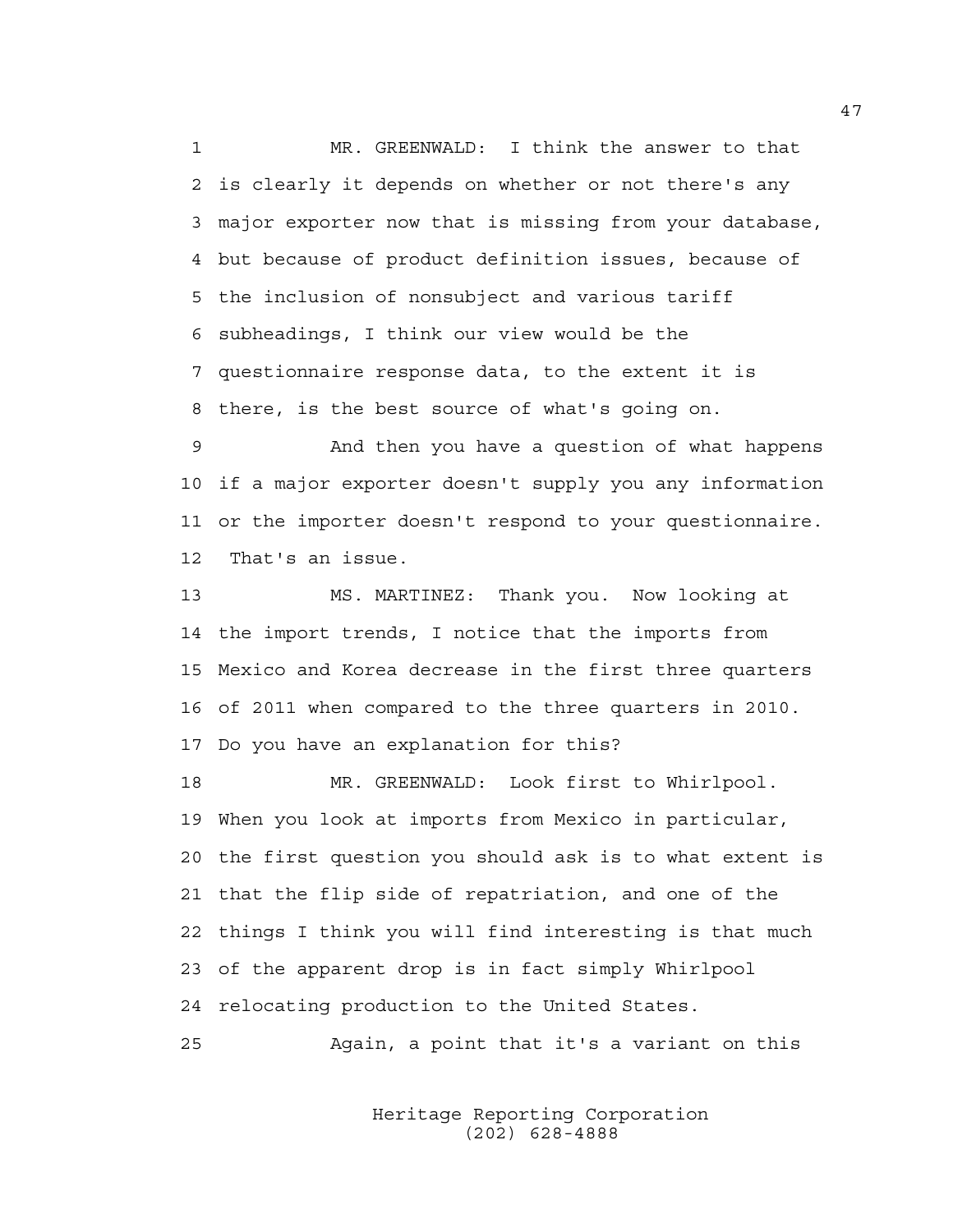MR. GREENWALD: I think the answer to that is clearly it depends on whether or not there's any major exporter now that is missing from your database, but because of product definition issues, because of the inclusion of nonsubject and various tariff subheadings, I think our view would be the questionnaire response data, to the extent it is there, is the best source of what's going on.

And then you have a question of what happens if a major exporter doesn't supply you any information or the importer doesn't respond to your questionnaire. That's an issue.

MS. MARTINEZ: Thank you. Now looking at the import trends, I notice that the imports from Mexico and Korea decrease in the first three quarters of 2011 when compared to the three quarters in 2010. Do you have an explanation for this?

MR. GREENWALD: Look first to Whirlpool. When you look at imports from Mexico in particular, the first question you should ask is to what extent is that the flip side of repatriation, and one of the things I think you will find interesting is that much of the apparent drop is in fact simply Whirlpool relocating production to the United States.

Again, a point that it's a variant on this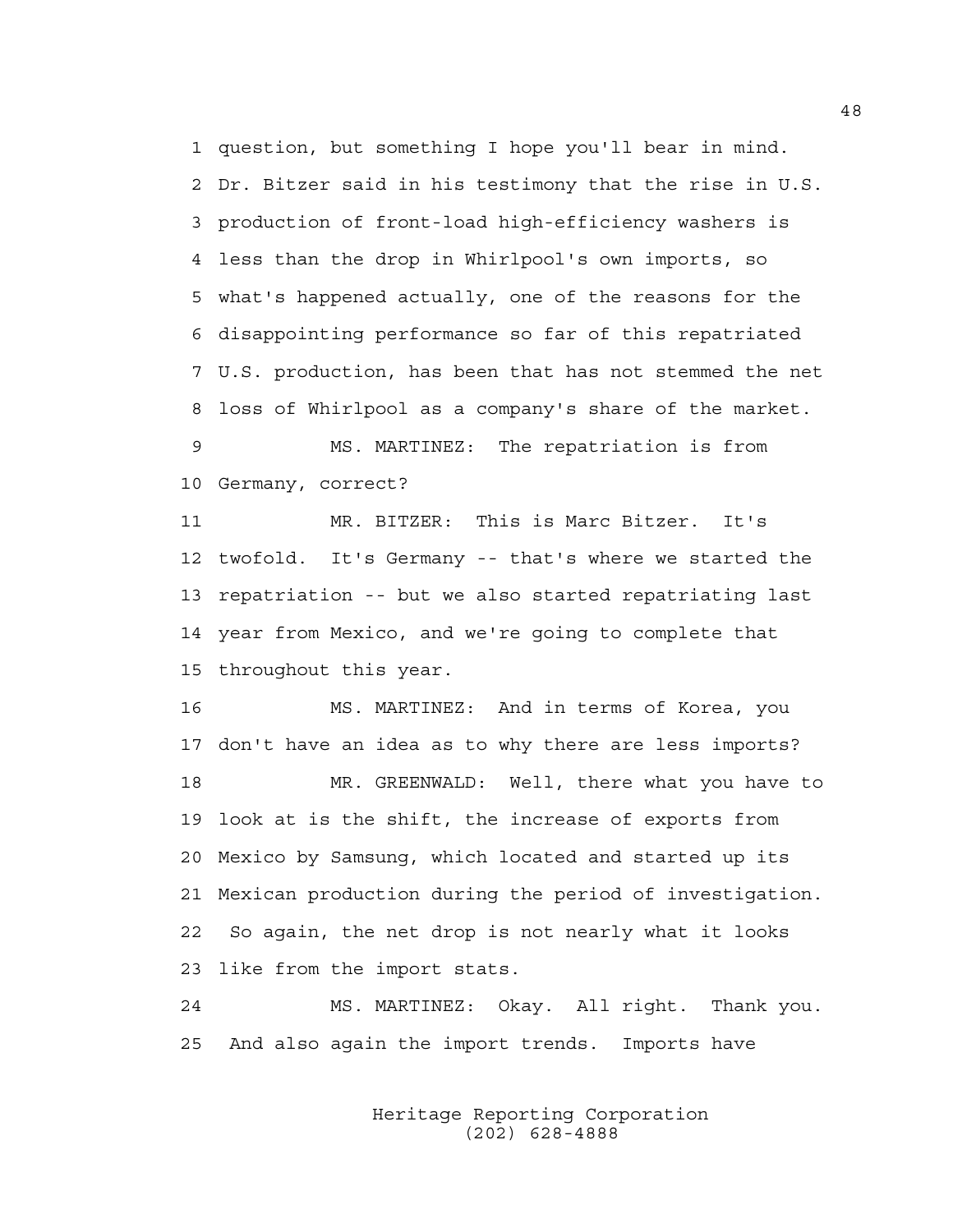1 question, but something I hope you'll bear in mind.
2 Dr. Bitzer said in his testimony that the rise in U.S.
3 production of front-load high-efficiency washers is
4 less than the drop in Whirlpool's own imports, so
5 what's happened actually, one of the reasons for the
6 disappointing performance so far of this repatriated
7 U.S. production, has been that has not stemmed the net
8 loss of Whirlpool as a company's share of the market.

9 MS. MARTINEZ: The repatriation is from
10 Germany, correct?

11 MR. BITZER: This is Marc Bitzer. It's
12 twofold. It's Germany -- that's where we started the
13 repatriation -- but we also started repatriating last
14 year from Mexico, and we're going to complete that
15 throughout this year.

16 MS. MARTINEZ: And in terms of Korea, you
17 don't have an idea as to why there are less imports?

18 MR. GREENWALD: Well, there what you have to
19 look at is the shift, the increase of exports from
20 Mexico by Samsung, which located and started up its
21 Mexican production during the period of investigation.
22 So again, the net drop is not nearly what it looks
23 like from the import stats.

24 MS. MARTINEZ: Okay. All right. Thank you.
25 And also again the import trends. Imports have

Heritage Reporting Corporation
(202) 628-4888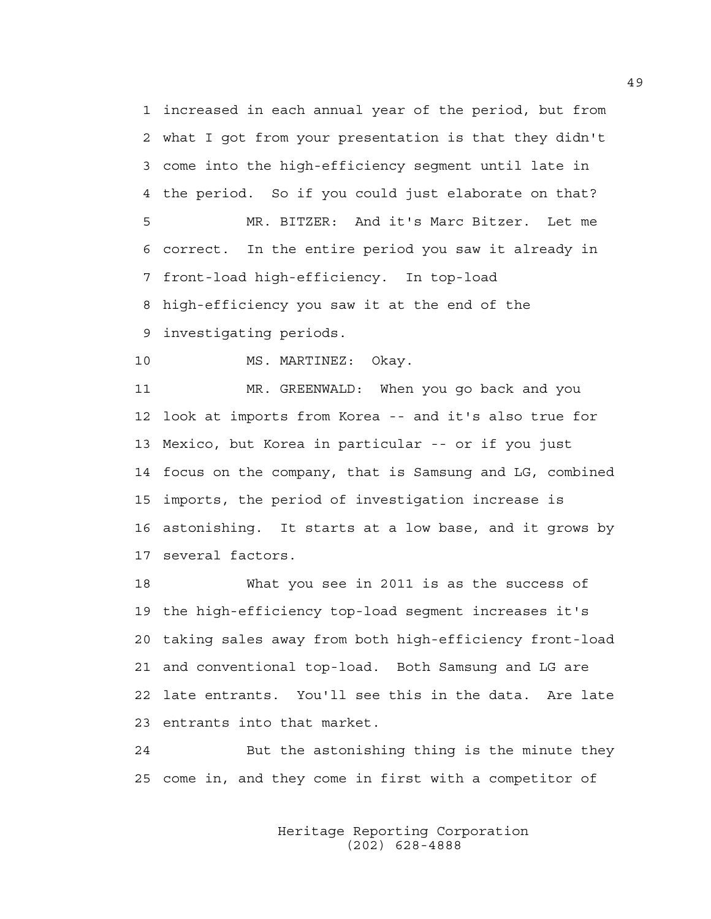1 increased in each annual year of the period, but from
2 what I got from your presentation is that they didn't
3 come into the high-efficiency segment until late in
4 the period. So if you could just elaborate on that?

5 MR. BITZER: And it's Marc Bitzer. Let me
6 correct. In the entire period you saw it already in
7 front-load high-efficiency. In top-load
8 high-efficiency you saw it at the end of the
9 investigating periods.

10 MS. MARTINEZ: Okay.

11 MR. GREENWALD: When you go back and you
12 look at imports from Korea -- and it's also true for
13 Mexico, but Korea in particular -- or if you just
14 focus on the company, that is Samsung and LG, combined
15 imports, the period of investigation increase is
16 astonishing. It starts at a low base, and it grows by
17 several factors.

18 What you see in 2011 is as the success of
19 the high-efficiency top-load segment increases it's
20 taking sales away from both high-efficiency front-load
21 and conventional top-load. Both Samsung and LG are
22 late entrants. You'll see this in the data. Are late
23 entrants into that market.

24 But the astonishing thing is the minute they
25 come in, and they come in first with a competitor of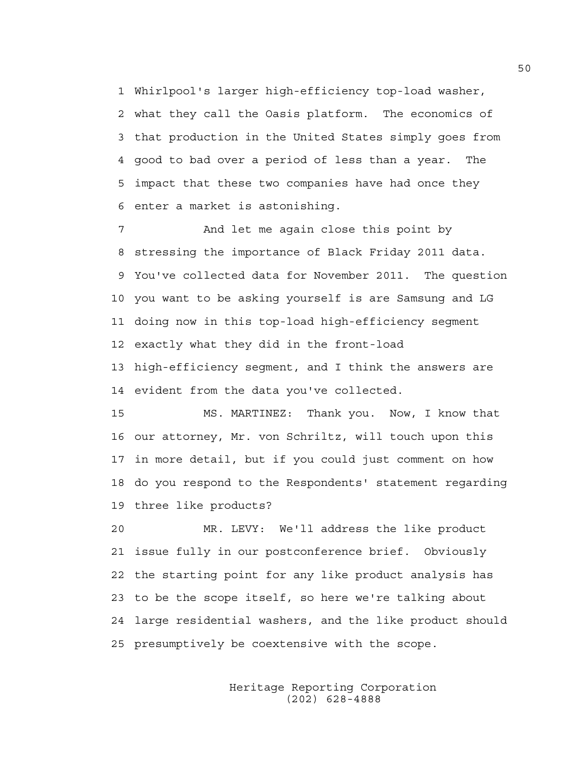Whirlpool's larger high-efficiency top-load washer, what they call the Oasis platform. The economics of that production in the United States simply goes from good to bad over a period of less than a year. The impact that these two companies have had once they enter a market is astonishing.

And let me again close this point by stressing the importance of Black Friday 2011 data. You've collected data for November 2011. The question you want to be asking yourself is are Samsung and LG doing now in this top-load high-efficiency segment exactly what they did in the front-load high-efficiency segment, and I think the answers are evident from the data you've collected.

MS. MARTINEZ: Thank you. Now, I know that our attorney, Mr. von Schriltz, will touch upon this in more detail, but if you could just comment on how do you respond to the Respondents' statement regarding three like products?

MR. LEVY: We'll address the like product issue fully in our postconference brief. Obviously the starting point for any like product analysis has to be the scope itself, so here we're talking about large residential washers, and the like product should presumptively be coextensive with the scope.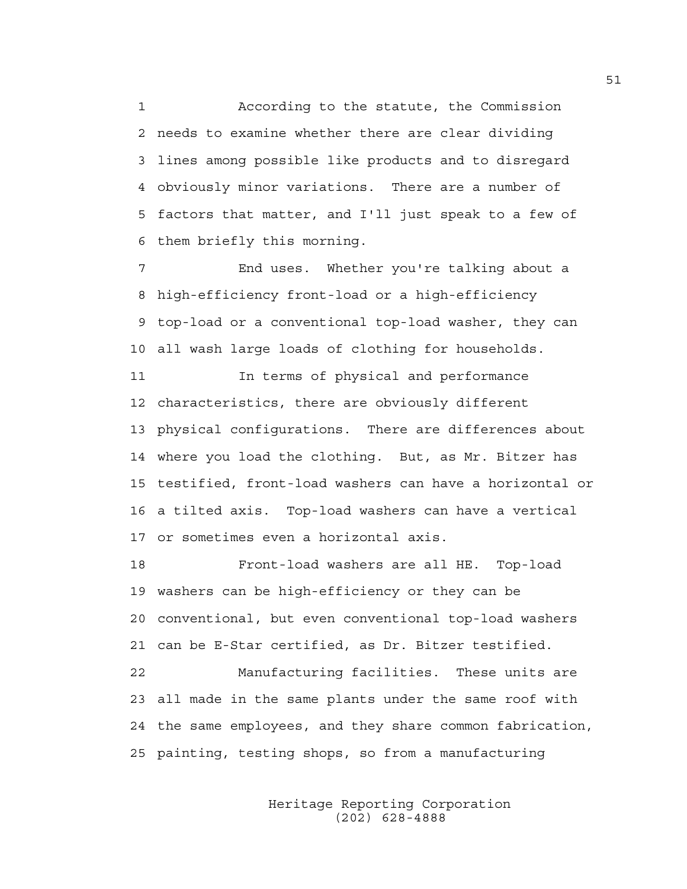According to the statute, the Commission needs to examine whether there are clear dividing lines among possible like products and to disregard obviously minor variations. There are a number of factors that matter, and I'll just speak to a few of them briefly this morning.

End uses. Whether you're talking about a high-efficiency front-load or a high-efficiency top-load or a conventional top-load washer, they can all wash large loads of clothing for households.

In terms of physical and performance characteristics, there are obviously different physical configurations. There are differences about where you load the clothing. But, as Mr. Bitzer has testified, front-load washers can have a horizontal or a tilted axis. Top-load washers can have a vertical or sometimes even a horizontal axis.

Front-load washers are all HE. Top-load washers can be high-efficiency or they can be conventional, but even conventional top-load washers can be E-Star certified, as Dr. Bitzer testified.

Manufacturing facilities. These units are all made in the same plants under the same roof with the same employees, and they share common fabrication, painting, testing shops, so from a manufacturing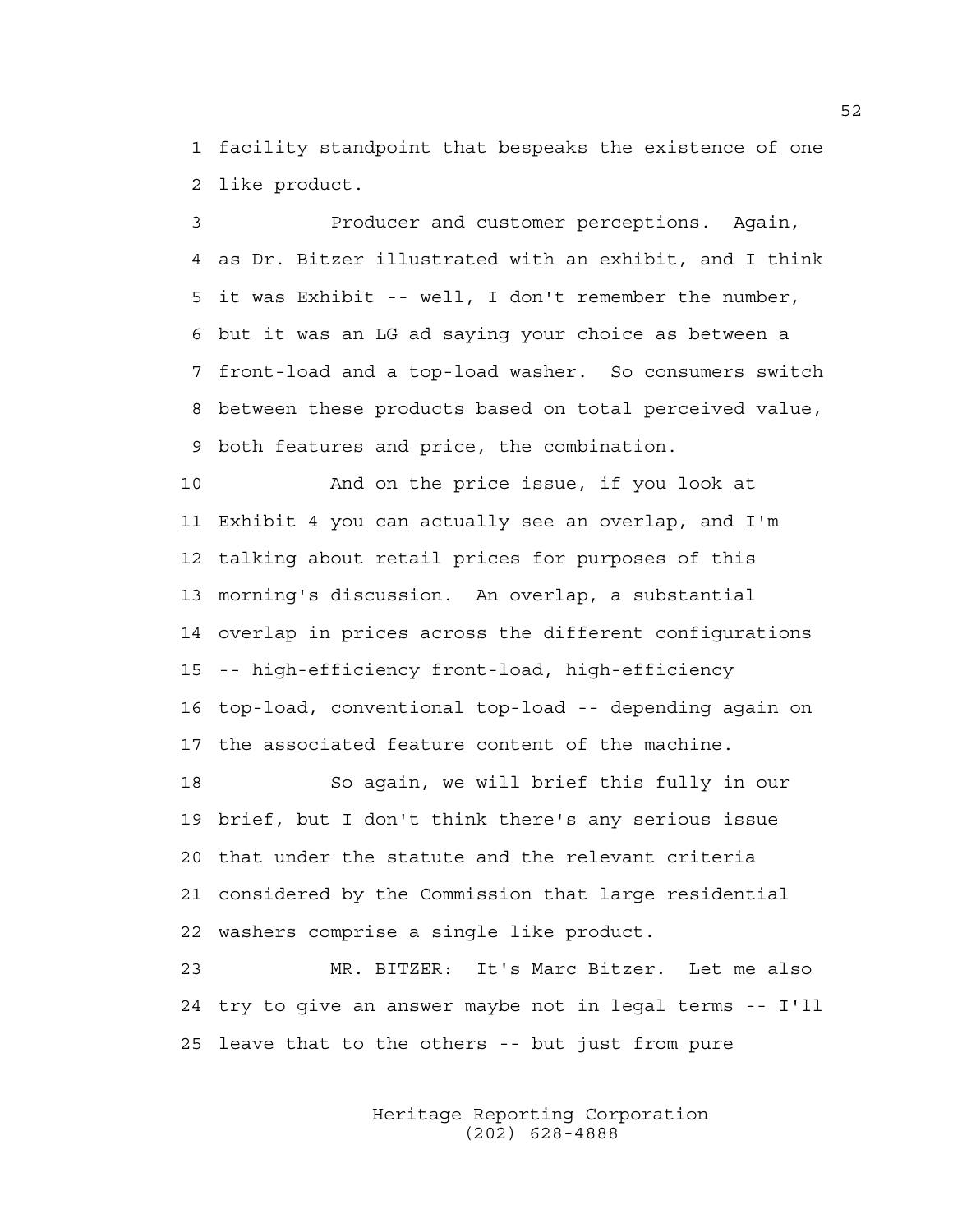facility standpoint that bespeaks the existence of one like product.

Producer and customer perceptions. Again, as Dr. Bitzer illustrated with an exhibit, and I think it was Exhibit -- well, I don't remember the number, but it was an LG ad saying your choice as between a front-load and a top-load washer. So consumers switch between these products based on total perceived value, both features and price, the combination.

And on the price issue, if you look at Exhibit 4 you can actually see an overlap, and I'm talking about retail prices for purposes of this morning's discussion. An overlap, a substantial overlap in prices across the different configurations -- high-efficiency front-load, high-efficiency top-load, conventional top-load -- depending again on the associated feature content of the machine.

So again, we will brief this fully in our brief, but I don't think there's any serious issue that under the statute and the relevant criteria considered by the Commission that large residential washers comprise a single like product.

MR. BITZER: It's Marc Bitzer. Let me also try to give an answer maybe not in legal terms -- I'll leave that to the others -- but just from pure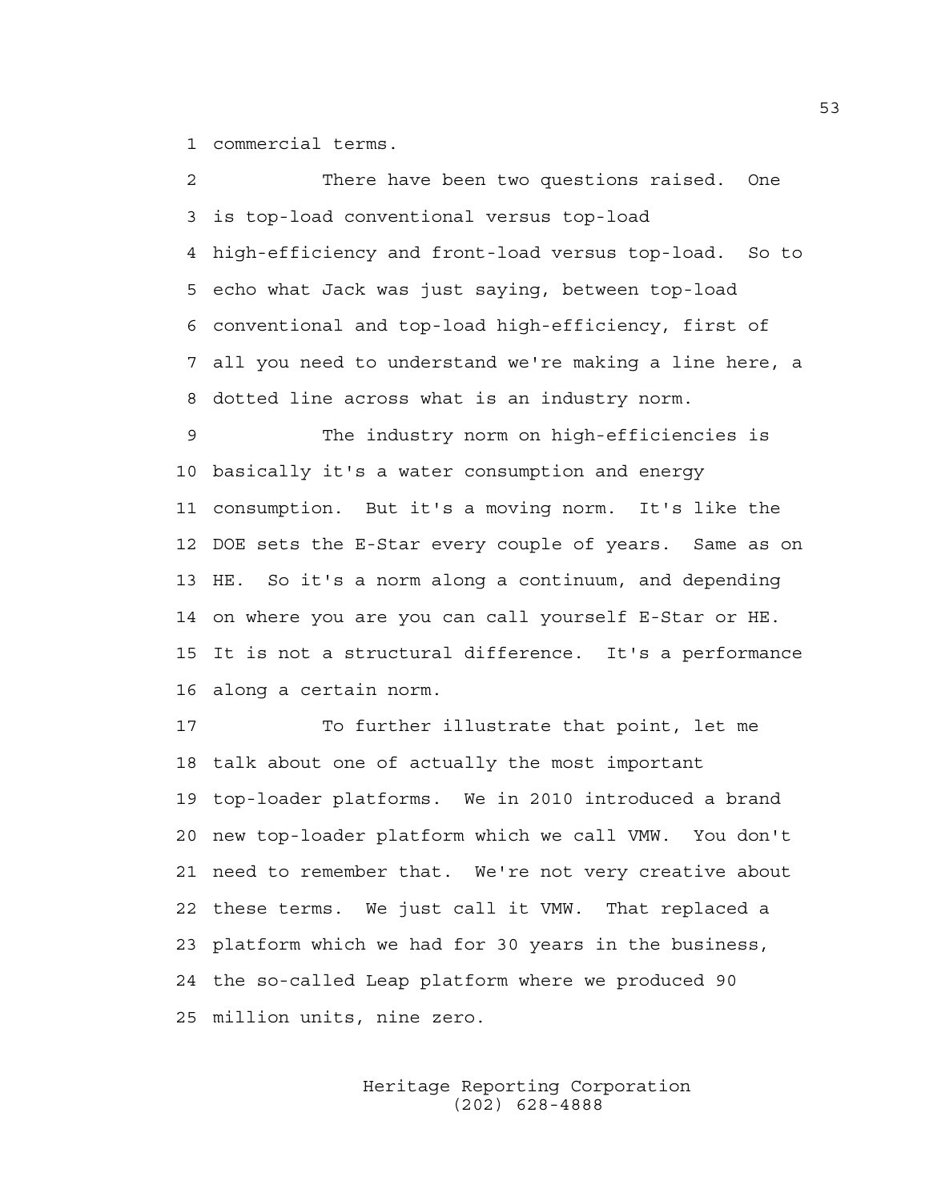1 commercial terms.

2 There have been two questions raised. One
3 is top-load conventional versus top-load
4 high-efficiency and front-load versus top-load. So to
5 echo what Jack was just saying, between top-load
6 conventional and top-load high-efficiency, first of
7 all you need to understand we're making a line here, a
8 dotted line across what is an industry norm.

9 The industry norm on high-efficiencies is
10 basically it's a water consumption and energy
11 consumption. But it's a moving norm. It's like the
12 DOE sets the E-Star every couple of years. Same as on
13 HE. So it's a norm along a continuum, and depending
14 on where you are you can call yourself E-Star or HE.
15 It is not a structural difference. It's a performance
16 along a certain norm.

17 To further illustrate that point, let me
18 talk about one of actually the most important
19 top-loader platforms. We in 2010 introduced a brand
20 new top-loader platform which we call VMW. You don't
21 need to remember that. We're not very creative about
22 these terms. We just call it VMW. That replaced a
23 platform which we had for 30 years in the business,
24 the so-called Leap platform where we produced 90
25 million units, nine zero.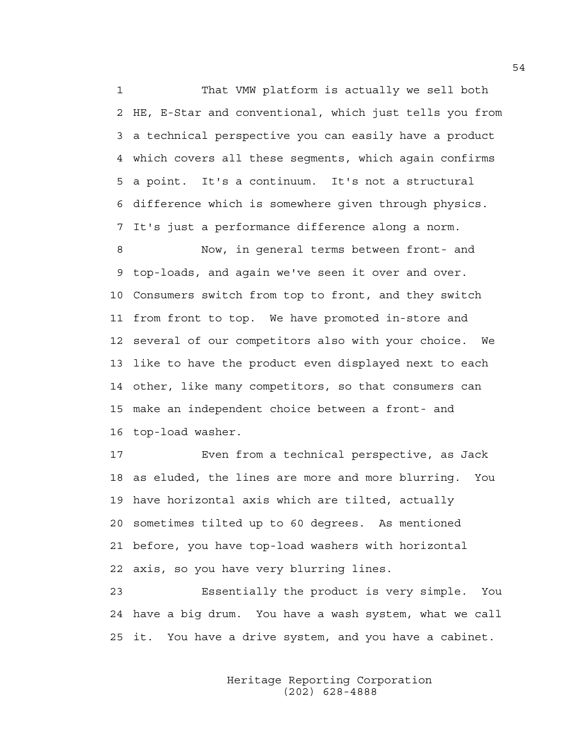That VMW platform is actually we sell both HE, E-Star and conventional, which just tells you from a technical perspective you can easily have a product which covers all these segments, which again confirms a point. It's a continuum. It's not a structural difference which is somewhere given through physics. It's just a performance difference along a norm.

Now, in general terms between front- and top-loads, and again we've seen it over and over. Consumers switch from top to front, and they switch from front to top. We have promoted in-store and several of our competitors also with your choice. We like to have the product even displayed next to each other, like many competitors, so that consumers can make an independent choice between a front- and top-load washer.

Even from a technical perspective, as Jack as eluded, the lines are more and more blurring. You have horizontal axis which are tilted, actually sometimes tilted up to 60 degrees. As mentioned before, you have top-load washers with horizontal axis, so you have very blurring lines.

Essentially the product is very simple. You have a big drum. You have a wash system, what we call it. You have a drive system, and you have a cabinet.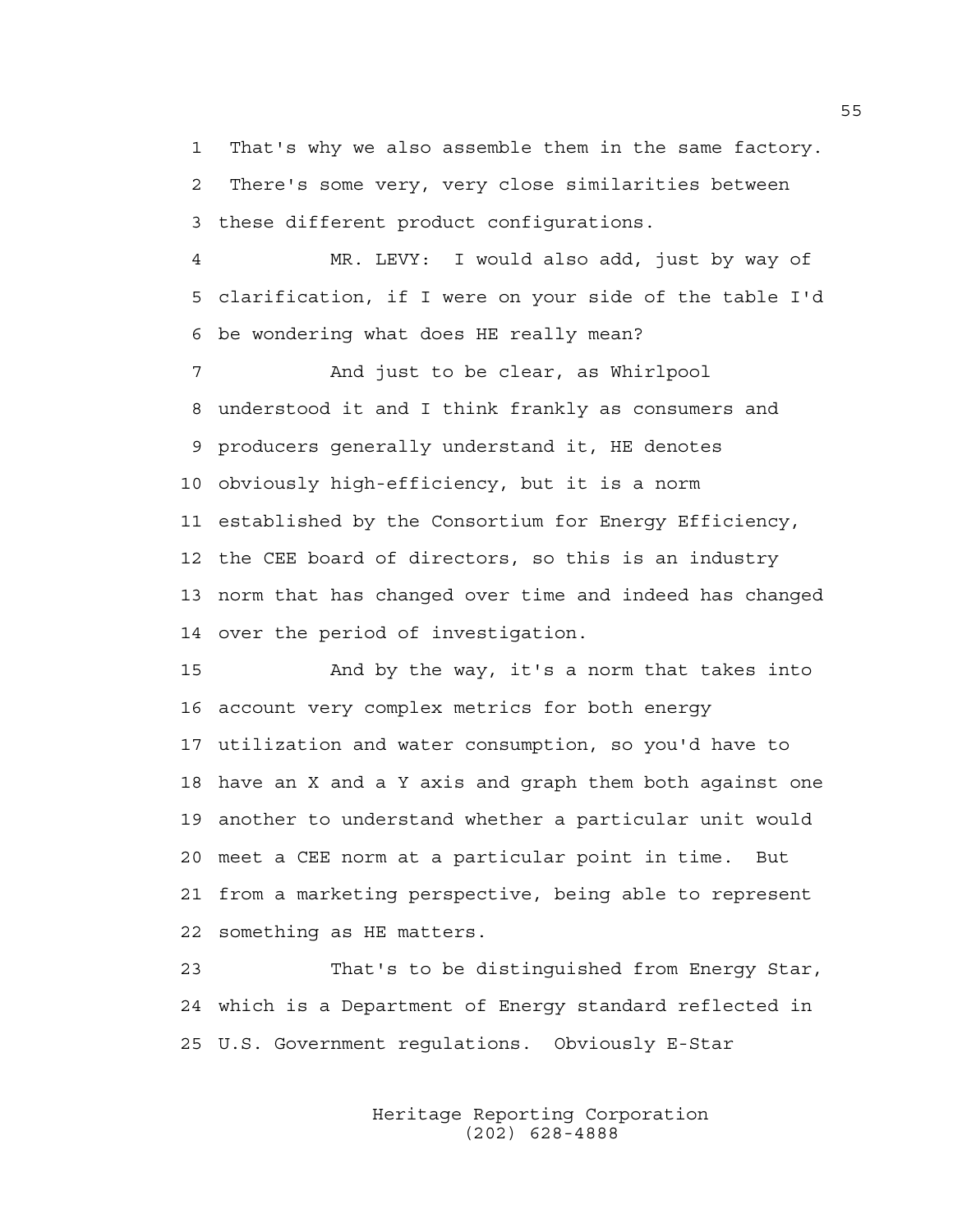That's why we also assemble them in the same factory. There's some very, very close similarities between these different product configurations.

MR. LEVY: I would also add, just by way of clarification, if I were on your side of the table I'd be wondering what does HE really mean?

And just to be clear, as Whirlpool understood it and I think frankly as consumers and producers generally understand it, HE denotes obviously high-efficiency, but it is a norm established by the Consortium for Energy Efficiency, the CEE board of directors, so this is an industry norm that has changed over time and indeed has changed over the period of investigation.

And by the way, it's a norm that takes into account very complex metrics for both energy utilization and water consumption, so you'd have to have an X and a Y axis and graph them both against one another to understand whether a particular unit would meet a CEE norm at a particular point in time. But from a marketing perspective, being able to represent something as HE matters.

That's to be distinguished from Energy Star, which is a Department of Energy standard reflected in U.S. Government regulations. Obviously E-Star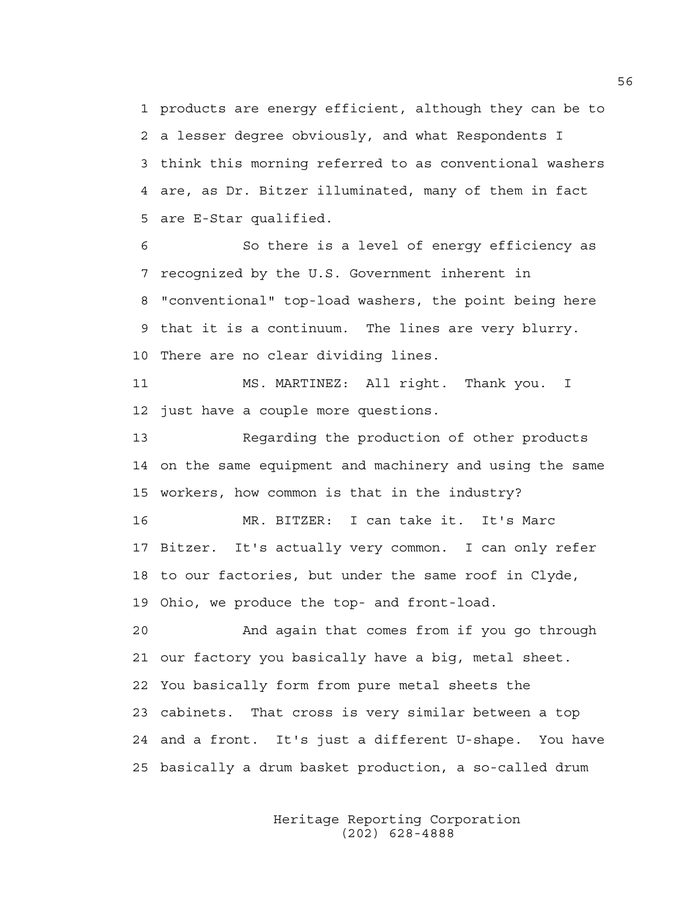1 products are energy efficient, although they can be to
2 a lesser degree obviously, and what Respondents I
3 think this morning referred to as conventional washers
4 are, as Dr. Bitzer illuminated, many of them in fact
5 are E-Star qualified.

6 So there is a level of energy efficiency as
7 recognized by the U.S. Government inherent in
8 "conventional" top-load washers, the point being here
9 that it is a continuum. The lines are very blurry.
10 There are no clear dividing lines.

11 MS. MARTINEZ: All right. Thank you. I
12 just have a couple more questions.

13 Regarding the production of other products
14 on the same equipment and machinery and using the same
15 workers, how common is that in the industry?

16 MR. BITZER: I can take it. It's Marc
17 Bitzer. It's actually very common. I can only refer
18 to our factories, but under the same roof in Clyde,
19 Ohio, we produce the top- and front-load.

20 And again that comes from if you go through
21 our factory you basically have a big, metal sheet.
22 You basically form from pure metal sheets the
23 cabinets. That cross is very similar between a top
24 and a front. It's just a different U-shape. You have
25 basically a drum basket production, a so-called drum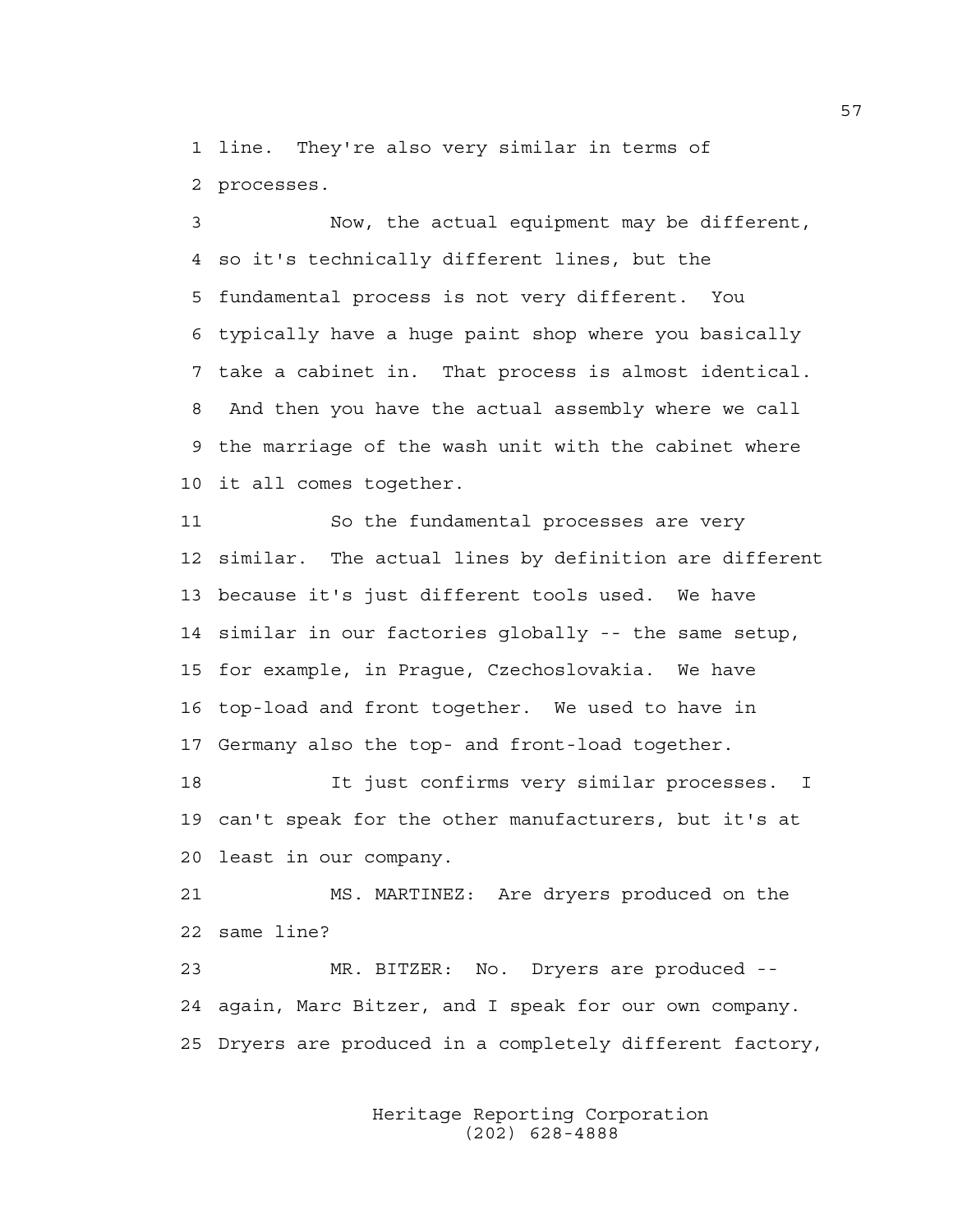line. They're also very similar in terms of processes.

Now, the actual equipment may be different, so it's technically different lines, but the fundamental process is not very different. You typically have a huge paint shop where you basically take a cabinet in. That process is almost identical. And then you have the actual assembly where we call the marriage of the wash unit with the cabinet where it all comes together.

So the fundamental processes are very similar. The actual lines by definition are different because it's just different tools used. We have similar in our factories globally -- the same setup, for example, in Prague, Czechoslovakia. We have top-load and front together. We used to have in Germany also the top- and front-load together.

It just confirms very similar processes. I can't speak for the other manufacturers, but it's at least in our company.

MS. MARTINEZ: Are dryers produced on the same line?

MR. BITZER: No. Dryers are produced -- again, Marc Bitzer, and I speak for our own company. Dryers are produced in a completely different factory,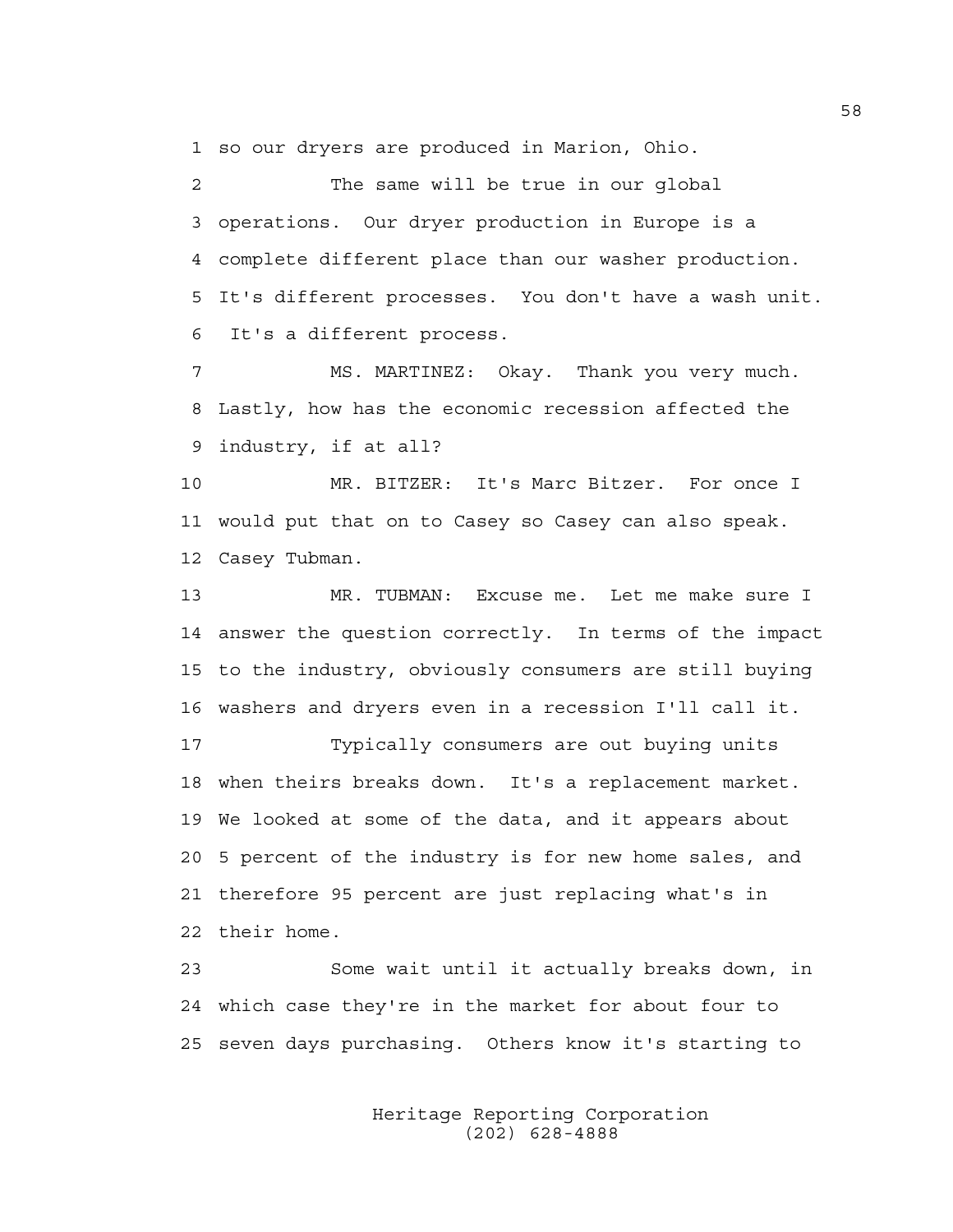so our dryers are produced in Marion, Ohio.

The same will be true in our global operations. Our dryer production in Europe is a complete different place than our washer production. It's different processes. You don't have a wash unit. It's a different process.

MS. MARTINEZ: Okay. Thank you very much. Lastly, how has the economic recession affected the industry, if at all?

MR. BITZER: It's Marc Bitzer. For once I would put that on to Casey so Casey can also speak. Casey Tubman.

MR. TUBMAN: Excuse me. Let me make sure I answer the question correctly. In terms of the impact to the industry, obviously consumers are still buying washers and dryers even in a recession I'll call it.

Typically consumers are out buying units when theirs breaks down. It's a replacement market. We looked at some of the data, and it appears about 5 percent of the industry is for new home sales, and therefore 95 percent are just replacing what's in their home.

Some wait until it actually breaks down, in which case they're in the market for about four to seven days purchasing. Others know it's starting to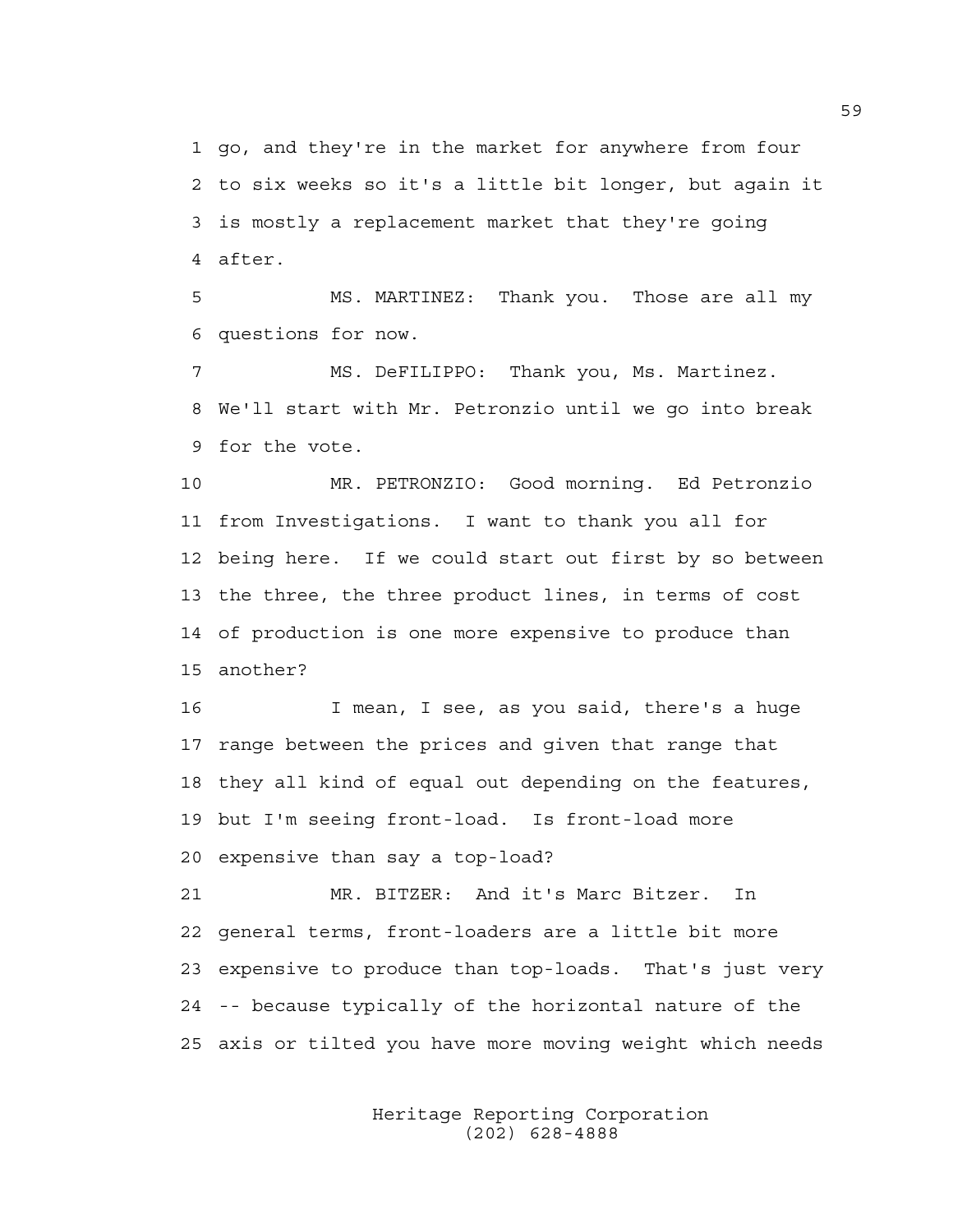go, and they're in the market for anywhere from four to six weeks so it's a little bit longer, but again it is mostly a replacement market that they're going after.

MS. MARTINEZ: Thank you. Those are all my questions for now.

MS. DeFILIPPO: Thank you, Ms. Martinez. We'll start with Mr. Petronzio until we go into break for the vote.

MR. PETRONZIO: Good morning. Ed Petronzio from Investigations. I want to thank you all for being here. If we could start out first by so between the three, the three product lines, in terms of cost of production is one more expensive to produce than another?

I mean, I see, as you said, there's a huge range between the prices and given that range that they all kind of equal out depending on the features, but I'm seeing front-load. Is front-load more expensive than say a top-load?

MR. BITZER: And it's Marc Bitzer. In general terms, front-loaders are a little bit more expensive to produce than top-loads. That's just very -- because typically of the horizontal nature of the axis or tilted you have more moving weight which needs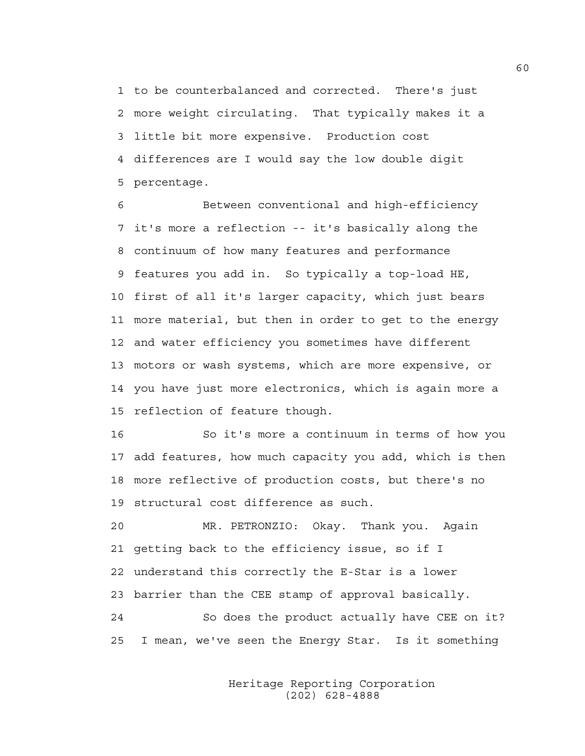1 to be counterbalanced and corrected. There's just
2 more weight circulating. That typically makes it a
3 little bit more expensive. Production cost
4 differences are I would say the low double digit
5 percentage.

6 Between conventional and high-efficiency
7 it's more a reflection -- it's basically along the
8 continuum of how many features and performance
9 features you add in. So typically a top-load HE,
10 first of all it's larger capacity, which just bears
11 more material, but then in order to get to the energy
12 and water efficiency you sometimes have different
13 motors or wash systems, which are more expensive, or
14 you have just more electronics, which is again more a
15 reflection of feature though.

16 So it's more a continuum in terms of how you
17 add features, how much capacity you add, which is then
18 more reflective of production costs, but there's no
19 structural cost difference as such.

20 MR. PETRONZIO: Okay. Thank you. Again
21 getting back to the efficiency issue, so if I
22 understand this correctly the E-Star is a lower
23 barrier than the CEE stamp of approval basically.

24 So does the product actually have CEE on it?
25 I mean, we've seen the Energy Star. Is it something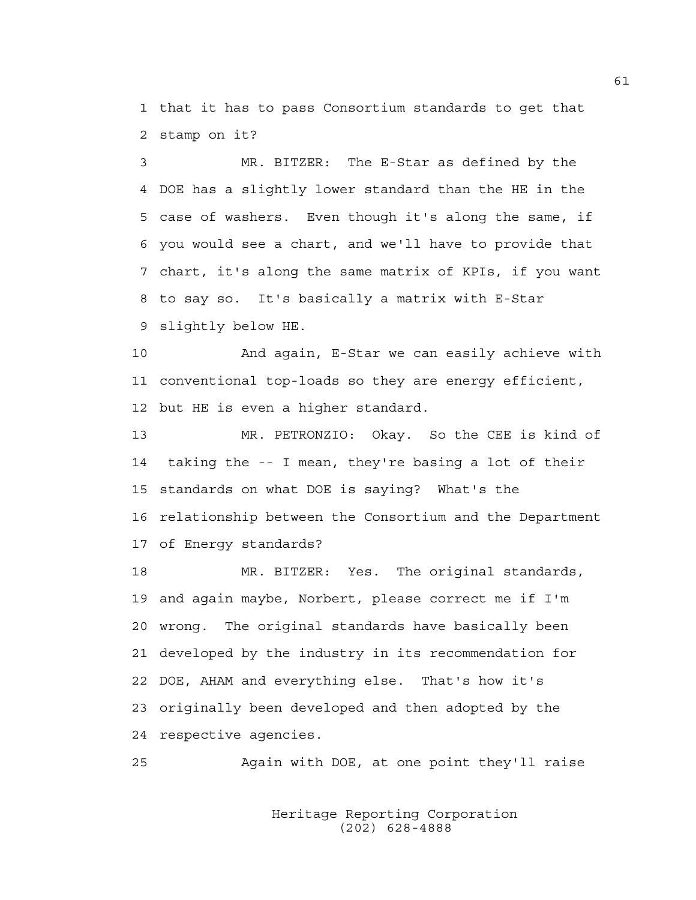that it has to pass Consortium standards to get that stamp on it?

MR. BITZER: The E-Star as defined by the DOE has a slightly lower standard than the HE in the case of washers. Even though it's along the same, if you would see a chart, and we'll have to provide that chart, it's along the same matrix of KPIs, if you want to say so. It's basically a matrix with E-Star slightly below HE.

And again, E-Star we can easily achieve with conventional top-loads so they are energy efficient, but HE is even a higher standard.

MR. PETRONZIO: Okay. So the CEE is kind of taking the -- I mean, they're basing a lot of their standards on what DOE is saying? What's the relationship between the Consortium and the Department of Energy standards?

MR. BITZER: Yes. The original standards, and again maybe, Norbert, please correct me if I'm wrong. The original standards have basically been developed by the industry in its recommendation for DOE, AHAM and everything else. That's how it's originally been developed and then adopted by the respective agencies.

Again with DOE, at one point they'll raise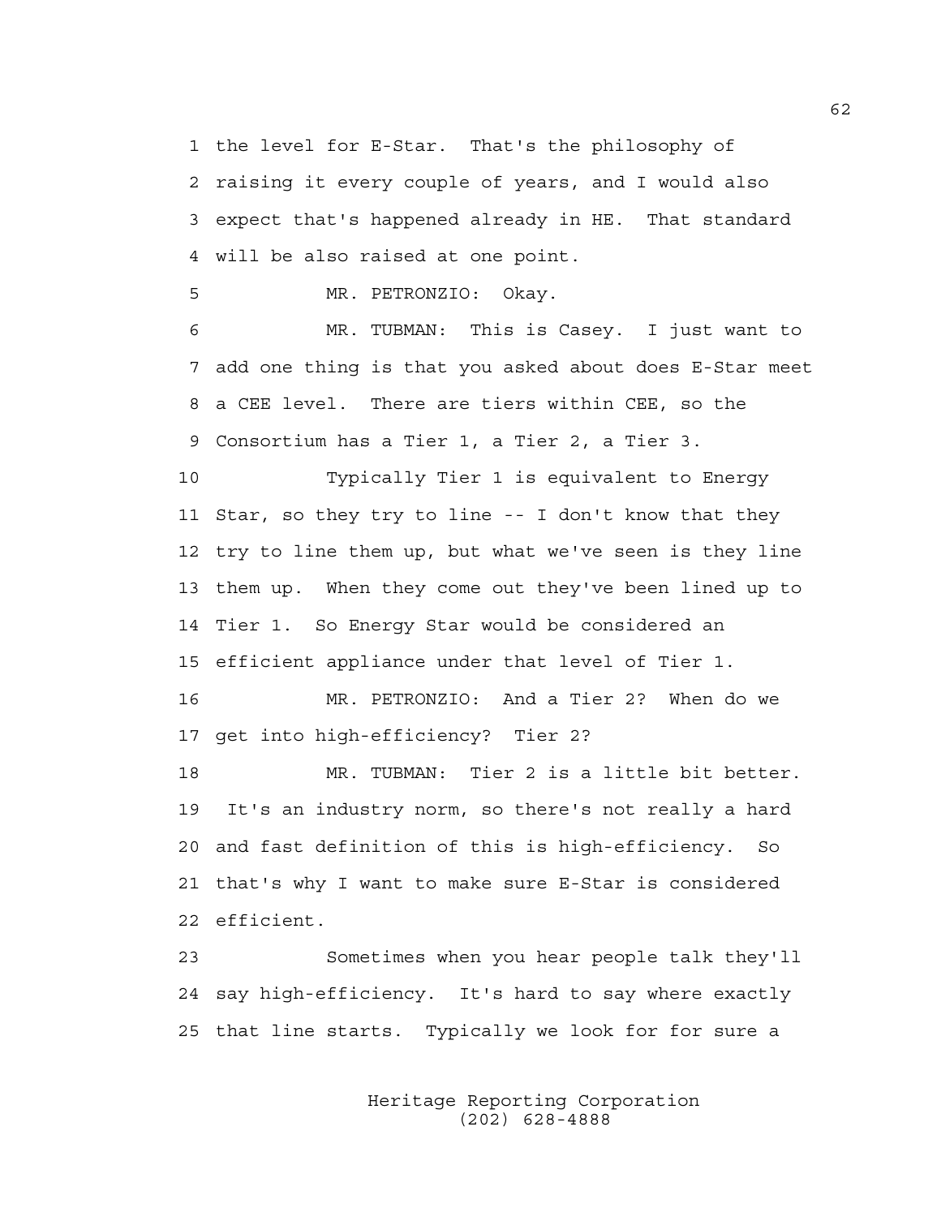1 the level for E-Star. That's the philosophy of
2 raising it every couple of years, and I would also
3 expect that's happened already in HE. That standard
4 will be also raised at one point.

5 MR. PETRONZIO: Okay.

6 MR. TUBMAN: This is Casey. I just want to
7 add one thing is that you asked about does E-Star meet
8 a CEE level. There are tiers within CEE, so the
9 Consortium has a Tier 1, a Tier 2, a Tier 3.

10 Typically Tier 1 is equivalent to Energy
11 Star, so they try to line -- I don't know that they
12 try to line them up, but what we've seen is they line
13 them up. When they come out they've been lined up to
14 Tier 1. So Energy Star would be considered an
15 efficient appliance under that level of Tier 1.

16 MR. PETRONZIO: And a Tier 2? When do we
17 get into high-efficiency? Tier 2?

18 MR. TUBMAN: Tier 2 is a little bit better.
19 It's an industry norm, so there's not really a hard
20 and fast definition of this is high-efficiency. So
21 that's why I want to make sure E-Star is considered
22 efficient.

23 Sometimes when you hear people talk they'll
24 say high-efficiency. It's hard to say where exactly
25 that line starts. Typically we look for for sure a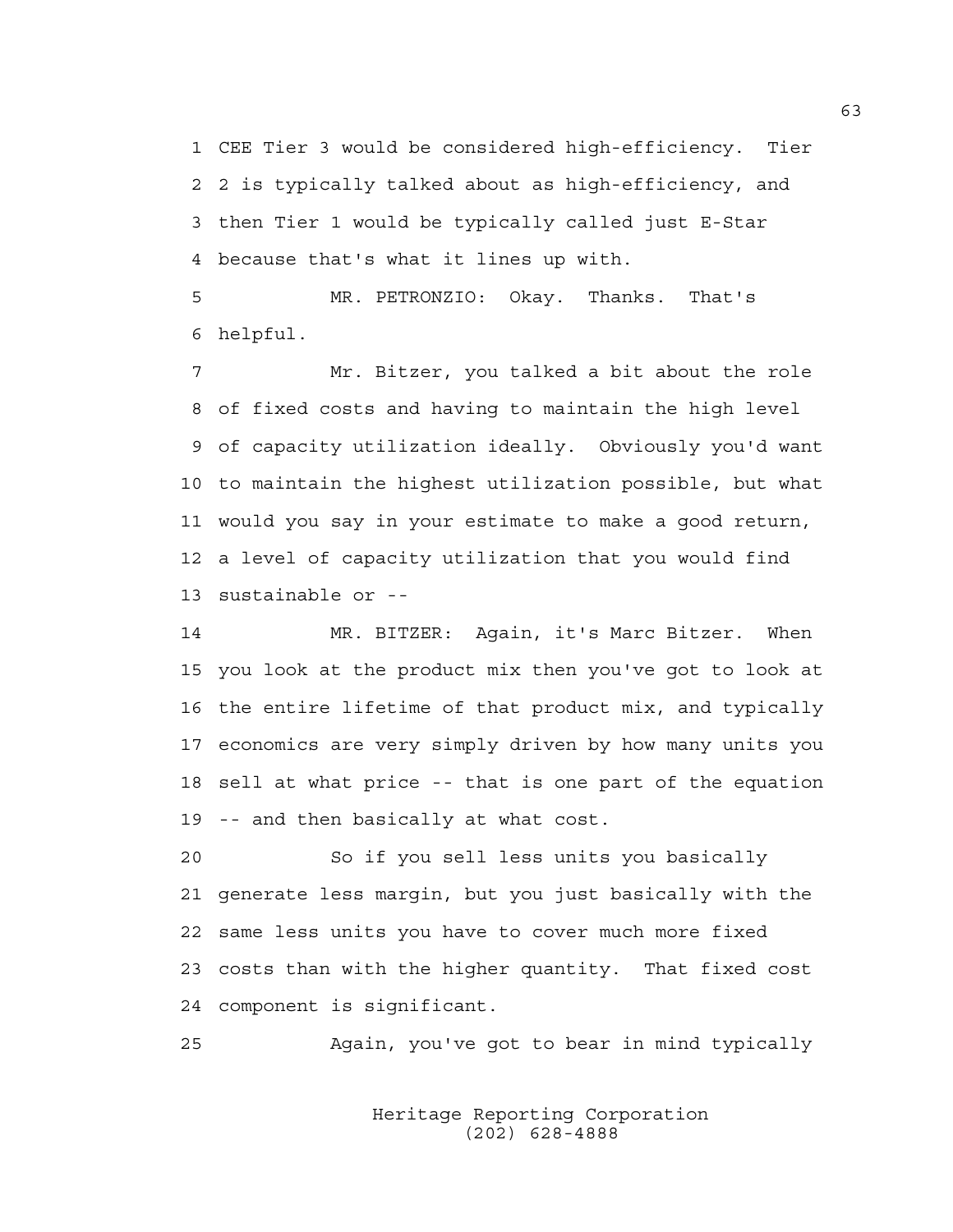CEE Tier 3 would be considered high-efficiency. Tier 2 is typically talked about as high-efficiency, and then Tier 1 would be typically called just E-Star because that's what it lines up with.

MR. PETRONZIO: Okay. Thanks. That's helpful.

Mr. Bitzer, you talked a bit about the role of fixed costs and having to maintain the high level of capacity utilization ideally. Obviously you'd want to maintain the highest utilization possible, but what would you say in your estimate to make a good return, a level of capacity utilization that you would find sustainable or --

MR. BITZER: Again, it's Marc Bitzer. When you look at the product mix then you've got to look at the entire lifetime of that product mix, and typically economics are very simply driven by how many units you sell at what price -- that is one part of the equation -- and then basically at what cost.

So if you sell less units you basically generate less margin, but you just basically with the same less units you have to cover much more fixed costs than with the higher quantity. That fixed cost component is significant.

Again, you've got to bear in mind typically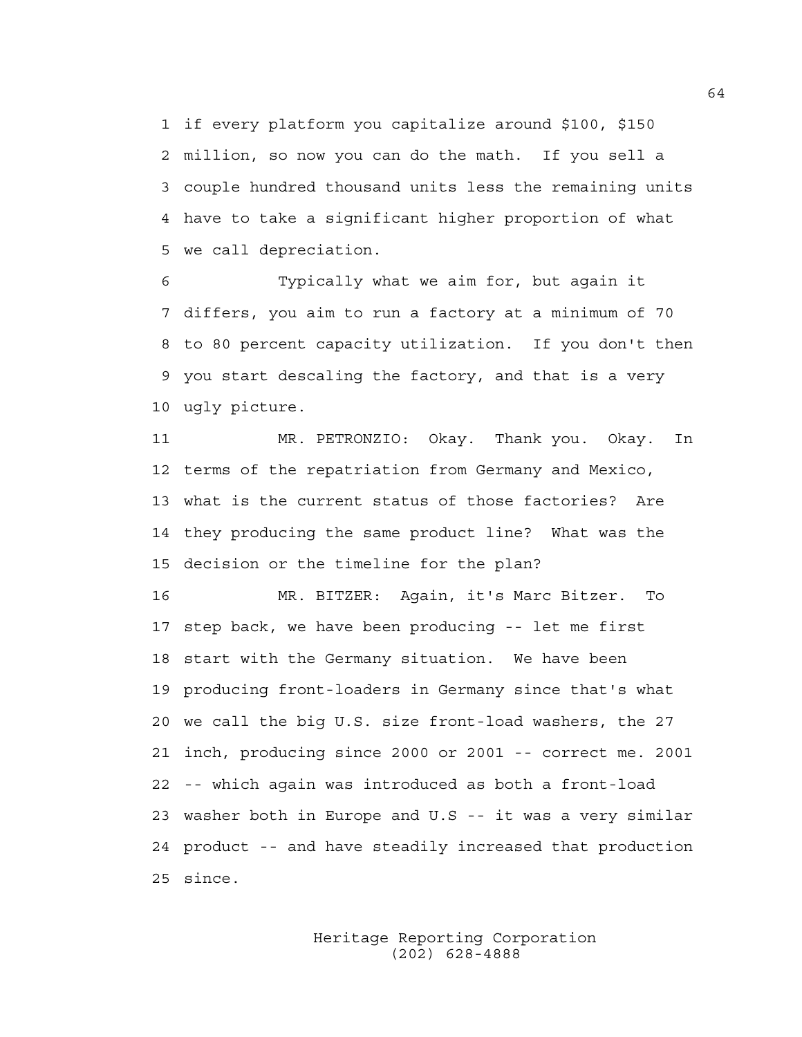if every platform you capitalize around $100, $150 million, so now you can do the math. If you sell a couple hundred thousand units less the remaining units have to take a significant higher proportion of what we call depreciation.

Typically what we aim for, but again it differs, you aim to run a factory at a minimum of 70 to 80 percent capacity utilization. If you don't then you start descaling the factory, and that is a very ugly picture.

MR. PETRONZIO: Okay. Thank you. Okay. In terms of the repatriation from Germany and Mexico, what is the current status of those factories? Are they producing the same product line? What was the decision or the timeline for the plan?

MR. BITZER: Again, it's Marc Bitzer. To step back, we have been producing -- let me first start with the Germany situation. We have been producing front-loaders in Germany since that's what we call the big U.S. size front-load washers, the 27 inch, producing since 2000 or 2001 -- correct me. 2001 -- which again was introduced as both a front-load washer both in Europe and U.S -- it was a very similar product -- and have steadily increased that production since.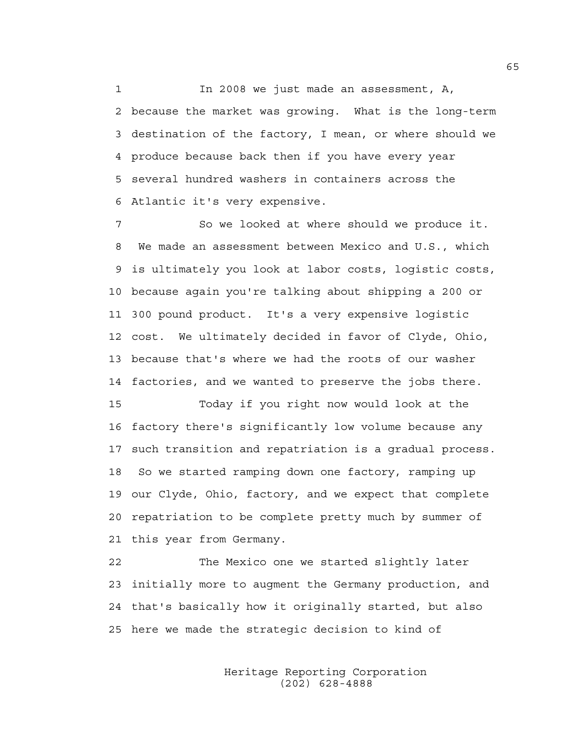In 2008 we just made an assessment, A, because the market was growing. What is the long-term destination of the factory, I mean, or where should we produce because back then if you have every year several hundred washers in containers across the Atlantic it's very expensive.

So we looked at where should we produce it. We made an assessment between Mexico and U.S., which is ultimately you look at labor costs, logistic costs, because again you're talking about shipping a 200 or 300 pound product. It's a very expensive logistic cost. We ultimately decided in favor of Clyde, Ohio, because that's where we had the roots of our washer factories, and we wanted to preserve the jobs there.

Today if you right now would look at the factory there's significantly low volume because any such transition and repatriation is a gradual process. So we started ramping down one factory, ramping up our Clyde, Ohio, factory, and we expect that complete repatriation to be complete pretty much by summer of this year from Germany.

The Mexico one we started slightly later initially more to augment the Germany production, and that's basically how it originally started, but also here we made the strategic decision to kind of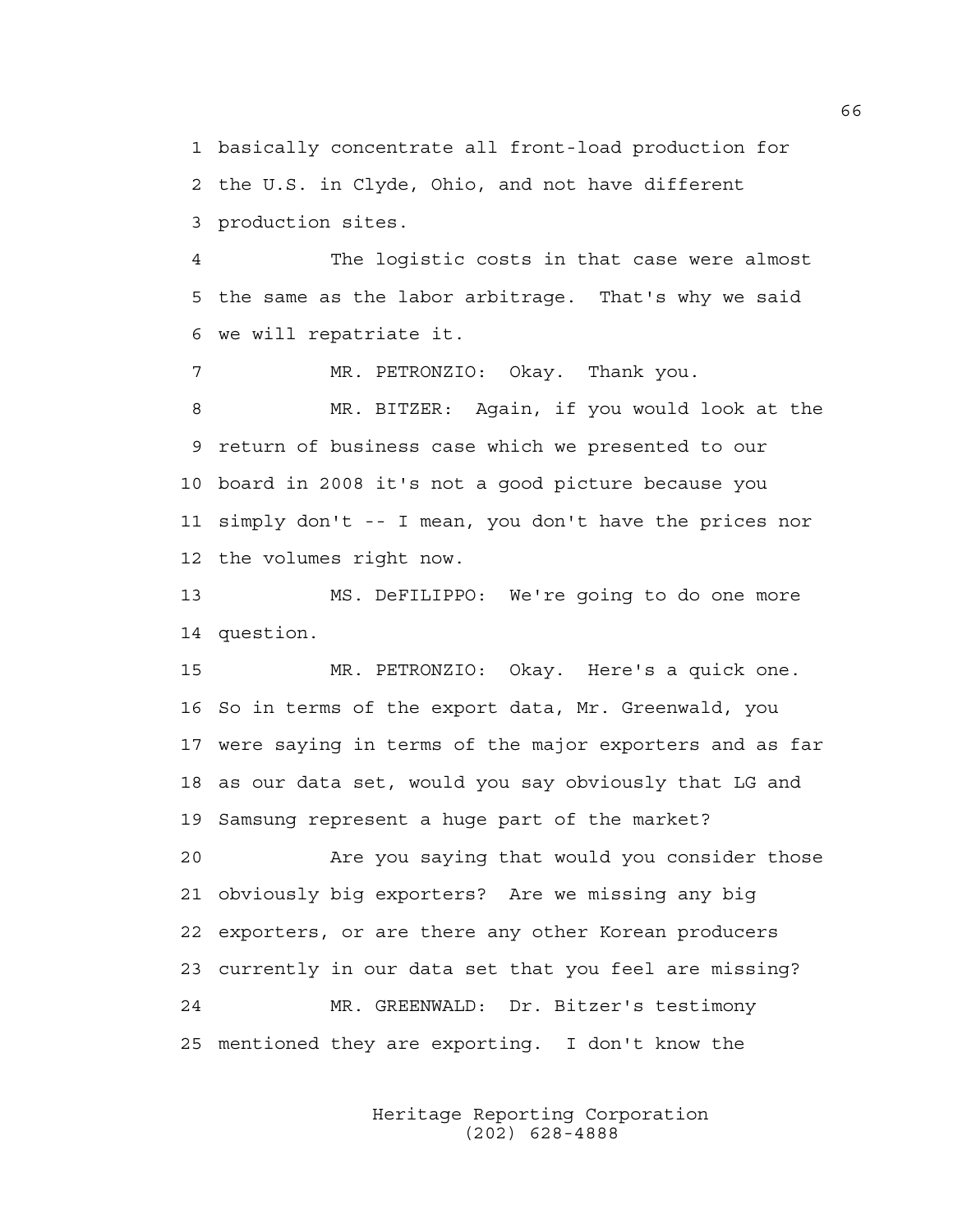basically concentrate all front-load production for the U.S. in Clyde, Ohio, and not have different production sites.

The logistic costs in that case were almost the same as the labor arbitrage. That's why we said we will repatriate it.

MR. PETRONZIO: Okay. Thank you.

MR. BITZER: Again, if you would look at the return of business case which we presented to our board in 2008 it's not a good picture because you simply don't -- I mean, you don't have the prices nor the volumes right now.

MS. DeFILIPPO: We're going to do one more question.

MR. PETRONZIO: Okay. Here's a quick one. So in terms of the export data, Mr. Greenwald, you were saying in terms of the major exporters and as far as our data set, would you say obviously that LG and Samsung represent a huge part of the market?

Are you saying that would you consider those obviously big exporters? Are we missing any big exporters, or are there any other Korean producers currently in our data set that you feel are missing?

MR. GREENWALD: Dr. Bitzer's testimony mentioned they are exporting. I don't know the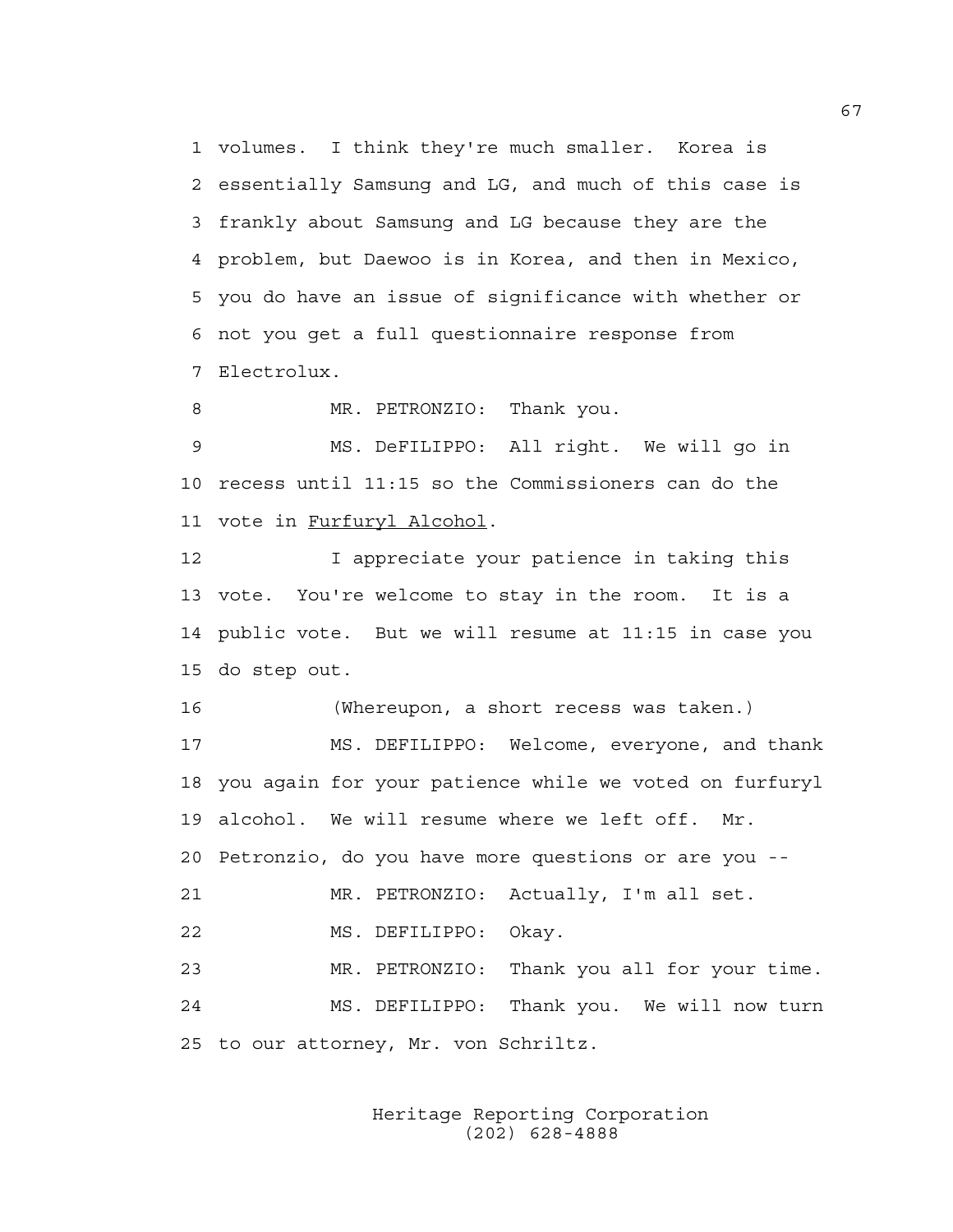1 volumes. I think they're much smaller. Korea is
2 essentially Samsung and LG, and much of this case is
3 frankly about Samsung and LG because they are the
4 problem, but Daewoo is in Korea, and then in Mexico,
5 you do have an issue of significance with whether or
6 not you get a full questionnaire response from
7 Electrolux.

8 MR. PETRONZIO: Thank you.

9 MS. DeFILIPPO: All right. We will go in
10 recess until 11:15 so the Commissioners can do the
11 vote in Furfuryl Alcohol.

12 I appreciate your patience in taking this
13 vote. You're welcome to stay in the room. It is a
14 public vote. But we will resume at 11:15 in case you
15 do step out.

16 (Whereupon, a short recess was taken.)

17 MS. DEFILIPPO: Welcome, everyone, and thank
18 you again for your patience while we voted on furfuryl
19 alcohol. We will resume where we left off. Mr.
20 Petronzio, do you have more questions or are you --

21 MR. PETRONZIO: Actually, I'm all set.

22 MS. DEFILIPPO: Okay.

23 MR. PETRONZIO: Thank you all for your time.

24 MS. DEFILIPPO: Thank you. We will now turn
25 to our attorney, Mr. von Schriltz.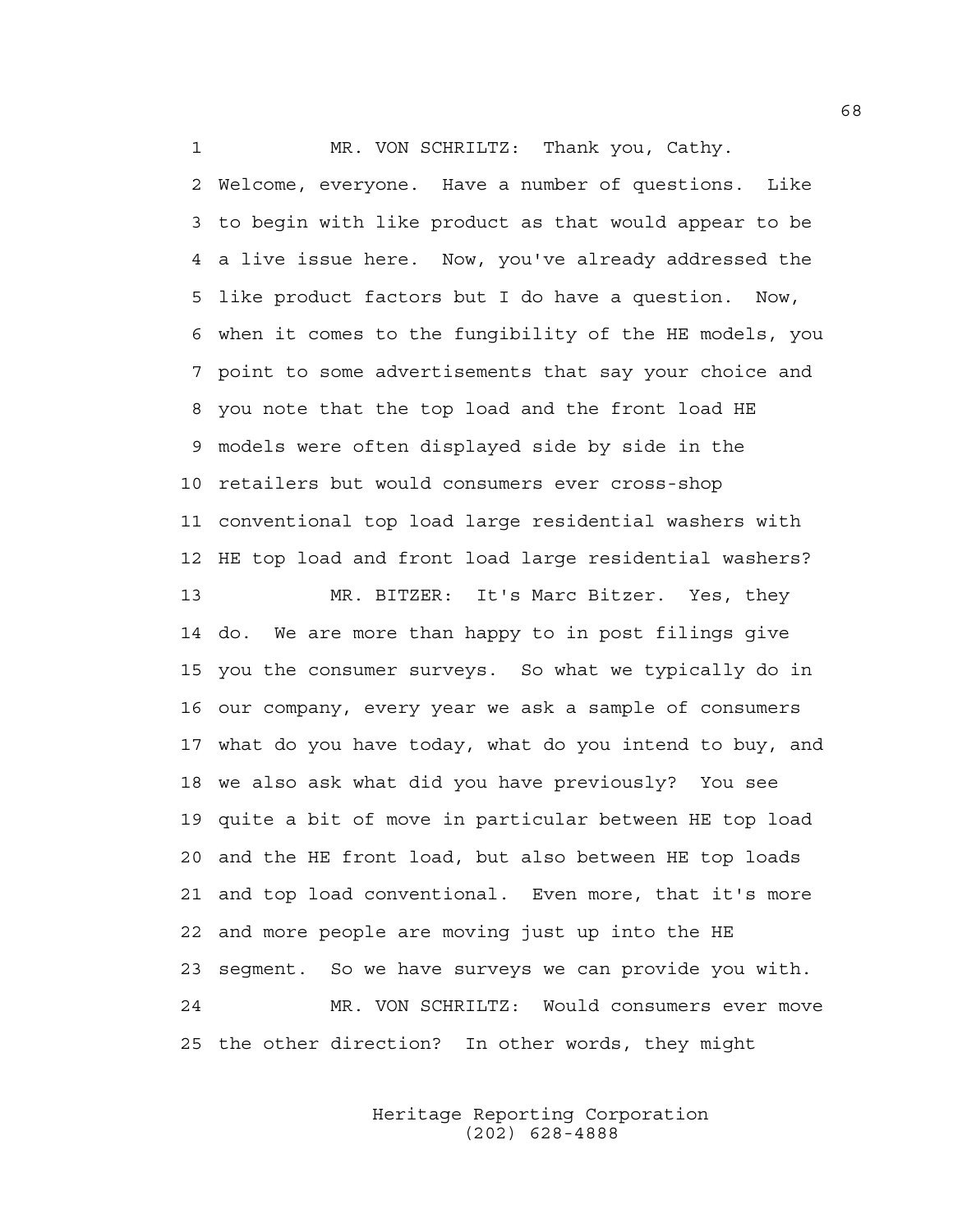MR. VON SCHRILTZ: Thank you, Cathy. Welcome, everyone. Have a number of questions. Like to begin with like product as that would appear to be a live issue here. Now, you've already addressed the like product factors but I do have a question. Now, when it comes to the fungibility of the HE models, you point to some advertisements that say your choice and you note that the top load and the front load HE models were often displayed side by side in the retailers but would consumers ever cross-shop conventional top load large residential washers with HE top load and front load large residential washers?

MR. BITZER: It's Marc Bitzer. Yes, they do. We are more than happy to in post filings give you the consumer surveys. So what we typically do in our company, every year we ask a sample of consumers what do you have today, what do you intend to buy, and we also ask what did you have previously? You see quite a bit of move in particular between HE top load and the HE front load, but also between HE top loads and top load conventional. Even more, that it's more and more people are moving just up into the HE segment. So we have surveys we can provide you with.

MR. VON SCHRILTZ: Would consumers ever move the other direction? In other words, they might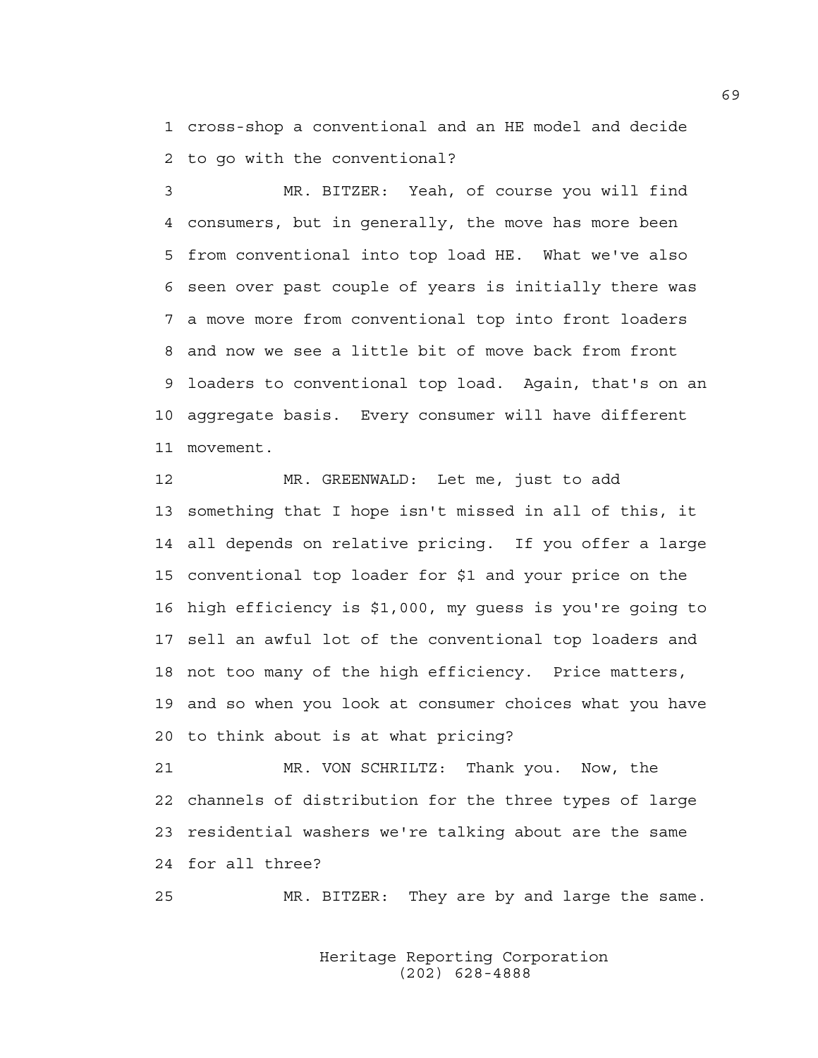cross-shop a conventional and an HE model and decide to go with the conventional?

MR. BITZER: Yeah, of course you will find consumers, but in generally, the move has more been from conventional into top load HE. What we've also seen over past couple of years is initially there was a move more from conventional top into front loaders and now we see a little bit of move back from front loaders to conventional top load. Again, that's on an aggregate basis. Every consumer will have different movement.

MR. GREENWALD: Let me, just to add something that I hope isn't missed in all of this, it all depends on relative pricing. If you offer a large conventional top loader for $1 and your price on the high efficiency is $1,000, my guess is you're going to sell an awful lot of the conventional top loaders and not too many of the high efficiency. Price matters, and so when you look at consumer choices what you have to think about is at what pricing?

MR. VON SCHRILTZ: Thank you. Now, the channels of distribution for the three types of large residential washers we're talking about are the same for all three?

MR. BITZER: They are by and large the same.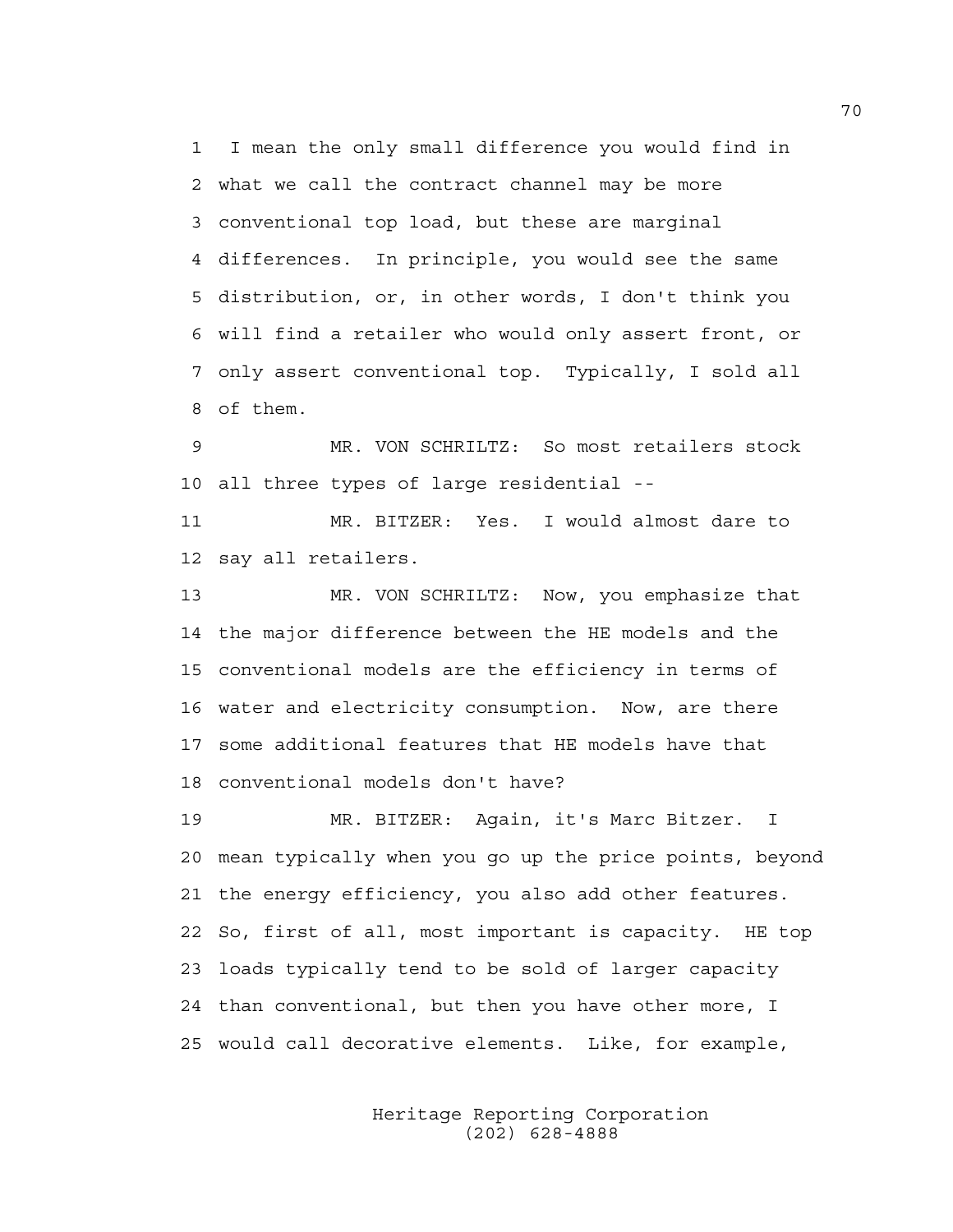1 I mean the only small difference you would find in
2 what we call the contract channel may be more
3 conventional top load, but these are marginal
4 differences. In principle, you would see the same
5 distribution, or, in other words, I don't think you
6 will find a retailer who would only assert front, or
7 only assert conventional top. Typically, I sold all
8 of them.

9 MR. VON SCHRILTZ: So most retailers stock
10 all three types of large residential --

11 MR. BITZER: Yes. I would almost dare to
12 say all retailers.

13 MR. VON SCHRILTZ: Now, you emphasize that
14 the major difference between the HE models and the
15 conventional models are the efficiency in terms of
16 water and electricity consumption. Now, are there
17 some additional features that HE models have that
18 conventional models don't have?

19 MR. BITZER: Again, it's Marc Bitzer. I
20 mean typically when you go up the price points, beyond
21 the energy efficiency, you also add other features.
22 So, first of all, most important is capacity. HE top
23 loads typically tend to be sold of larger capacity
24 than conventional, but then you have other more, I
25 would call decorative elements. Like, for example,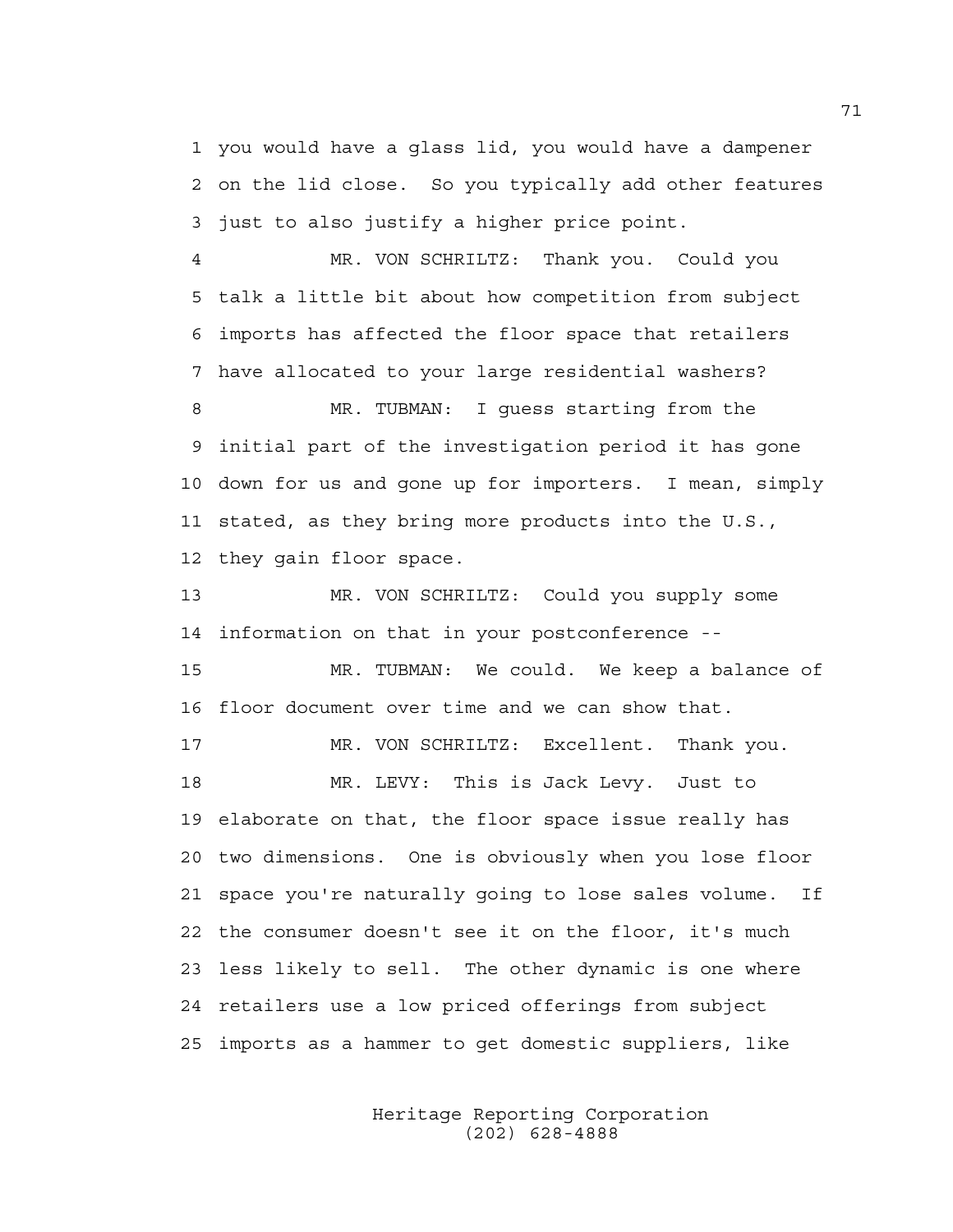1 you would have a glass lid, you would have a dampener
2 on the lid close. So you typically add other features
3 just to also justify a higher price point.

4 MR. VON SCHRILTZ: Thank you. Could you
5 talk a little bit about how competition from subject
6 imports has affected the floor space that retailers
7 have allocated to your large residential washers?

8 MR. TUBMAN: I guess starting from the
9 initial part of the investigation period it has gone
10 down for us and gone up for importers. I mean, simply
11 stated, as they bring more products into the U.S.,
12 they gain floor space.

13 MR. VON SCHRILTZ: Could you supply some
14 information on that in your postconference --

15 MR. TUBMAN: We could. We keep a balance of
16 floor document over time and we can show that.

17 MR. VON SCHRILTZ: Excellent. Thank you.

18 MR. LEVY: This is Jack Levy. Just to
19 elaborate on that, the floor space issue really has
20 two dimensions. One is obviously when you lose floor
21 space you're naturally going to lose sales volume. If
22 the consumer doesn't see it on the floor, it's much
23 less likely to sell. The other dynamic is one where
24 retailers use a low priced offerings from subject
25 imports as a hammer to get domestic suppliers, like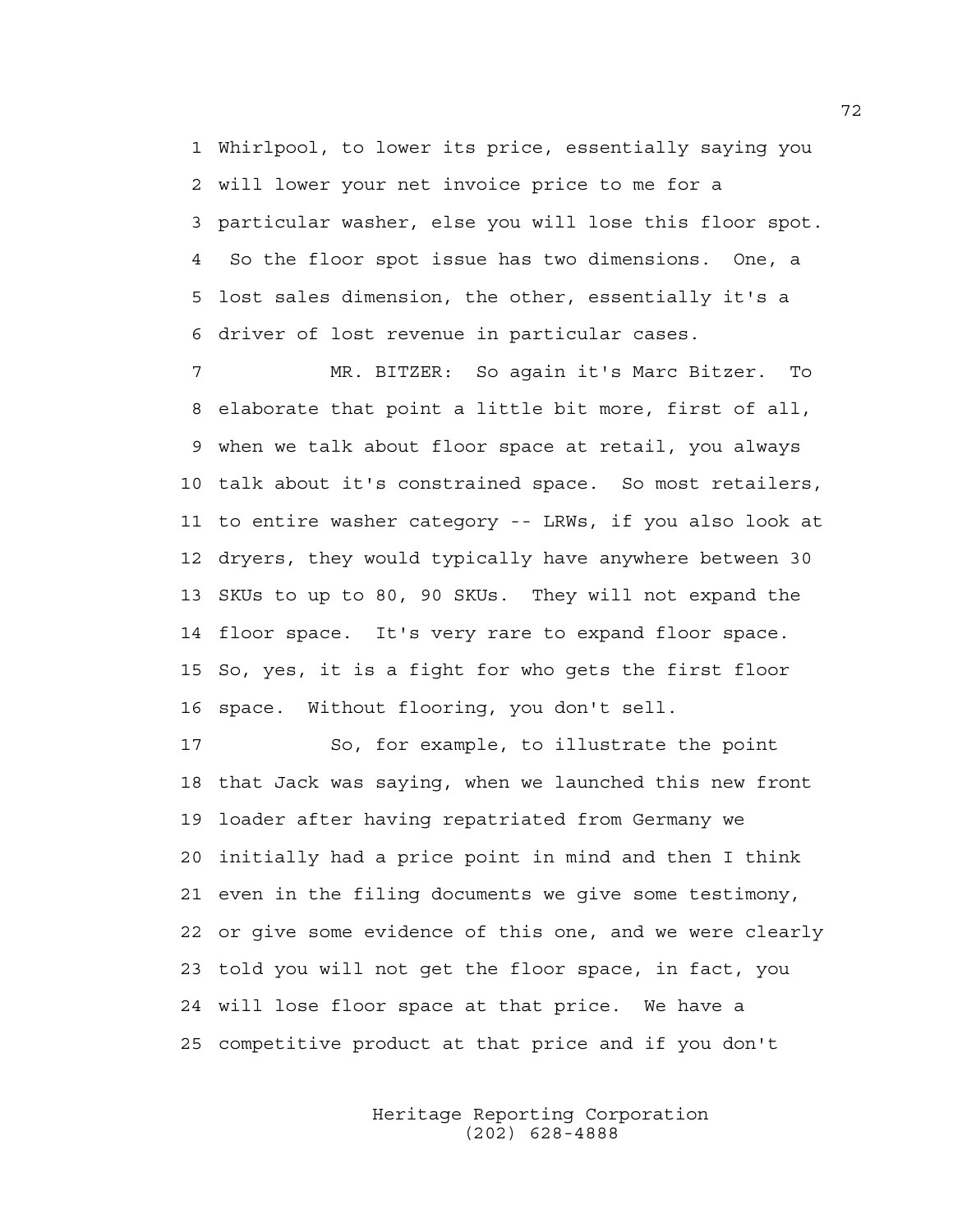1 Whirlpool, to lower its price, essentially saying you
2 will lower your net invoice price to me for a
3 particular washer, else you will lose this floor spot.
4 So the floor spot issue has two dimensions. One, a
5 lost sales dimension, the other, essentially it's a
6 driver of lost revenue in particular cases.

7 MR. BITZER: So again it's Marc Bitzer. To
8 elaborate that point a little bit more, first of all,
9 when we talk about floor space at retail, you always
10 talk about it's constrained space. So most retailers,
11 to entire washer category -- LRWs, if you also look at
12 dryers, they would typically have anywhere between 30
13 SKUs to up to 80, 90 SKUs. They will not expand the
14 floor space. It's very rare to expand floor space.
15 So, yes, it is a fight for who gets the first floor
16 space. Without flooring, you don't sell.

17 So, for example, to illustrate the point
18 that Jack was saying, when we launched this new front
19 loader after having repatriated from Germany we
20 initially had a price point in mind and then I think
21 even in the filing documents we give some testimony,
22 or give some evidence of this one, and we were clearly
23 told you will not get the floor space, in fact, you
24 will lose floor space at that price. We have a
25 competitive product at that price and if you don't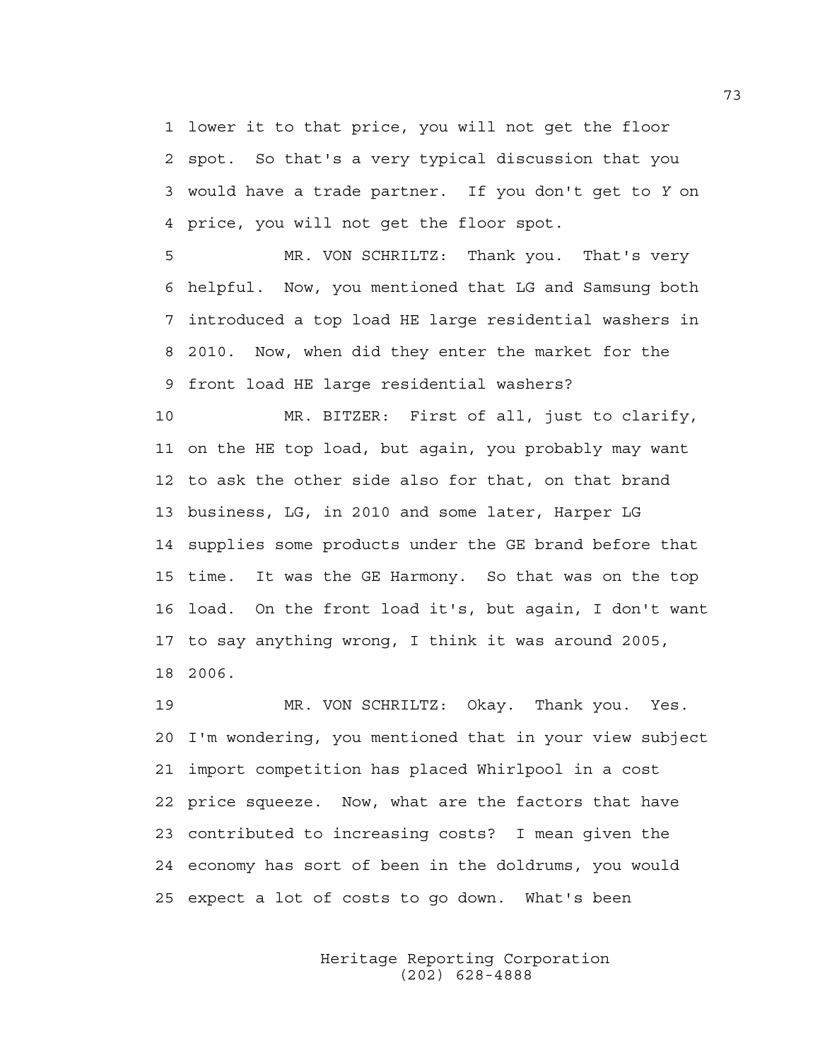1 lower it to that price, you will not get the floor
2 spot. So that's a very typical discussion that you
3 would have a trade partner. If you don't get to Y on
4 price, you will not get the floor spot.

5 MR. VON SCHRILTZ: Thank you. That's very
6 helpful. Now, you mentioned that LG and Samsung both
7 introduced a top load HE large residential washers in
8 2010. Now, when did they enter the market for the
9 front load HE large residential washers?

10 MR. BITZER: First of all, just to clarify,
11 on the HE top load, but again, you probably may want
12 to ask the other side also for that, on that brand
13 business, LG, in 2010 and some later, Harper LG
14 supplies some products under the GE brand before that
15 time. It was the GE Harmony. So that was on the top
16 load. On the front load it's, but again, I don't want
17 to say anything wrong, I think it was around 2005,
18 2006.

19 MR. VON SCHRILTZ: Okay. Thank you. Yes.
20 I'm wondering, you mentioned that in your view subject
21 import competition has placed Whirlpool in a cost
22 price squeeze. Now, what are the factors that have
23 contributed to increasing costs? I mean given the
24 economy has sort of been in the doldrums, you would
25 expect a lot of costs to go down. What's been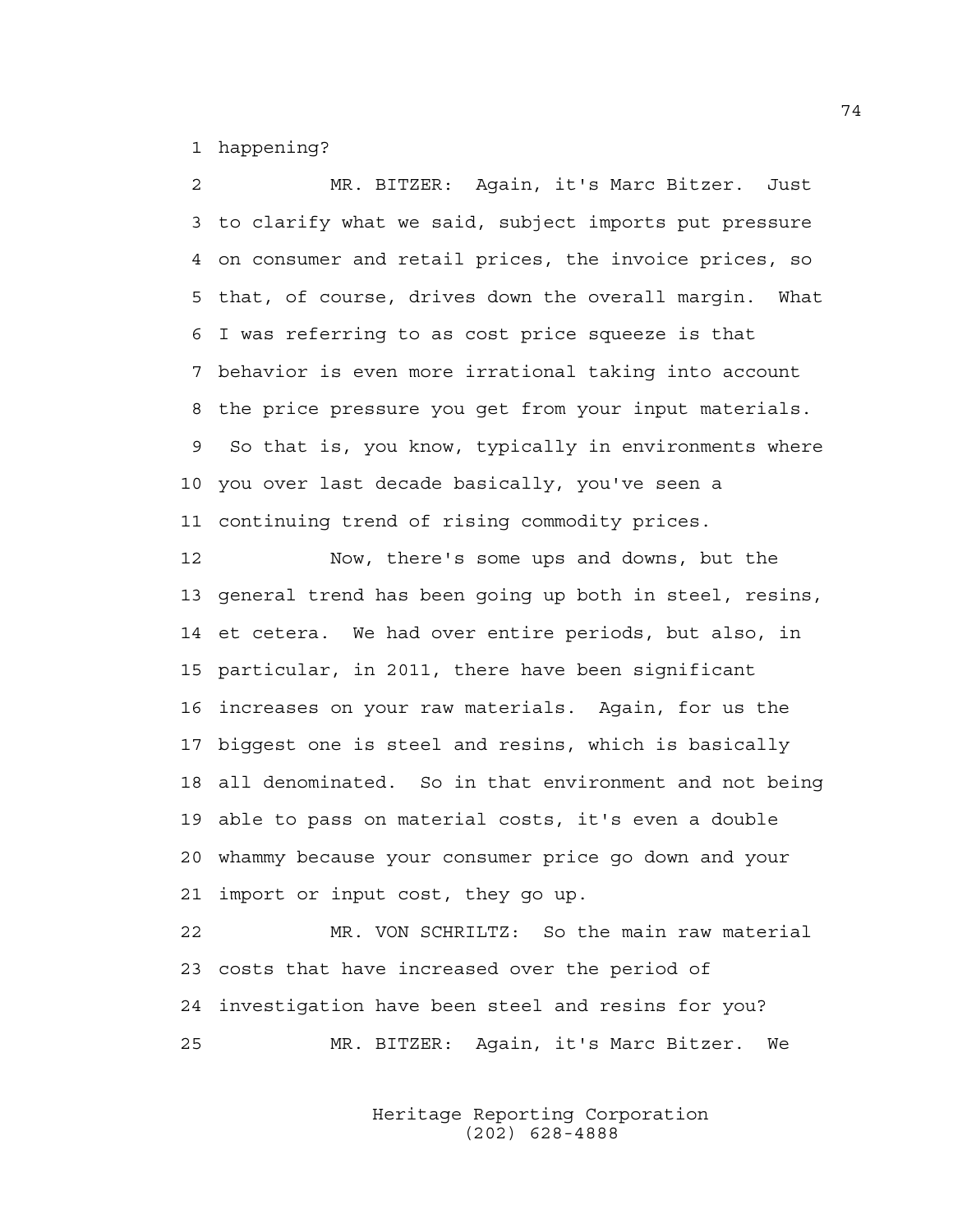happening?

MR. BITZER: Again, it's Marc Bitzer. Just to clarify what we said, subject imports put pressure on consumer and retail prices, the invoice prices, so that, of course, drives down the overall margin. What I was referring to as cost price squeeze is that behavior is even more irrational taking into account the price pressure you get from your input materials. So that is, you know, typically in environments where you over last decade basically, you've seen a continuing trend of rising commodity prices.

Now, there's some ups and downs, but the general trend has been going up both in steel, resins, et cetera. We had over entire periods, but also, in particular, in 2011, there have been significant increases on your raw materials. Again, for us the biggest one is steel and resins, which is basically all denominated. So in that environment and not being able to pass on material costs, it's even a double whammy because your consumer price go down and your import or input cost, they go up.

MR. VON SCHRILTZ: So the main raw material costs that have increased over the period of investigation have been steel and resins for you?

MR. BITZER: Again, it's Marc Bitzer. We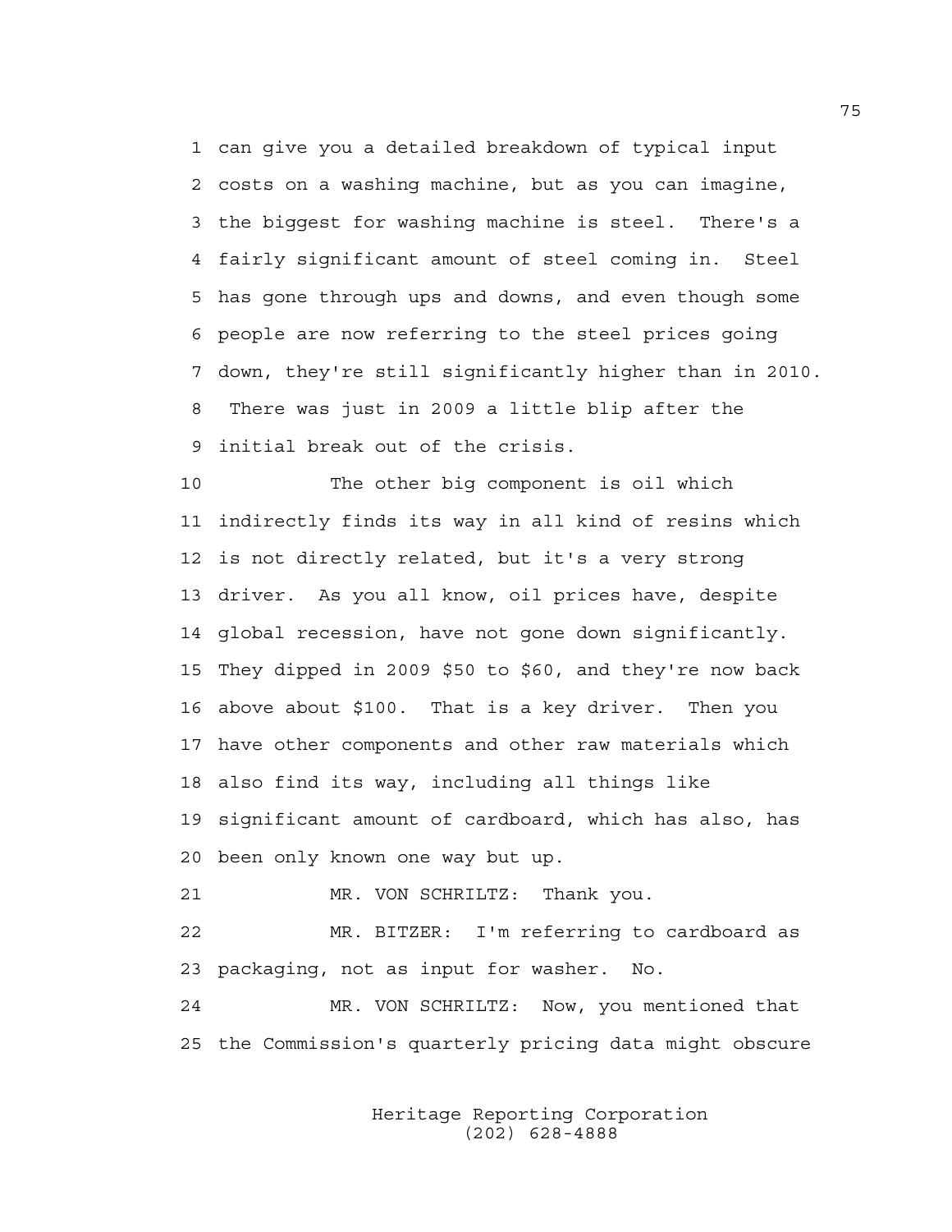1 can give you a detailed breakdown of typical input
2 costs on a washing machine, but as you can imagine,
3 the biggest for washing machine is steel. There's a
4 fairly significant amount of steel coming in. Steel
5 has gone through ups and downs, and even though some
6 people are now referring to the steel prices going
7 down, they're still significantly higher than in 2010.
8 There was just in 2009 a little blip after the
9 initial break out of the crisis.

10 The other big component is oil which
11 indirectly finds its way in all kind of resins which
12 is not directly related, but it's a very strong
13 driver. As you all know, oil prices have, despite
14 global recession, have not gone down significantly.
15 They dipped in 2009 $50 to $60, and they're now back
16 above about $100. That is a key driver. Then you
17 have other components and other raw materials which
18 also find its way, including all things like
19 significant amount of cardboard, which has also, has
20 been only known one way but up.

21 MR. VON SCHRILTZ: Thank you.

22 MR. BITZER: I'm referring to cardboard as
23 packaging, not as input for washer. No.

24 MR. VON SCHRILTZ: Now, you mentioned that
25 the Commission's quarterly pricing data might obscure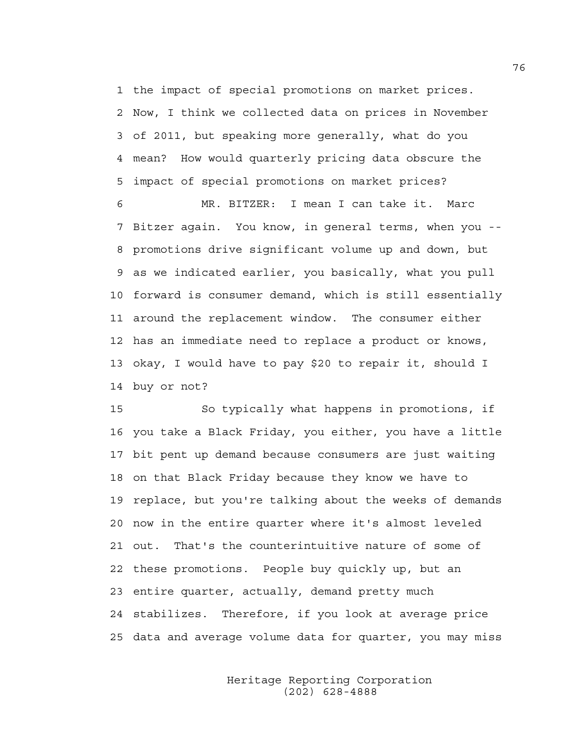the impact of special promotions on market prices. Now, I think we collected data on prices in November of 2011, but speaking more generally, what do you mean? How would quarterly pricing data obscure the impact of special promotions on market prices?

MR. BITZER: I mean I can take it. Marc Bitzer again. You know, in general terms, when you -- promotions drive significant volume up and down, but as we indicated earlier, you basically, what you pull forward is consumer demand, which is still essentially around the replacement window. The consumer either has an immediate need to replace a product or knows, okay, I would have to pay $20 to repair it, should I buy or not?

So typically what happens in promotions, if you take a Black Friday, you either, you have a little bit pent up demand because consumers are just waiting on that Black Friday because they know we have to replace, but you're talking about the weeks of demands now in the entire quarter where it's almost leveled out. That's the counterintuitive nature of some of these promotions. People buy quickly up, but an entire quarter, actually, demand pretty much stabilizes. Therefore, if you look at average price data and average volume data for quarter, you may miss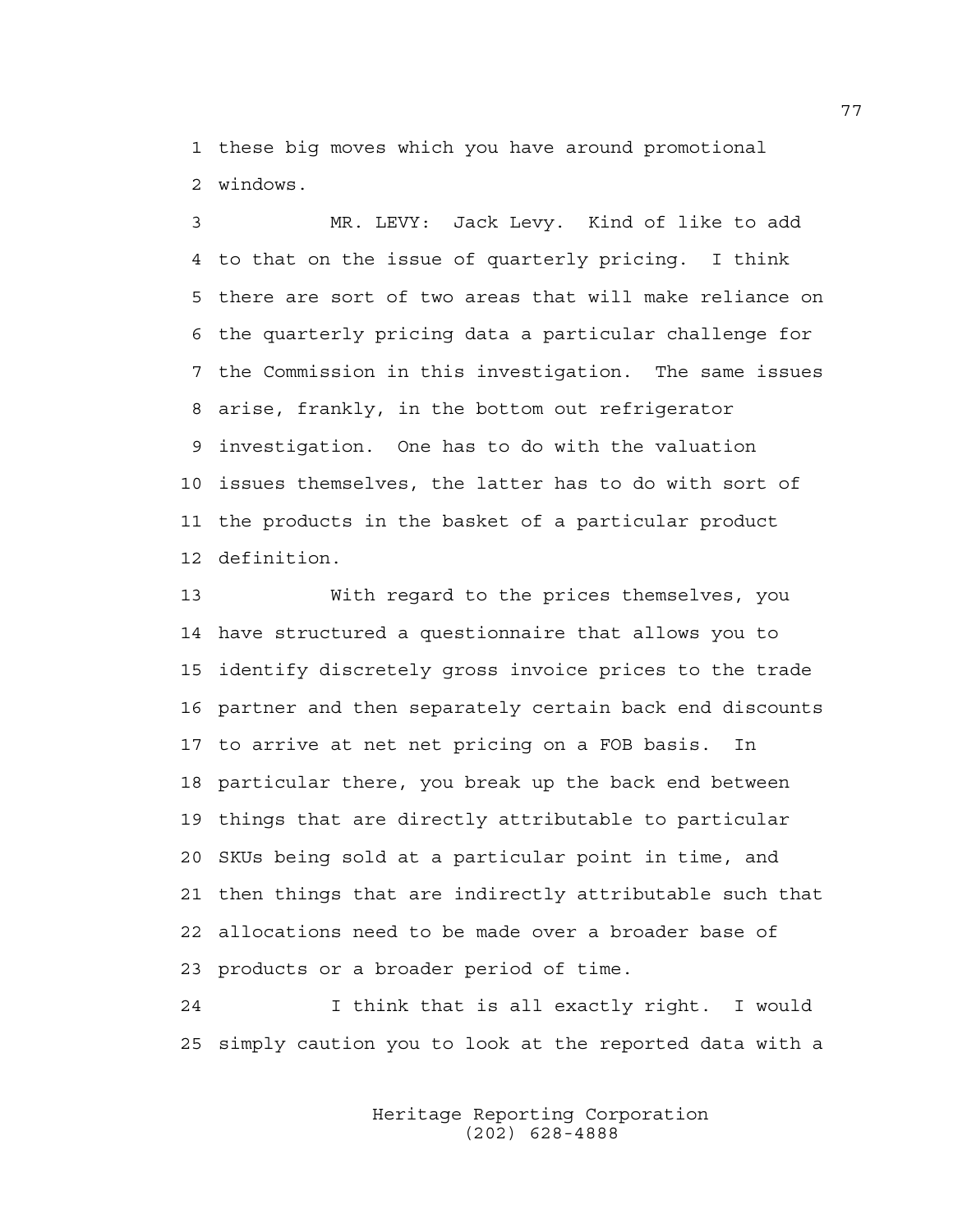these big moves which you have around promotional windows.

MR. LEVY: Jack Levy. Kind of like to add to that on the issue of quarterly pricing. I think there are sort of two areas that will make reliance on the quarterly pricing data a particular challenge for the Commission in this investigation. The same issues arise, frankly, in the bottom out refrigerator investigation. One has to do with the valuation issues themselves, the latter has to do with sort of the products in the basket of a particular product definition.

With regard to the prices themselves, you have structured a questionnaire that allows you to identify discretely gross invoice prices to the trade partner and then separately certain back end discounts to arrive at net net pricing on a FOB basis. In particular there, you break up the back end between things that are directly attributable to particular SKUs being sold at a particular point in time, and then things that are indirectly attributable such that allocations need to be made over a broader base of products or a broader period of time.

I think that is all exactly right. I would simply caution you to look at the reported data with a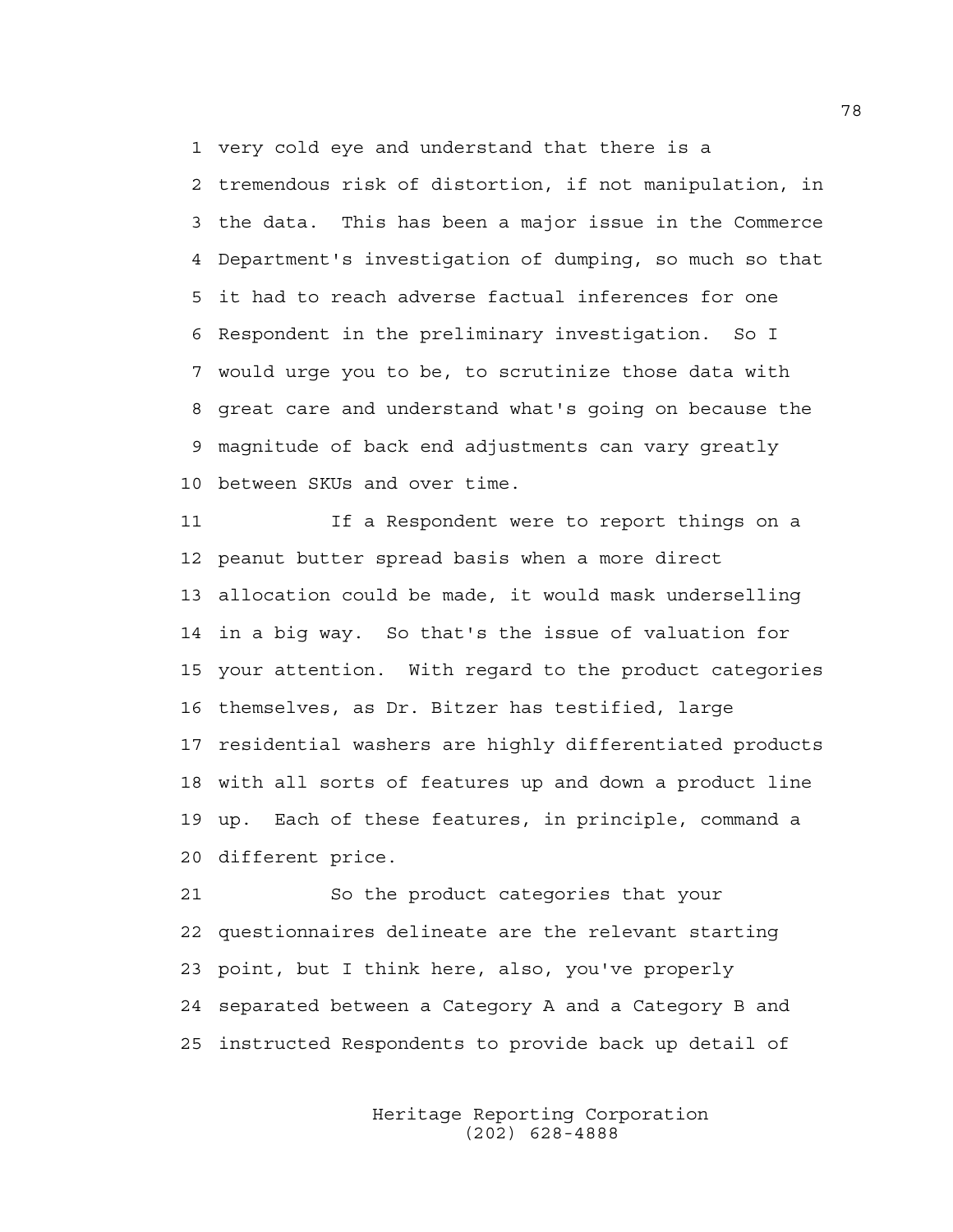very cold eye and understand that there is a tremendous risk of distortion, if not manipulation, in the data. This has been a major issue in the Commerce Department's investigation of dumping, so much so that it had to reach adverse factual inferences for one Respondent in the preliminary investigation. So I would urge you to be, to scrutinize those data with great care and understand what's going on because the magnitude of back end adjustments can vary greatly between SKUs and over time.

If a Respondent were to report things on a peanut butter spread basis when a more direct allocation could be made, it would mask underselling in a big way. So that's the issue of valuation for your attention. With regard to the product categories themselves, as Dr. Bitzer has testified, large residential washers are highly differentiated products with all sorts of features up and down a product line up. Each of these features, in principle, command a different price.

So the product categories that your questionnaires delineate are the relevant starting point, but I think here, also, you've properly separated between a Category A and a Category B and instructed Respondents to provide back up detail of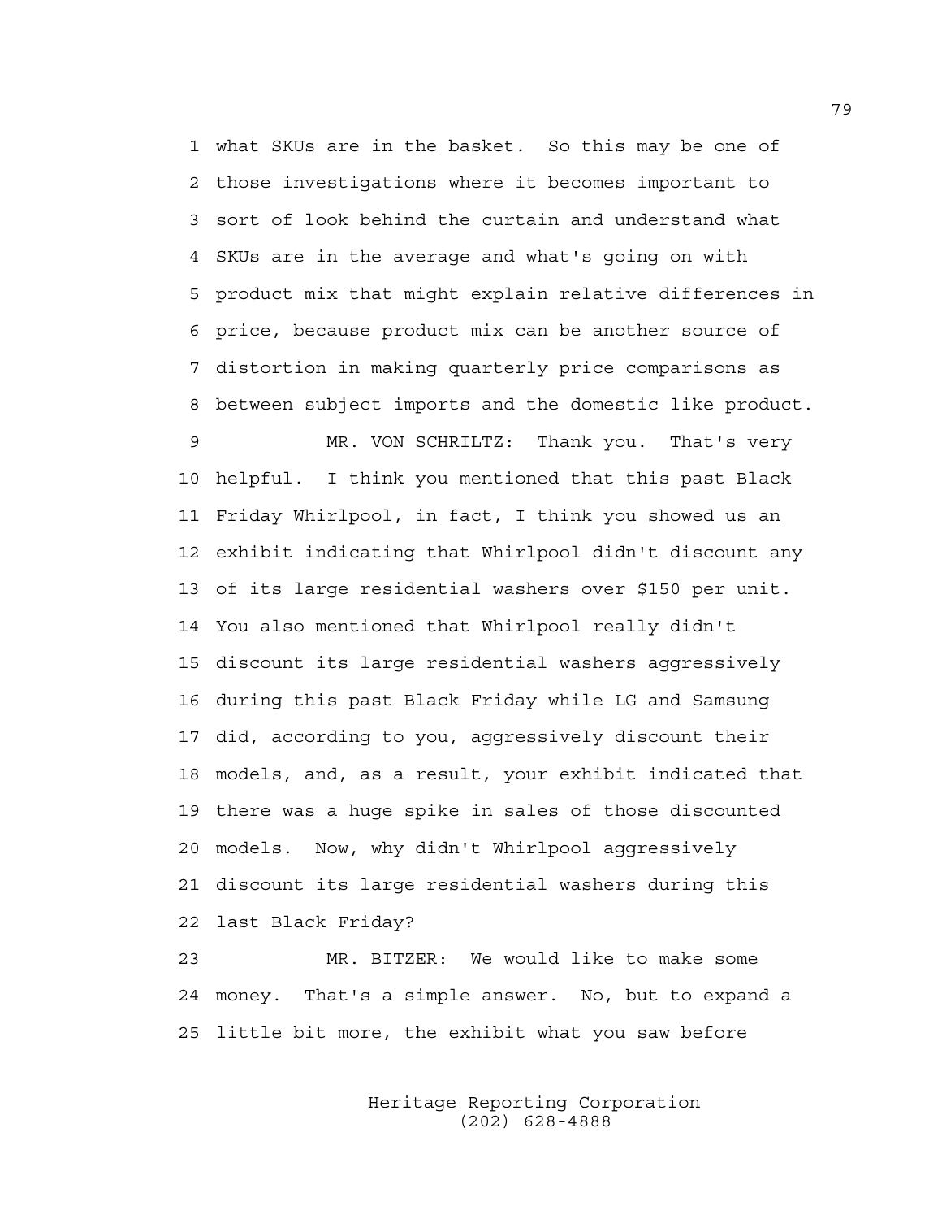what SKUs are in the basket. So this may be one of those investigations where it becomes important to sort of look behind the curtain and understand what SKUs are in the average and what's going on with product mix that might explain relative differences in price, because product mix can be another source of distortion in making quarterly price comparisons as between subject imports and the domestic like product.

MR. VON SCHRILTZ: Thank you. That's very helpful. I think you mentioned that this past Black Friday Whirlpool, in fact, I think you showed us an exhibit indicating that Whirlpool didn't discount any of its large residential washers over $150 per unit. You also mentioned that Whirlpool really didn't discount its large residential washers aggressively during this past Black Friday while LG and Samsung did, according to you, aggressively discount their models, and, as a result, your exhibit indicated that there was a huge spike in sales of those discounted models. Now, why didn't Whirlpool aggressively discount its large residential washers during this last Black Friday?

MR. BITZER: We would like to make some money. That's a simple answer. No, but to expand a little bit more, the exhibit what you saw before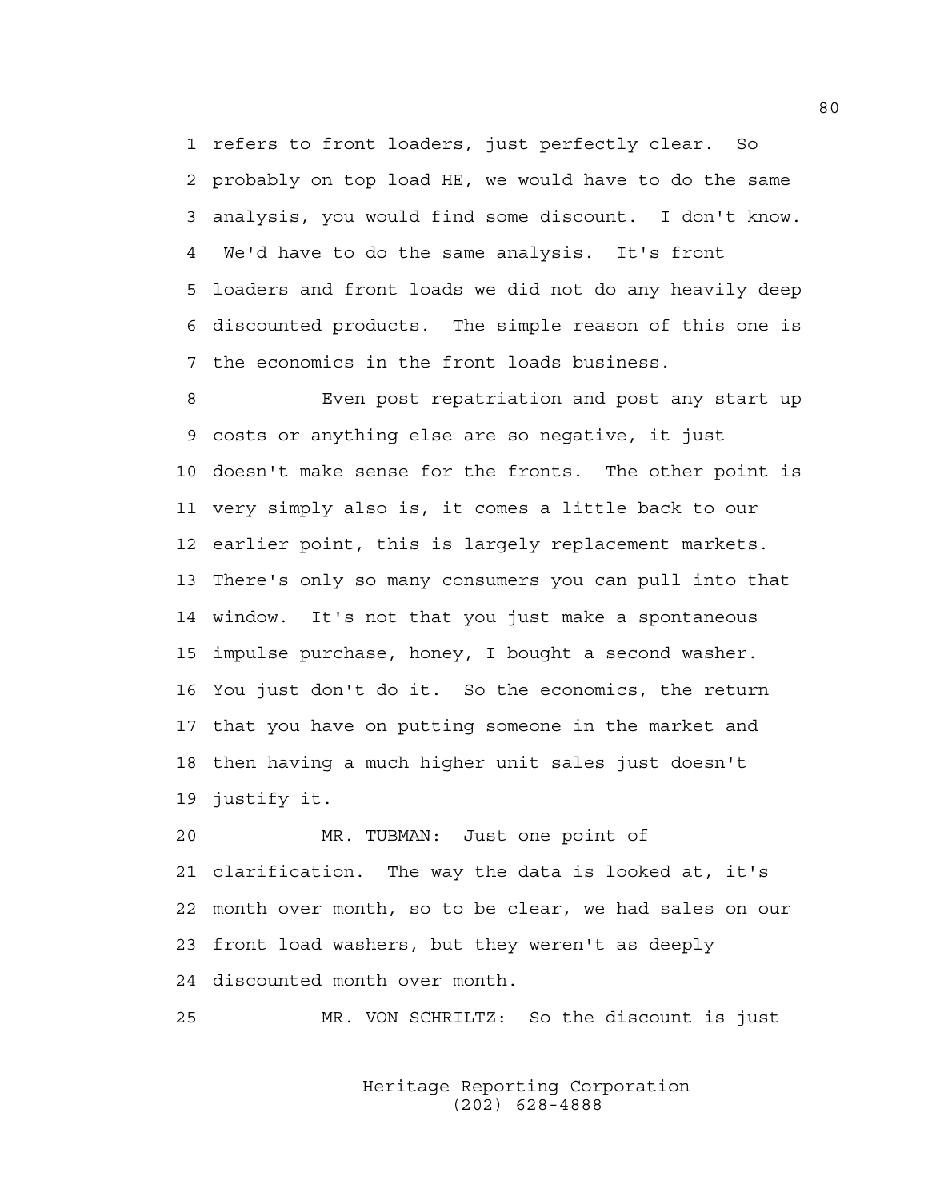refers to front loaders, just perfectly clear. So probably on top load HE, we would have to do the same analysis, you would find some discount. I don't know. We'd have to do the same analysis. It's front loaders and front loads we did not do any heavily deep discounted products. The simple reason of this one is the economics in the front loads business.

Even post repatriation and post any start up costs or anything else are so negative, it just doesn't make sense for the fronts. The other point is very simply also is, it comes a little back to our earlier point, this is largely replacement markets. There's only so many consumers you can pull into that window. It's not that you just make a spontaneous impulse purchase, honey, I bought a second washer. You just don't do it. So the economics, the return that you have on putting someone in the market and then having a much higher unit sales just doesn't justify it.

MR. TUBMAN: Just one point of clarification. The way the data is looked at, it's month over month, so to be clear, we had sales on our front load washers, but they weren't as deeply discounted month over month.

MR. VON SCHRILTZ: So the discount is just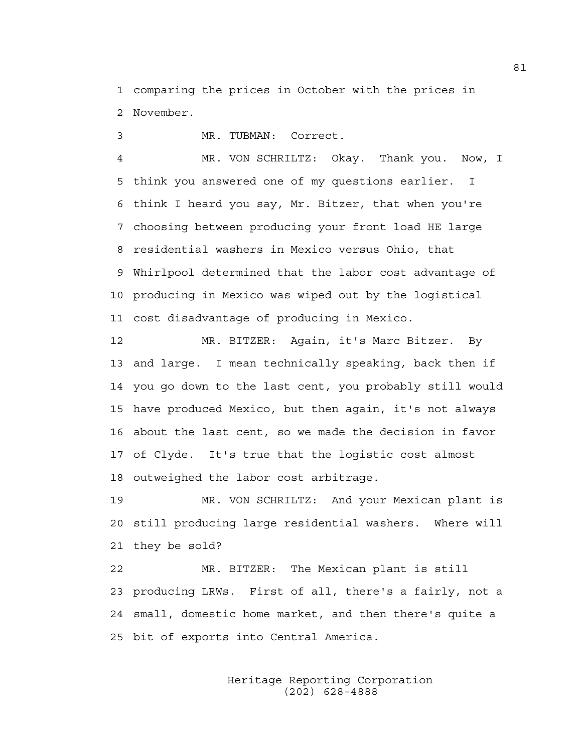1 comparing the prices in October with the prices in
2 November.

3 MR. TUBMAN: Correct.

4 MR. VON SCHRILTZ: Okay. Thank you. Now, I
5 think you answered one of my questions earlier. I
6 think I heard you say, Mr. Bitzer, that when you're
7 choosing between producing your front load HE large
8 residential washers in Mexico versus Ohio, that
9 Whirlpool determined that the labor cost advantage of
10 producing in Mexico was wiped out by the logistical
11 cost disadvantage of producing in Mexico.

12 MR. BITZER: Again, it's Marc Bitzer. By
13 and large. I mean technically speaking, back then if
14 you go down to the last cent, you probably still would
15 have produced Mexico, but then again, it's not always
16 about the last cent, so we made the decision in favor
17 of Clyde. It's true that the logistic cost almost
18 outweighed the labor cost arbitrage.

19 MR. VON SCHRILTZ: And your Mexican plant is
20 still producing large residential washers. Where will
21 they be sold?

22 MR. BITZER: The Mexican plant is still
23 producing LRWs. First of all, there's a fairly, not a
24 small, domestic home market, and then there's quite a
25 bit of exports into Central America.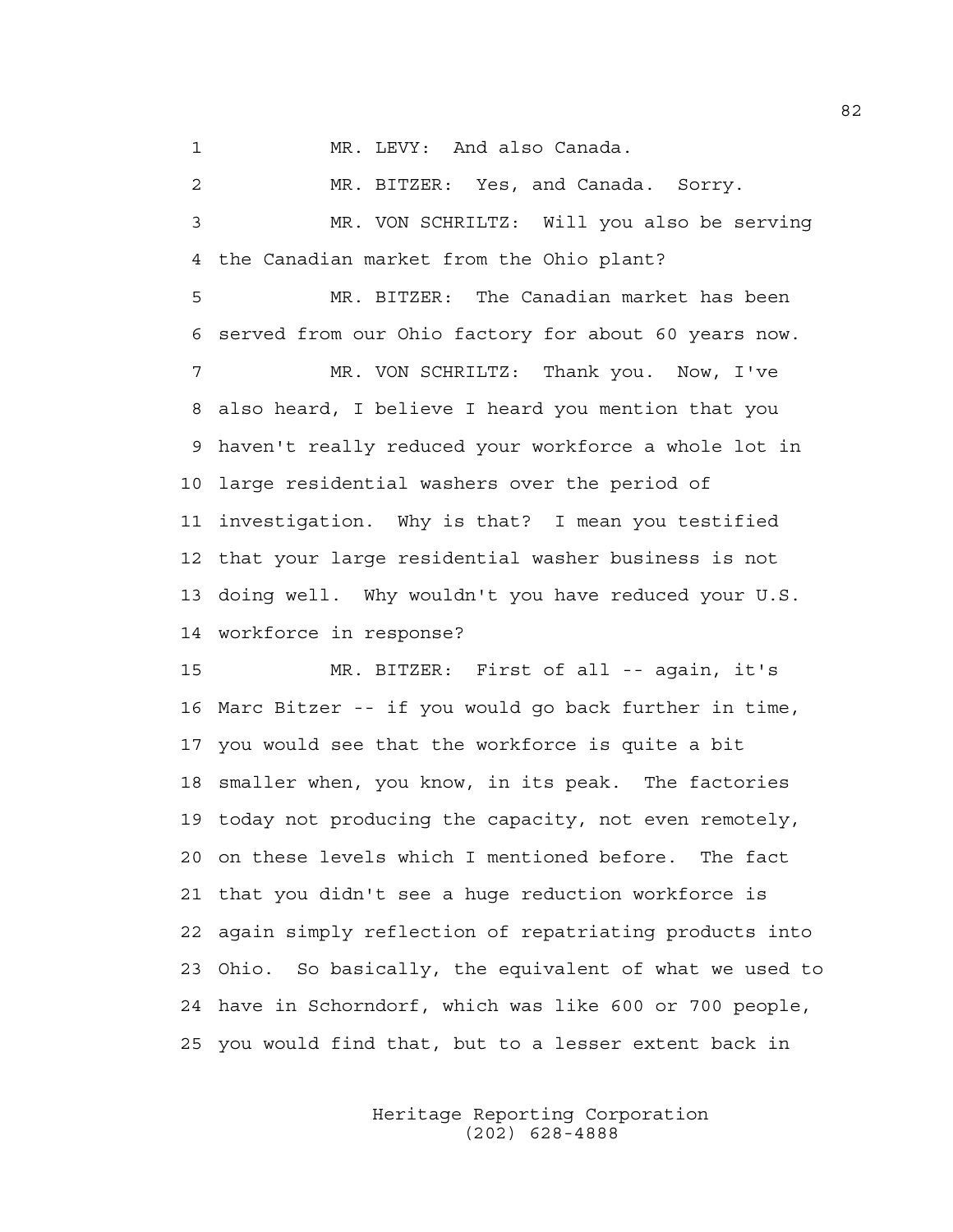1 MR. LEVY: And also Canada.

2 MR. BITZER: Yes, and Canada. Sorry.

3 MR. VON SCHRILTZ: Will you also be serving
4 the Canadian market from the Ohio plant?

5 MR. BITZER: The Canadian market has been
6 served from our Ohio factory for about 60 years now.

7 MR. VON SCHRILTZ: Thank you. Now, I've
8 also heard, I believe I heard you mention that you
9 haven't really reduced your workforce a whole lot in
10 large residential washers over the period of
11 investigation. Why is that? I mean you testified
12 that your large residential washer business is not
13 doing well. Why wouldn't you have reduced your U.S.
14 workforce in response?

15 MR. BITZER: First of all -- again, it's
16 Marc Bitzer -- if you would go back further in time,
17 you would see that the workforce is quite a bit
18 smaller when, you know, in its peak. The factories
19 today not producing the capacity, not even remotely,
20 on these levels which I mentioned before. The fact
21 that you didn't see a huge reduction workforce is
22 again simply reflection of repatriating products into
23 Ohio. So basically, the equivalent of what we used to
24 have in Schorndorf, which was like 600 or 700 people,
25 you would find that, but to a lesser extent back in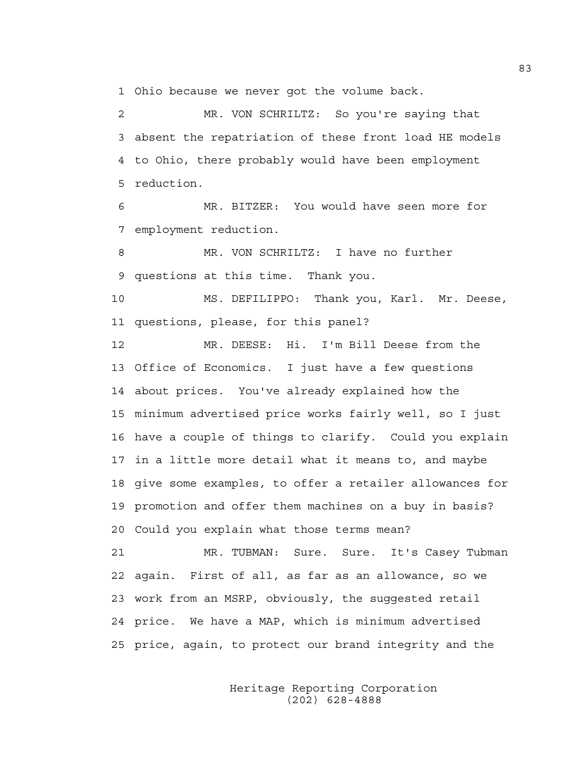1 Ohio because we never got the volume back.

2 MR. VON SCHRILTZ: So you're saying that
3 absent the repatriation of these front load HE models
4 to Ohio, there probably would have been employment
5 reduction.

6 MR. BITZER: You would have seen more for
7 employment reduction.

8 MR. VON SCHRILTZ: I have no further
9 questions at this time. Thank you.

10 MS. DEFILIPPO: Thank you, Karl. Mr. Deese,
11 questions, please, for this panel?

12 MR. DEESE: Hi. I'm Bill Deese from the
13 Office of Economics. I just have a few questions
14 about prices. You've already explained how the
15 minimum advertised price works fairly well, so I just
16 have a couple of things to clarify. Could you explain
17 in a little more detail what it means to, and maybe
18 give some examples, to offer a retailer allowances for
19 promotion and offer them machines on a buy in basis?
20 Could you explain what those terms mean?

21 MR. TUBMAN: Sure. Sure. It's Casey Tubman
22 again. First of all, as far as an allowance, so we
23 work from an MSRP, obviously, the suggested retail
24 price. We have a MAP, which is minimum advertised
25 price, again, to protect our brand integrity and the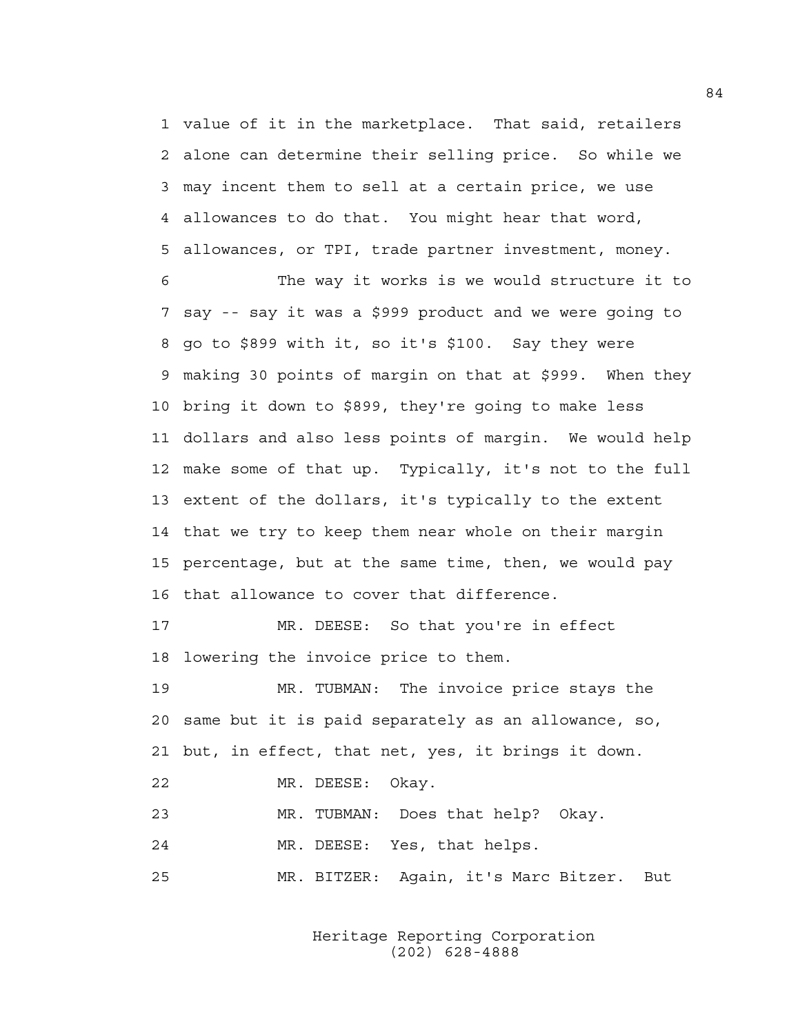value of it in the marketplace. That said, retailers alone can determine their selling price. So while we may incent them to sell at a certain price, we use allowances to do that. You might hear that word, allowances, or TPI, trade partner investment, money.

The way it works is we would structure it to say -- say it was a $999 product and we were going to go to $899 with it, so it's $100. Say they were making 30 points of margin on that at $999. When they bring it down to $899, they're going to make less dollars and also less points of margin. We would help make some of that up. Typically, it's not to the full extent of the dollars, it's typically to the extent that we try to keep them near whole on their margin percentage, but at the same time, then, we would pay that allowance to cover that difference.

MR. DEESE: So that you're in effect lowering the invoice price to them.

MR. TUBMAN: The invoice price stays the same but it is paid separately as an allowance, so, but, in effect, that net, yes, it brings it down.

MR. DEESE: Okay.

MR. TUBMAN: Does that help? Okay.

MR. DEESE: Yes, that helps.

MR. BITZER: Again, it's Marc Bitzer. But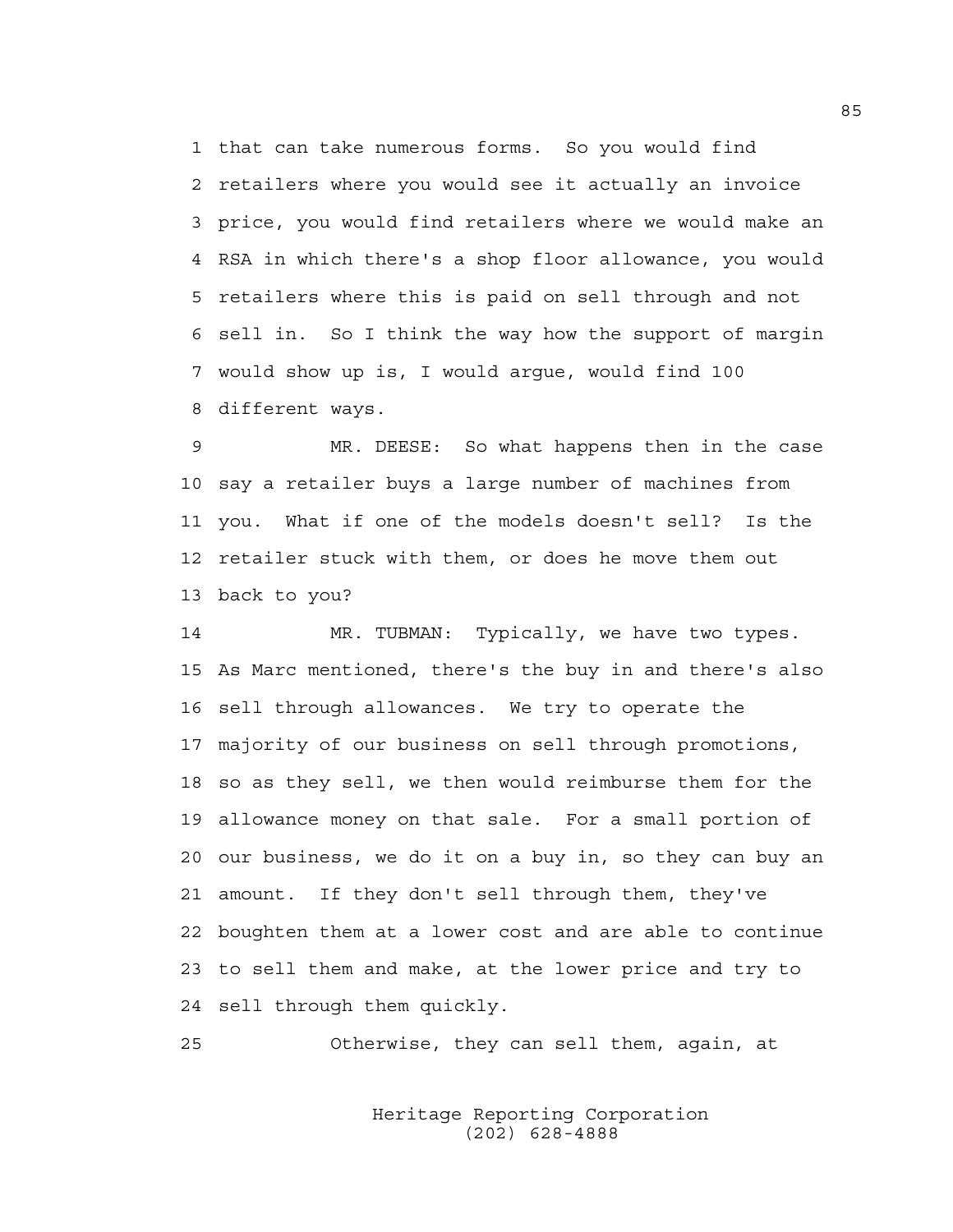1 that can take numerous forms. So you would find
2 retailers where you would see it actually an invoice
3 price, you would find retailers where we would make an
4 RSA in which there's a shop floor allowance, you would
5 retailers where this is paid on sell through and not
6 sell in. So I think the way how the support of margin
7 would show up is, I would argue, would find 100
8 different ways.

9 MR. DEESE: So what happens then in the case
10 say a retailer buys a large number of machines from
11 you. What if one of the models doesn't sell? Is the
12 retailer stuck with them, or does he move them out
13 back to you?

14 MR. TUBMAN: Typically, we have two types.
15 As Marc mentioned, there's the buy in and there's also
16 sell through allowances. We try to operate the
17 majority of our business on sell through promotions,
18 so as they sell, we then would reimburse them for the
19 allowance money on that sale. For a small portion of
20 our business, we do it on a buy in, so they can buy an
21 amount. If they don't sell through them, they've
22 boughten them at a lower cost and are able to continue
23 to sell them and make, at the lower price and try to
24 sell through them quickly.

25 Otherwise, they can sell them, again, at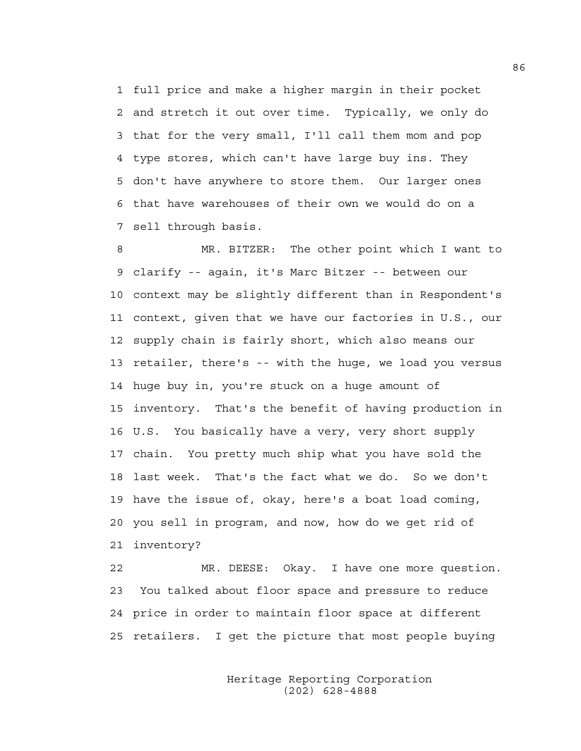full price and make a higher margin in their pocket and stretch it out over time. Typically, we only do that for the very small, I'll call them mom and pop type stores, which can't have large buy ins. They don't have anywhere to store them. Our larger ones that have warehouses of their own we would do on a sell through basis.

MR. BITZER: The other point which I want to clarify -- again, it's Marc Bitzer -- between our context may be slightly different than in Respondent's context, given that we have our factories in U.S., our supply chain is fairly short, which also means our retailer, there's -- with the huge, we load you versus huge buy in, you're stuck on a huge amount of inventory. That's the benefit of having production in U.S. You basically have a very, very short supply chain. You pretty much ship what you have sold the last week. That's the fact what we do. So we don't have the issue of, okay, here's a boat load coming, you sell in program, and now, how do we get rid of inventory?

MR. DEESE: Okay. I have one more question. You talked about floor space and pressure to reduce price in order to maintain floor space at different retailers. I get the picture that most people buying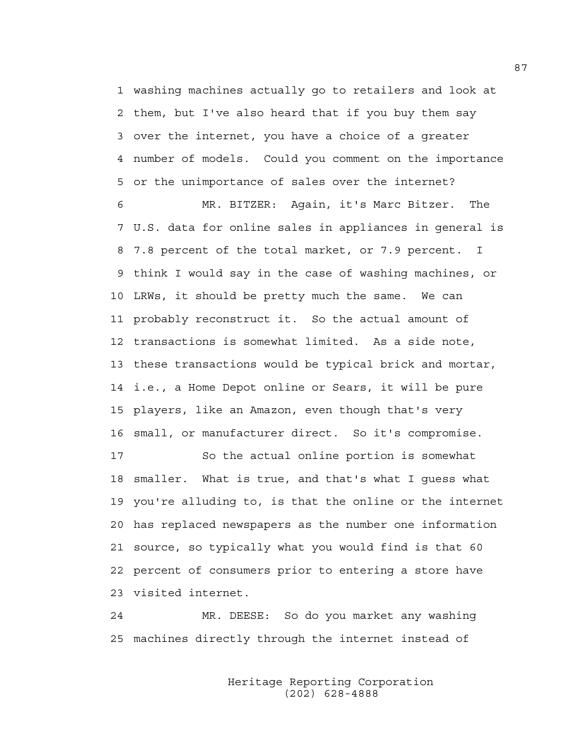washing machines actually go to retailers and look at them, but I've also heard that if you buy them say over the internet, you have a choice of a greater number of models. Could you comment on the importance or the unimportance of sales over the internet?

MR. BITZER: Again, it's Marc Bitzer. The U.S. data for online sales in appliances in general is 7.8 percent of the total market, or 7.9 percent. I think I would say in the case of washing machines, or LRWs, it should be pretty much the same. We can probably reconstruct it. So the actual amount of transactions is somewhat limited. As a side note, these transactions would be typical brick and mortar, i.e., a Home Depot online or Sears, it will be pure players, like an Amazon, even though that's very small, or manufacturer direct. So it's compromise.

So the actual online portion is somewhat smaller. What is true, and that's what I guess what you're alluding to, is that the online or the internet has replaced newspapers as the number one information source, so typically what you would find is that 60 percent of consumers prior to entering a store have visited internet.

MR. DEESE: So do you market any washing machines directly through the internet instead of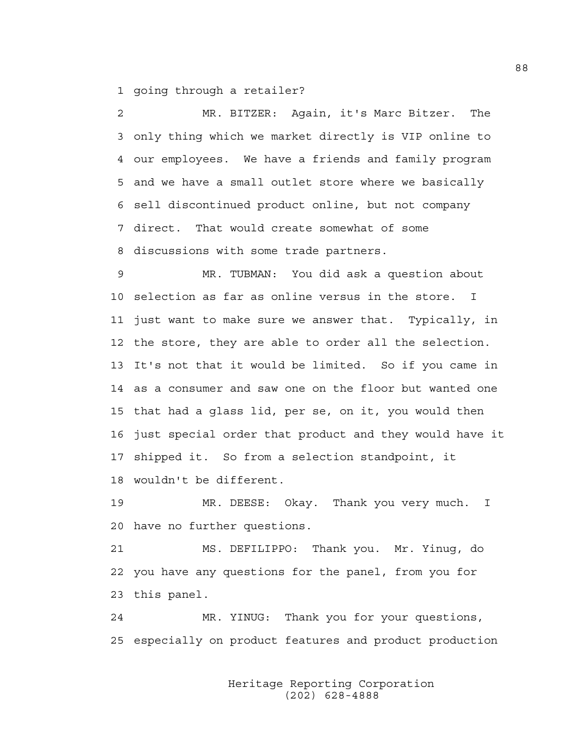1 going through a retailer?

2 MR. BITZER: Again, it's Marc Bitzer. The
3 only thing which we market directly is VIP online to
4 our employees. We have a friends and family program
5 and we have a small outlet store where we basically
6 sell discontinued product online, but not company
7 direct. That would create somewhat of some
8 discussions with some trade partners.

9 MR. TUBMAN: You did ask a question about
10 selection as far as online versus in the store. I
11 just want to make sure we answer that. Typically, in
12 the store, they are able to order all the selection.
13 It's not that it would be limited. So if you came in
14 as a consumer and saw one on the floor but wanted one
15 that had a glass lid, per se, on it, you would then
16 just special order that product and they would have it
17 shipped it. So from a selection standpoint, it
18 wouldn't be different.

19 MR. DEESE: Okay. Thank you very much. I
20 have no further questions.

21 MS. DEFILIPPO: Thank you. Mr. Yinug, do
22 you have any questions for the panel, from you for
23 this panel.

24 MR. YINUG: Thank you for your questions,
25 especially on product features and product production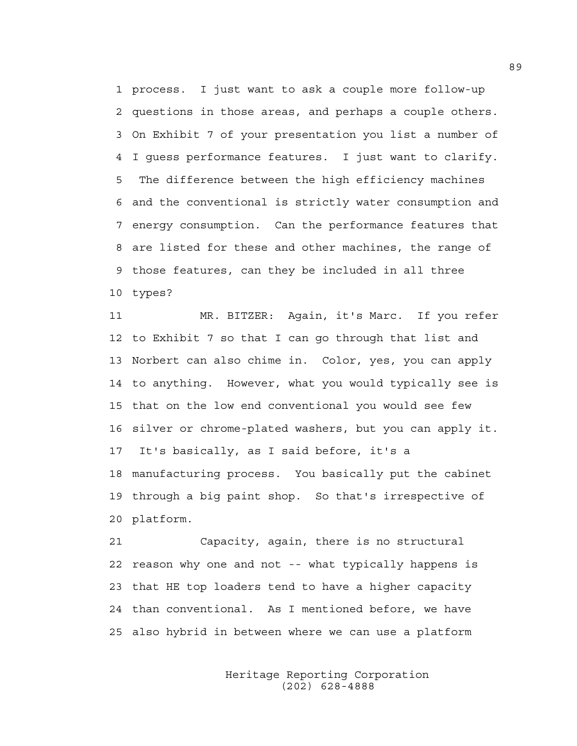process. I just want to ask a couple more follow-up questions in those areas, and perhaps a couple others. On Exhibit 7 of your presentation you list a number of I guess performance features. I just want to clarify. The difference between the high efficiency machines and the conventional is strictly water consumption and energy consumption. Can the performance features that are listed for these and other machines, the range of those features, can they be included in all three types?

MR. BITZER: Again, it's Marc. If you refer to Exhibit 7 so that I can go through that list and Norbert can also chime in. Color, yes, you can apply to anything. However, what you would typically see is that on the low end conventional you would see few silver or chrome-plated washers, but you can apply it. It's basically, as I said before, it's a manufacturing process. You basically put the cabinet through a big paint shop. So that's irrespective of platform.

Capacity, again, there is no structural reason why one and not -- what typically happens is that HE top loaders tend to have a higher capacity than conventional. As I mentioned before, we have also hybrid in between where we can use a platform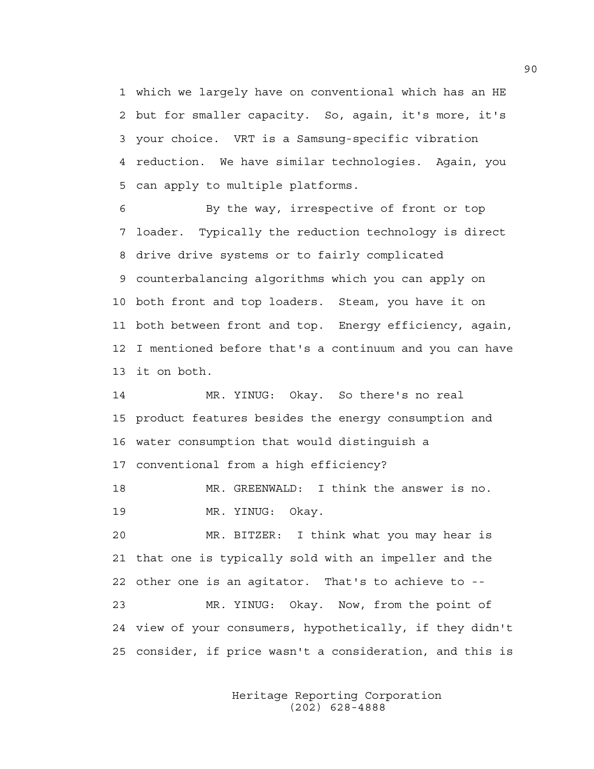which we largely have on conventional which has an HE but for smaller capacity. So, again, it's more, it's your choice. VRT is a Samsung-specific vibration reduction. We have similar technologies. Again, you can apply to multiple platforms.

By the way, irrespective of front or top loader. Typically the reduction technology is direct drive drive systems or to fairly complicated counterbalancing algorithms which you can apply on both front and top loaders. Steam, you have it on both between front and top. Energy efficiency, again, I mentioned before that's a continuum and you can have it on both.

MR. YINUG: Okay. So there's no real product features besides the energy consumption and water consumption that would distinguish a conventional from a high efficiency?

MR. GREENWALD: I think the answer is no.

MR. YINUG: Okay.

MR. BITZER: I think what you may hear is that one is typically sold with an impeller and the other one is an agitator. That's to achieve to --

MR. YINUG: Okay. Now, from the point of view of your consumers, hypothetically, if they didn't consider, if price wasn't a consideration, and this is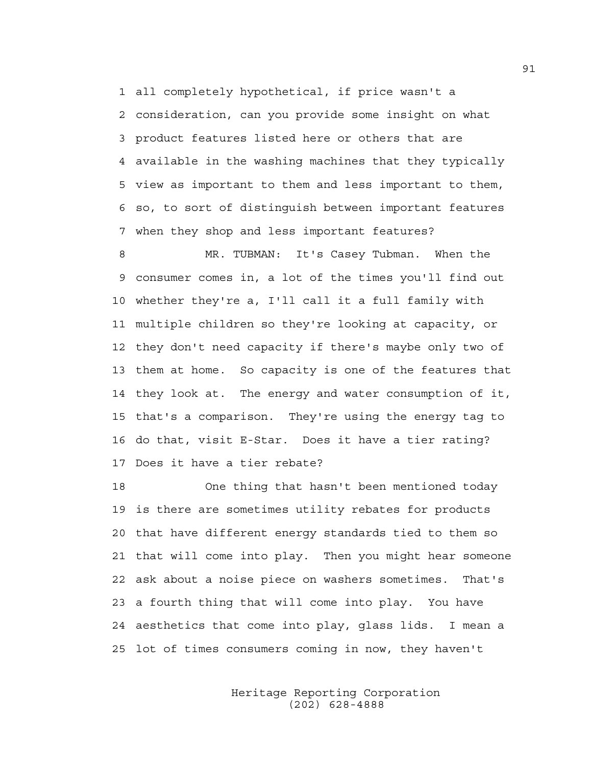all completely hypothetical, if price wasn't a consideration, can you provide some insight on what product features listed here or others that are available in the washing machines that they typically view as important to them and less important to them, so, to sort of distinguish between important features when they shop and less important features?

MR. TUBMAN: It's Casey Tubman. When the consumer comes in, a lot of the times you'll find out whether they're a, I'll call it a full family with multiple children so they're looking at capacity, or they don't need capacity if there's maybe only two of them at home. So capacity is one of the features that they look at. The energy and water consumption of it, that's a comparison. They're using the energy tag to do that, visit E-Star. Does it have a tier rating? Does it have a tier rebate?

One thing that hasn't been mentioned today is there are sometimes utility rebates for products that have different energy standards tied to them so that will come into play. Then you might hear someone ask about a noise piece on washers sometimes. That's a fourth thing that will come into play. You have aesthetics that come into play, glass lids. I mean a lot of times consumers coming in now, they haven't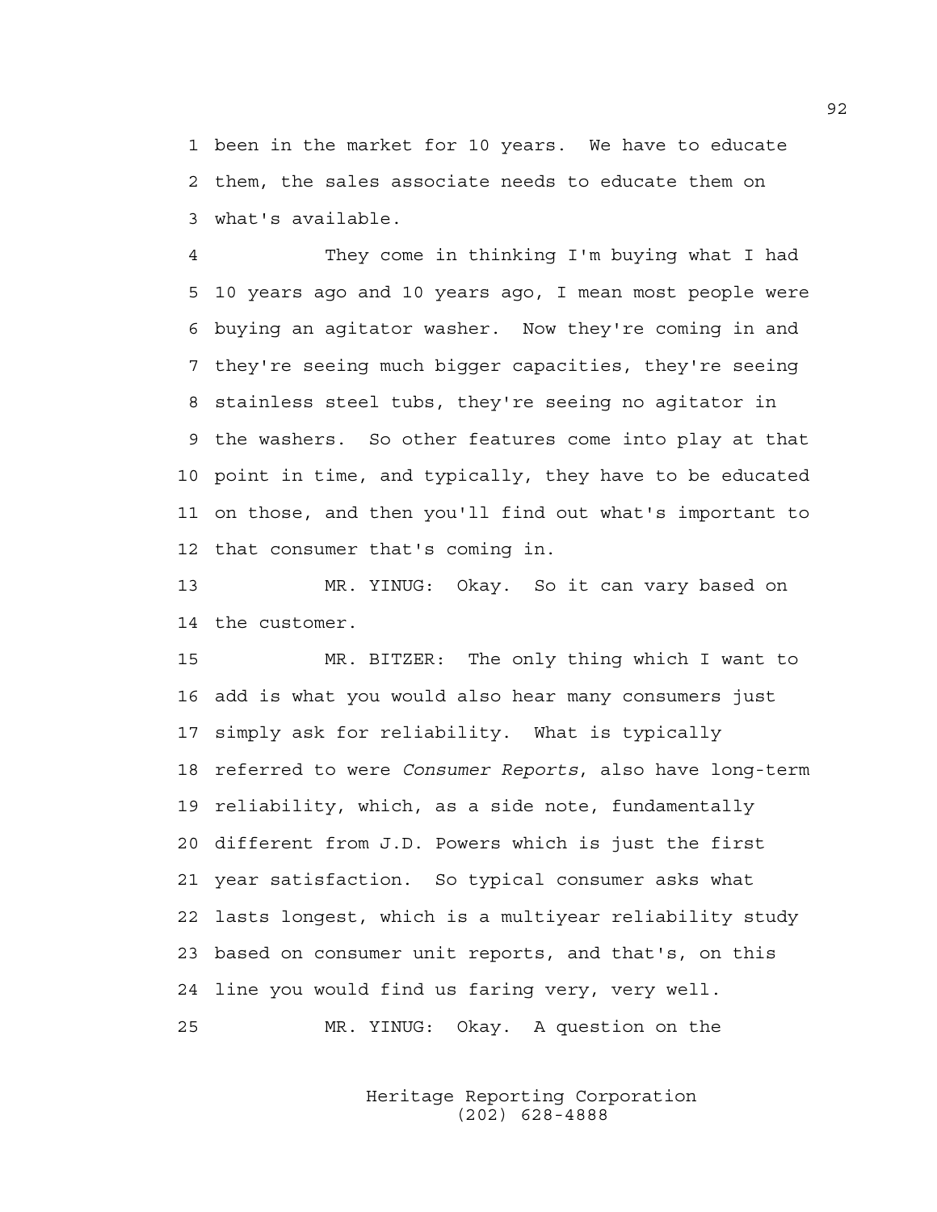been in the market for 10 years. We have to educate them, the sales associate needs to educate them on what's available.

They come in thinking I'm buying what I had 10 years ago and 10 years ago, I mean most people were buying an agitator washer. Now they're coming in and they're seeing much bigger capacities, they're seeing stainless steel tubs, they're seeing no agitator in the washers. So other features come into play at that point in time, and typically, they have to be educated on those, and then you'll find out what's important to that consumer that's coming in.

MR. YINUG: Okay. So it can vary based on the customer.

MR. BITZER: The only thing which I want to add is what you would also hear many consumers just simply ask for reliability. What is typically referred to were *Consumer Reports*, also have long-term reliability, which, as a side note, fundamentally different from J.D. Powers which is just the first year satisfaction. So typical consumer asks what lasts longest, which is a multiyear reliability study based on consumer unit reports, and that's, on this line you would find us faring very, very well.

MR. YINUG: Okay. A question on the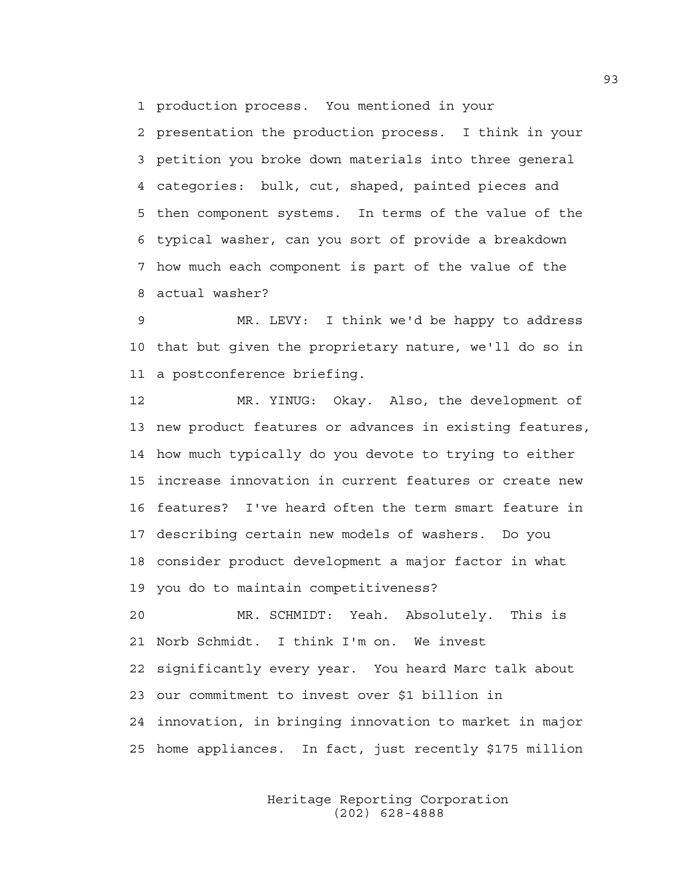production process. You mentioned in your presentation the production process. I think in your petition you broke down materials into three general categories: bulk, cut, shaped, painted pieces and then component systems. In terms of the value of the typical washer, can you sort of provide a breakdown how much each component is part of the value of the actual washer?

MR. LEVY: I think we'd be happy to address that but given the proprietary nature, we'll do so in a postconference briefing.

MR. YINUG: Okay. Also, the development of new product features or advances in existing features, how much typically do you devote to trying to either increase innovation in current features or create new features? I've heard often the term smart feature in describing certain new models of washers. Do you consider product development a major factor in what you do to maintain competitiveness?

MR. SCHMIDT: Yeah. Absolutely. This is Norb Schmidt. I think I'm on. We invest significantly every year. You heard Marc talk about our commitment to invest over $1 billion in innovation, in bringing innovation to market in major home appliances. In fact, just recently $175 million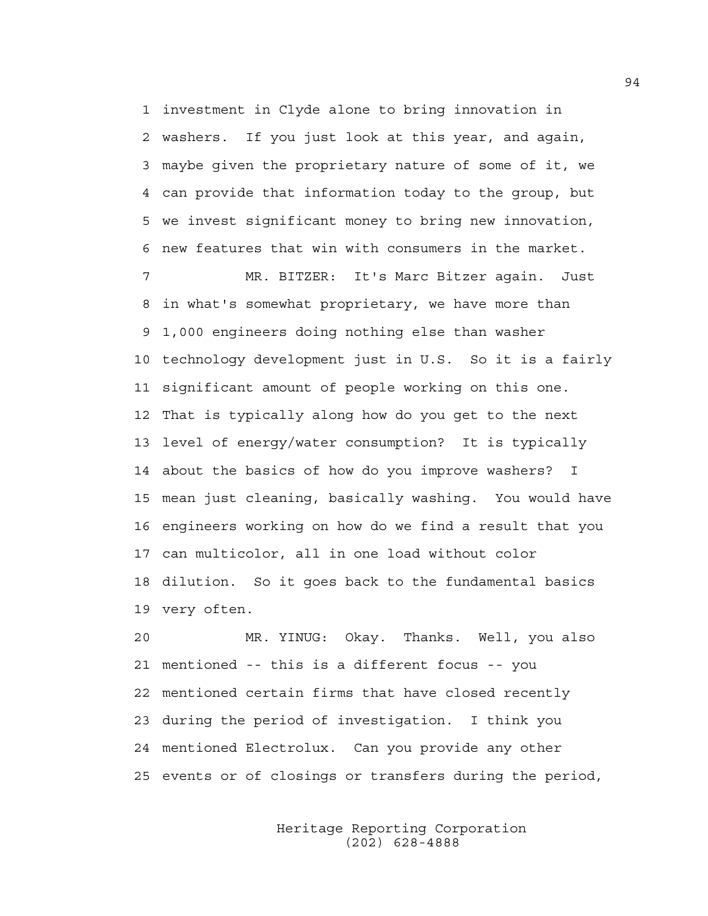1 investment in Clyde alone to bring innovation in
2 washers. If you just look at this year, and again,
3 maybe given the proprietary nature of some of it, we
4 can provide that information today to the group, but
5 we invest significant money to bring new innovation,
6 new features that win with consumers in the market.

7 MR. BITZER: It's Marc Bitzer again. Just
8 in what's somewhat proprietary, we have more than
9 1,000 engineers doing nothing else than washer
10 technology development just in U.S. So it is a fairly
11 significant amount of people working on this one.
12 That is typically along how do you get to the next
13 level of energy/water consumption? It is typically
14 about the basics of how do you improve washers? I
15 mean just cleaning, basically washing. You would have
16 engineers working on how do we find a result that you
17 can multicolor, all in one load without color
18 dilution. So it goes back to the fundamental basics
19 very often.

20 MR. YINUG: Okay. Thanks. Well, you also
21 mentioned -- this is a different focus -- you
22 mentioned certain firms that have closed recently
23 during the period of investigation. I think you
24 mentioned Electrolux. Can you provide any other
25 events or of closings or transfers during the period,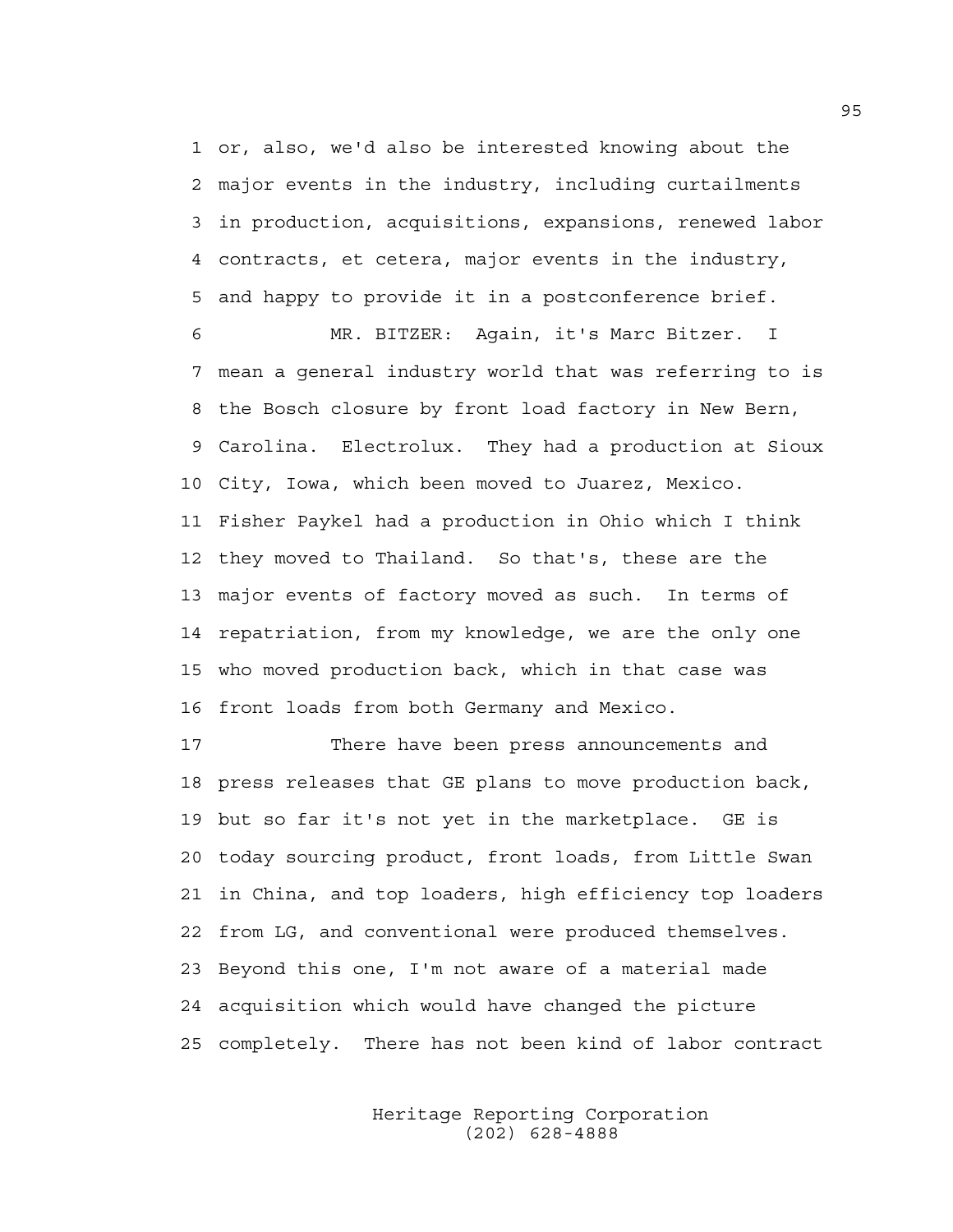or, also, we'd also be interested knowing about the major events in the industry, including curtailments in production, acquisitions, expansions, renewed labor contracts, et cetera, major events in the industry, and happy to provide it in a postconference brief.

MR. BITZER: Again, it's Marc Bitzer. I mean a general industry world that was referring to is the Bosch closure by front load factory in New Bern, Carolina. Electrolux. They had a production at Sioux City, Iowa, which been moved to Juarez, Mexico. Fisher Paykel had a production in Ohio which I think they moved to Thailand. So that's, these are the major events of factory moved as such. In terms of repatriation, from my knowledge, we are the only one who moved production back, which in that case was front loads from both Germany and Mexico.

There have been press announcements and press releases that GE plans to move production back, but so far it's not yet in the marketplace. GE is today sourcing product, front loads, from Little Swan in China, and top loaders, high efficiency top loaders from LG, and conventional were produced themselves. Beyond this one, I'm not aware of a material made acquisition which would have changed the picture completely. There has not been kind of labor contract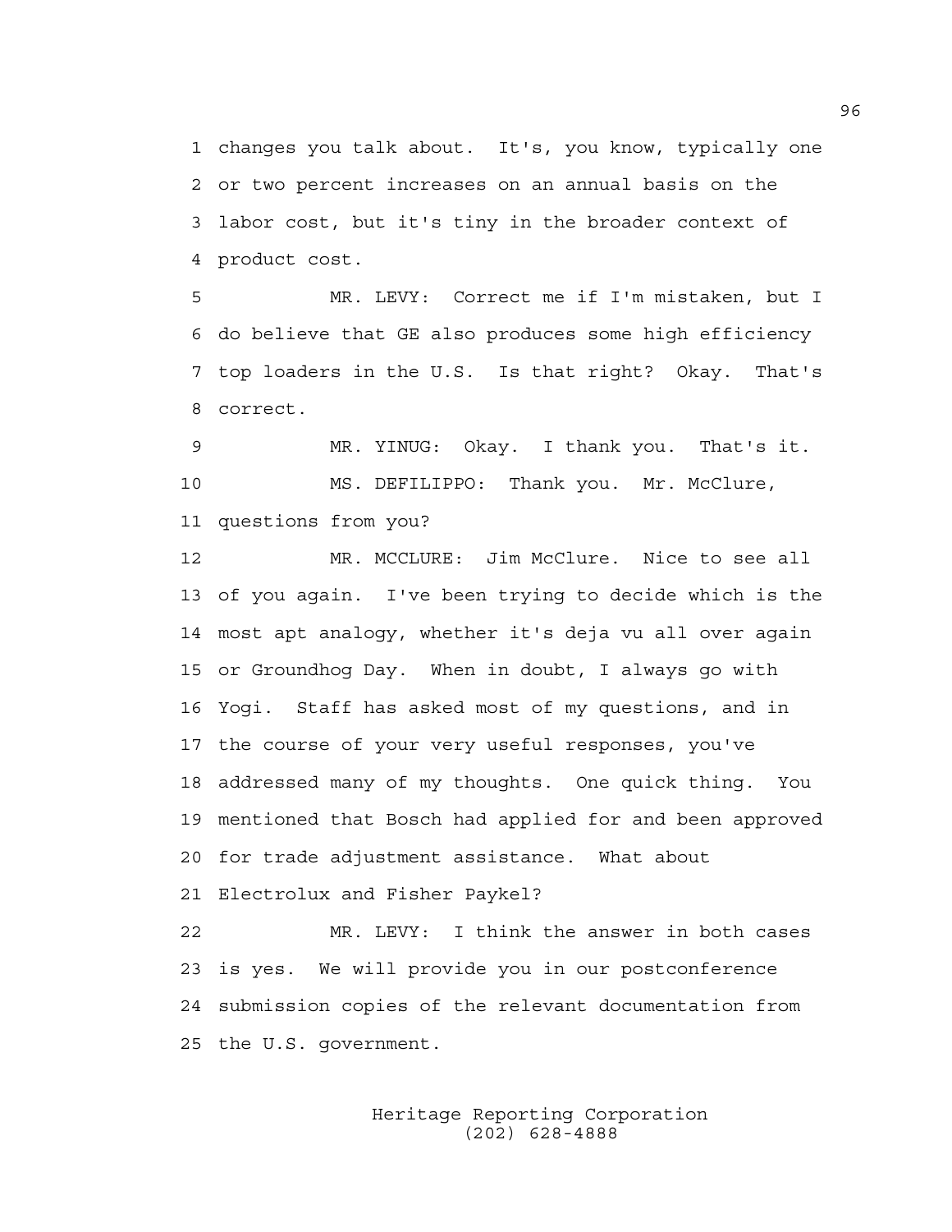1 changes you talk about. It's, you know, typically one
2 or two percent increases on an annual basis on the
3 labor cost, but it's tiny in the broader context of
4 product cost.

5 MR. LEVY: Correct me if I'm mistaken, but I
6 do believe that GE also produces some high efficiency
7 top loaders in the U.S. Is that right? Okay. That's
8 correct.

9 MR. YINUG: Okay. I thank you. That's it.

10 MS. DEFILIPPO: Thank you. Mr. McClure,
11 questions from you?

12 MR. MCCLURE: Jim McClure. Nice to see all
13 of you again. I've been trying to decide which is the
14 most apt analogy, whether it's deja vu all over again
15 or Groundhog Day. When in doubt, I always go with
16 Yogi. Staff has asked most of my questions, and in
17 the course of your very useful responses, you've
18 addressed many of my thoughts. One quick thing. You
19 mentioned that Bosch had applied for and been approved
20 for trade adjustment assistance. What about
21 Electrolux and Fisher Paykel?

22 MR. LEVY: I think the answer in both cases
23 is yes. We will provide you in our postconference
24 submission copies of the relevant documentation from
25 the U.S. government.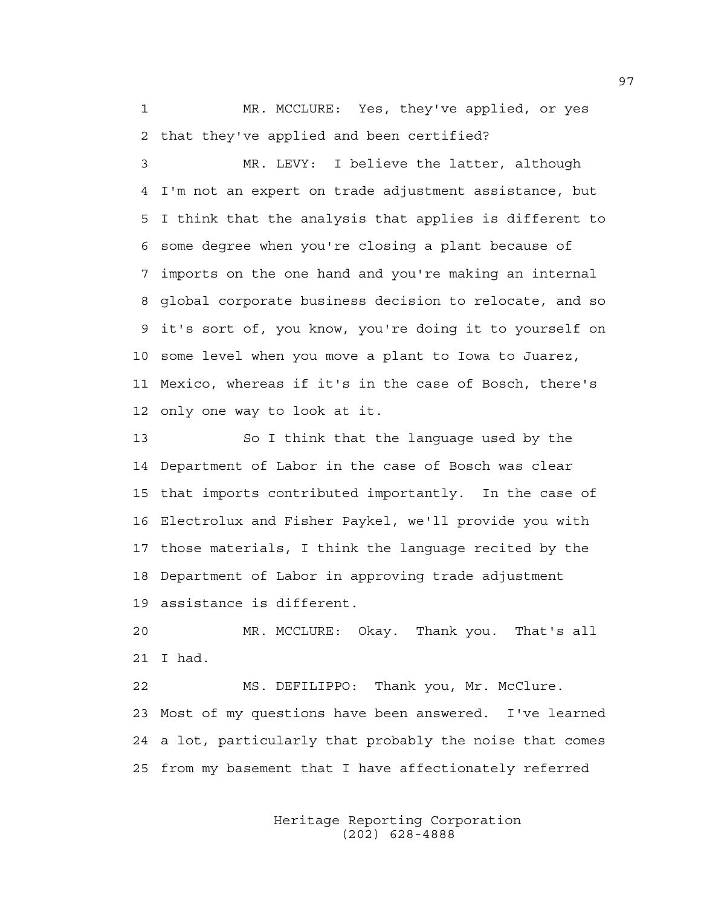MR. MCCLURE: Yes, they've applied, or yes that they've applied and been certified?

MR. LEVY: I believe the latter, although I'm not an expert on trade adjustment assistance, but I think that the analysis that applies is different to some degree when you're closing a plant because of imports on the one hand and you're making an internal global corporate business decision to relocate, and so it's sort of, you know, you're doing it to yourself on some level when you move a plant to Iowa to Juarez, Mexico, whereas if it's in the case of Bosch, there's only one way to look at it.

So I think that the language used by the Department of Labor in the case of Bosch was clear that imports contributed importantly. In the case of Electrolux and Fisher Paykel, we'll provide you with those materials, I think the language recited by the Department of Labor in approving trade adjustment assistance is different.

MR. MCCLURE: Okay. Thank you. That's all I had.

MS. DEFILIPPO: Thank you, Mr. McClure. Most of my questions have been answered. I've learned a lot, particularly that probably the noise that comes from my basement that I have affectionately referred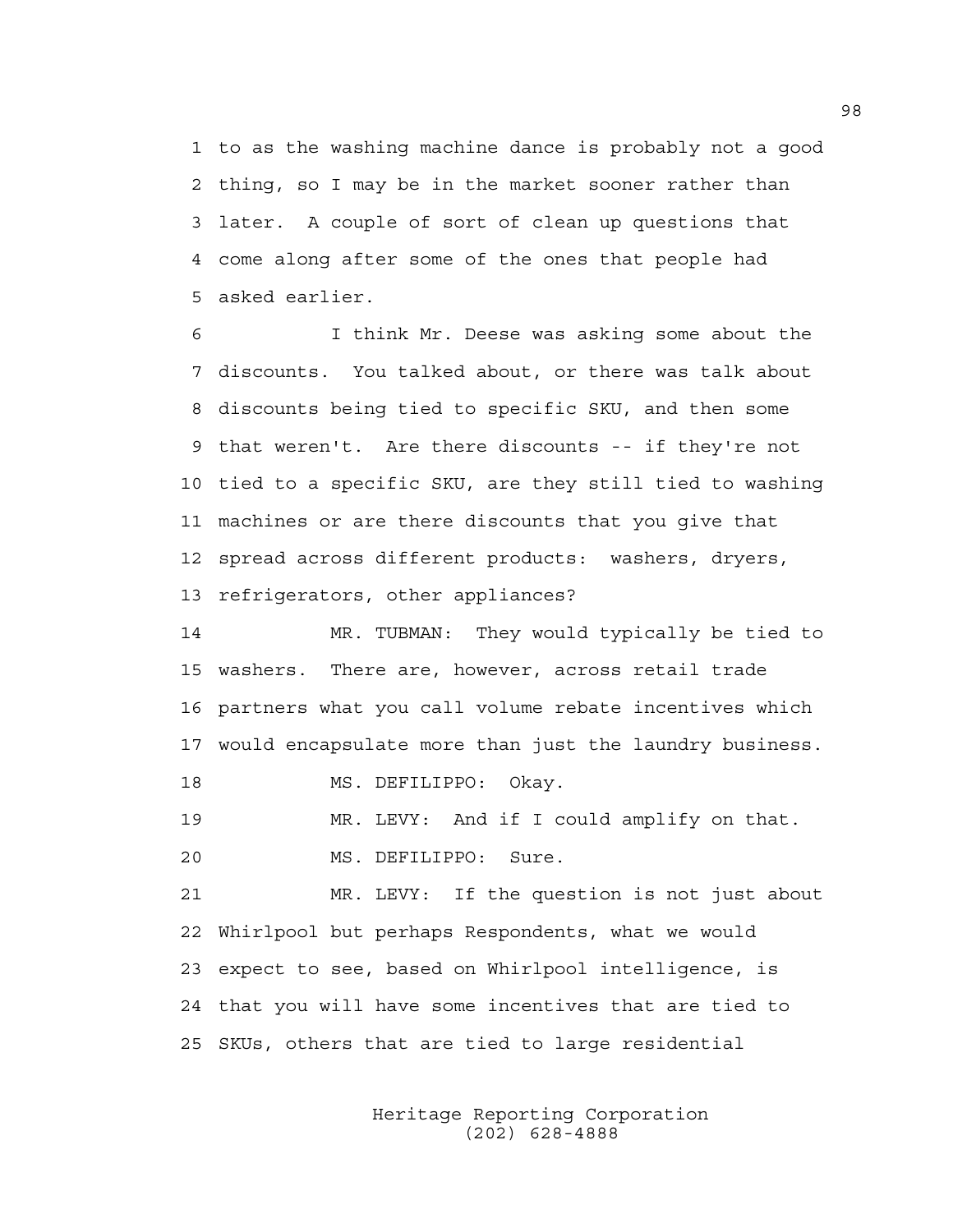to as the washing machine dance is probably not a good thing, so I may be in the market sooner rather than later. A couple of sort of clean up questions that come along after some of the ones that people had asked earlier.

I think Mr. Deese was asking some about the discounts. You talked about, or there was talk about discounts being tied to specific SKU, and then some that weren't. Are there discounts -- if they're not tied to a specific SKU, are they still tied to washing machines or are there discounts that you give that spread across different products: washers, dryers, refrigerators, other appliances?

MR. TUBMAN: They would typically be tied to washers. There are, however, across retail trade partners what you call volume rebate incentives which would encapsulate more than just the laundry business.

MS. DEFILIPPO: Okay.

MR. LEVY: And if I could amplify on that.

MS. DEFILIPPO: Sure.

MR. LEVY: If the question is not just about Whirlpool but perhaps Respondents, what we would expect to see, based on Whirlpool intelligence, is that you will have some incentives that are tied to SKUs, others that are tied to large residential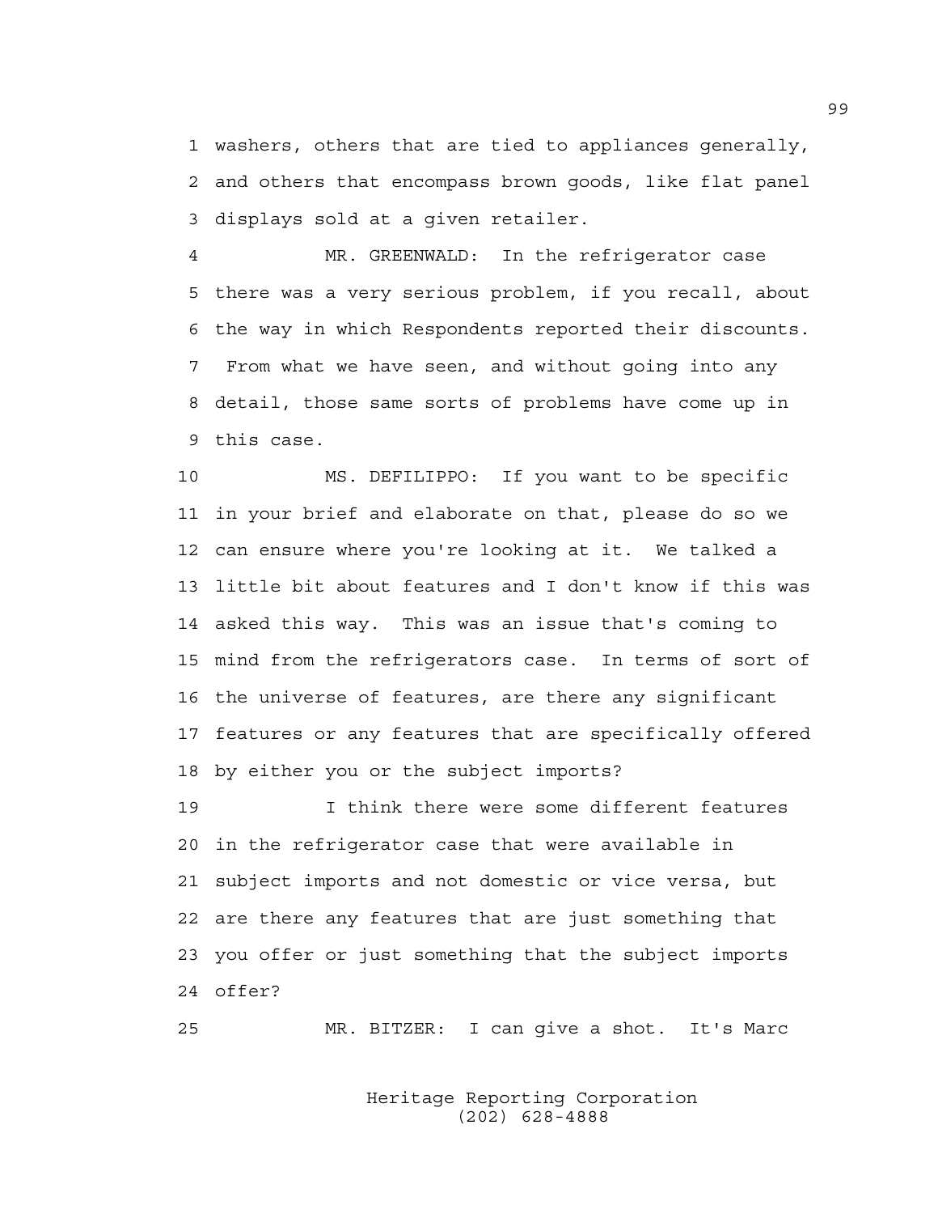1 washers, others that are tied to appliances generally,
2 and others that encompass brown goods, like flat panel
3 displays sold at a given retailer.

4 MR. GREENWALD: In the refrigerator case
5 there was a very serious problem, if you recall, about
6 the way in which Respondents reported their discounts.
7 From what we have seen, and without going into any
8 detail, those same sorts of problems have come up in
9 this case.

10 MS. DEFILIPPO: If you want to be specific
11 in your brief and elaborate on that, please do so we
12 can ensure where you're looking at it. We talked a
13 little bit about features and I don't know if this was
14 asked this way. This was an issue that's coming to
15 mind from the refrigerators case. In terms of sort of
16 the universe of features, are there any significant
17 features or any features that are specifically offered
18 by either you or the subject imports?

19 I think there were some different features
20 in the refrigerator case that were available in
21 subject imports and not domestic or vice versa, but
22 are there any features that are just something that
23 you offer or just something that the subject imports
24 offer?

25 MR. BITZER: I can give a shot. It's Marc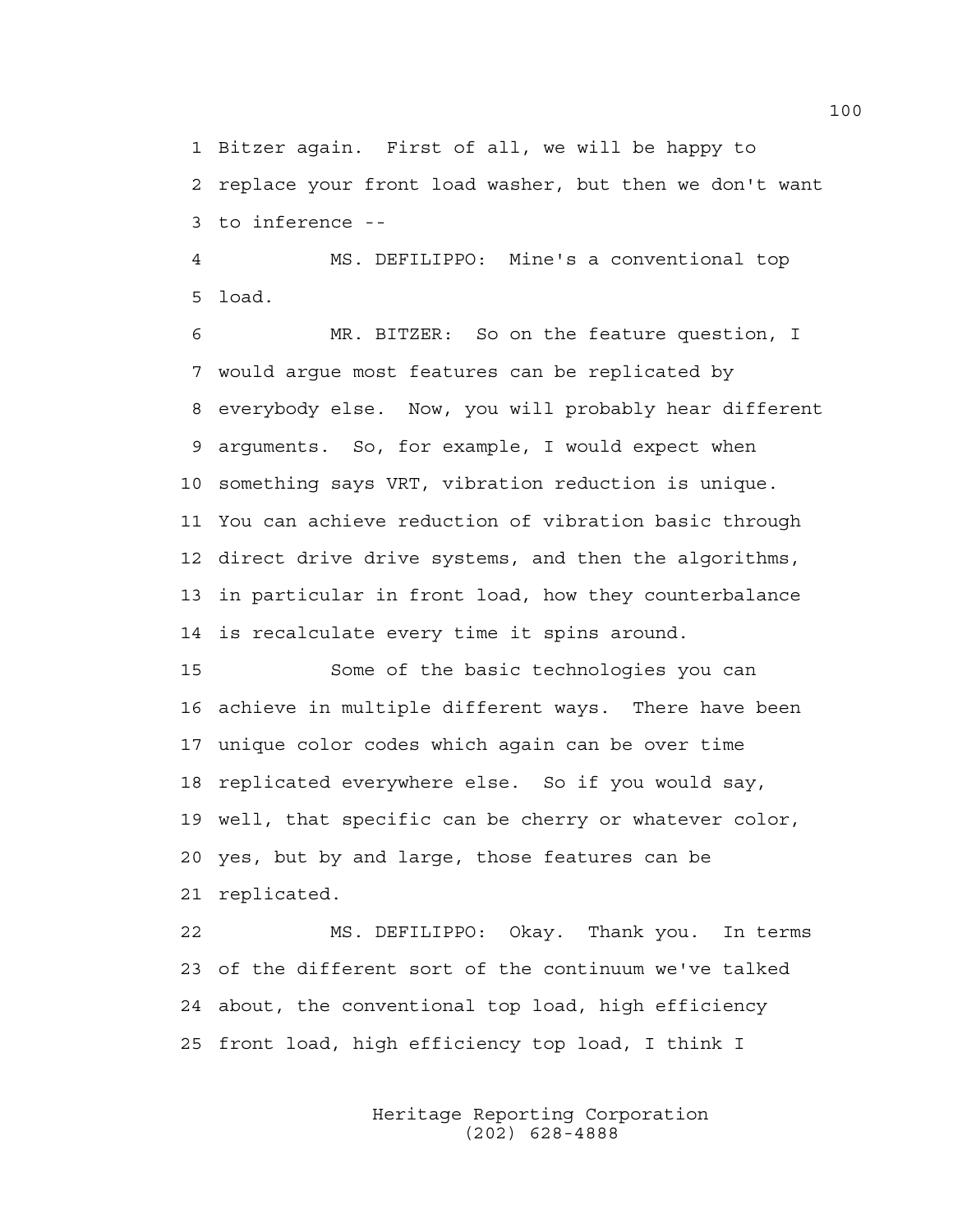1 Bitzer again. First of all, we will be happy to
2 replace your front load washer, but then we don't want
3 to inference --

4 MS. DEFILIPPO: Mine's a conventional top
5 load.

6 MR. BITZER: So on the feature question, I
7 would argue most features can be replicated by
8 everybody else. Now, you will probably hear different
9 arguments. So, for example, I would expect when
10 something says VRT, vibration reduction is unique.
11 You can achieve reduction of vibration basic through
12 direct drive drive systems, and then the algorithms,
13 in particular in front load, how they counterbalance
14 is recalculate every time it spins around.

15 Some of the basic technologies you can
16 achieve in multiple different ways. There have been
17 unique color codes which again can be over time
18 replicated everywhere else. So if you would say,
19 well, that specific can be cherry or whatever color,
20 yes, but by and large, those features can be
21 replicated.

22 MS. DEFILIPPO: Okay. Thank you. In terms
23 of the different sort of the continuum we've talked
24 about, the conventional top load, high efficiency
25 front load, high efficiency top load, I think I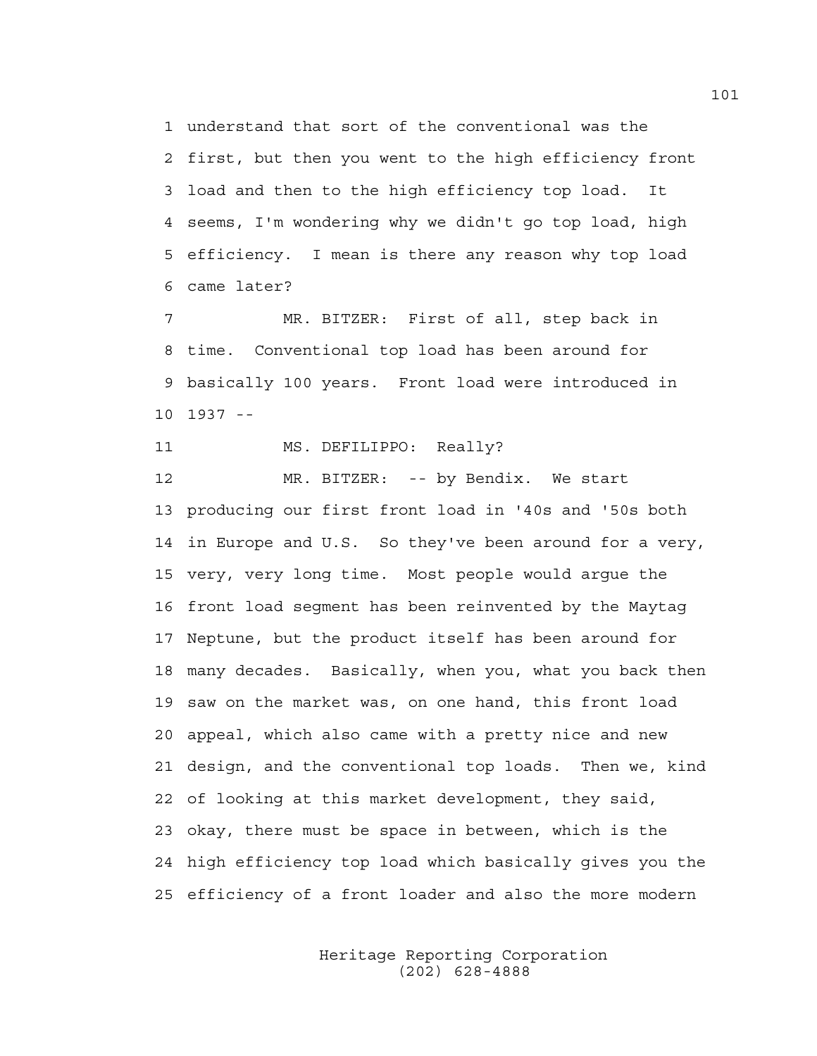1 understand that sort of the conventional was the
2 first, but then you went to the high efficiency front
3 load and then to the high efficiency top load. It
4 seems, I'm wondering why we didn't go top load, high
5 efficiency. I mean is there any reason why top load
6 came later?

7 MR. BITZER: First of all, step back in
8 time. Conventional top load has been around for
9 basically 100 years. Front load were introduced in
10 1937 --

11 MS. DEFILIPPO: Really?

12 MR. BITZER: -- by Bendix. We start
13 producing our first front load in '40s and '50s both
14 in Europe and U.S. So they've been around for a very,
15 very, very long time. Most people would argue the
16 front load segment has been reinvented by the Maytag
17 Neptune, but the product itself has been around for
18 many decades. Basically, when you, what you back then
19 saw on the market was, on one hand, this front load
20 appeal, which also came with a pretty nice and new
21 design, and the conventional top loads. Then we, kind
22 of looking at this market development, they said,
23 okay, there must be space in between, which is the
24 high efficiency top load which basically gives you the
25 efficiency of a front loader and also the more modern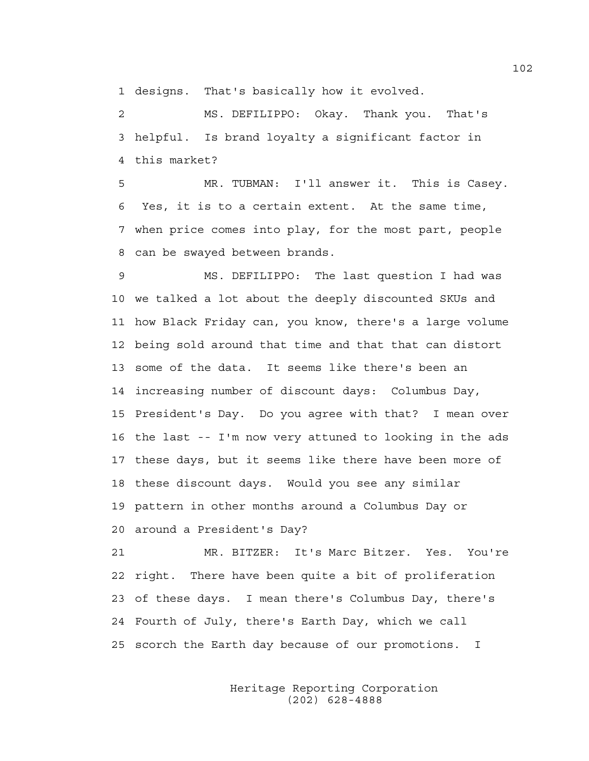1 designs. That's basically how it evolved.

2 MS. DEFILIPPO: Okay. Thank you. That's
3 helpful. Is brand loyalty a significant factor in
4 this market?

5 MR. TUBMAN: I'll answer it. This is Casey.
6 Yes, it is to a certain extent. At the same time,
7 when price comes into play, for the most part, people
8 can be swayed between brands.

9 MS. DEFILIPPO: The last question I had was
10 we talked a lot about the deeply discounted SKUs and
11 how Black Friday can, you know, there's a large volume
12 being sold around that time and that that can distort
13 some of the data. It seems like there's been an
14 increasing number of discount days: Columbus Day,
15 President's Day. Do you agree with that? I mean over
16 the last -- I'm now very attuned to looking in the ads
17 these days, but it seems like there have been more of
18 these discount days. Would you see any similar
19 pattern in other months around a Columbus Day or
20 around a President's Day?

21 MR. BITZER: It's Marc Bitzer. Yes. You're
22 right. There have been quite a bit of proliferation
23 of these days. I mean there's Columbus Day, there's
24 Fourth of July, there's Earth Day, which we call
25 scorch the Earth day because of our promotions. I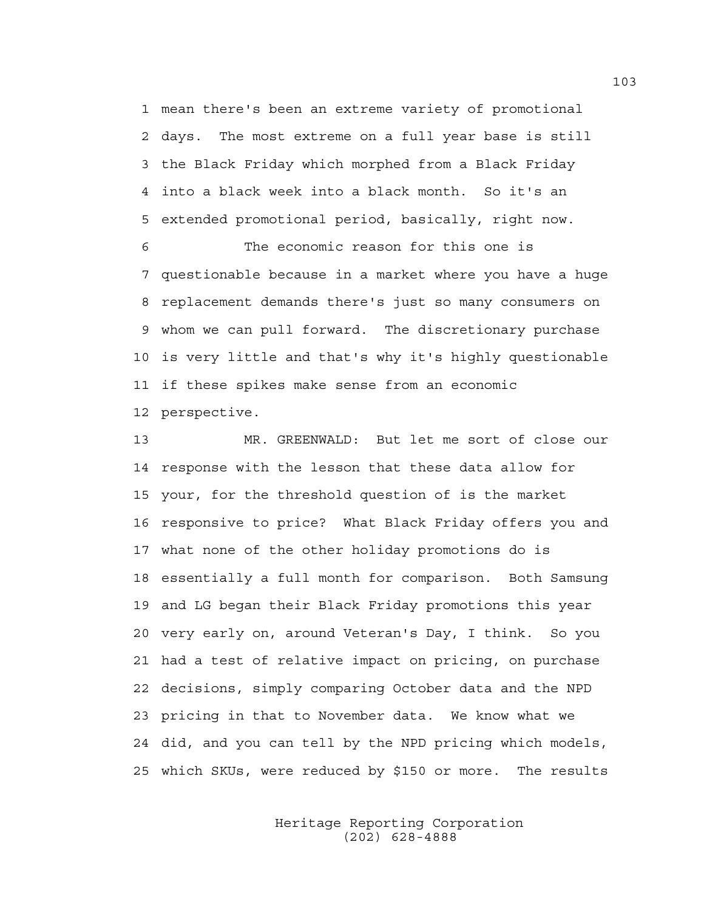1 mean there's been an extreme variety of promotional
2 days. The most extreme on a full year base is still
3 the Black Friday which morphed from a Black Friday
4 into a black week into a black month. So it's an
5 extended promotional period, basically, right now.

6 The economic reason for this one is
7 questionable because in a market where you have a huge
8 replacement demands there's just so many consumers on
9 whom we can pull forward. The discretionary purchase
10 is very little and that's why it's highly questionable
11 if these spikes make sense from an economic
12 perspective.

13 MR. GREENWALD: But let me sort of close our
14 response with the lesson that these data allow for
15 your, for the threshold question of is the market
16 responsive to price? What Black Friday offers you and
17 what none of the other holiday promotions do is
18 essentially a full month for comparison. Both Samsung
19 and LG began their Black Friday promotions this year
20 very early on, around Veteran's Day, I think. So you
21 had a test of relative impact on pricing, on purchase
22 decisions, simply comparing October data and the NPD
23 pricing in that to November data. We know what we
24 did, and you can tell by the NPD pricing which models,
25 which SKUs, were reduced by $150 or more. The results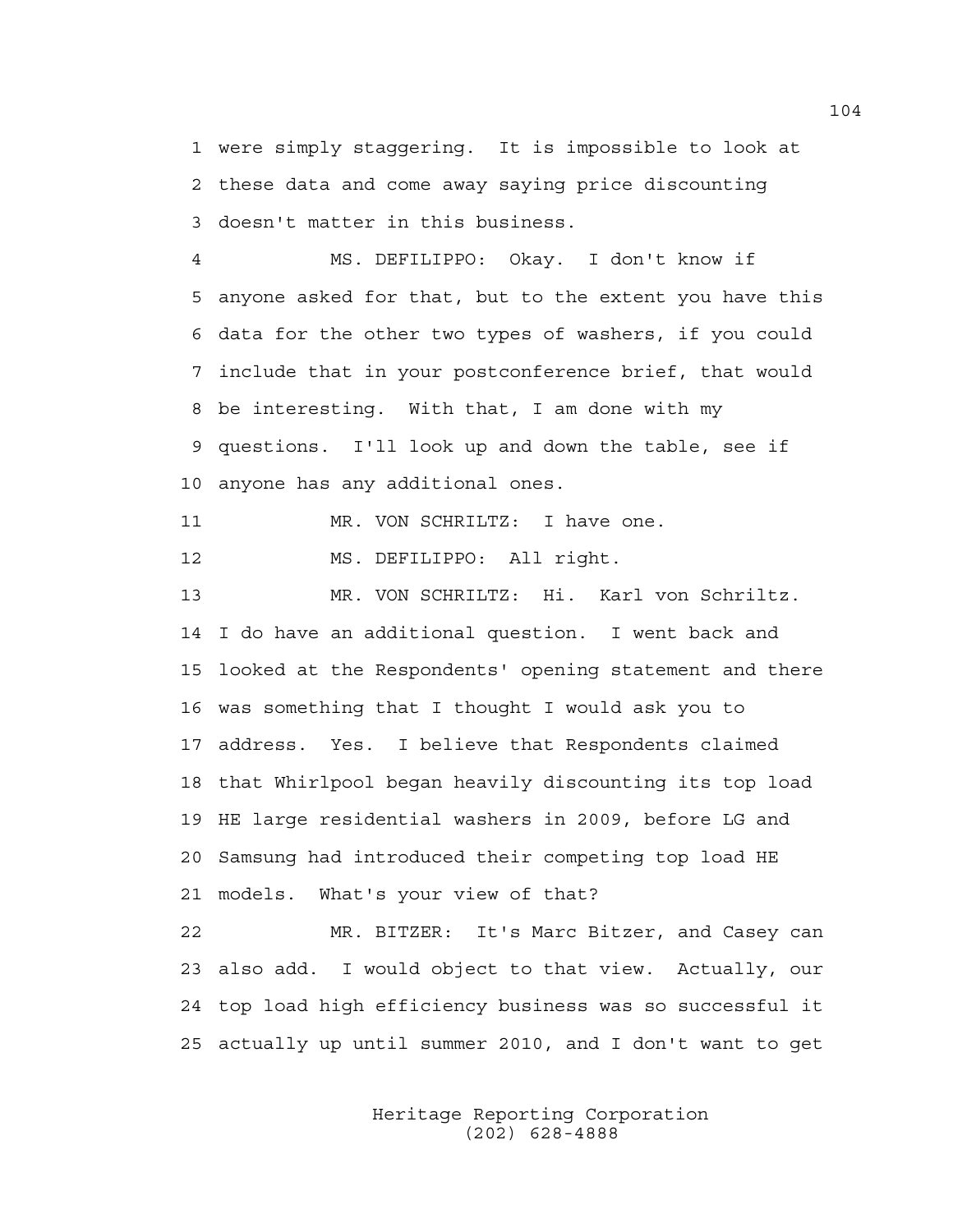were simply staggering. It is impossible to look at these data and come away saying price discounting doesn't matter in this business.

MS. DEFILIPPO: Okay. I don't know if anyone asked for that, but to the extent you have this data for the other two types of washers, if you could include that in your postconference brief, that would be interesting. With that, I am done with my questions. I'll look up and down the table, see if anyone has any additional ones.

MR. VON SCHRILTZ: I have one.

MS. DEFILIPPO: All right.

MR. VON SCHRILTZ: Hi. Karl von Schriltz. I do have an additional question. I went back and looked at the Respondents' opening statement and there was something that I thought I would ask you to address. Yes. I believe that Respondents claimed that Whirlpool began heavily discounting its top load HE large residential washers in 2009, before LG and Samsung had introduced their competing top load HE models. What's your view of that?

MR. BITZER: It's Marc Bitzer, and Casey can also add. I would object to that view. Actually, our top load high efficiency business was so successful it actually up until summer 2010, and I don't want to get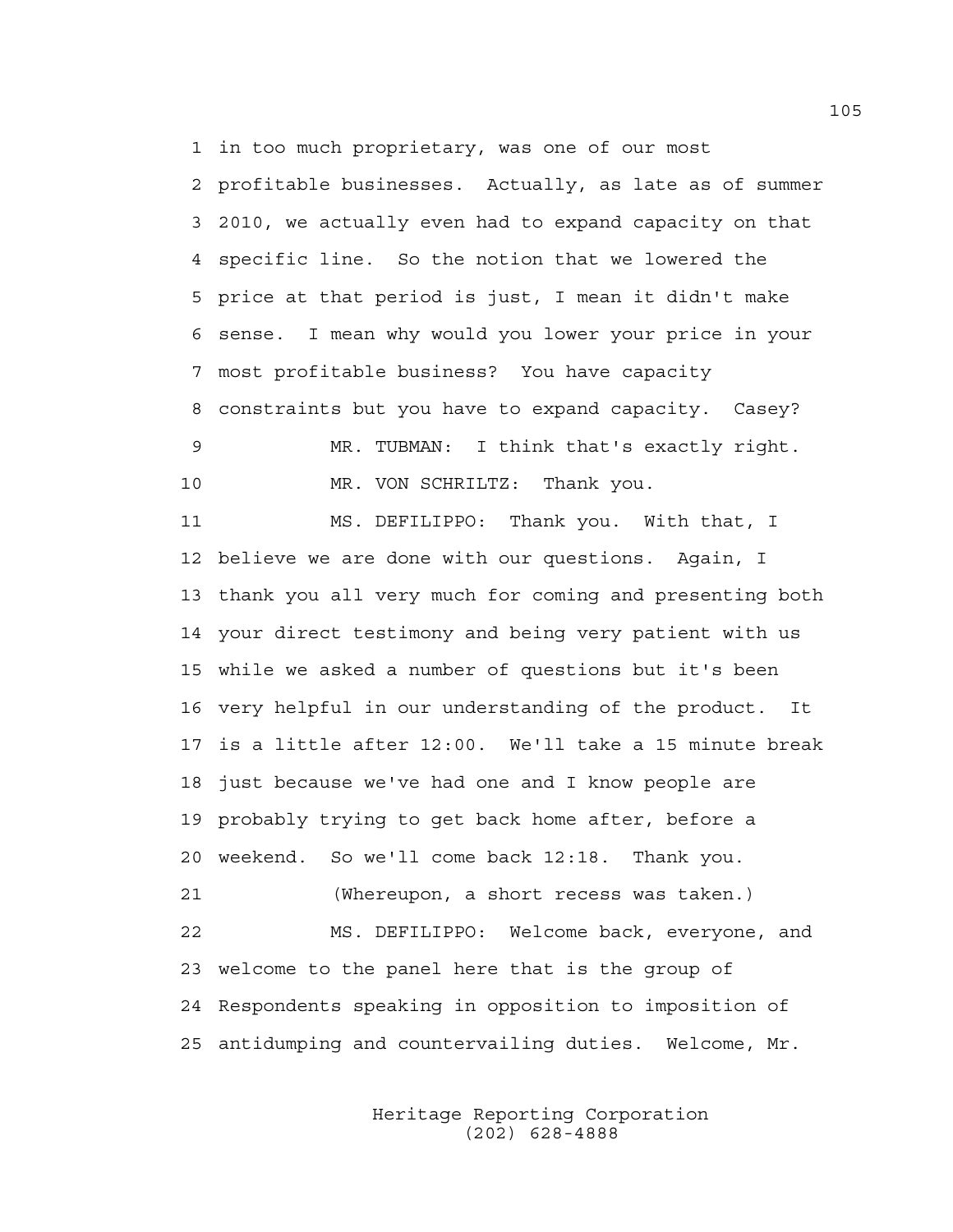1 in too much proprietary, was one of our most
2 profitable businesses. Actually, as late as of summer
3 2010, we actually even had to expand capacity on that
4 specific line. So the notion that we lowered the
5 price at that period is just, I mean it didn't make
6 sense. I mean why would you lower your price in your
7 most profitable business? You have capacity
8 constraints but you have to expand capacity. Casey?
9 MR. TUBMAN: I think that's exactly right.
10 MR. VON SCHRILTZ: Thank you.
11 MS. DEFILIPPO: Thank you. With that, I
12 believe we are done with our questions. Again, I
13 thank you all very much for coming and presenting both
14 your direct testimony and being very patient with us
15 while we asked a number of questions but it's been
16 very helpful in our understanding of the product. It
17 is a little after 12:00. We'll take a 15 minute break
18 just because we've had one and I know people are
19 probably trying to get back home after, before a
20 weekend. So we'll come back 12:18. Thank you.
21 (Whereupon, a short recess was taken.)
22 MS. DEFILIPPO: Welcome back, everyone, and
23 welcome to the panel here that is the group of
24 Respondents speaking in opposition to imposition of
25 antidumping and countervailing duties. Welcome, Mr.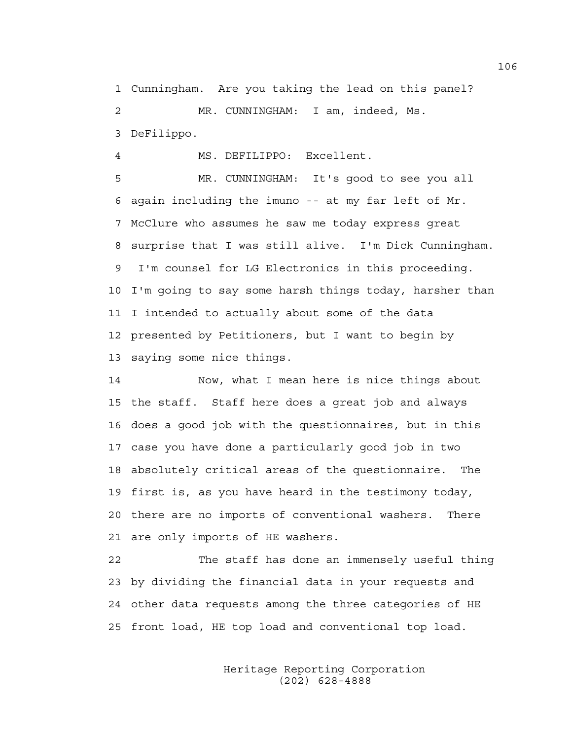1 Cunningham. Are you taking the lead on this panel?

2 MR. CUNNINGHAM: I am, indeed, Ms.

3 DeFilippo.

4 MS. DEFILIPPO: Excellent.

5 MR. CUNNINGHAM: It's good to see you all

6 again including the imuno -- at my far left of Mr.

7 McClure who assumes he saw me today express great

8 surprise that I was still alive. I'm Dick Cunningham.

9 I'm counsel for LG Electronics in this proceeding.

10 I'm going to say some harsh things today, harsher than

11 I intended to actually about some of the data

12 presented by Petitioners, but I want to begin by

13 saying some nice things.

14 Now, what I mean here is nice things about

15 the staff. Staff here does a great job and always

16 does a good job with the questionnaires, but in this

17 case you have done a particularly good job in two

18 absolutely critical areas of the questionnaire. The

19 first is, as you have heard in the testimony today,

20 there are no imports of conventional washers. There

21 are only imports of HE washers.

22 The staff has done an immensely useful thing

23 by dividing the financial data in your requests and

24 other data requests among the three categories of HE

25 front load, HE top load and conventional top load.

Heritage Reporting Corporation
(202) 628-4888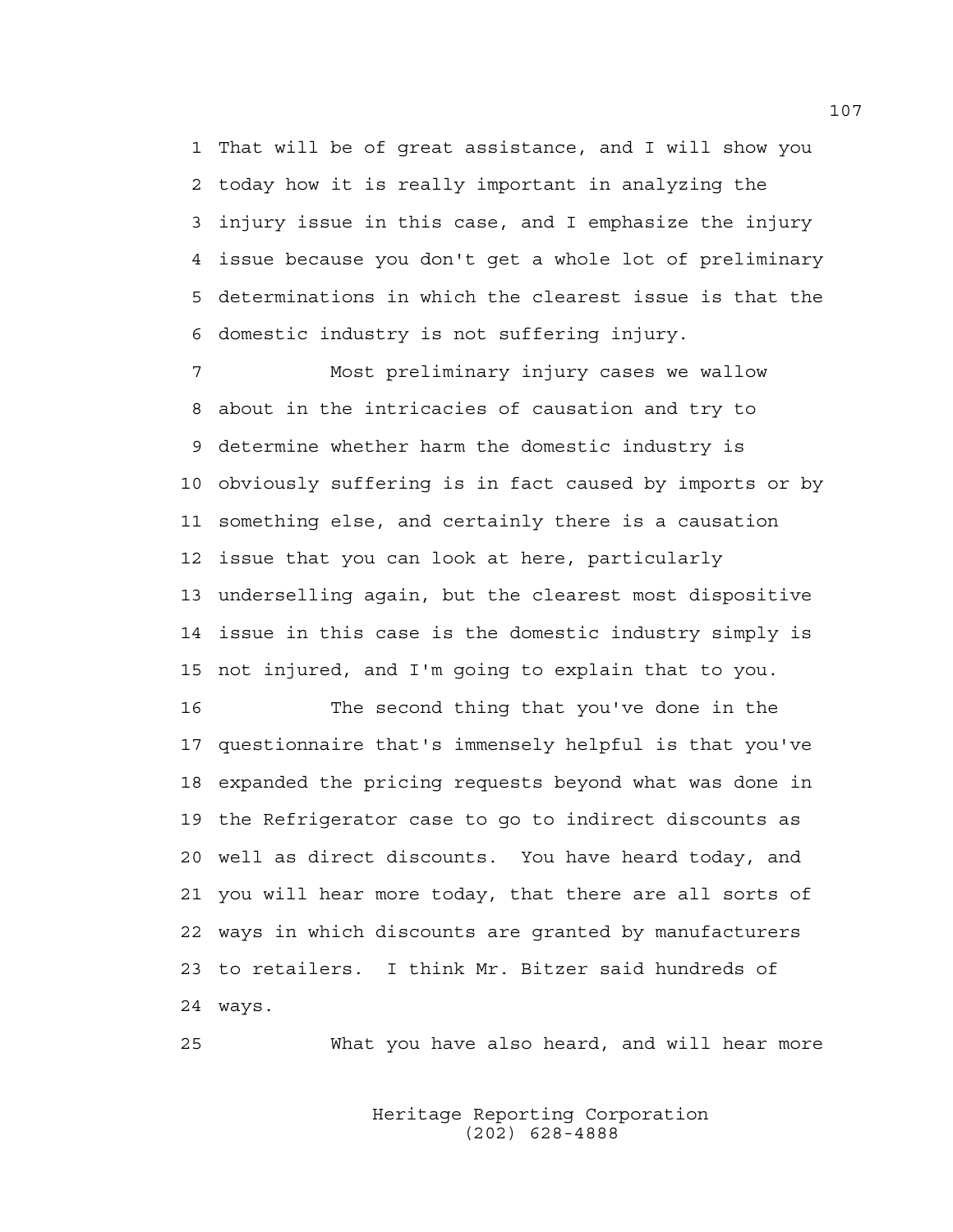That will be of great assistance, and I will show you today how it is really important in analyzing the injury issue in this case, and I emphasize the injury issue because you don't get a whole lot of preliminary determinations in which the clearest issue is that the domestic industry is not suffering injury.

Most preliminary injury cases we wallow about in the intricacies of causation and try to determine whether harm the domestic industry is obviously suffering is in fact caused by imports or by something else, and certainly there is a causation issue that you can look at here, particularly underselling again, but the clearest most dispositive issue in this case is the domestic industry simply is not injured, and I'm going to explain that to you.

The second thing that you've done in the questionnaire that's immensely helpful is that you've expanded the pricing requests beyond what was done in the Refrigerator case to go to indirect discounts as well as direct discounts. You have heard today, and you will hear more today, that there are all sorts of ways in which discounts are granted by manufacturers to retailers. I think Mr. Bitzer said hundreds of ways.

What you have also heard, and will hear more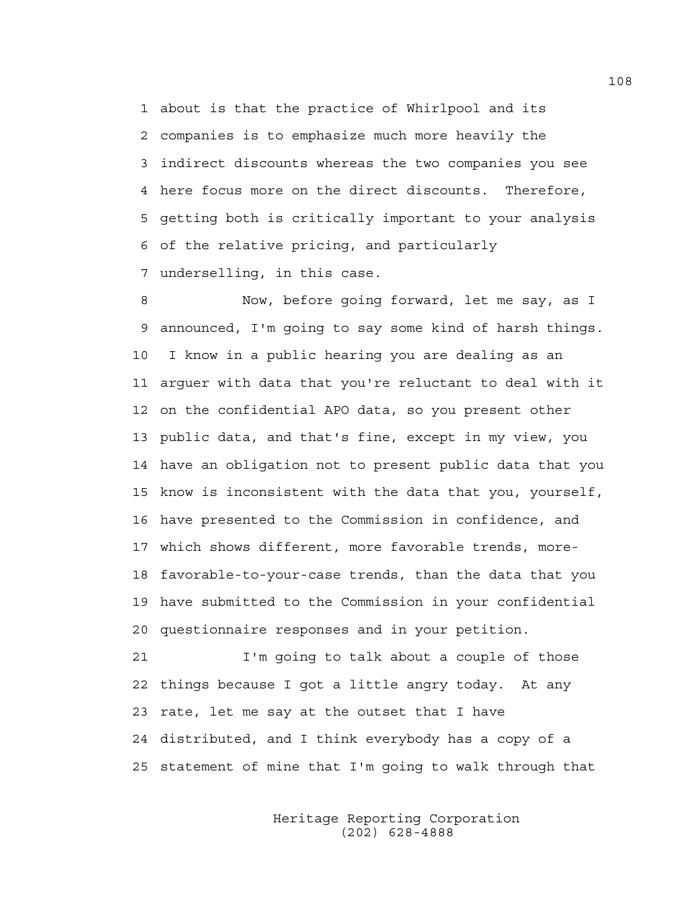about is that the practice of Whirlpool and its companies is to emphasize much more heavily the indirect discounts whereas the two companies you see here focus more on the direct discounts. Therefore, getting both is critically important to your analysis of the relative pricing, and particularly underselling, in this case.

Now, before going forward, let me say, as I announced, I'm going to say some kind of harsh things. I know in a public hearing you are dealing as an arguer with data that you're reluctant to deal with it on the confidential APO data, so you present other public data, and that's fine, except in my view, you have an obligation not to present public data that you know is inconsistent with the data that you, yourself, have presented to the Commission in confidence, and which shows different, more favorable trends, more-favorable-to-your-case trends, than the data that you have submitted to the Commission in your confidential questionnaire responses and in your petition.

I'm going to talk about a couple of those things because I got a little angry today. At any rate, let me say at the outset that I have distributed, and I think everybody has a copy of a statement of mine that I'm going to walk through that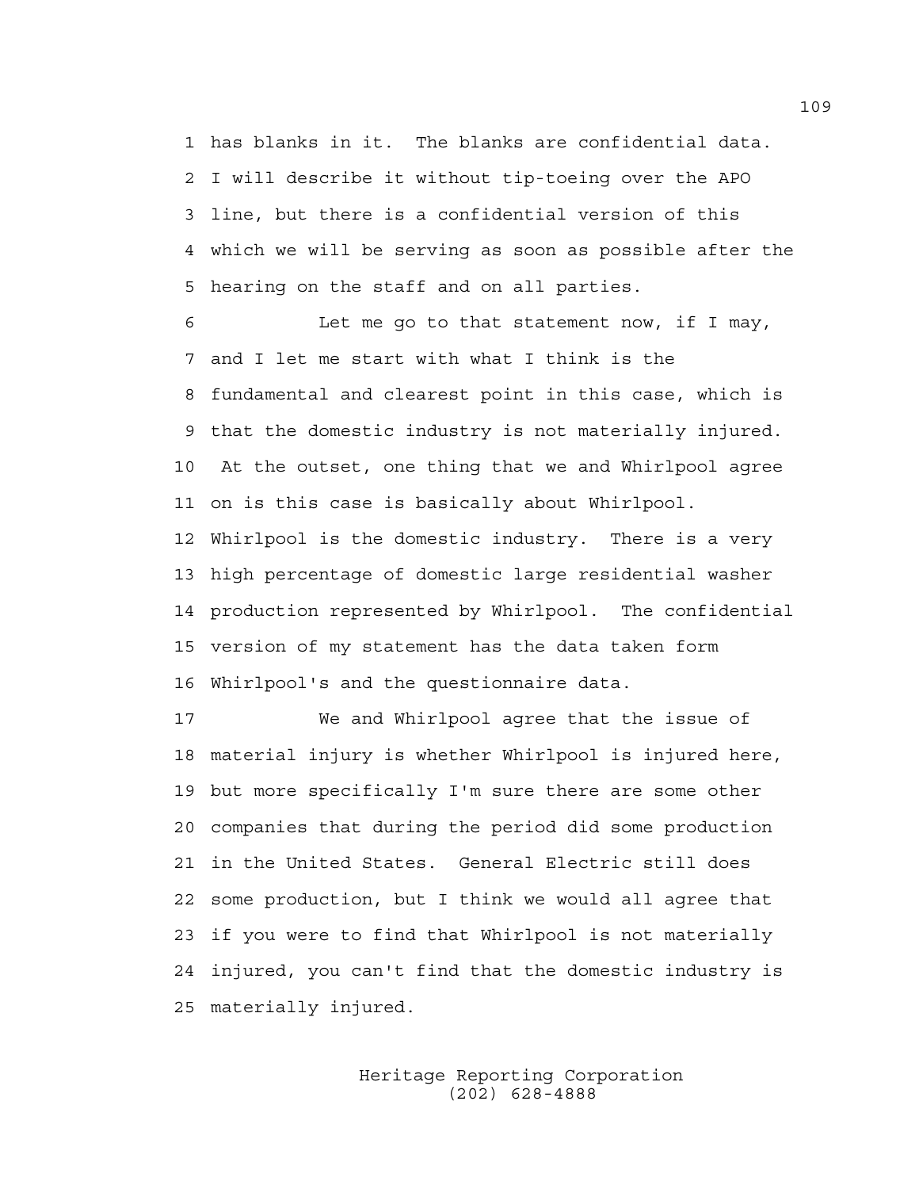has blanks in it. The blanks are confidential data. I will describe it without tip-toeing over the APO line, but there is a confidential version of this which we will be serving as soon as possible after the hearing on the staff and on all parties.

Let me go to that statement now, if I may, and I let me start with what I think is the fundamental and clearest point in this case, which is that the domestic industry is not materially injured. At the outset, one thing that we and Whirlpool agree on is this case is basically about Whirlpool. Whirlpool is the domestic industry. There is a very high percentage of domestic large residential washer production represented by Whirlpool. The confidential version of my statement has the data taken form Whirlpool's and the questionnaire data.

We and Whirlpool agree that the issue of material injury is whether Whirlpool is injured here, but more specifically I'm sure there are some other companies that during the period did some production in the United States. General Electric still does some production, but I think we would all agree that if you were to find that Whirlpool is not materially injured, you can't find that the domestic industry is materially injured.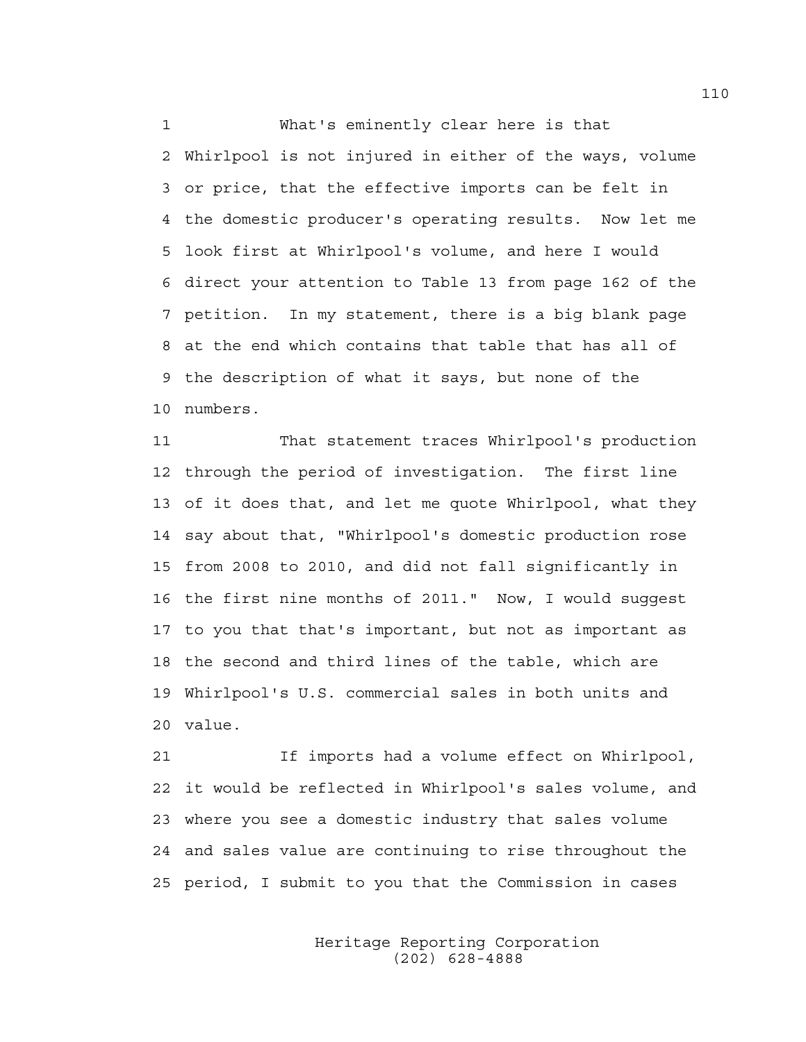What's eminently clear here is that Whirlpool is not injured in either of the ways, volume or price, that the effective imports can be felt in the domestic producer's operating results. Now let me look first at Whirlpool's volume, and here I would direct your attention to Table 13 from page 162 of the petition. In my statement, there is a big blank page at the end which contains that table that has all of the description of what it says, but none of the numbers.

That statement traces Whirlpool's production through the period of investigation. The first line of it does that, and let me quote Whirlpool, what they say about that, "Whirlpool's domestic production rose from 2008 to 2010, and did not fall significantly in the first nine months of 2011." Now, I would suggest to you that that's important, but not as important as the second and third lines of the table, which are Whirlpool's U.S. commercial sales in both units and value.

If imports had a volume effect on Whirlpool, it would be reflected in Whirlpool's sales volume, and where you see a domestic industry that sales volume and sales value are continuing to rise throughout the period, I submit to you that the Commission in cases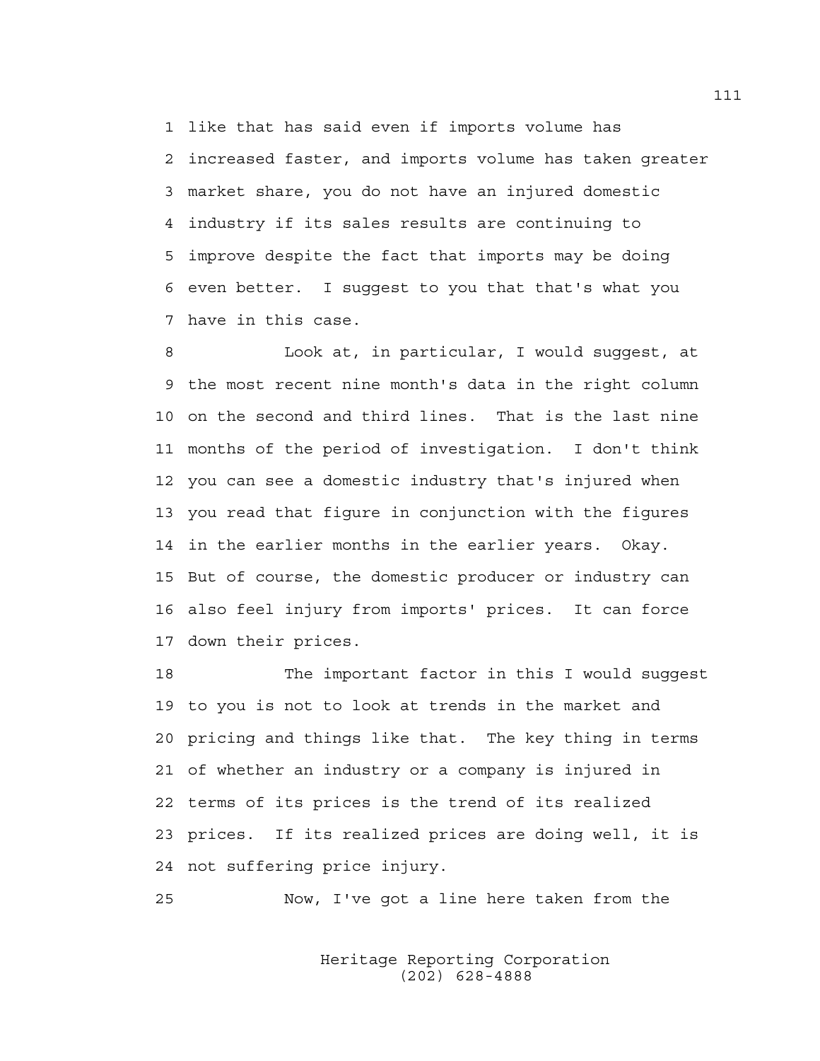like that has said even if imports volume has increased faster, and imports volume has taken greater market share, you do not have an injured domestic industry if its sales results are continuing to improve despite the fact that imports may be doing even better. I suggest to you that that's what you have in this case.

Look at, in particular, I would suggest, at the most recent nine month's data in the right column on the second and third lines. That is the last nine months of the period of investigation. I don't think you can see a domestic industry that's injured when you read that figure in conjunction with the figures in the earlier months in the earlier years. Okay. But of course, the domestic producer or industry can also feel injury from imports' prices. It can force down their prices.

The important factor in this I would suggest to you is not to look at trends in the market and pricing and things like that. The key thing in terms of whether an industry or a company is injured in terms of its prices is the trend of its realized prices. If its realized prices are doing well, it is not suffering price injury.

Now, I've got a line here taken from the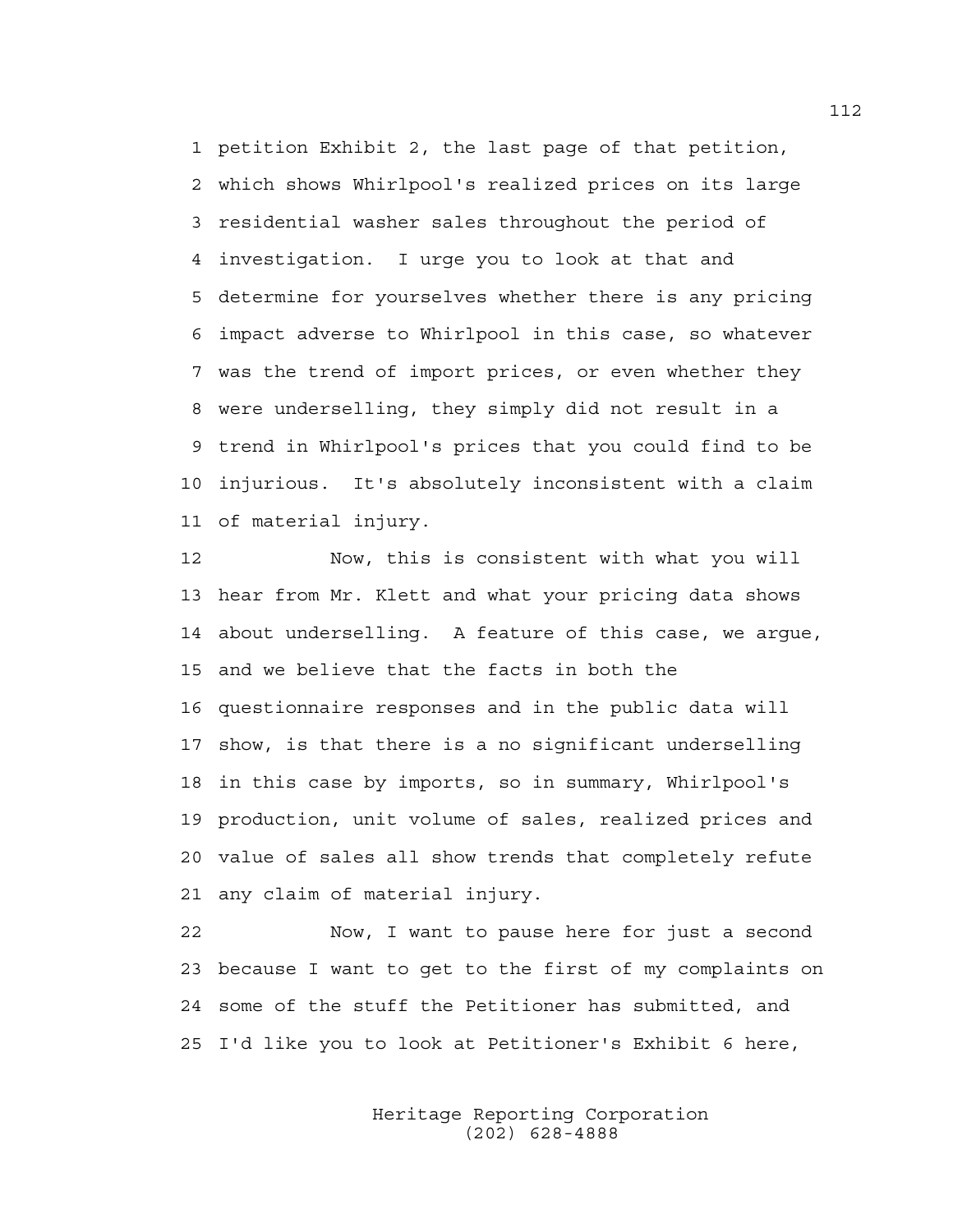petition Exhibit 2, the last page of that petition, which shows Whirlpool's realized prices on its large residential washer sales throughout the period of investigation. I urge you to look at that and determine for yourselves whether there is any pricing impact adverse to Whirlpool in this case, so whatever was the trend of import prices, or even whether they were underselling, they simply did not result in a trend in Whirlpool's prices that you could find to be injurious. It's absolutely inconsistent with a claim of material injury.

Now, this is consistent with what you will hear from Mr. Klett and what your pricing data shows about underselling. A feature of this case, we argue, and we believe that the facts in both the questionnaire responses and in the public data will show, is that there is a no significant underselling in this case by imports, so in summary, Whirlpool's production, unit volume of sales, realized prices and value of sales all show trends that completely refute any claim of material injury.

Now, I want to pause here for just a second because I want to get to the first of my complaints on some of the stuff the Petitioner has submitted, and I'd like you to look at Petitioner's Exhibit 6 here,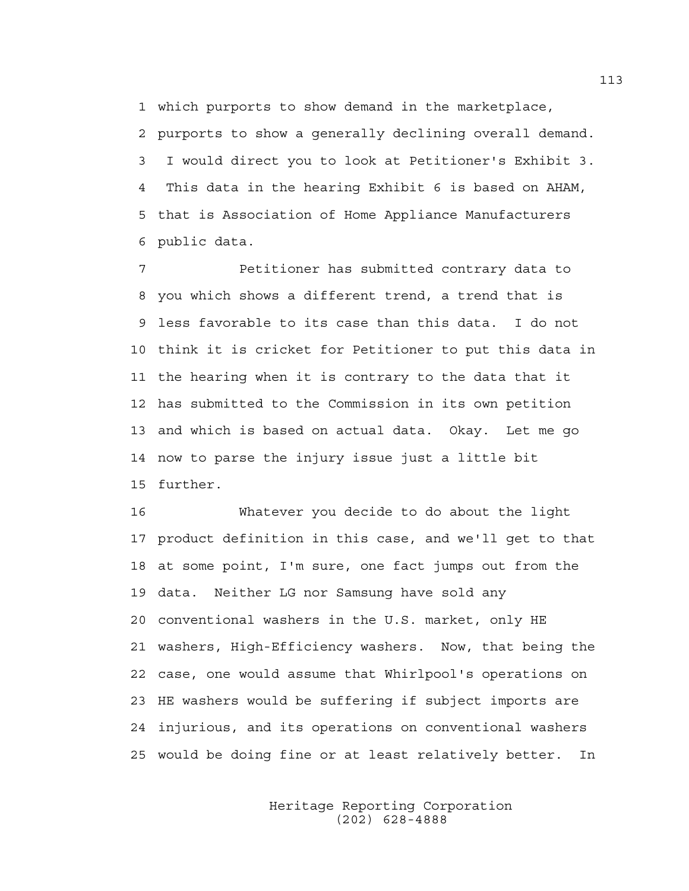which purports to show demand in the marketplace, purports to show a generally declining overall demand. I would direct you to look at Petitioner's Exhibit 3. This data in the hearing Exhibit 6 is based on AHAM, that is Association of Home Appliance Manufacturers public data.

Petitioner has submitted contrary data to you which shows a different trend, a trend that is less favorable to its case than this data. I do not think it is cricket for Petitioner to put this data in the hearing when it is contrary to the data that it has submitted to the Commission in its own petition and which is based on actual data. Okay. Let me go now to parse the injury issue just a little bit further.

Whatever you decide to do about the light product definition in this case, and we'll get to that at some point, I'm sure, one fact jumps out from the data. Neither LG nor Samsung have sold any conventional washers in the U.S. market, only HE washers, High-Efficiency washers. Now, that being the case, one would assume that Whirlpool's operations on HE washers would be suffering if subject imports are injurious, and its operations on conventional washers would be doing fine or at least relatively better. In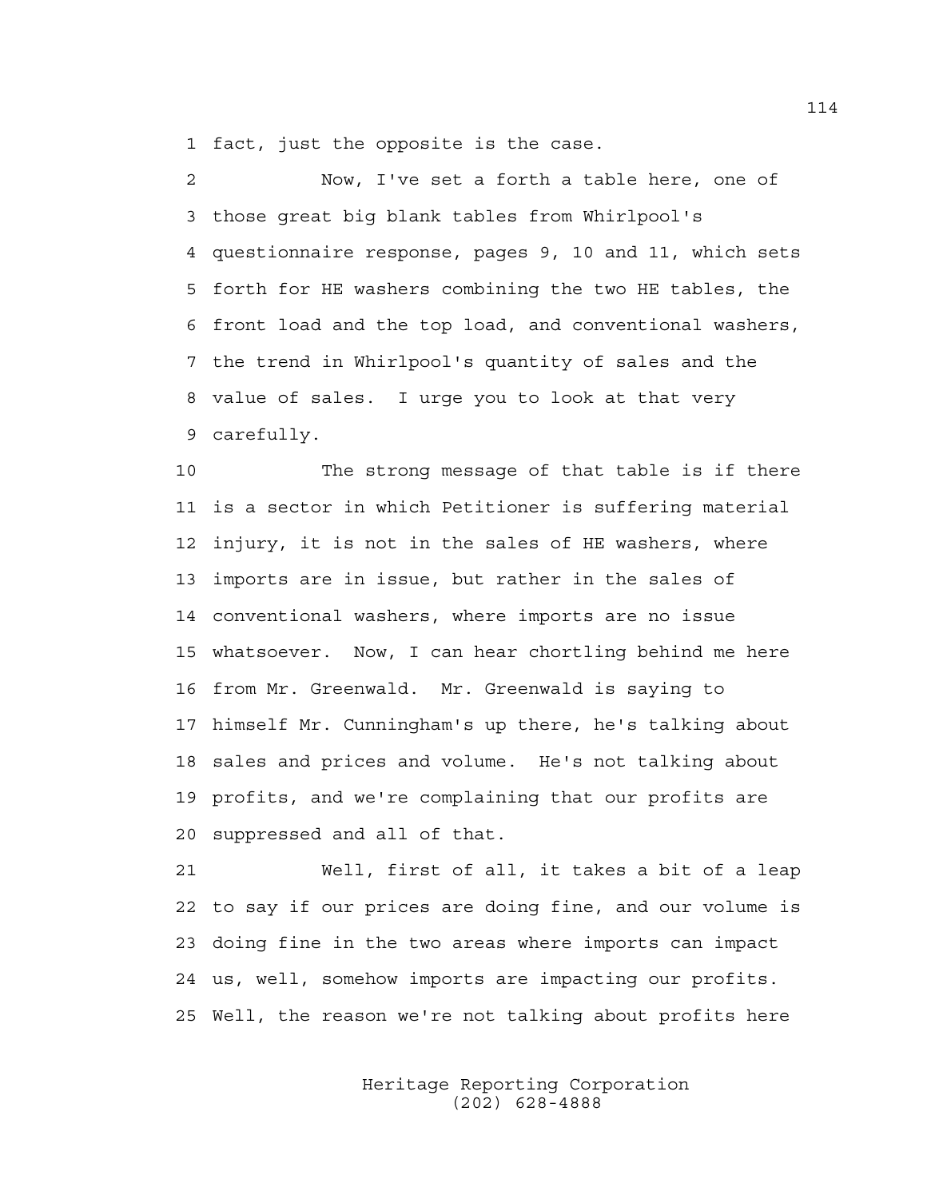fact, just the opposite is the case.

Now, I've set a forth a table here, one of those great big blank tables from Whirlpool's questionnaire response, pages 9, 10 and 11, which sets forth for HE washers combining the two HE tables, the front load and the top load, and conventional washers, the trend in Whirlpool's quantity of sales and the value of sales. I urge you to look at that very carefully.

The strong message of that table is if there is a sector in which Petitioner is suffering material injury, it is not in the sales of HE washers, where imports are in issue, but rather in the sales of conventional washers, where imports are no issue whatsoever. Now, I can hear chortling behind me here from Mr. Greenwald. Mr. Greenwald is saying to himself Mr. Cunningham's up there, he's talking about sales and prices and volume. He's not talking about profits, and we're complaining that our profits are suppressed and all of that.

Well, first of all, it takes a bit of a leap to say if our prices are doing fine, and our volume is doing fine in the two areas where imports can impact us, well, somehow imports are impacting our profits. Well, the reason we're not talking about profits here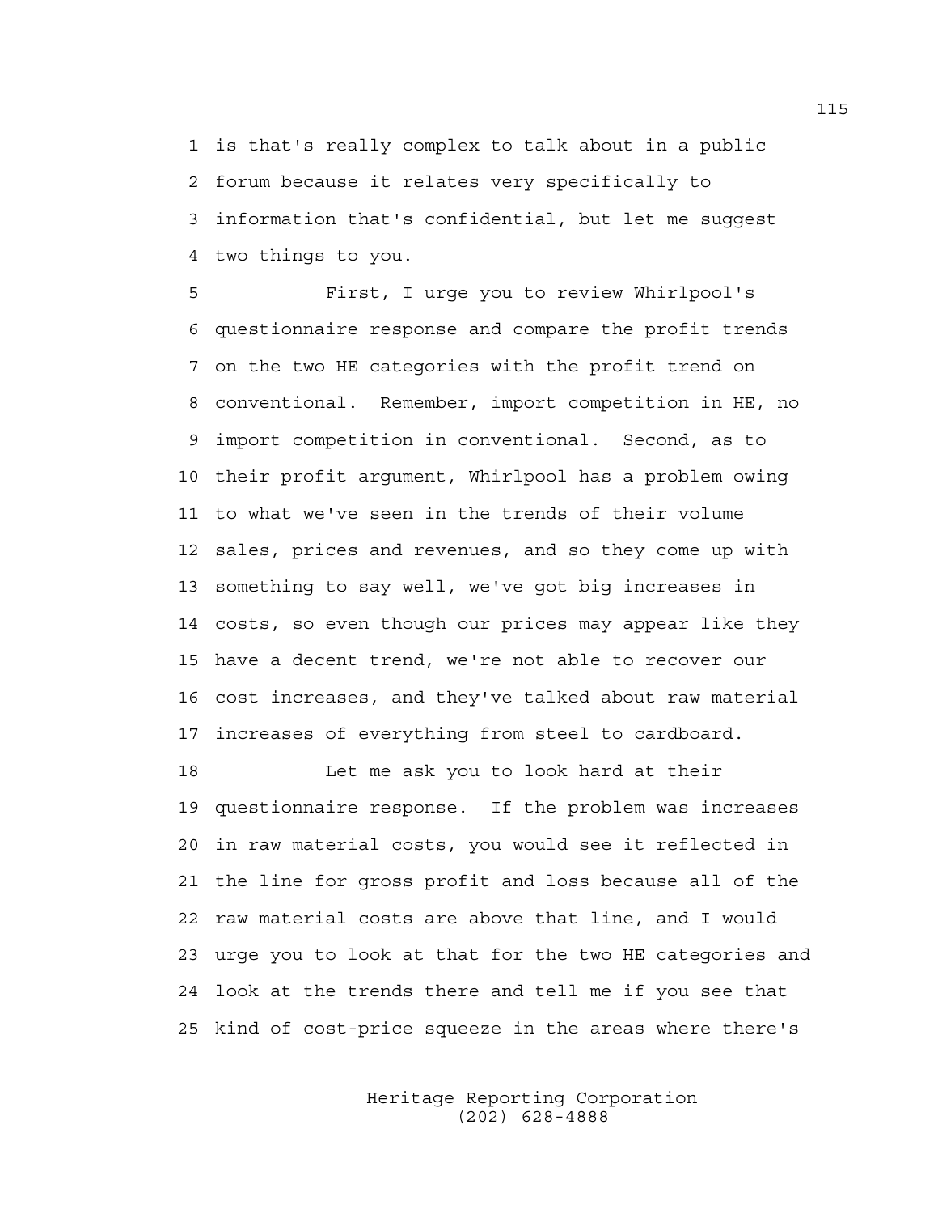is that's really complex to talk about in a public forum because it relates very specifically to information that's confidential, but let me suggest two things to you.

First, I urge you to review Whirlpool's questionnaire response and compare the profit trends on the two HE categories with the profit trend on conventional. Remember, import competition in HE, no import competition in conventional. Second, as to their profit argument, Whirlpool has a problem owing to what we've seen in the trends of their volume sales, prices and revenues, and so they come up with something to say well, we've got big increases in costs, so even though our prices may appear like they have a decent trend, we're not able to recover our cost increases, and they've talked about raw material increases of everything from steel to cardboard.

Let me ask you to look hard at their questionnaire response. If the problem was increases in raw material costs, you would see it reflected in the line for gross profit and loss because all of the raw material costs are above that line, and I would urge you to look at that for the two HE categories and look at the trends there and tell me if you see that kind of cost-price squeeze in the areas where there's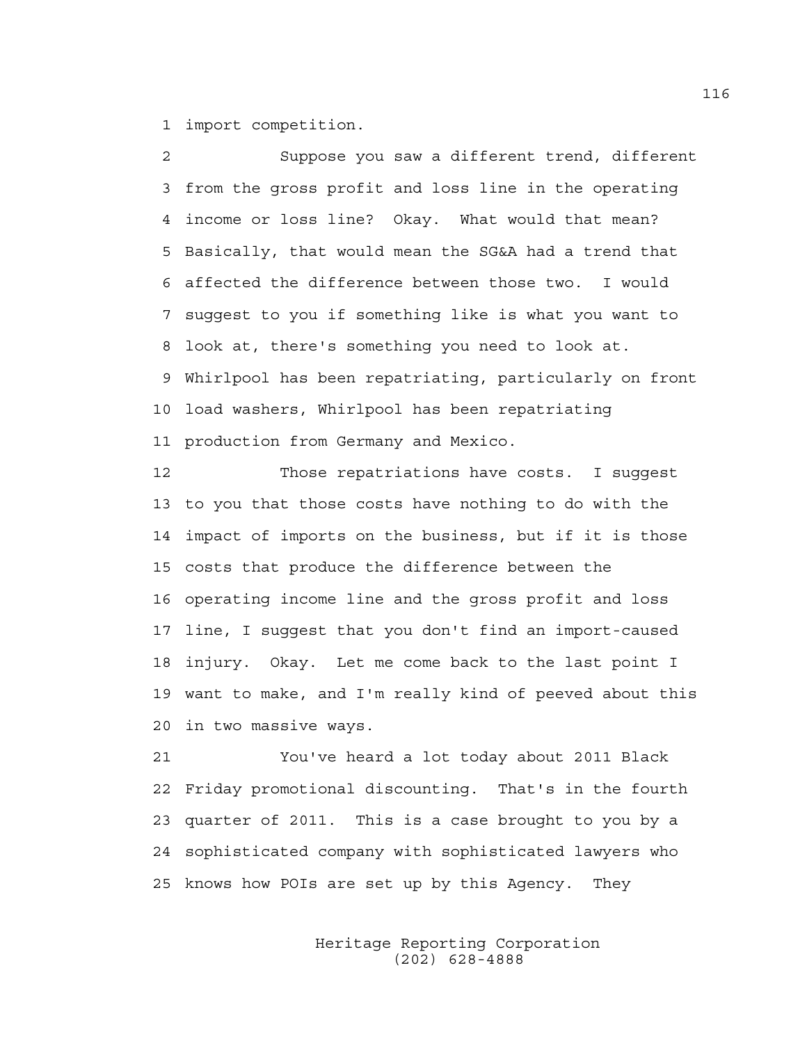import competition.

Suppose you saw a different trend, different from the gross profit and loss line in the operating income or loss line? Okay. What would that mean? Basically, that would mean the SG&A had a trend that affected the difference between those two. I would suggest to you if something like is what you want to look at, there's something you need to look at. Whirlpool has been repatriating, particularly on front load washers, Whirlpool has been repatriating production from Germany and Mexico.

Those repatriations have costs. I suggest to you that those costs have nothing to do with the impact of imports on the business, but if it is those costs that produce the difference between the operating income line and the gross profit and loss line, I suggest that you don't find an import-caused injury. Okay. Let me come back to the last point I want to make, and I'm really kind of peeved about this in two massive ways.

You've heard a lot today about 2011 Black Friday promotional discounting. That's in the fourth quarter of 2011. This is a case brought to you by a sophisticated company with sophisticated lawyers who knows how POIs are set up by this Agency. They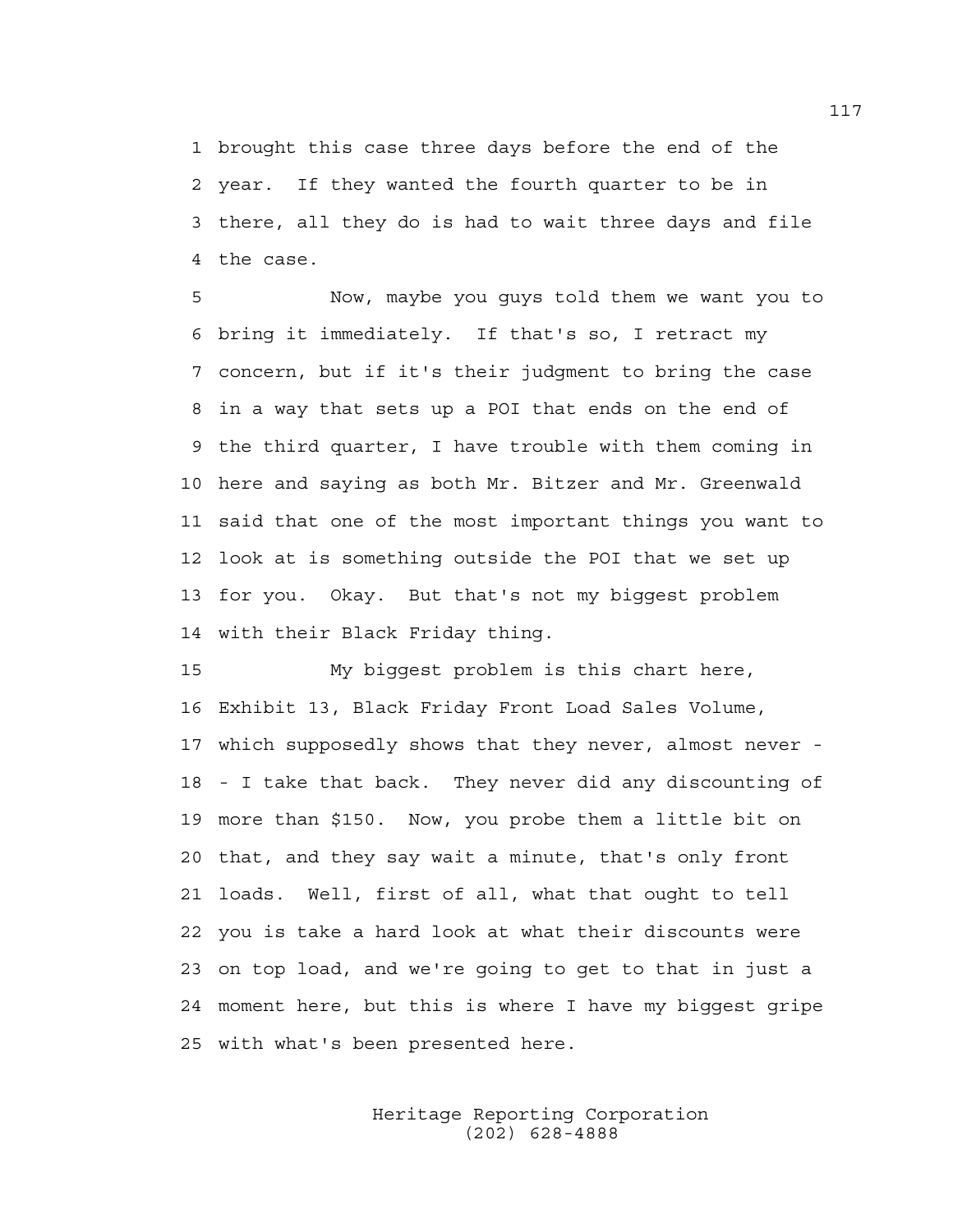1 brought this case three days before the end of the
2 year. If they wanted the fourth quarter to be in
3 there, all they do is had to wait three days and file
4 the case.

5 Now, maybe you guys told them we want you to
6 bring it immediately. If that's so, I retract my
7 concern, but if it's their judgment to bring the case
8 in a way that sets up a POI that ends on the end of
9 the third quarter, I have trouble with them coming in
10 here and saying as both Mr. Bitzer and Mr. Greenwald
11 said that one of the most important things you want to
12 look at is something outside the POI that we set up
13 for you. Okay. But that's not my biggest problem
14 with their Black Friday thing.

15 My biggest problem is this chart here,
16 Exhibit 13, Black Friday Front Load Sales Volume,
17 which supposedly shows that they never, almost never -
18 - I take that back. They never did any discounting of
19 more than $150. Now, you probe them a little bit on
20 that, and they say wait a minute, that's only front
21 loads. Well, first of all, what that ought to tell
22 you is take a hard look at what their discounts were
23 on top load, and we're going to get to that in just a
24 moment here, but this is where I have my biggest gripe
25 with what's been presented here.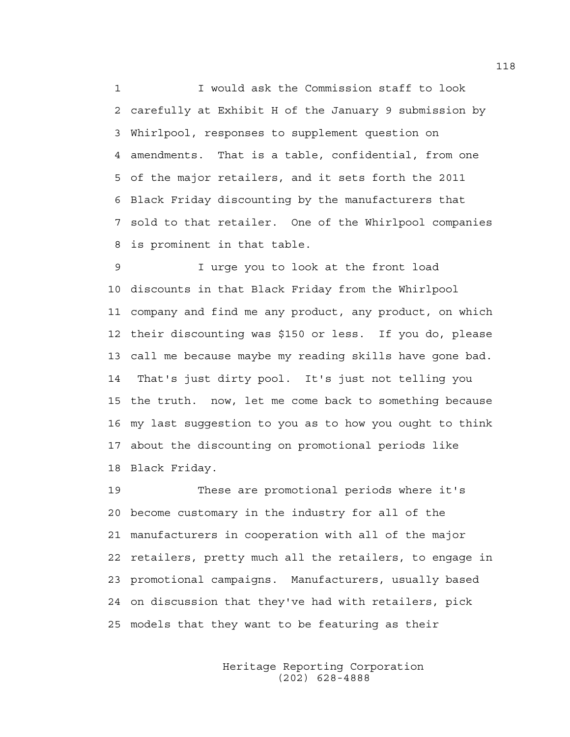I would ask the Commission staff to look carefully at Exhibit H of the January 9 submission by Whirlpool, responses to supplement question on amendments. That is a table, confidential, from one of the major retailers, and it sets forth the 2011 Black Friday discounting by the manufacturers that sold to that retailer. One of the Whirlpool companies is prominent in that table.

I urge you to look at the front load discounts in that Black Friday from the Whirlpool company and find me any product, any product, on which their discounting was $150 or less. If you do, please call me because maybe my reading skills have gone bad. That's just dirty pool. It's just not telling you the truth. now, let me come back to something because my last suggestion to you as to how you ought to think about the discounting on promotional periods like Black Friday.

These are promotional periods where it's become customary in the industry for all of the manufacturers in cooperation with all of the major retailers, pretty much all the retailers, to engage in promotional campaigns. Manufacturers, usually based on discussion that they've had with retailers, pick models that they want to be featuring as their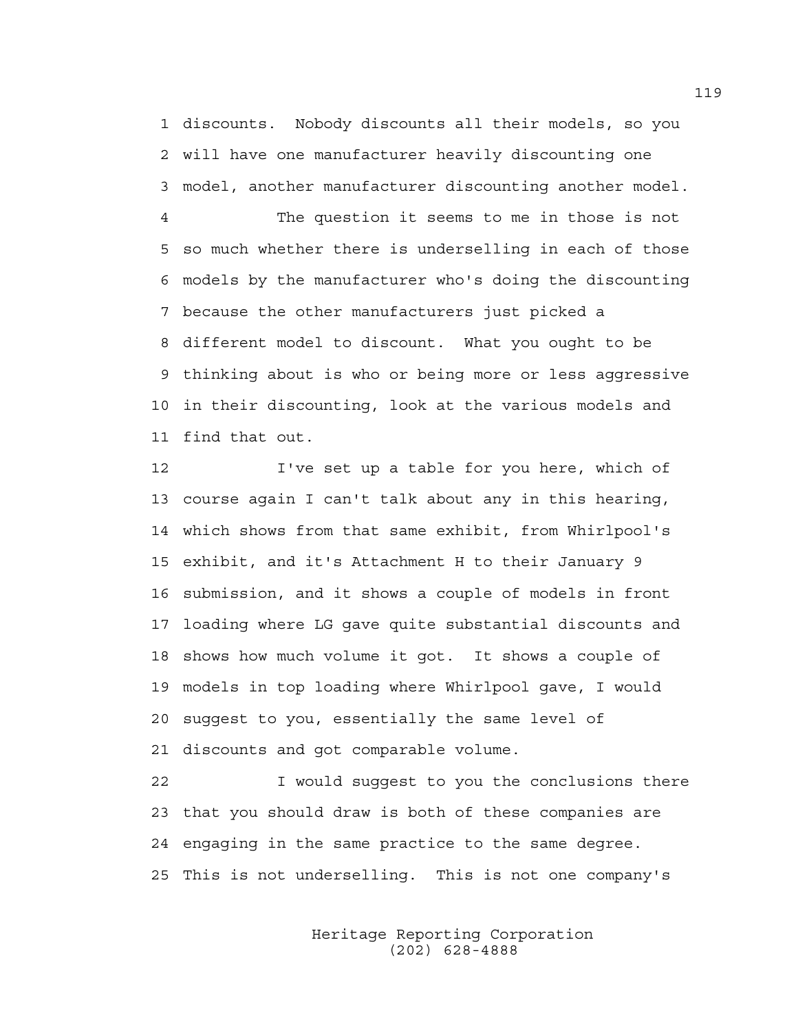1 discounts. Nobody discounts all their models, so you
2 will have one manufacturer heavily discounting one
3 model, another manufacturer discounting another model.
4 The question it seems to me in those is not
5 so much whether there is underselling in each of those
6 models by the manufacturer who's doing the discounting
7 because the other manufacturers just picked a
8 different model to discount. What you ought to be
9 thinking about is who or being more or less aggressive
10 in their discounting, look at the various models and
11 find that out.
12 I've set up a table for you here, which of
13 course again I can't talk about any in this hearing,
14 which shows from that same exhibit, from Whirlpool's
15 exhibit, and it's Attachment H to their January 9
16 submission, and it shows a couple of models in front
17 loading where LG gave quite substantial discounts and
18 shows how much volume it got. It shows a couple of
19 models in top loading where Whirlpool gave, I would
20 suggest to you, essentially the same level of
21 discounts and got comparable volume.
22 I would suggest to you the conclusions there
23 that you should draw is both of these companies are
24 engaging in the same practice to the same degree.
25 This is not underselling. This is not one company's

Heritage Reporting Corporation
(202) 628-4888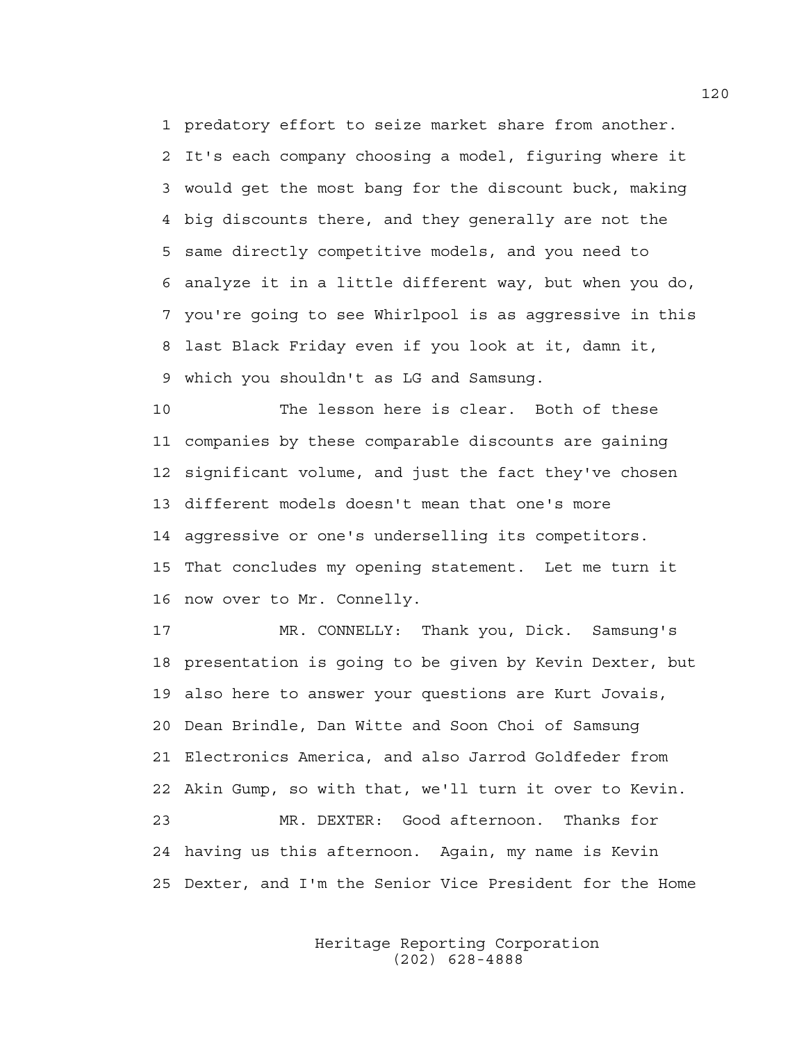1 predatory effort to seize market share from another.
2 It's each company choosing a model, figuring where it
3 would get the most bang for the discount buck, making
4 big discounts there, and they generally are not the
5 same directly competitive models, and you need to
6 analyze it in a little different way, but when you do,
7 you're going to see Whirlpool is as aggressive in this
8 last Black Friday even if you look at it, damn it,
9 which you shouldn't as LG and Samsung.

10 The lesson here is clear. Both of these
11 companies by these comparable discounts are gaining
12 significant volume, and just the fact they've chosen
13 different models doesn't mean that one's more
14 aggressive or one's underselling its competitors.
15 That concludes my opening statement. Let me turn it
16 now over to Mr. Connelly.

17 MR. CONNELLY: Thank you, Dick. Samsung's
18 presentation is going to be given by Kevin Dexter, but
19 also here to answer your questions are Kurt Jovais,
20 Dean Brindle, Dan Witte and Soon Choi of Samsung
21 Electronics America, and also Jarrod Goldfeder from
22 Akin Gump, so with that, we'll turn it over to Kevin.

23 MR. DEXTER: Good afternoon. Thanks for
24 having us this afternoon. Again, my name is Kevin
25 Dexter, and I'm the Senior Vice President for the Home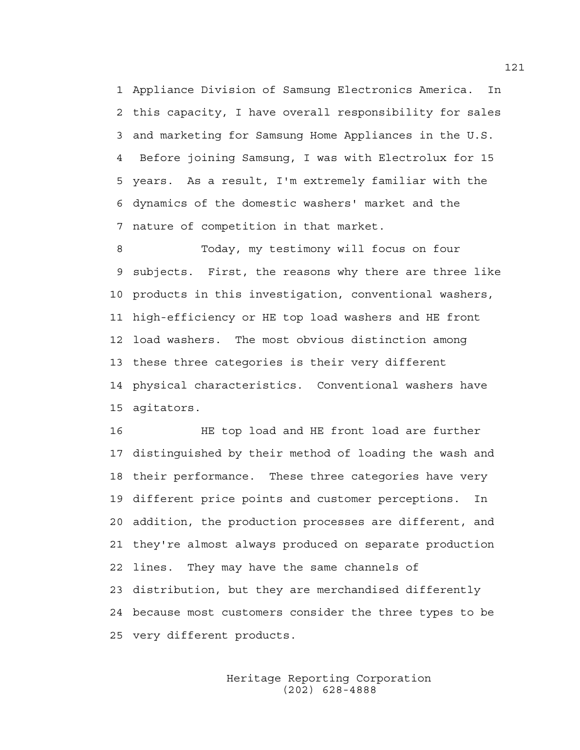Appliance Division of Samsung Electronics America. In this capacity, I have overall responsibility for sales and marketing for Samsung Home Appliances in the U.S. Before joining Samsung, I was with Electrolux for 15 years. As a result, I'm extremely familiar with the dynamics of the domestic washers' market and the nature of competition in that market.

Today, my testimony will focus on four subjects. First, the reasons why there are three like products in this investigation, conventional washers, high-efficiency or HE top load washers and HE front load washers. The most obvious distinction among these three categories is their very different physical characteristics. Conventional washers have agitators.

HE top load and HE front load are further distinguished by their method of loading the wash and their performance. These three categories have very different price points and customer perceptions. In addition, the production processes are different, and they're almost always produced on separate production lines. They may have the same channels of distribution, but they are merchandised differently because most customers consider the three types to be very different products.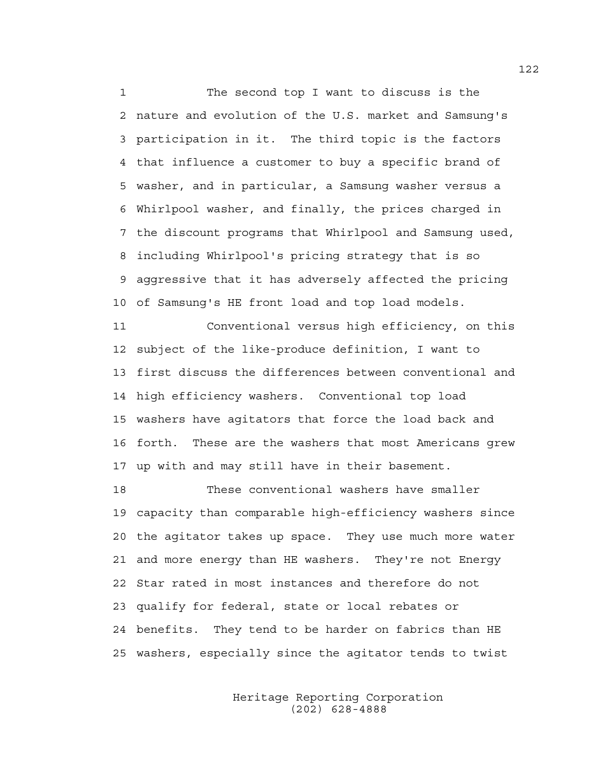The second top I want to discuss is the nature and evolution of the U.S. market and Samsung's participation in it. The third topic is the factors that influence a customer to buy a specific brand of washer, and in particular, a Samsung washer versus a Whirlpool washer, and finally, the prices charged in the discount programs that Whirlpool and Samsung used, including Whirlpool's pricing strategy that is so aggressive that it has adversely affected the pricing of Samsung's HE front load and top load models.

Conventional versus high efficiency, on this subject of the like-produce definition, I want to first discuss the differences between conventional and high efficiency washers. Conventional top load washers have agitators that force the load back and forth. These are the washers that most Americans grew up with and may still have in their basement.

These conventional washers have smaller capacity than comparable high-efficiency washers since the agitator takes up space. They use much more water and more energy than HE washers. They're not Energy Star rated in most instances and therefore do not qualify for federal, state or local rebates or benefits. They tend to be harder on fabrics than HE washers, especially since the agitator tends to twist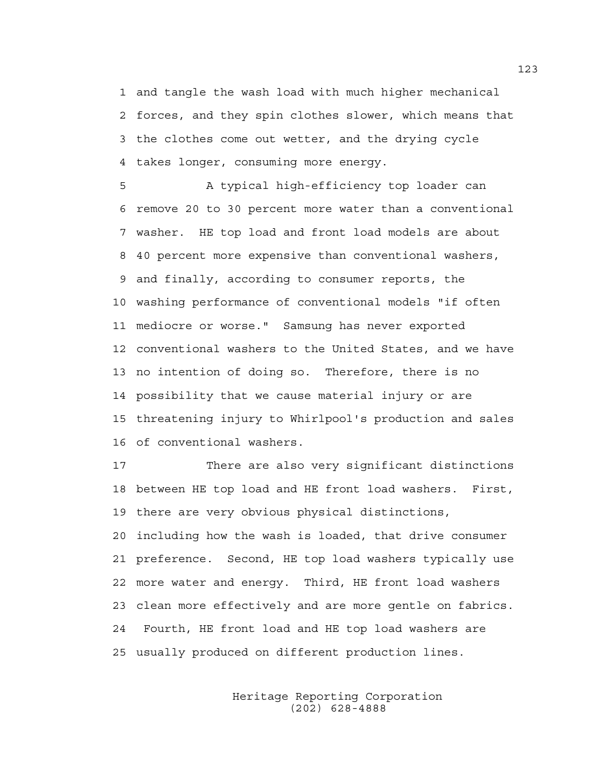and tangle the wash load with much higher mechanical forces, and they spin clothes slower, which means that the clothes come out wetter, and the drying cycle takes longer, consuming more energy.

A typical high-efficiency top loader can remove 20 to 30 percent more water than a conventional washer. HE top load and front load models are about 40 percent more expensive than conventional washers, and finally, according to consumer reports, the washing performance of conventional models "if often mediocre or worse." Samsung has never exported conventional washers to the United States, and we have no intention of doing so. Therefore, there is no possibility that we cause material injury or are threatening injury to Whirlpool's production and sales of conventional washers.

There are also very significant distinctions between HE top load and HE front load washers. First, there are very obvious physical distinctions, including how the wash is loaded, that drive consumer preference. Second, HE top load washers typically use more water and energy. Third, HE front load washers clean more effectively and are more gentle on fabrics. Fourth, HE front load and HE top load washers are usually produced on different production lines.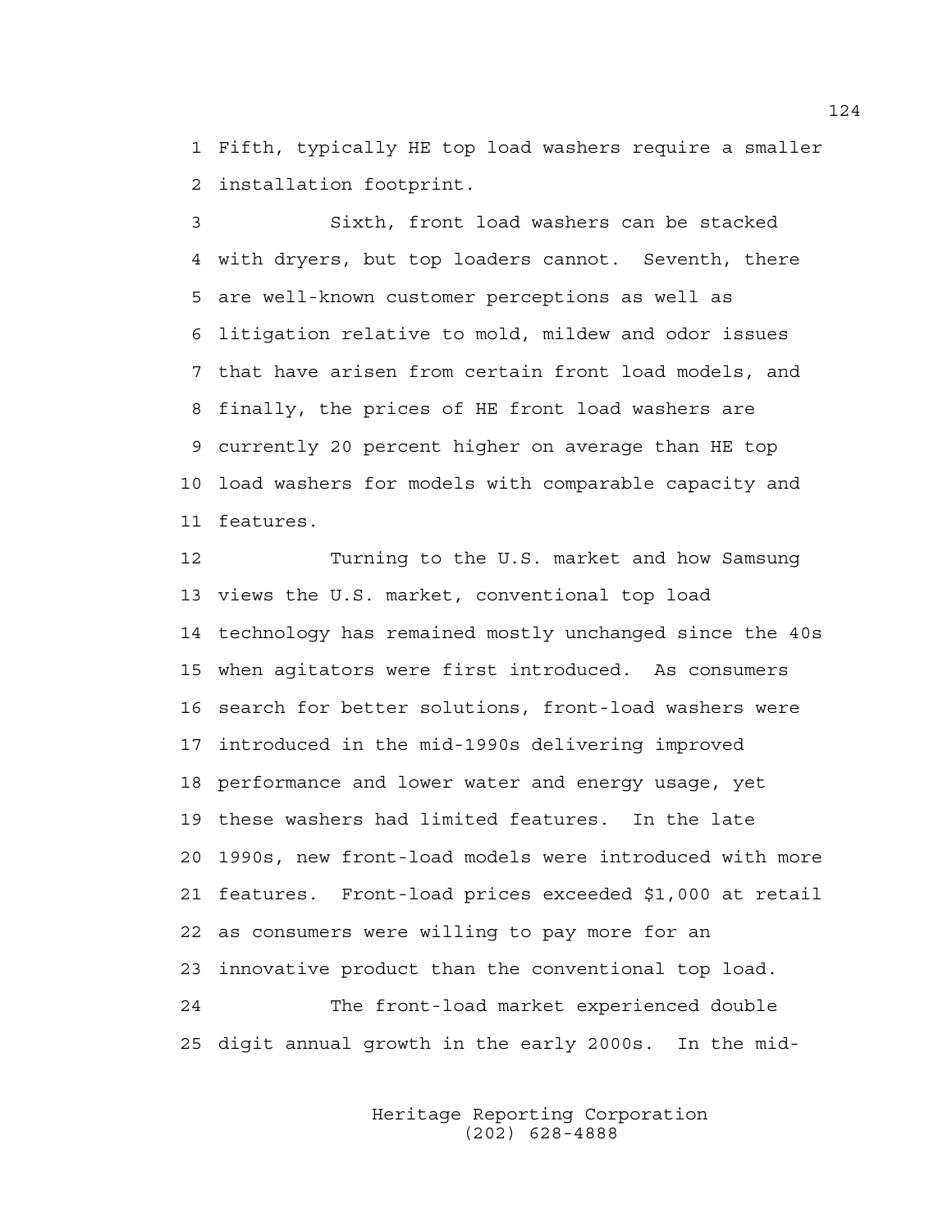Fifth, typically HE top load washers require a smaller installation footprint.

Sixth, front load washers can be stacked with dryers, but top loaders cannot. Seventh, there are well-known customer perceptions as well as litigation relative to mold, mildew and odor issues that have arisen from certain front load models, and finally, the prices of HE front load washers are currently 20 percent higher on average than HE top load washers for models with comparable capacity and features.

Turning to the U.S. market and how Samsung views the U.S. market, conventional top load technology has remained mostly unchanged since the 40s when agitators were first introduced. As consumers search for better solutions, front-load washers were introduced in the mid-1990s delivering improved performance and lower water and energy usage, yet these washers had limited features. In the late 1990s, new front-load models were introduced with more features. Front-load prices exceeded $1,000 at retail as consumers were willing to pay more for an innovative product than the conventional top load.

The front-load market experienced double digit annual growth in the early 2000s. In the mid-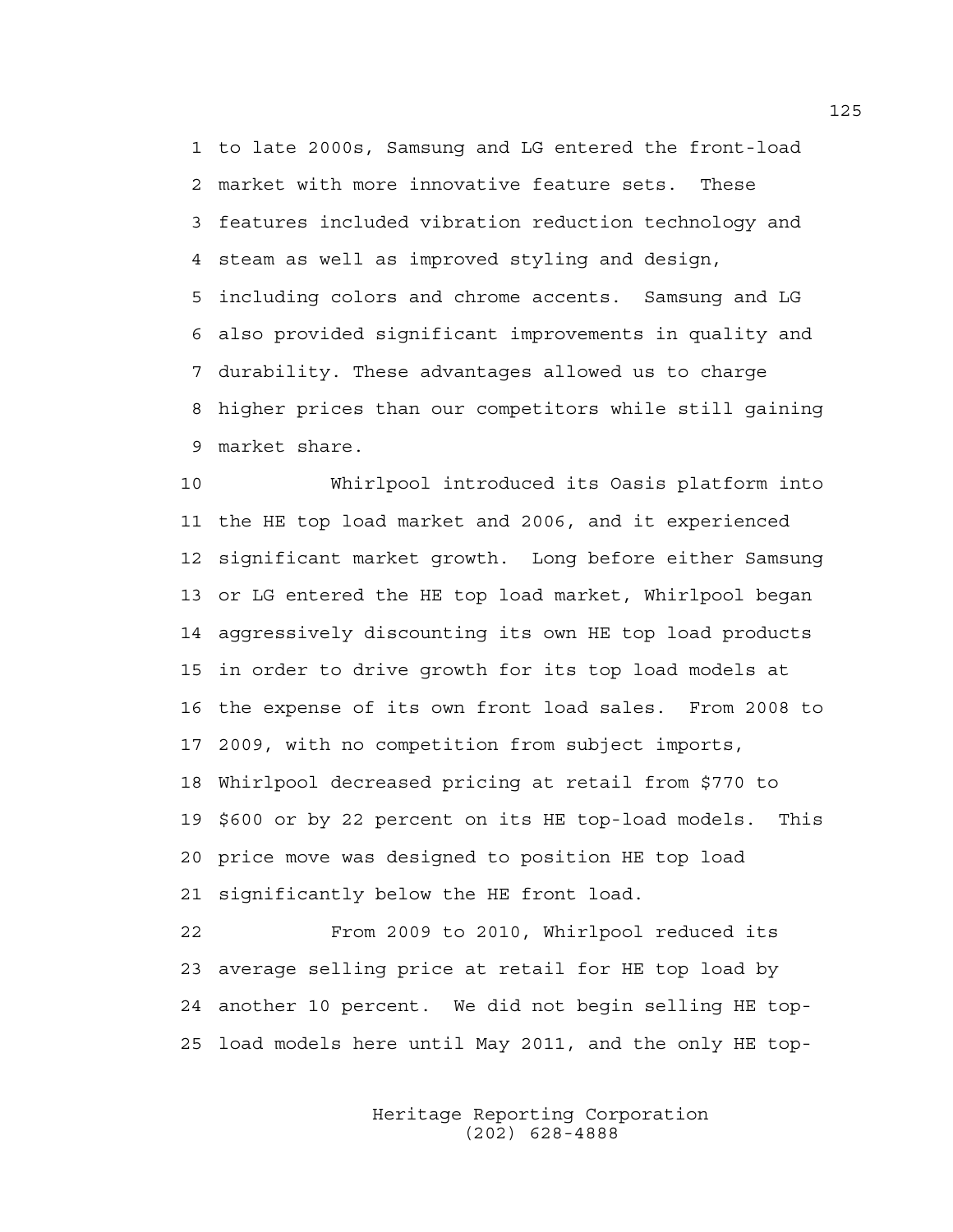to late 2000s, Samsung and LG entered the front-load market with more innovative feature sets. These features included vibration reduction technology and steam as well as improved styling and design, including colors and chrome accents. Samsung and LG also provided significant improvements in quality and durability. These advantages allowed us to charge higher prices than our competitors while still gaining market share.

Whirlpool introduced its Oasis platform into the HE top load market and 2006, and it experienced significant market growth. Long before either Samsung or LG entered the HE top load market, Whirlpool began aggressively discounting its own HE top load products in order to drive growth for its top load models at the expense of its own front load sales. From 2008 to 2009, with no competition from subject imports, Whirlpool decreased pricing at retail from $770 to $600 or by 22 percent on its HE top-load models. This price move was designed to position HE top load significantly below the HE front load.

From 2009 to 2010, Whirlpool reduced its average selling price at retail for HE top load by another 10 percent. We did not begin selling HE top-load models here until May 2011, and the only HE top-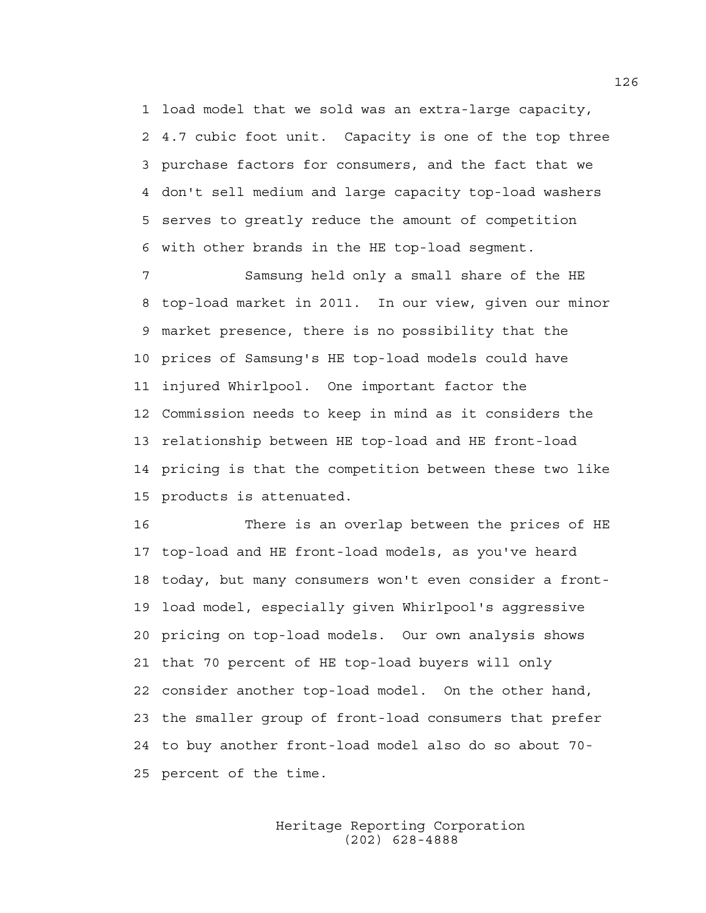load model that we sold was an extra-large capacity, 4.7 cubic foot unit. Capacity is one of the top three purchase factors for consumers, and the fact that we don't sell medium and large capacity top-load washers serves to greatly reduce the amount of competition with other brands in the HE top-load segment.

Samsung held only a small share of the HE top-load market in 2011. In our view, given our minor market presence, there is no possibility that the prices of Samsung's HE top-load models could have injured Whirlpool. One important factor the Commission needs to keep in mind as it considers the relationship between HE top-load and HE front-load pricing is that the competition between these two like products is attenuated.

There is an overlap between the prices of HE top-load and HE front-load models, as you've heard today, but many consumers won't even consider a front-load model, especially given Whirlpool's aggressive pricing on top-load models. Our own analysis shows that 70 percent of HE top-load buyers will only consider another top-load model. On the other hand, the smaller group of front-load consumers that prefer to buy another front-load model also do so about 70-percent of the time.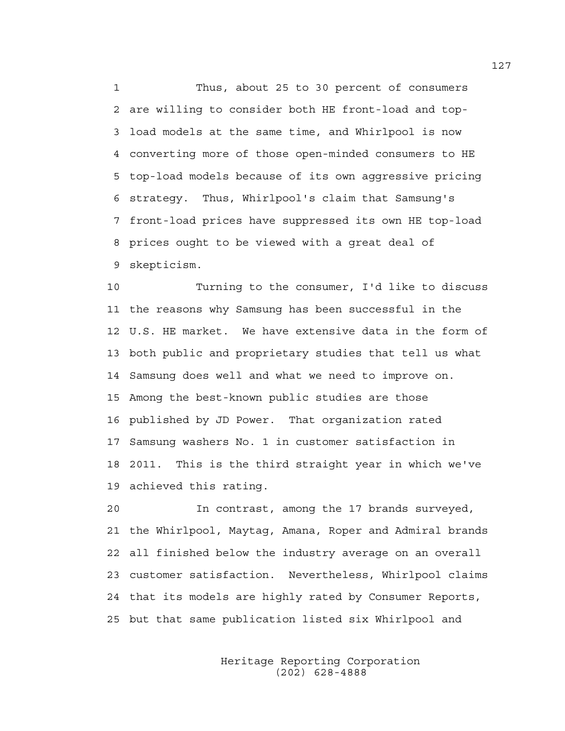Thus, about 25 to 30 percent of consumers are willing to consider both HE front-load and top-load models at the same time, and Whirlpool is now converting more of those open-minded consumers to HE top-load models because of its own aggressive pricing strategy. Thus, Whirlpool's claim that Samsung's front-load prices have suppressed its own HE top-load prices ought to be viewed with a great deal of skepticism.

Turning to the consumer, I'd like to discuss the reasons why Samsung has been successful in the U.S. HE market. We have extensive data in the form of both public and proprietary studies that tell us what Samsung does well and what we need to improve on. Among the best-known public studies are those published by JD Power. That organization rated Samsung washers No. 1 in customer satisfaction in 2011. This is the third straight year in which we've achieved this rating.

In contrast, among the 17 brands surveyed, the Whirlpool, Maytag, Amana, Roper and Admiral brands all finished below the industry average on an overall customer satisfaction. Nevertheless, Whirlpool claims that its models are highly rated by Consumer Reports, but that same publication listed six Whirlpool and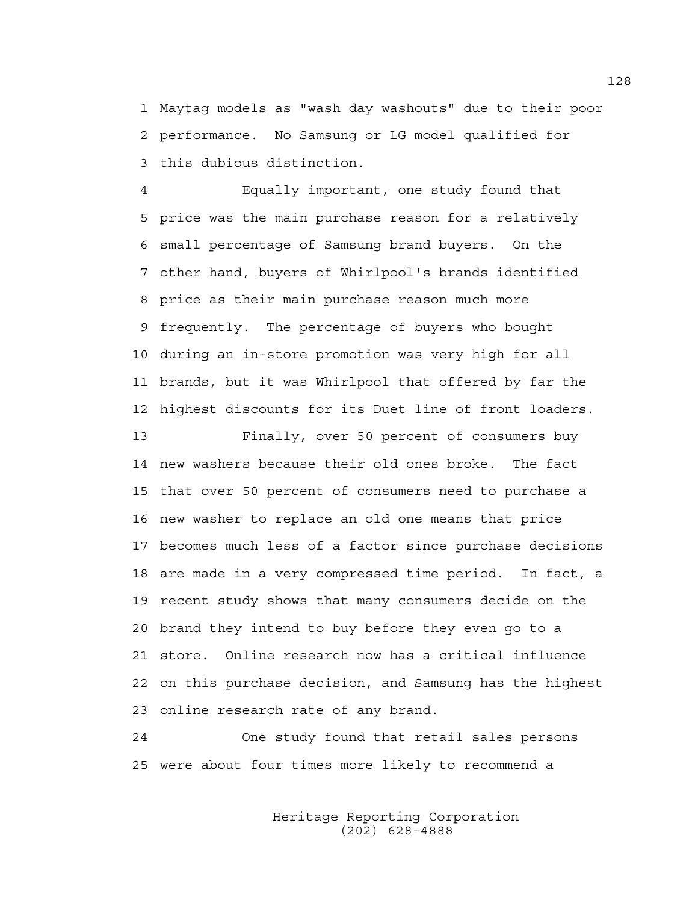Maytag models as "wash day washouts" due to their poor performance. No Samsung or LG model qualified for this dubious distinction.

Equally important, one study found that price was the main purchase reason for a relatively small percentage of Samsung brand buyers. On the other hand, buyers of Whirlpool's brands identified price as their main purchase reason much more frequently. The percentage of buyers who bought during an in-store promotion was very high for all brands, but it was Whirlpool that offered by far the highest discounts for its Duet line of front loaders.

Finally, over 50 percent of consumers buy new washers because their old ones broke. The fact that over 50 percent of consumers need to purchase a new washer to replace an old one means that price becomes much less of a factor since purchase decisions are made in a very compressed time period. In fact, a recent study shows that many consumers decide on the brand they intend to buy before they even go to a store. Online research now has a critical influence on this purchase decision, and Samsung has the highest online research rate of any brand.

One study found that retail sales persons were about four times more likely to recommend a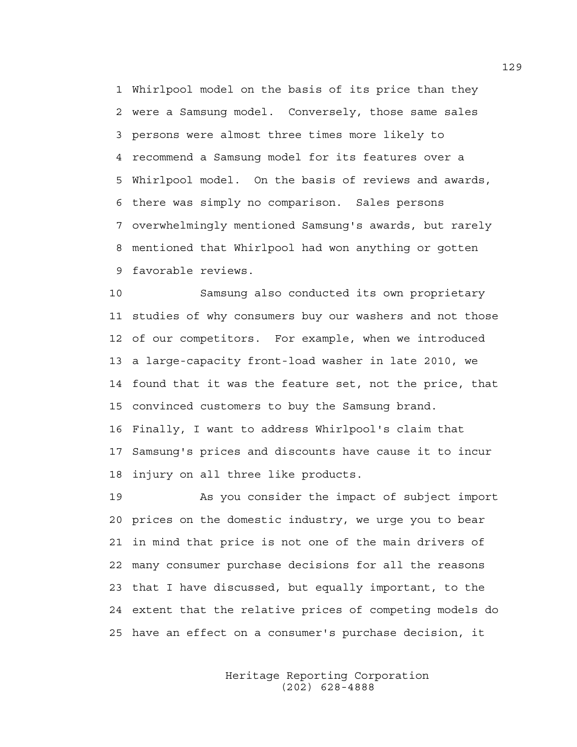Whirlpool model on the basis of its price than they were a Samsung model. Conversely, those same sales persons were almost three times more likely to recommend a Samsung model for its features over a Whirlpool model. On the basis of reviews and awards, there was simply no comparison. Sales persons overwhelmingly mentioned Samsung's awards, but rarely mentioned that Whirlpool had won anything or gotten favorable reviews.

Samsung also conducted its own proprietary studies of why consumers buy our washers and not those of our competitors. For example, when we introduced a large-capacity front-load washer in late 2010, we found that it was the feature set, not the price, that convinced customers to buy the Samsung brand. Finally, I want to address Whirlpool's claim that Samsung's prices and discounts have cause it to incur injury on all three like products.

As you consider the impact of subject import prices on the domestic industry, we urge you to bear in mind that price is not one of the main drivers of many consumer purchase decisions for all the reasons that I have discussed, but equally important, to the extent that the relative prices of competing models do have an effect on a consumer's purchase decision, it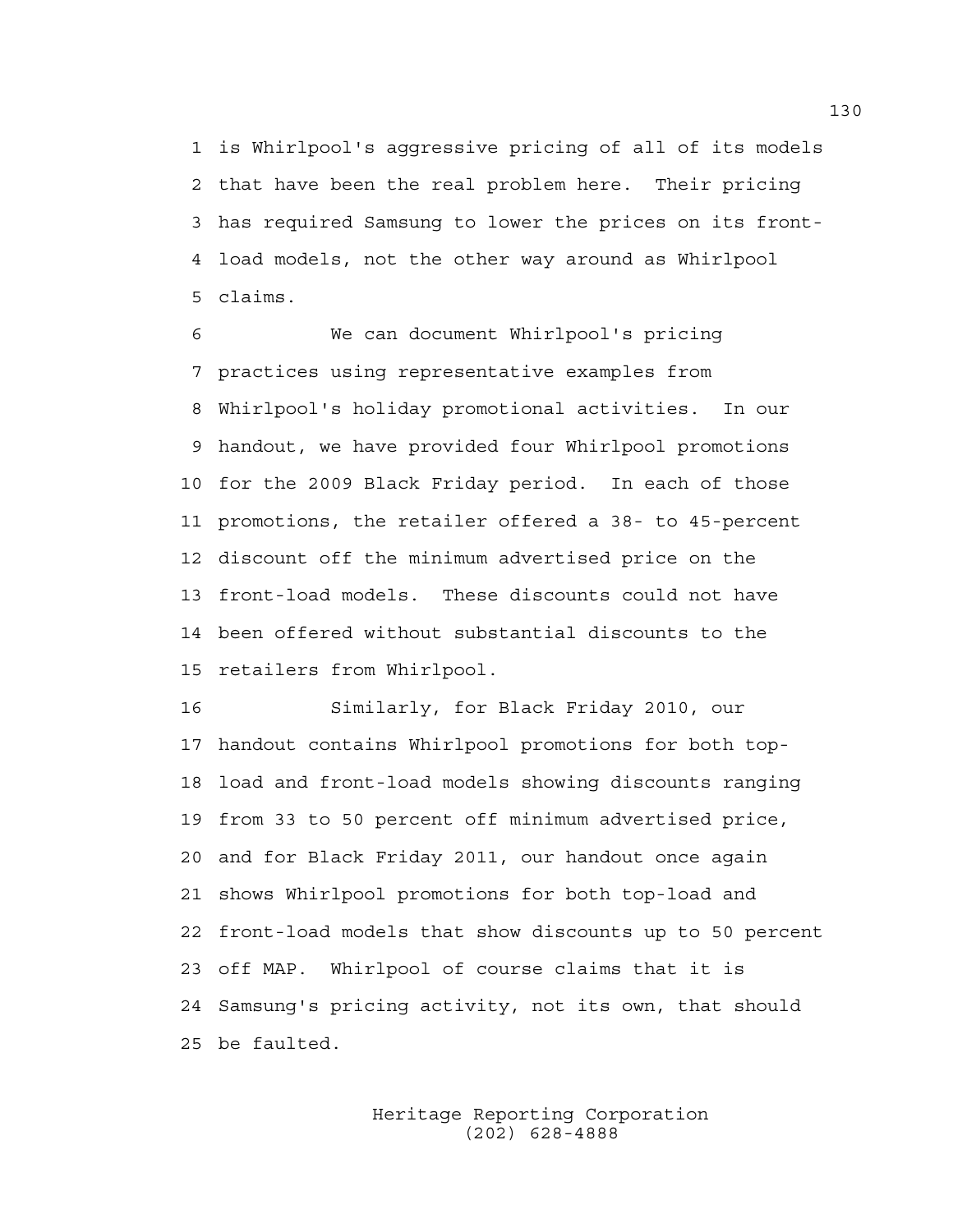is Whirlpool's aggressive pricing of all of its models that have been the real problem here. Their pricing has required Samsung to lower the prices on its front-load models, not the other way around as Whirlpool claims.

We can document Whirlpool's pricing practices using representative examples from Whirlpool's holiday promotional activities. In our handout, we have provided four Whirlpool promotions for the 2009 Black Friday period. In each of those promotions, the retailer offered a 38- to 45-percent discount off the minimum advertised price on the front-load models. These discounts could not have been offered without substantial discounts to the retailers from Whirlpool.

Similarly, for Black Friday 2010, our handout contains Whirlpool promotions for both top-load and front-load models showing discounts ranging from 33 to 50 percent off minimum advertised price, and for Black Friday 2011, our handout once again shows Whirlpool promotions for both top-load and front-load models that show discounts up to 50 percent off MAP. Whirlpool of course claims that it is Samsung's pricing activity, not its own, that should be faulted.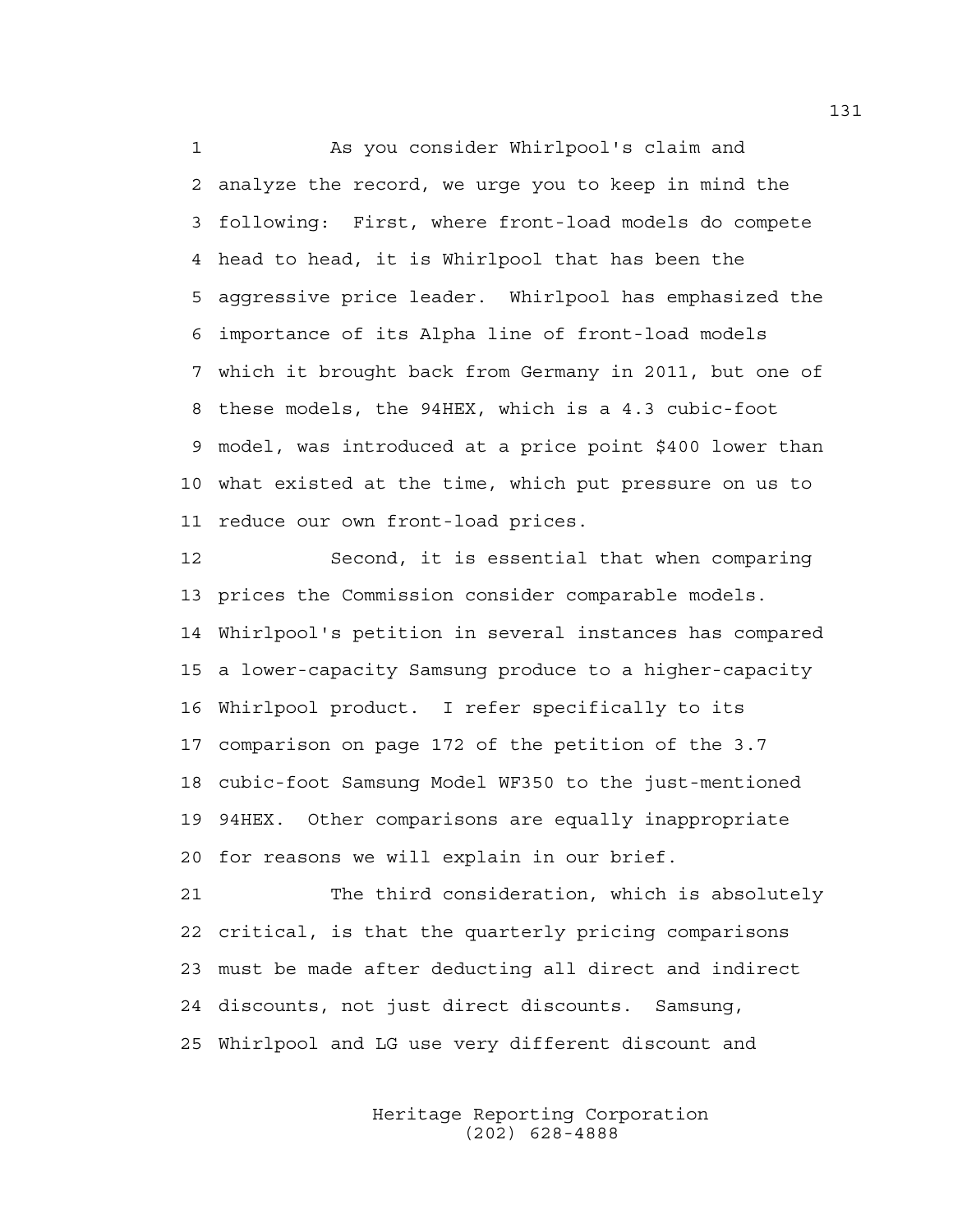As you consider Whirlpool's claim and analyze the record, we urge you to keep in mind the following: First, where front-load models do compete head to head, it is Whirlpool that has been the aggressive price leader. Whirlpool has emphasized the importance of its Alpha line of front-load models which it brought back from Germany in 2011, but one of these models, the 94HEX, which is a 4.3 cubic-foot model, was introduced at a price point $400 lower than what existed at the time, which put pressure on us to reduce our own front-load prices.

Second, it is essential that when comparing prices the Commission consider comparable models. Whirlpool's petition in several instances has compared a lower-capacity Samsung produce to a higher-capacity Whirlpool product. I refer specifically to its comparison on page 172 of the petition of the 3.7 cubic-foot Samsung Model WF350 to the just-mentioned 94HEX. Other comparisons are equally inappropriate for reasons we will explain in our brief.

The third consideration, which is absolutely critical, is that the quarterly pricing comparisons must be made after deducting all direct and indirect discounts, not just direct discounts. Samsung, Whirlpool and LG use very different discount and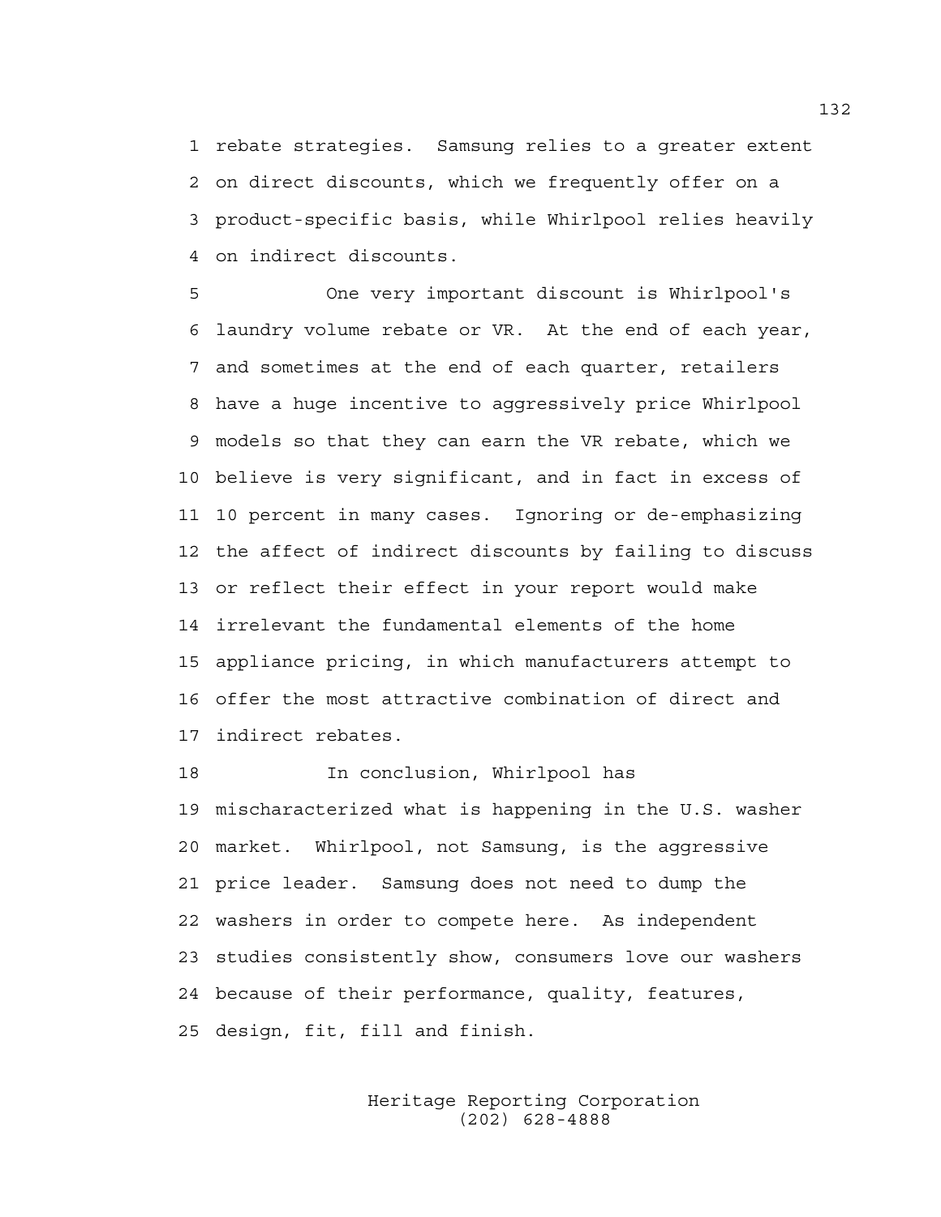rebate strategies. Samsung relies to a greater extent on direct discounts, which we frequently offer on a product-specific basis, while Whirlpool relies heavily on indirect discounts.

One very important discount is Whirlpool's laundry volume rebate or VR. At the end of each year, and sometimes at the end of each quarter, retailers have a huge incentive to aggressively price Whirlpool models so that they can earn the VR rebate, which we believe is very significant, and in fact in excess of 10 percent in many cases. Ignoring or de-emphasizing the affect of indirect discounts by failing to discuss or reflect their effect in your report would make irrelevant the fundamental elements of the home appliance pricing, in which manufacturers attempt to offer the most attractive combination of direct and indirect rebates.

In conclusion, Whirlpool has mischaracterized what is happening in the U.S. washer market. Whirlpool, not Samsung, is the aggressive price leader. Samsung does not need to dump the washers in order to compete here. As independent studies consistently show, consumers love our washers because of their performance, quality, features, design, fit, fill and finish.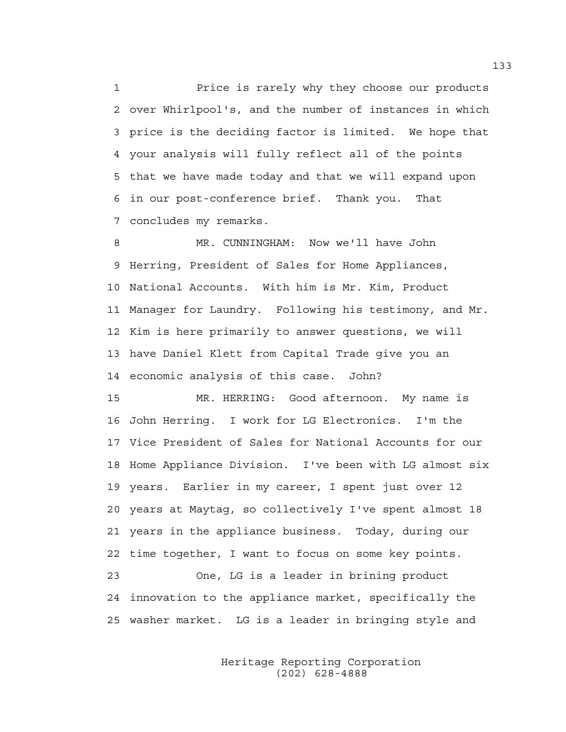Price is rarely why they choose our products over Whirlpool's, and the number of instances in which price is the deciding factor is limited. We hope that your analysis will fully reflect all of the points that we have made today and that we will expand upon in our post-conference brief. Thank you. That concludes my remarks.

MR. CUNNINGHAM: Now we'll have John Herring, President of Sales for Home Appliances, National Accounts. With him is Mr. Kim, Product Manager for Laundry. Following his testimony, and Mr. Kim is here primarily to answer questions, we will have Daniel Klett from Capital Trade give you an economic analysis of this case. John?

MR. HERRING: Good afternoon. My name is John Herring. I work for LG Electronics. I'm the Vice President of Sales for National Accounts for our Home Appliance Division. I've been with LG almost six years. Earlier in my career, I spent just over 12 years at Maytag, so collectively I've spent almost 18 years in the appliance business. Today, during our time together, I want to focus on some key points.

One, LG is a leader in brining product innovation to the appliance market, specifically the washer market. LG is a leader in bringing style and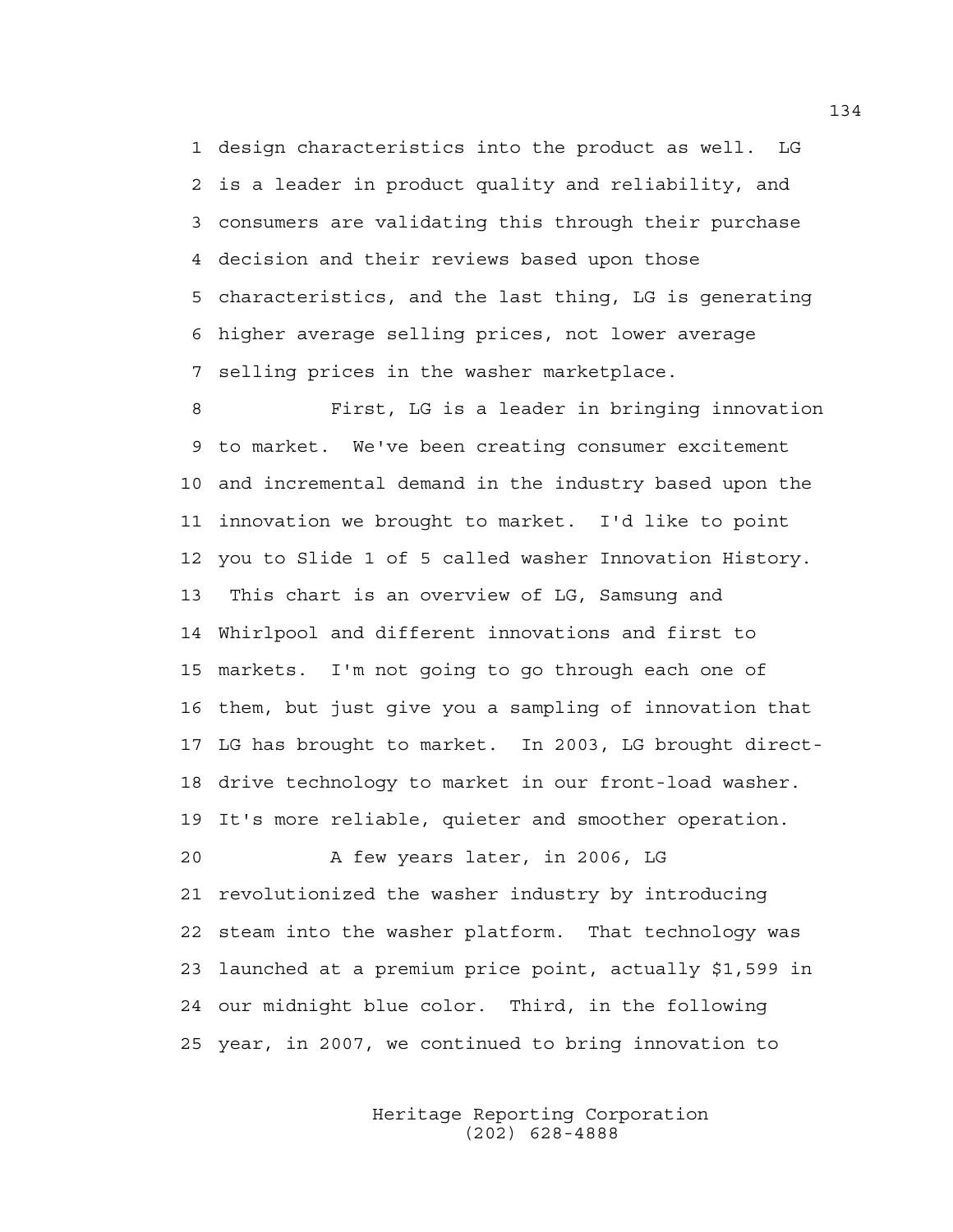design characteristics into the product as well. LG is a leader in product quality and reliability, and consumers are validating this through their purchase decision and their reviews based upon those characteristics, and the last thing, LG is generating higher average selling prices, not lower average selling prices in the washer marketplace.

First, LG is a leader in bringing innovation to market. We've been creating consumer excitement and incremental demand in the industry based upon the innovation we brought to market. I'd like to point you to Slide 1 of 5 called washer Innovation History. This chart is an overview of LG, Samsung and Whirlpool and different innovations and first to markets. I'm not going to go through each one of them, but just give you a sampling of innovation that LG has brought to market. In 2003, LG brought direct-drive technology to market in our front-load washer. It's more reliable, quieter and smoother operation.

A few years later, in 2006, LG revolutionized the washer industry by introducing steam into the washer platform. That technology was launched at a premium price point, actually $1,599 in our midnight blue color. Third, in the following year, in 2007, we continued to bring innovation to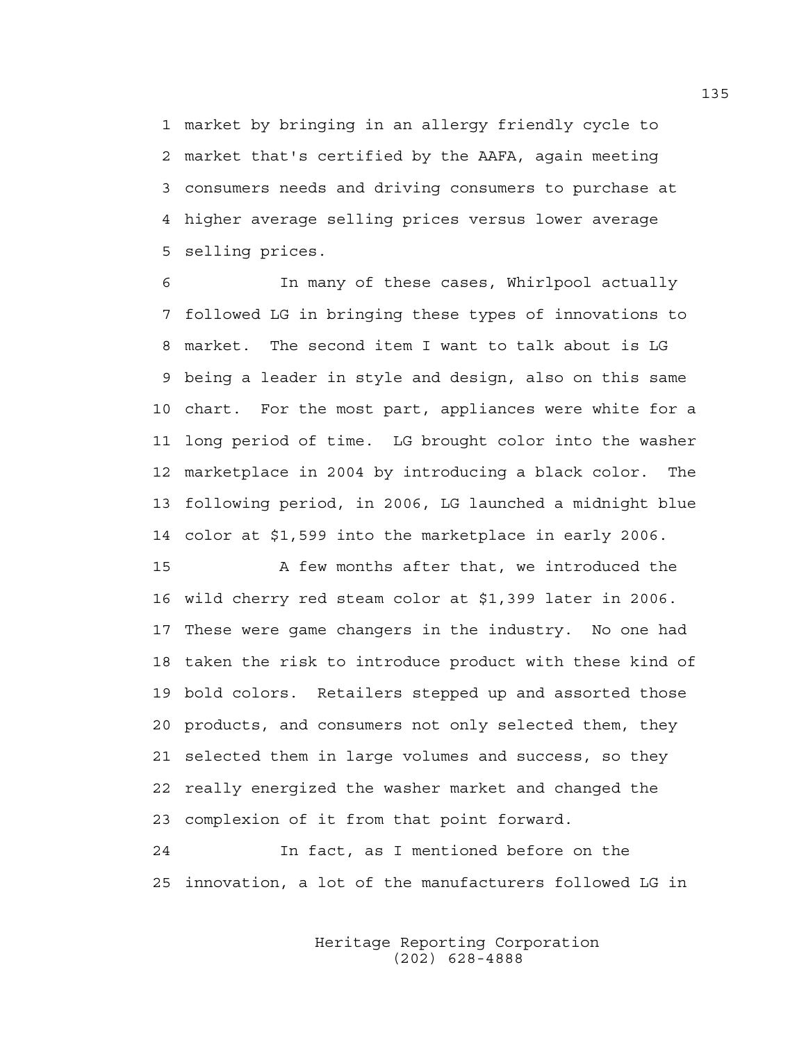market by bringing in an allergy friendly cycle to market that's certified by the AAFA, again meeting consumers needs and driving consumers to purchase at higher average selling prices versus lower average selling prices.

In many of these cases, Whirlpool actually followed LG in bringing these types of innovations to market. The second item I want to talk about is LG being a leader in style and design, also on this same chart. For the most part, appliances were white for a long period of time. LG brought color into the washer marketplace in 2004 by introducing a black color. The following period, in 2006, LG launched a midnight blue color at $1,599 into the marketplace in early 2006.

A few months after that, we introduced the wild cherry red steam color at $1,399 later in 2006. These were game changers in the industry. No one had taken the risk to introduce product with these kind of bold colors. Retailers stepped up and assorted those products, and consumers not only selected them, they selected them in large volumes and success, so they really energized the washer market and changed the complexion of it from that point forward.

In fact, as I mentioned before on the innovation, a lot of the manufacturers followed LG in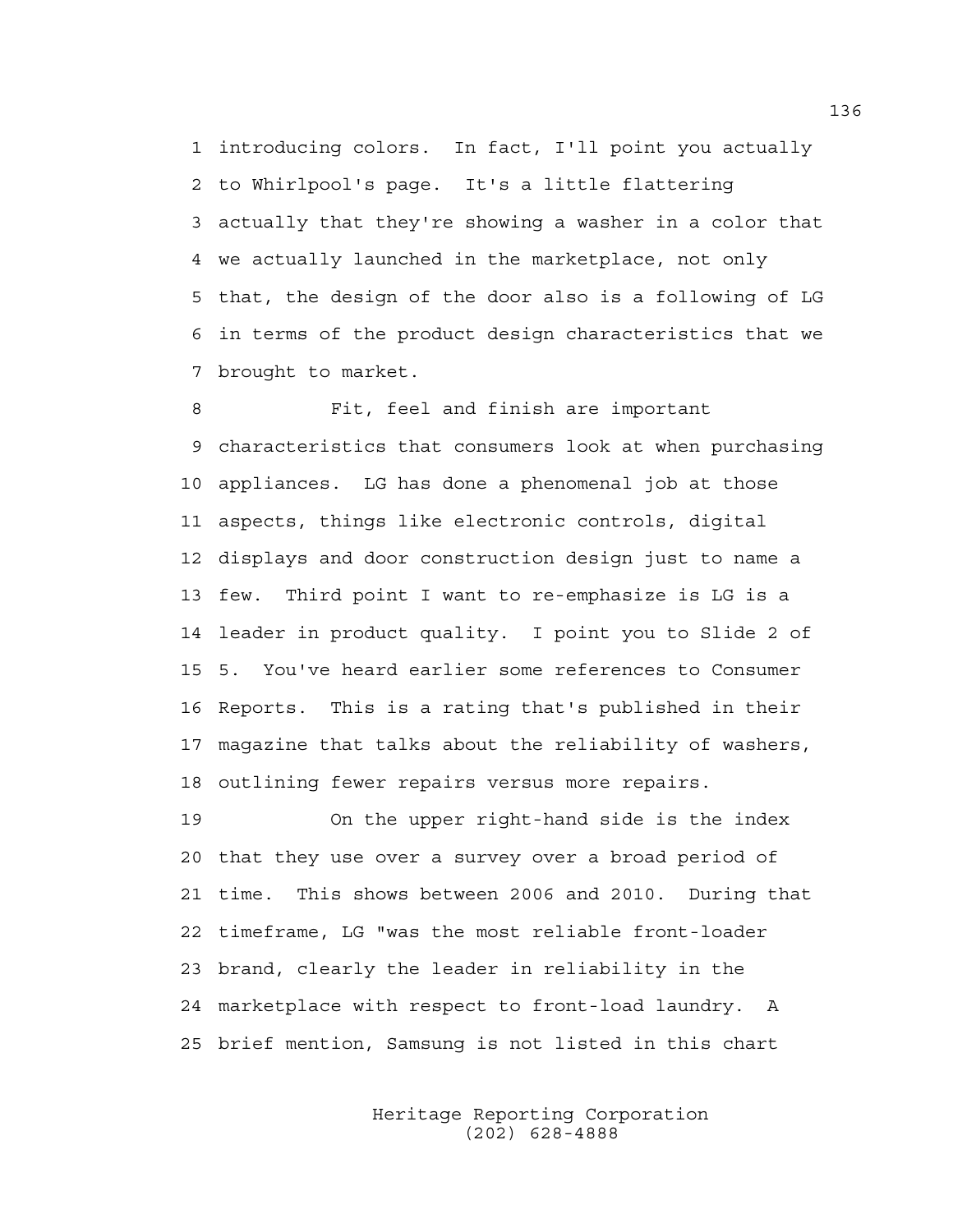introducing colors. In fact, I'll point you actually to Whirlpool's page. It's a little flattering actually that they're showing a washer in a color that we actually launched in the marketplace, not only that, the design of the door also is a following of LG in terms of the product design characteristics that we brought to market.

Fit, feel and finish are important characteristics that consumers look at when purchasing appliances. LG has done a phenomenal job at those aspects, things like electronic controls, digital displays and door construction design just to name a few. Third point I want to re-emphasize is LG is a leader in product quality. I point you to Slide 2 of 5. You've heard earlier some references to Consumer Reports. This is a rating that's published in their magazine that talks about the reliability of washers, outlining fewer repairs versus more repairs.

On the upper right-hand side is the index that they use over a survey over a broad period of time. This shows between 2006 and 2010. During that timeframe, LG "was the most reliable front-loader brand, clearly the leader in reliability in the marketplace with respect to front-load laundry. A brief mention, Samsung is not listed in this chart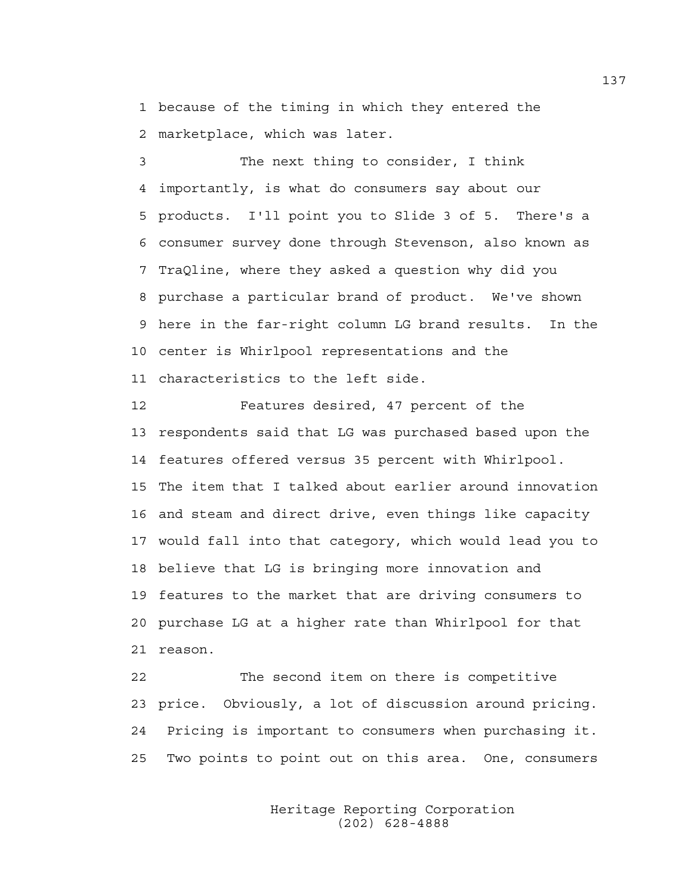because of the timing in which they entered the marketplace, which was later.

The next thing to consider, I think importantly, is what do consumers say about our products. I'll point you to Slide 3 of 5. There's a consumer survey done through Stevenson, also known as TraQline, where they asked a question why did you purchase a particular brand of product. We've shown here in the far-right column LG brand results. In the center is Whirlpool representations and the characteristics to the left side.

Features desired, 47 percent of the respondents said that LG was purchased based upon the features offered versus 35 percent with Whirlpool. The item that I talked about earlier around innovation and steam and direct drive, even things like capacity would fall into that category, which would lead you to believe that LG is bringing more innovation and features to the market that are driving consumers to purchase LG at a higher rate than Whirlpool for that reason.

The second item on there is competitive price. Obviously, a lot of discussion around pricing. Pricing is important to consumers when purchasing it. Two points to point out on this area. One, consumers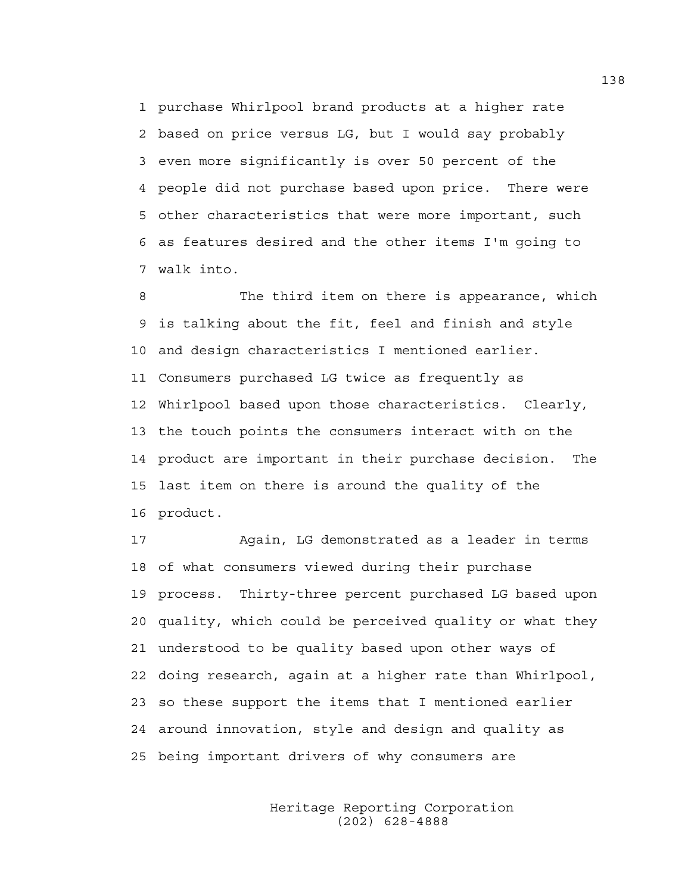purchase Whirlpool brand products at a higher rate based on price versus LG, but I would say probably even more significantly is over 50 percent of the people did not purchase based upon price. There were other characteristics that were more important, such as features desired and the other items I'm going to walk into.

The third item on there is appearance, which is talking about the fit, feel and finish and style and design characteristics I mentioned earlier. Consumers purchased LG twice as frequently as Whirlpool based upon those characteristics. Clearly, the touch points the consumers interact with on the product are important in their purchase decision. The last item on there is around the quality of the product.

Again, LG demonstrated as a leader in terms of what consumers viewed during their purchase process. Thirty-three percent purchased LG based upon quality, which could be perceived quality or what they understood to be quality based upon other ways of doing research, again at a higher rate than Whirlpool, so these support the items that I mentioned earlier around innovation, style and design and quality as being important drivers of why consumers are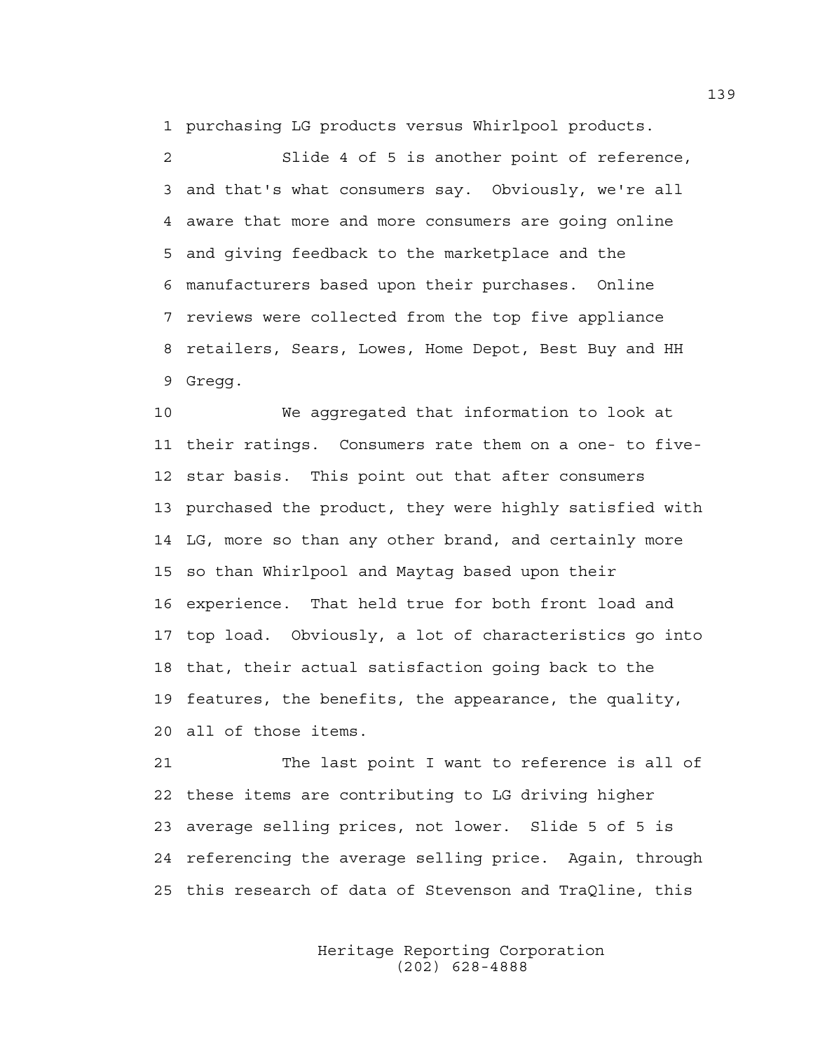purchasing LG products versus Whirlpool products.

Slide 4 of 5 is another point of reference, and that's what consumers say. Obviously, we're all aware that more and more consumers are going online and giving feedback to the marketplace and the manufacturers based upon their purchases. Online reviews were collected from the top five appliance retailers, Sears, Lowes, Home Depot, Best Buy and HH Gregg.

We aggregated that information to look at their ratings. Consumers rate them on a one- to five-star basis. This point out that after consumers purchased the product, they were highly satisfied with LG, more so than any other brand, and certainly more so than Whirlpool and Maytag based upon their experience. That held true for both front load and top load. Obviously, a lot of characteristics go into that, their actual satisfaction going back to the features, the benefits, the appearance, the quality, all of those items.

The last point I want to reference is all of these items are contributing to LG driving higher average selling prices, not lower. Slide 5 of 5 is referencing the average selling price. Again, through this research of data of Stevenson and TraQline, this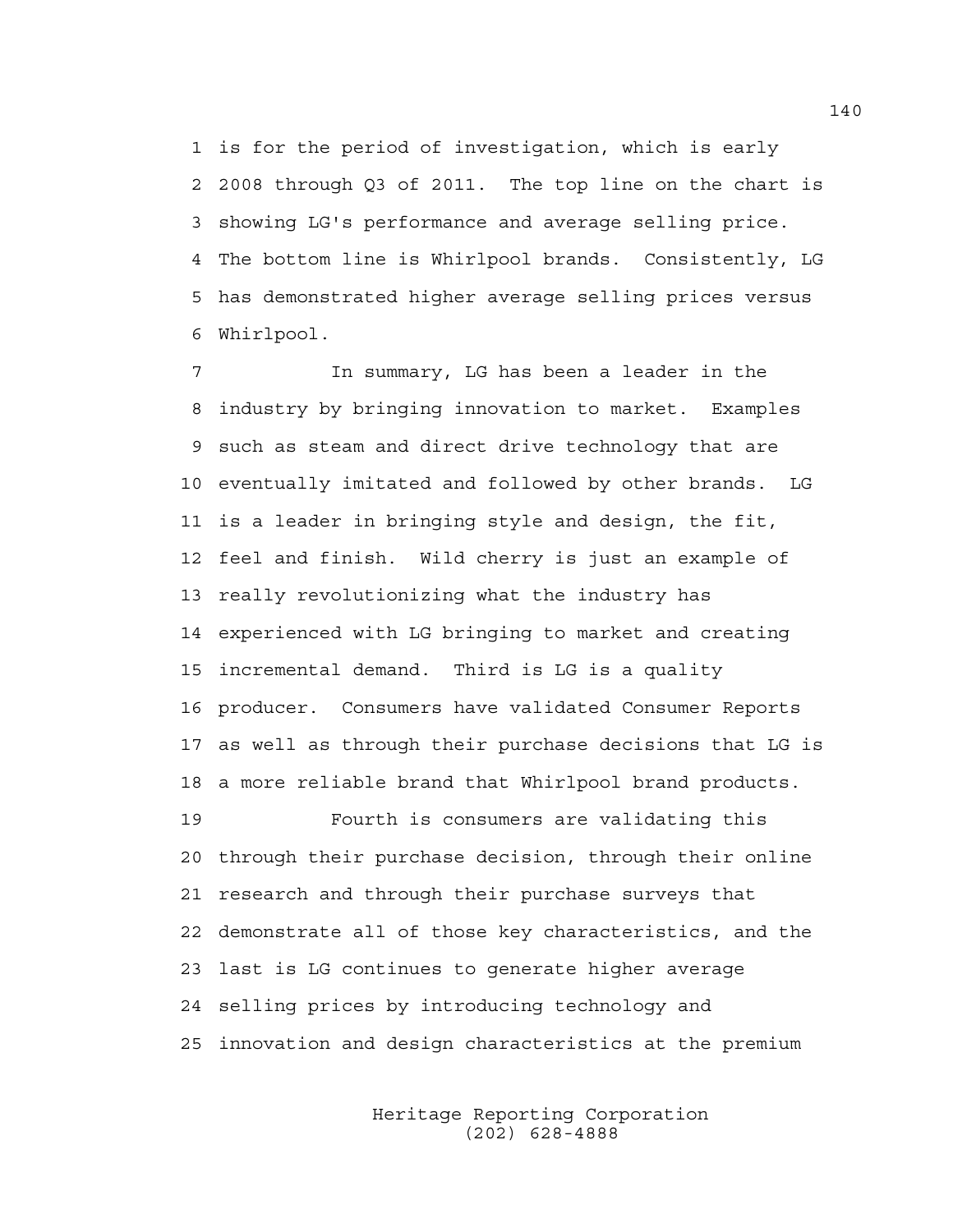1 is for the period of investigation, which is early
2 2008 through Q3 of 2011. The top line on the chart is
3 showing LG's performance and average selling price.
4 The bottom line is Whirlpool brands. Consistently, LG
5 has demonstrated higher average selling prices versus
6 Whirlpool.

7 In summary, LG has been a leader in the
8 industry by bringing innovation to market. Examples
9 such as steam and direct drive technology that are
10 eventually imitated and followed by other brands. LG
11 is a leader in bringing style and design, the fit,
12 feel and finish. Wild cherry is just an example of
13 really revolutionizing what the industry has
14 experienced with LG bringing to market and creating
15 incremental demand. Third is LG is a quality
16 producer. Consumers have validated Consumer Reports
17 as well as through their purchase decisions that LG is
18 a more reliable brand that Whirlpool brand products.

19 Fourth is consumers are validating this
20 through their purchase decision, through their online
21 research and through their purchase surveys that
22 demonstrate all of those key characteristics, and the
23 last is LG continues to generate higher average
24 selling prices by introducing technology and
25 innovation and design characteristics at the premium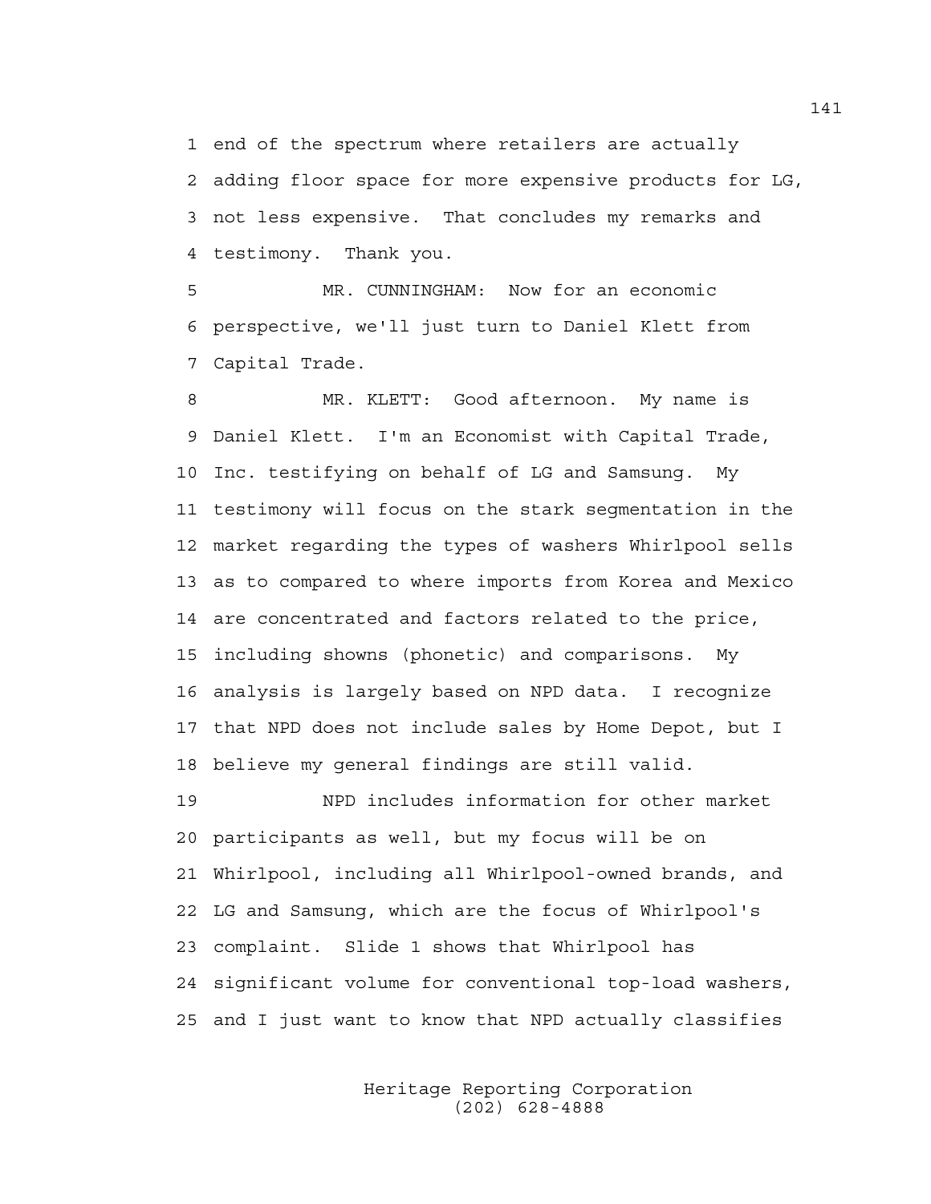1 end of the spectrum where retailers are actually
2 adding floor space for more expensive products for LG,
3 not less expensive. That concludes my remarks and
4 testimony. Thank you.

5 MR. CUNNINGHAM: Now for an economic
6 perspective, we'll just turn to Daniel Klett from
7 Capital Trade.

8 MR. KLETT: Good afternoon. My name is
9 Daniel Klett. I'm an Economist with Capital Trade,
10 Inc. testifying on behalf of LG and Samsung. My
11 testimony will focus on the stark segmentation in the
12 market regarding the types of washers Whirlpool sells
13 as to compared to where imports from Korea and Mexico
14 are concentrated and factors related to the price,
15 including showns (phonetic) and comparisons. My
16 analysis is largely based on NPD data. I recognize
17 that NPD does not include sales by Home Depot, but I
18 believe my general findings are still valid.

19 NPD includes information for other market
20 participants as well, but my focus will be on
21 Whirlpool, including all Whirlpool-owned brands, and
22 LG and Samsung, which are the focus of Whirlpool's
23 complaint. Slide 1 shows that Whirlpool has
24 significant volume for conventional top-load washers,
25 and I just want to know that NPD actually classifies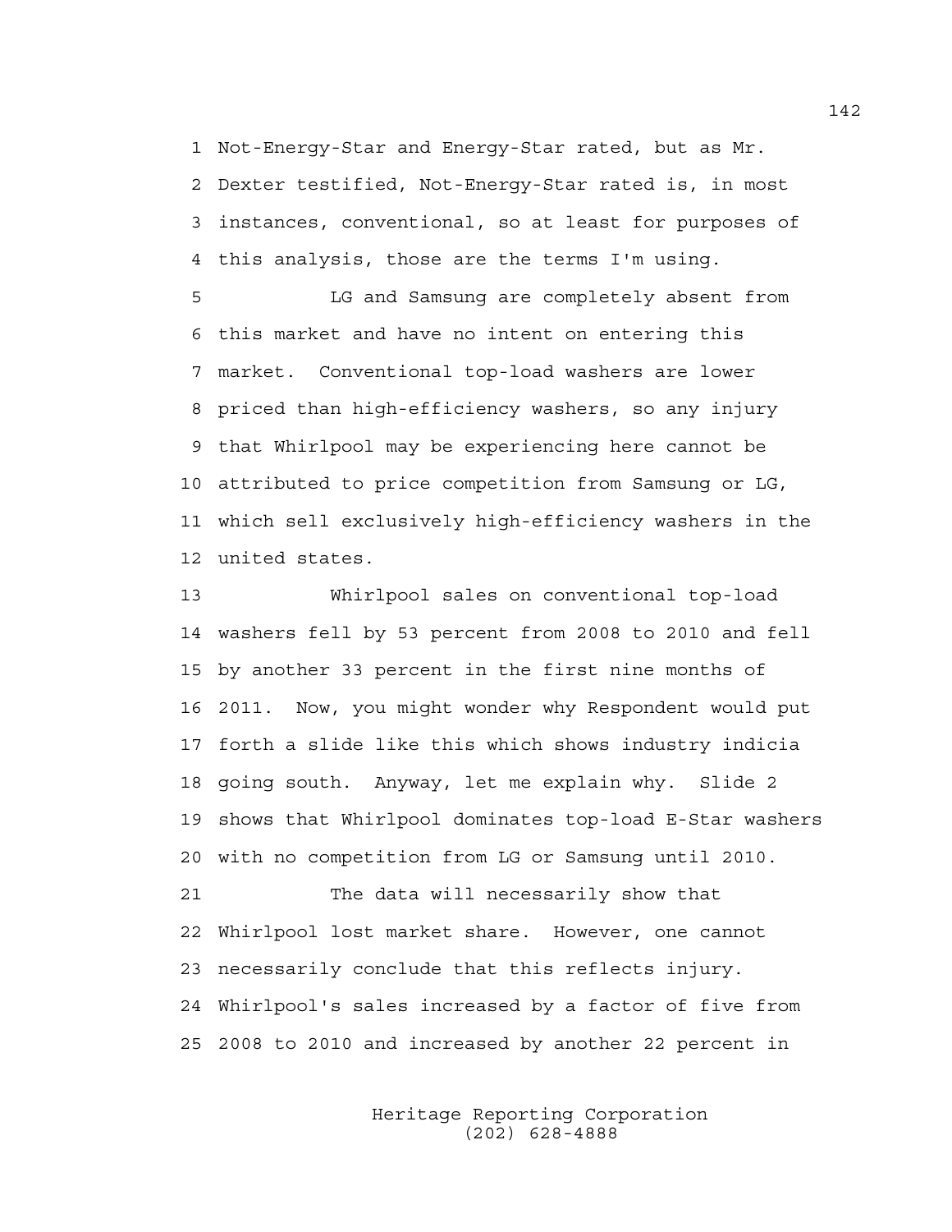Not-Energy-Star and Energy-Star rated, but as Mr. Dexter testified, Not-Energy-Star rated is, in most instances, conventional, so at least for purposes of this analysis, those are the terms I'm using.

LG and Samsung are completely absent from this market and have no intent on entering this market. Conventional top-load washers are lower priced than high-efficiency washers, so any injury that Whirlpool may be experiencing here cannot be attributed to price competition from Samsung or LG, which sell exclusively high-efficiency washers in the united states.

Whirlpool sales on conventional top-load washers fell by 53 percent from 2008 to 2010 and fell by another 33 percent in the first nine months of 2011. Now, you might wonder why Respondent would put forth a slide like this which shows industry indicia going south. Anyway, let me explain why. Slide 2 shows that Whirlpool dominates top-load E-Star washers with no competition from LG or Samsung until 2010.

The data will necessarily show that Whirlpool lost market share. However, one cannot necessarily conclude that this reflects injury. Whirlpool's sales increased by a factor of five from 2008 to 2010 and increased by another 22 percent in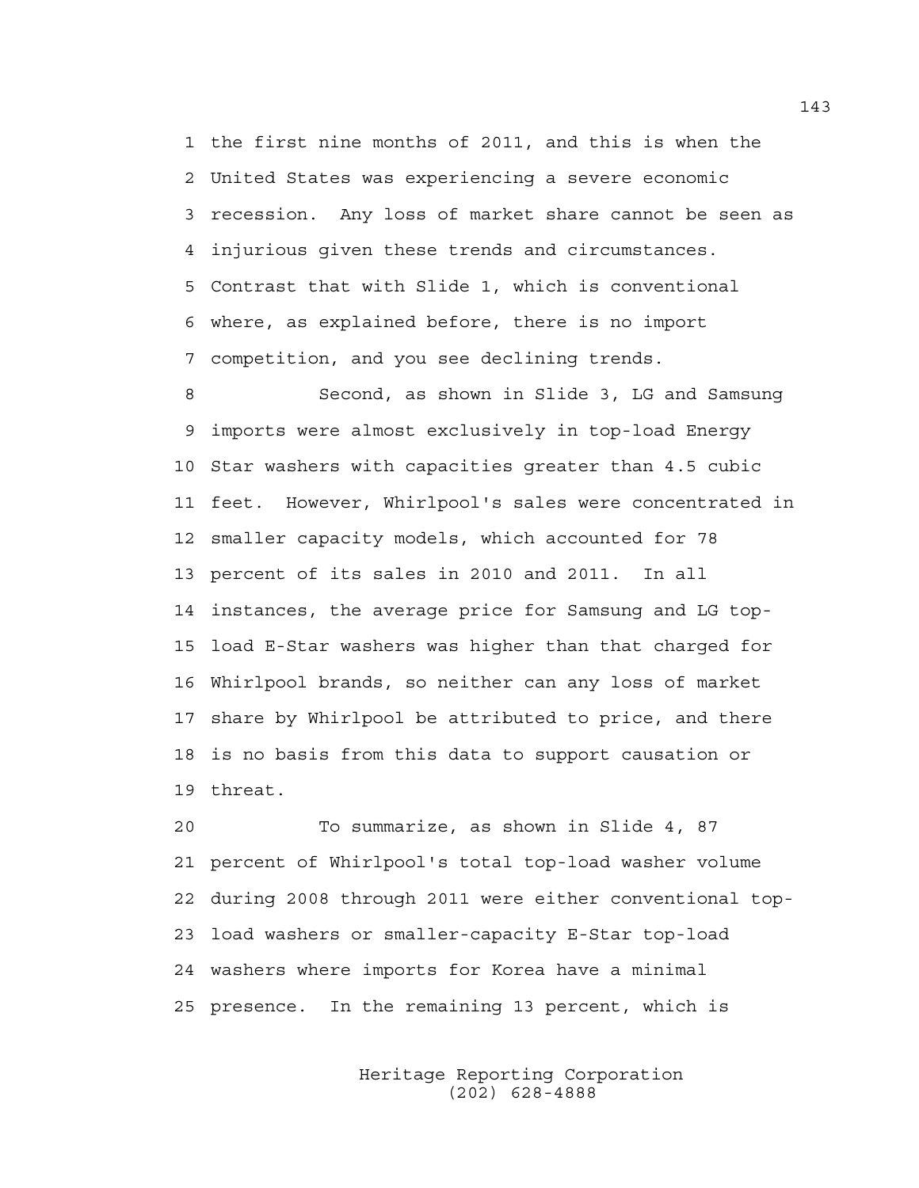1 the first nine months of 2011, and this is when the
2 United States was experiencing a severe economic
3 recession. Any loss of market share cannot be seen as
4 injurious given these trends and circumstances.
5 Contrast that with Slide 1, which is conventional
6 where, as explained before, there is no import
7 competition, and you see declining trends.

8 Second, as shown in Slide 3, LG and Samsung
9 imports were almost exclusively in top-load Energy
10 Star washers with capacities greater than 4.5 cubic
11 feet. However, Whirlpool's sales were concentrated in
12 smaller capacity models, which accounted for 78
13 percent of its sales in 2010 and 2011. In all
14 instances, the average price for Samsung and LG top-
15 load E-Star washers was higher than that charged for
16 Whirlpool brands, so neither can any loss of market
17 share by Whirlpool be attributed to price, and there
18 is no basis from this data to support causation or
19 threat.

20 To summarize, as shown in Slide 4, 87
21 percent of Whirlpool's total top-load washer volume
22 during 2008 through 2011 were either conventional top-
23 load washers or smaller-capacity E-Star top-load
24 washers where imports for Korea have a minimal
25 presence. In the remaining 13 percent, which is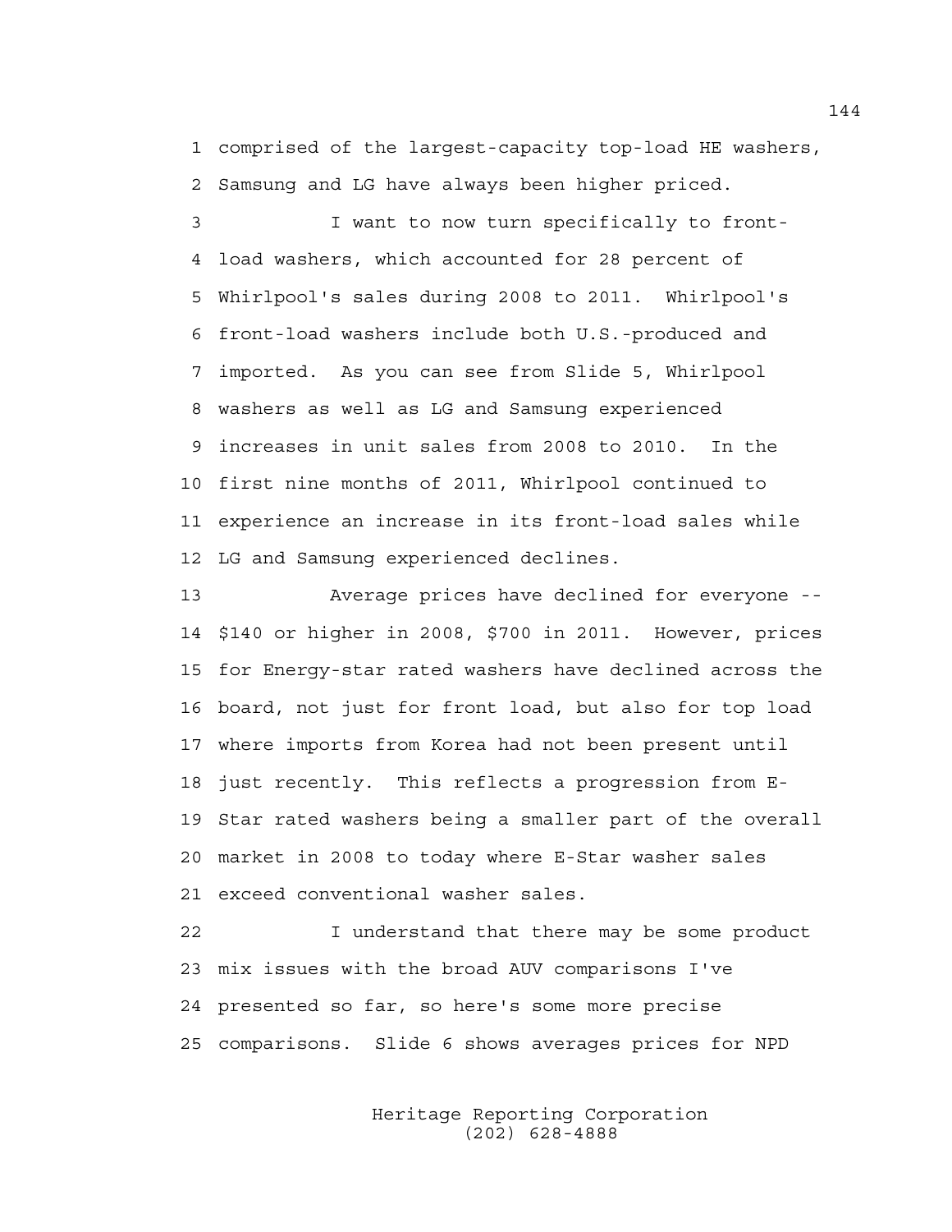1 comprised of the largest-capacity top-load HE washers,
2 Samsung and LG have always been higher priced.

3 I want to now turn specifically to front-
4 load washers, which accounted for 28 percent of
5 Whirlpool's sales during 2008 to 2011. Whirlpool's
6 front-load washers include both U.S.-produced and
7 imported. As you can see from Slide 5, Whirlpool
8 washers as well as LG and Samsung experienced
9 increases in unit sales from 2008 to 2010. In the
10 first nine months of 2011, Whirlpool continued to
11 experience an increase in its front-load sales while
12 LG and Samsung experienced declines.

13 Average prices have declined for everyone --
14 $140 or higher in 2008, $700 in 2011. However, prices
15 for Energy-star rated washers have declined across the
16 board, not just for front load, but also for top load
17 where imports from Korea had not been present until
18 just recently. This reflects a progression from E-
19 Star rated washers being a smaller part of the overall
20 market in 2008 to today where E-Star washer sales
21 exceed conventional washer sales.

22 I understand that there may be some product
23 mix issues with the broad AUV comparisons I've
24 presented so far, so here's some more precise
25 comparisons. Slide 6 shows averages prices for NPD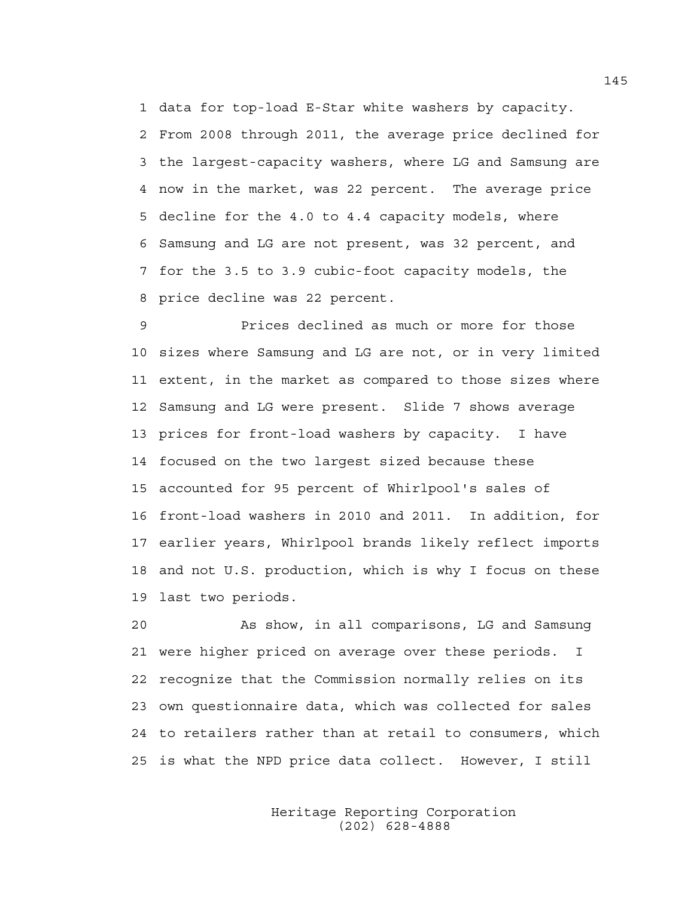1 data for top-load E-Star white washers by capacity.
2 From 2008 through 2011, the average price declined for
3 the largest-capacity washers, where LG and Samsung are
4 now in the market, was 22 percent. The average price
5 decline for the 4.0 to 4.4 capacity models, where
6 Samsung and LG are not present, was 32 percent, and
7 for the 3.5 to 3.9 cubic-foot capacity models, the
8 price decline was 22 percent.

9 Prices declined as much or more for those
10 sizes where Samsung and LG are not, or in very limited
11 extent, in the market as compared to those sizes where
12 Samsung and LG were present. Slide 7 shows average
13 prices for front-load washers by capacity. I have
14 focused on the two largest sized because these
15 accounted for 95 percent of Whirlpool's sales of
16 front-load washers in 2010 and 2011. In addition, for
17 earlier years, Whirlpool brands likely reflect imports
18 and not U.S. production, which is why I focus on these
19 last two periods.

20 As show, in all comparisons, LG and Samsung
21 were higher priced on average over these periods. I
22 recognize that the Commission normally relies on its
23 own questionnaire data, which was collected for sales
24 to retailers rather than at retail to consumers, which
25 is what the NPD price data collect. However, I still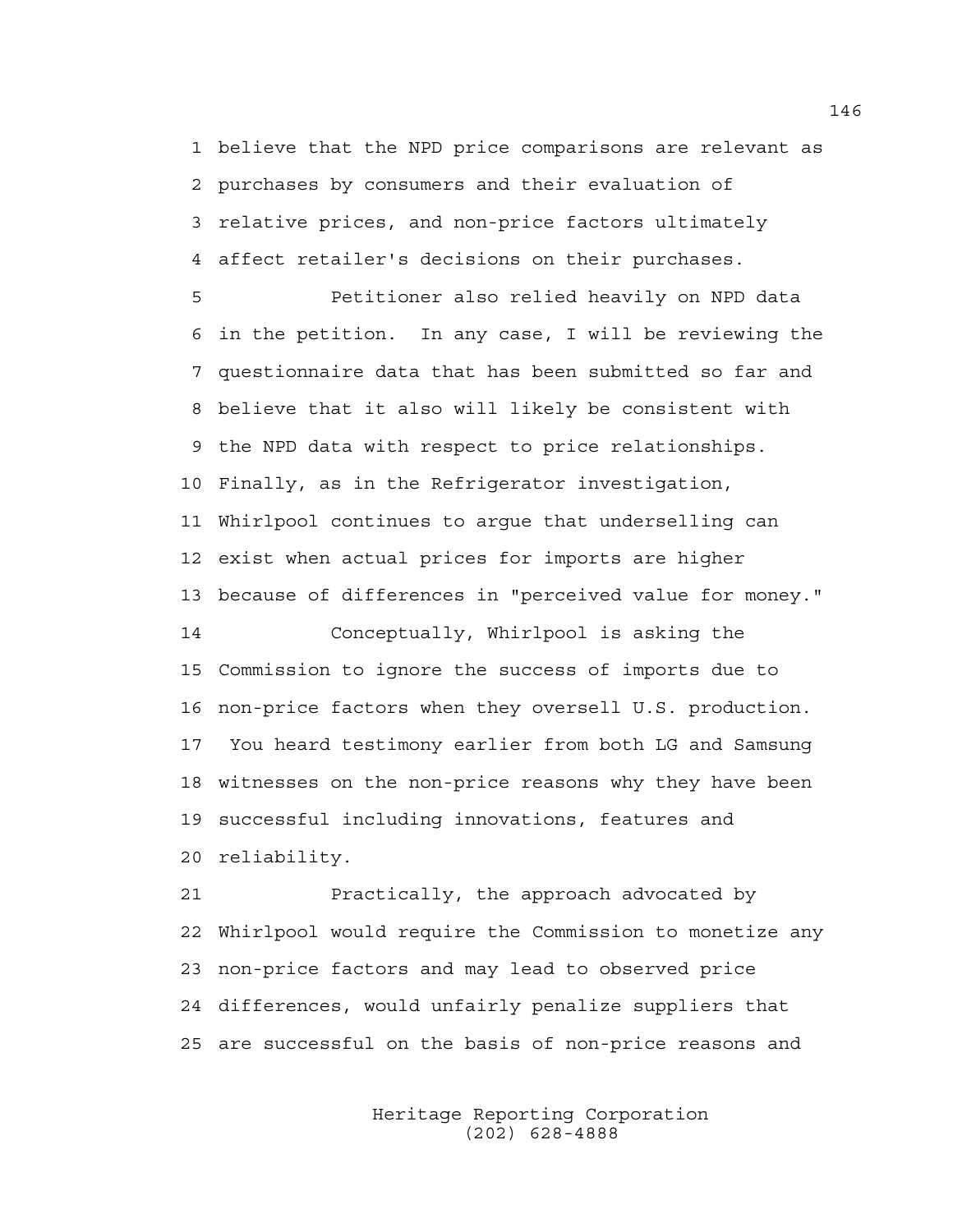believe that the NPD price comparisons are relevant as purchases by consumers and their evaluation of relative prices, and non-price factors ultimately affect retailer's decisions on their purchases.

Petitioner also relied heavily on NPD data in the petition. In any case, I will be reviewing the questionnaire data that has been submitted so far and believe that it also will likely be consistent with the NPD data with respect to price relationships. Finally, as in the Refrigerator investigation, Whirlpool continues to argue that underselling can exist when actual prices for imports are higher because of differences in "perceived value for money."

Conceptually, Whirlpool is asking the Commission to ignore the success of imports due to non-price factors when they oversell U.S. production. You heard testimony earlier from both LG and Samsung witnesses on the non-price reasons why they have been successful including innovations, features and reliability.

Practically, the approach advocated by Whirlpool would require the Commission to monetize any non-price factors and may lead to observed price differences, would unfairly penalize suppliers that are successful on the basis of non-price reasons and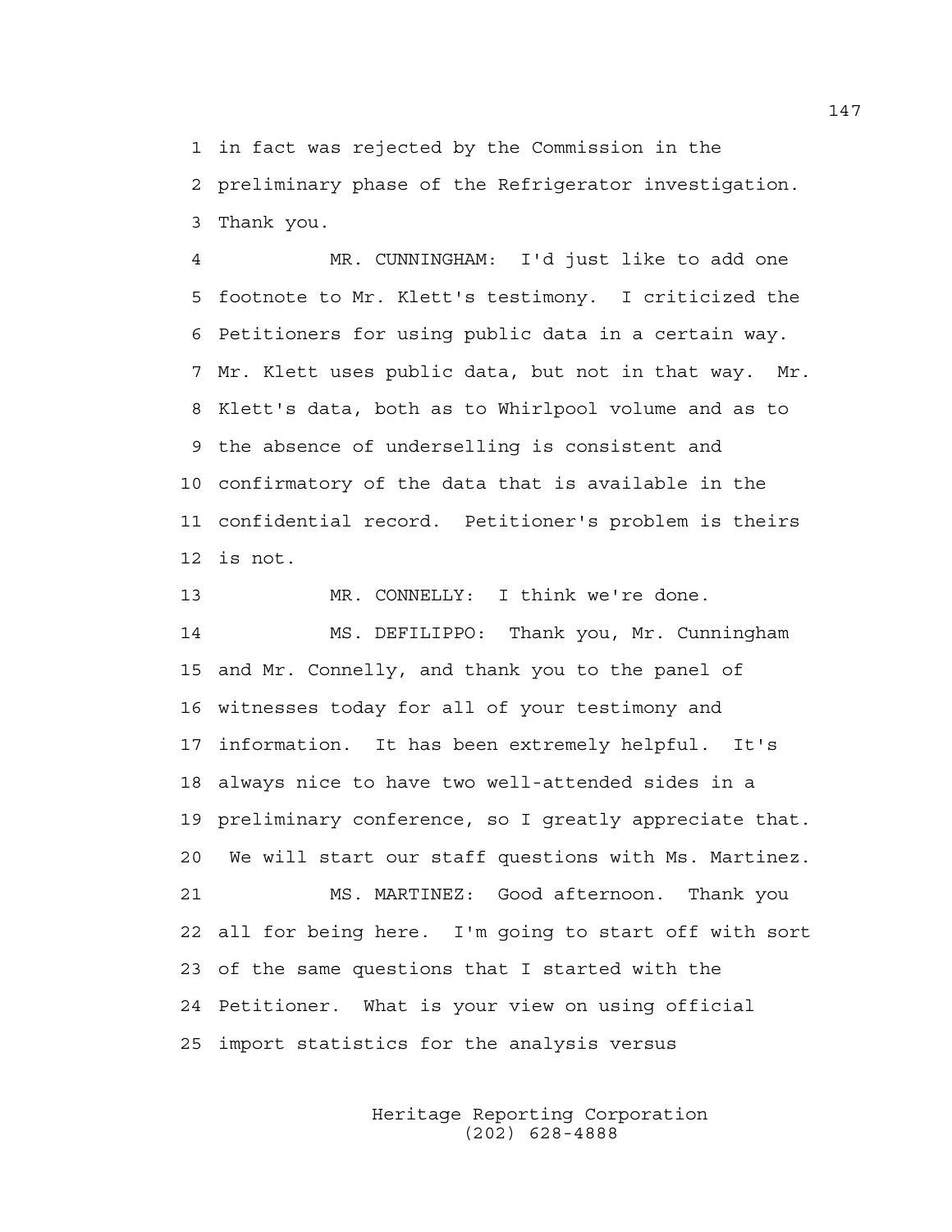in fact was rejected by the Commission in the preliminary phase of the Refrigerator investigation. Thank you.

MR. CUNNINGHAM: I'd just like to add one footnote to Mr. Klett's testimony. I criticized the Petitioners for using public data in a certain way. Mr. Klett uses public data, but not in that way. Mr. Klett's data, both as to Whirlpool volume and as to the absence of underselling is consistent and confirmatory of the data that is available in the confidential record. Petitioner's problem is theirs is not.

MR. CONNELLY: I think we're done.

MS. DEFILIPPO: Thank you, Mr. Cunningham and Mr. Connelly, and thank you to the panel of witnesses today for all of your testimony and information. It has been extremely helpful. It's always nice to have two well-attended sides in a preliminary conference, so I greatly appreciate that. We will start our staff questions with Ms. Martinez.

MS. MARTINEZ: Good afternoon. Thank you all for being here. I'm going to start off with sort of the same questions that I started with the Petitioner. What is your view on using official import statistics for the analysis versus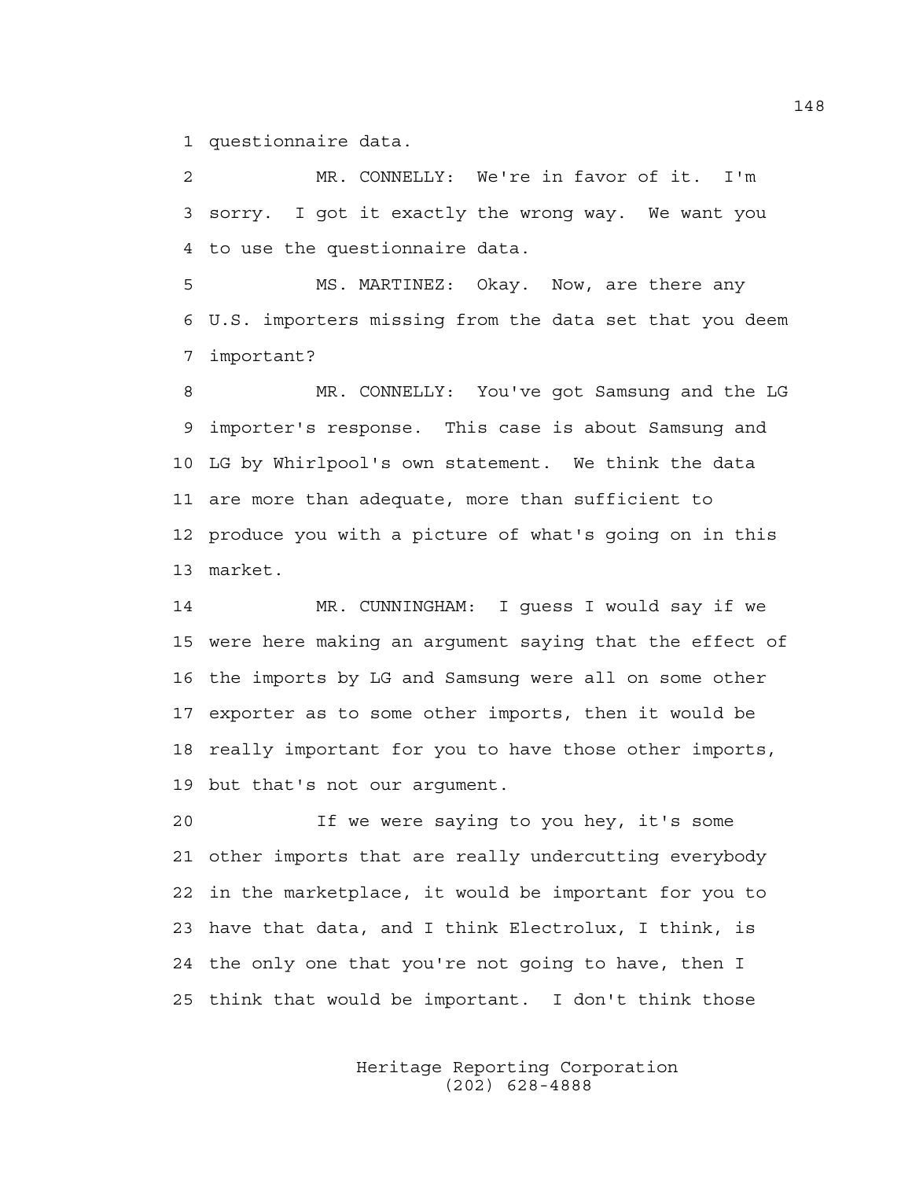1 questionnaire data.

2 MR. CONNELLY: We're in favor of it. I'm
3 sorry. I got it exactly the wrong way. We want you
4 to use the questionnaire data.

5 MS. MARTINEZ: Okay. Now, are there any
6 U.S. importers missing from the data set that you deem
7 important?

8 MR. CONNELLY: You've got Samsung and the LG
9 importer's response. This case is about Samsung and
10 LG by Whirlpool's own statement. We think the data
11 are more than adequate, more than sufficient to
12 produce you with a picture of what's going on in this
13 market.

14 MR. CUNNINGHAM: I guess I would say if we
15 were here making an argument saying that the effect of
16 the imports by LG and Samsung were all on some other
17 exporter as to some other imports, then it would be
18 really important for you to have those other imports,
19 but that's not our argument.

20 If we were saying to you hey, it's some
21 other imports that are really undercutting everybody
22 in the marketplace, it would be important for you to
23 have that data, and I think Electrolux, I think, is
24 the only one that you're not going to have, then I
25 think that would be important. I don't think those

Heritage Reporting Corporation
(202) 628-4888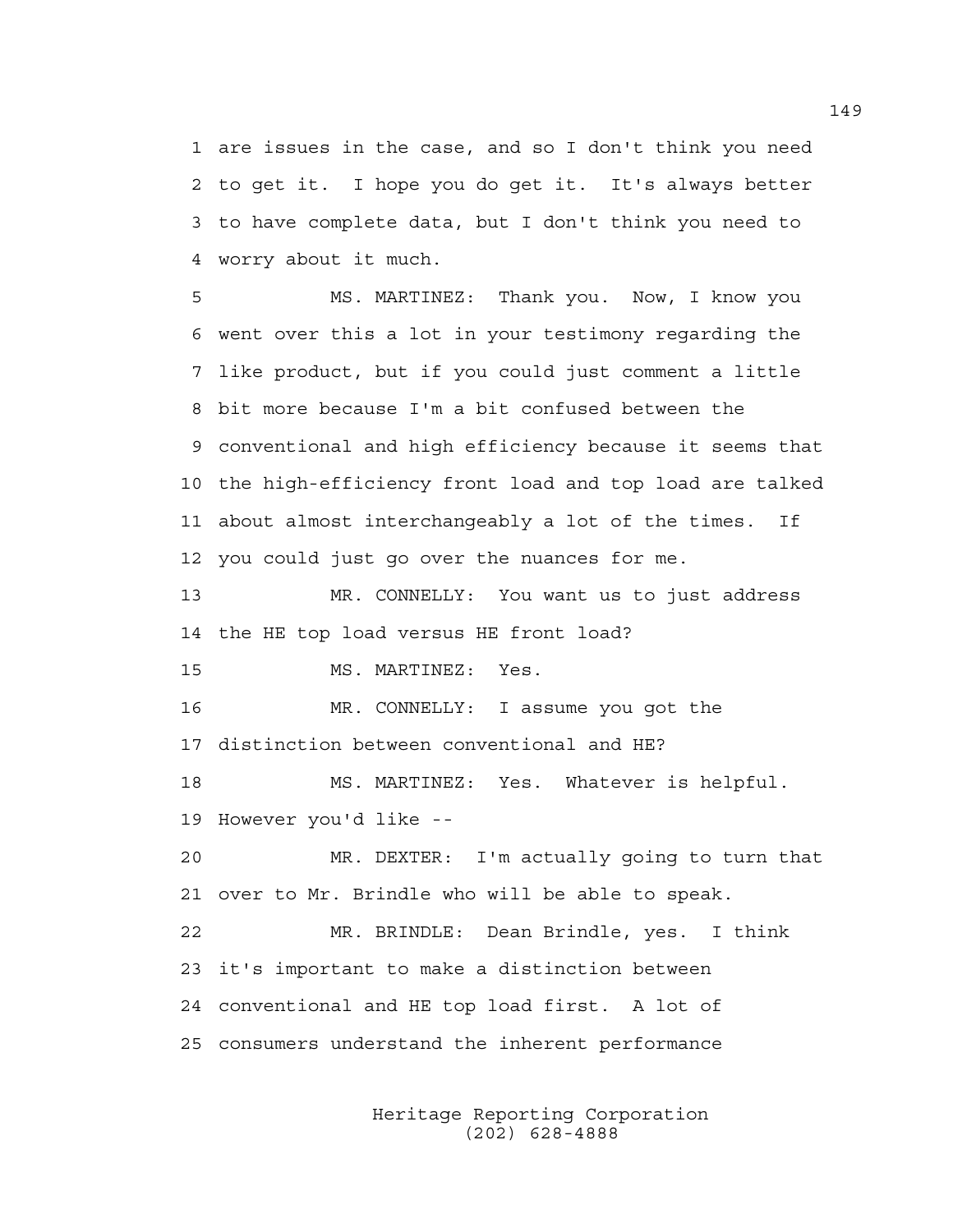1 are issues in the case, and so I don't think you need
2 to get it. I hope you do get it. It's always better
3 to have complete data, but I don't think you need to
4 worry about it much.

5 MS. MARTINEZ: Thank you. Now, I know you
6 went over this a lot in your testimony regarding the
7 like product, but if you could just comment a little
8 bit more because I'm a bit confused between the
9 conventional and high efficiency because it seems that
10 the high-efficiency front load and top load are talked
11 about almost interchangeably a lot of the times. If
12 you could just go over the nuances for me.

13 MR. CONNELLY: You want us to just address
14 the HE top load versus HE front load?

15 MS. MARTINEZ: Yes.

16 MR. CONNELLY: I assume you got the
17 distinction between conventional and HE?

18 MS. MARTINEZ: Yes. Whatever is helpful.
19 However you'd like --

20 MR. DEXTER: I'm actually going to turn that
21 over to Mr. Brindle who will be able to speak.

22 MR. BRINDLE: Dean Brindle, yes. I think
23 it's important to make a distinction between
24 conventional and HE top load first. A lot of
25 consumers understand the inherent performance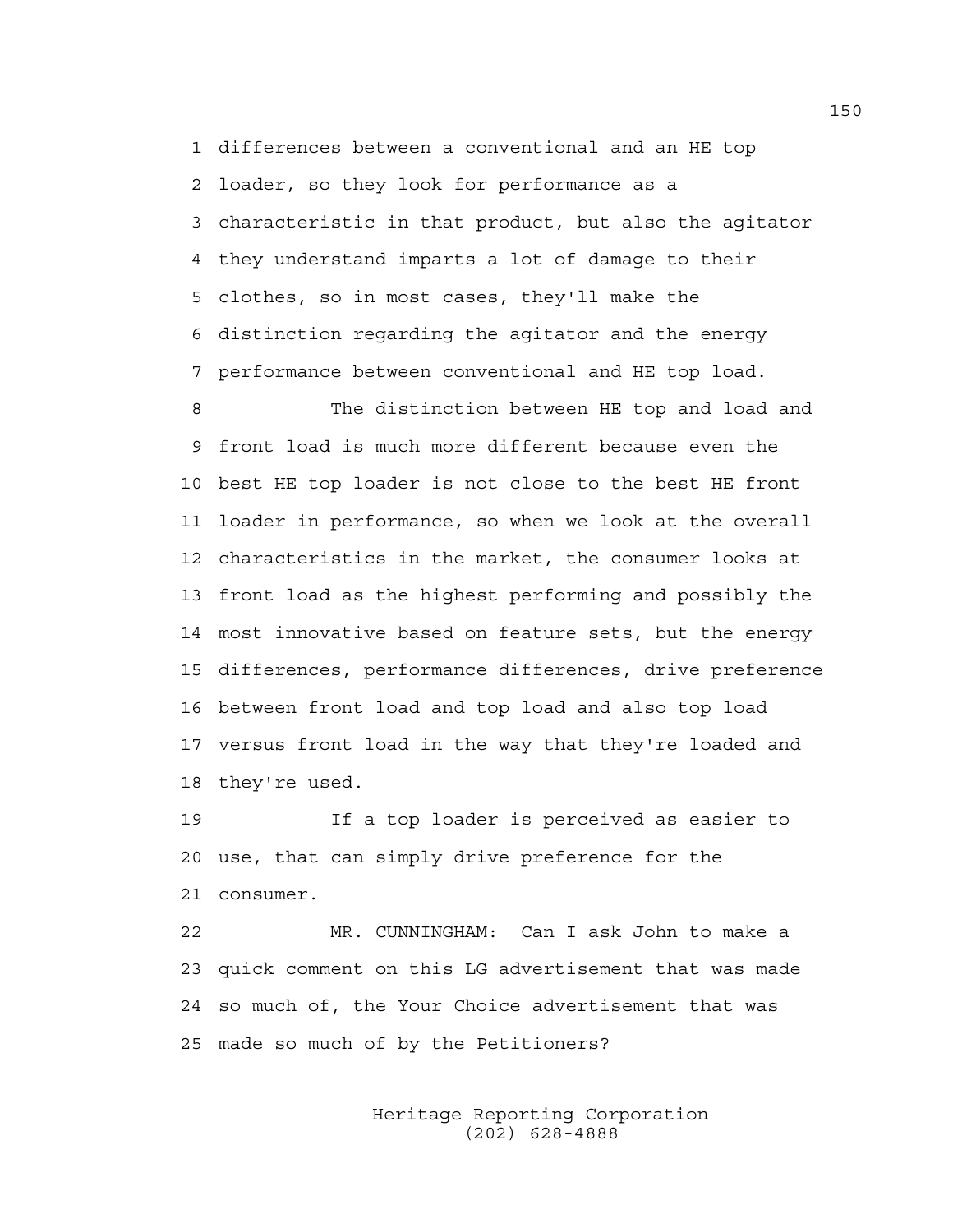differences between a conventional and an HE top loader, so they look for performance as a characteristic in that product, but also the agitator they understand imparts a lot of damage to their clothes, so in most cases, they'll make the distinction regarding the agitator and the energy performance between conventional and HE top load.

The distinction between HE top and load and front load is much more different because even the best HE top loader is not close to the best HE front loader in performance, so when we look at the overall characteristics in the market, the consumer looks at front load as the highest performing and possibly the most innovative based on feature sets, but the energy differences, performance differences, drive preference between front load and top load and also top load versus front load in the way that they're loaded and they're used.

If a top loader is perceived as easier to use, that can simply drive preference for the consumer.

MR. CUNNINGHAM: Can I ask John to make a quick comment on this LG advertisement that was made so much of, the Your Choice advertisement that was made so much of by the Petitioners?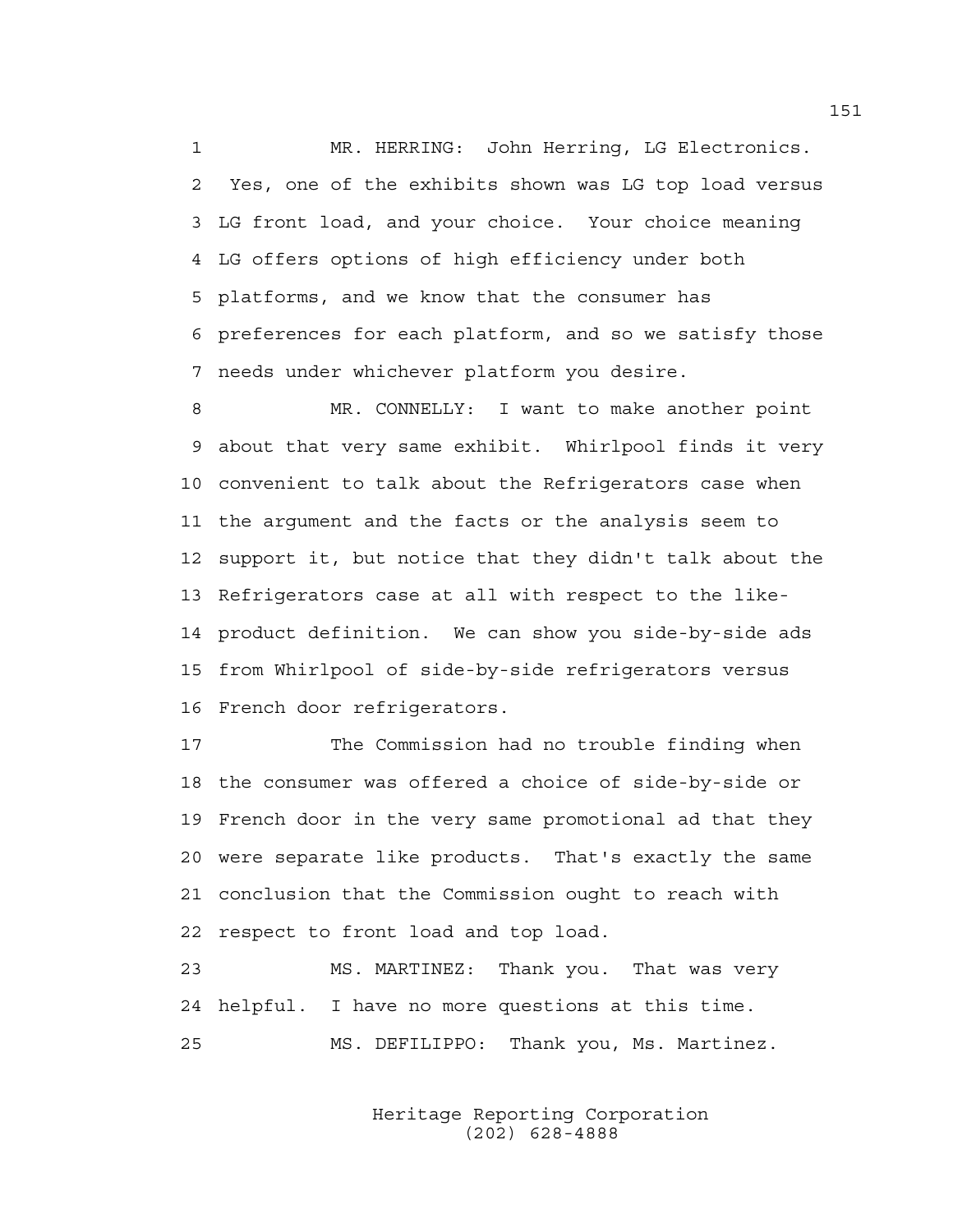MR. HERRING: John Herring, LG Electronics. Yes, one of the exhibits shown was LG top load versus LG front load, and your choice. Your choice meaning LG offers options of high efficiency under both platforms, and we know that the consumer has preferences for each platform, and so we satisfy those needs under whichever platform you desire.

MR. CONNELLY: I want to make another point about that very same exhibit. Whirlpool finds it very convenient to talk about the Refrigerators case when the argument and the facts or the analysis seem to support it, but notice that they didn't talk about the Refrigerators case at all with respect to the like-product definition. We can show you side-by-side ads from Whirlpool of side-by-side refrigerators versus French door refrigerators.

The Commission had no trouble finding when the consumer was offered a choice of side-by-side or French door in the very same promotional ad that they were separate like products. That's exactly the same conclusion that the Commission ought to reach with respect to front load and top load.

MS. MARTINEZ: Thank you. That was very helpful. I have no more questions at this time.

MS. DEFILIPPO: Thank you, Ms. Martinez.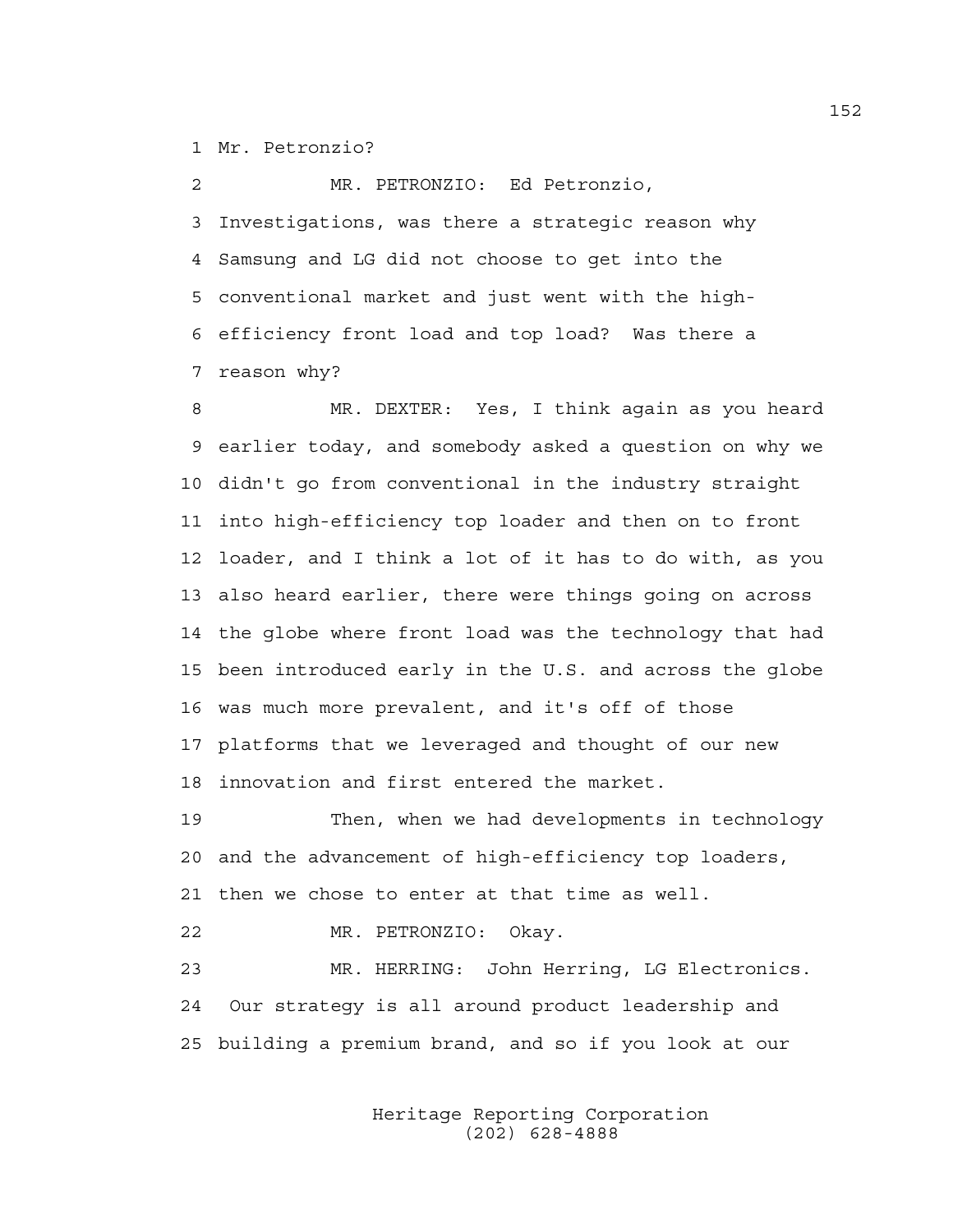Mr. Petronzio?

MR. PETRONZIO: Ed Petronzio, Investigations, was there a strategic reason why Samsung and LG did not choose to get into the conventional market and just went with the high-efficiency front load and top load? Was there a reason why?

MR. DEXTER: Yes, I think again as you heard earlier today, and somebody asked a question on why we didn't go from conventional in the industry straight into high-efficiency top loader and then on to front loader, and I think a lot of it has to do with, as you also heard earlier, there were things going on across the globe where front load was the technology that had been introduced early in the U.S. and across the globe was much more prevalent, and it's off of those platforms that we leveraged and thought of our new innovation and first entered the market.

Then, when we had developments in technology and the advancement of high-efficiency top loaders, then we chose to enter at that time as well.

MR. PETRONZIO: Okay.

MR. HERRING: John Herring, LG Electronics. Our strategy is all around product leadership and building a premium brand, and so if you look at our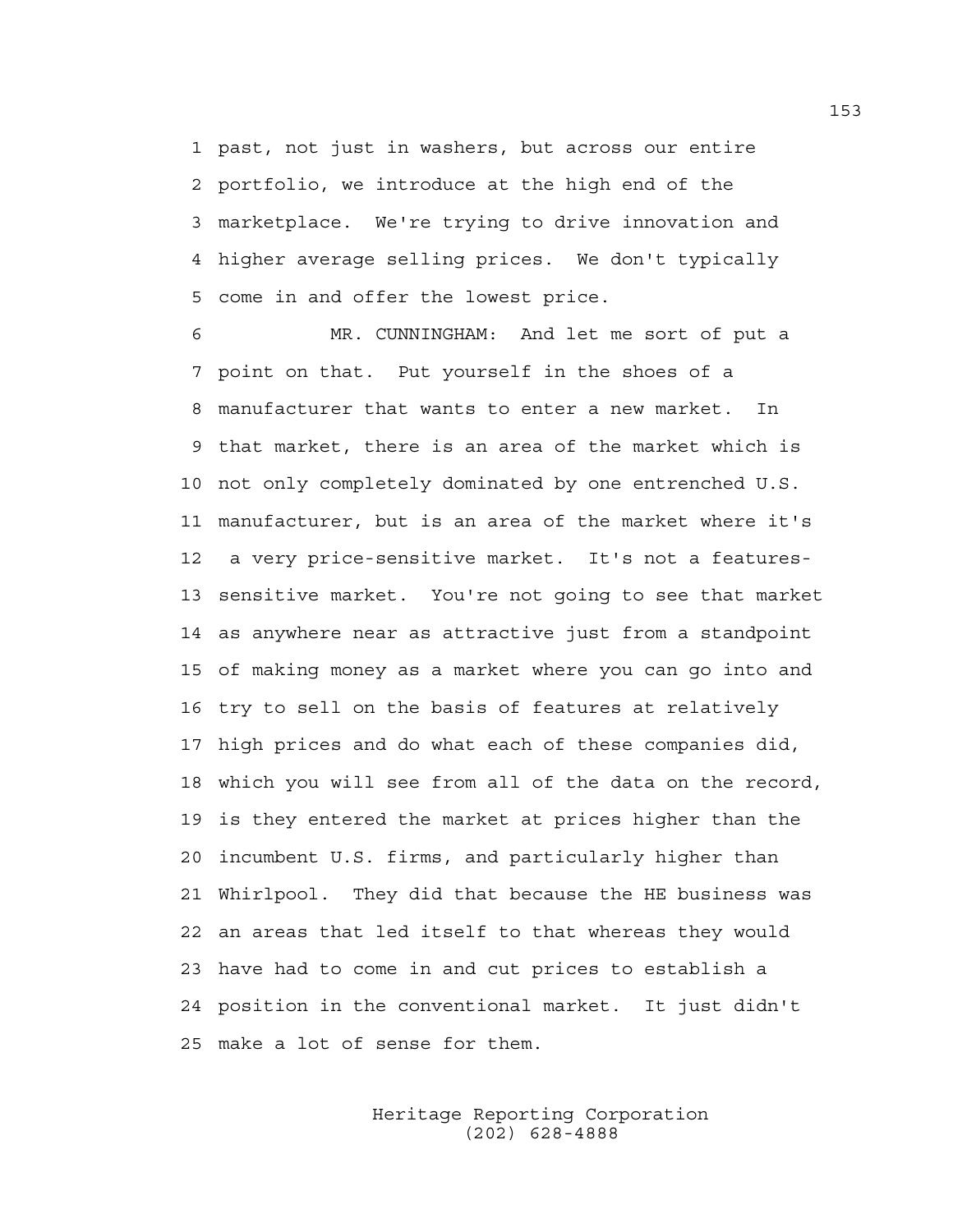past, not just in washers, but across our entire portfolio, we introduce at the high end of the marketplace. We're trying to drive innovation and higher average selling prices. We don't typically come in and offer the lowest price.

MR. CUNNINGHAM: And let me sort of put a point on that. Put yourself in the shoes of a manufacturer that wants to enter a new market. In that market, there is an area of the market which is not only completely dominated by one entrenched U.S. manufacturer, but is an area of the market where it's a very price-sensitive market. It's not a features-sensitive market. You're not going to see that market as anywhere near as attractive just from a standpoint of making money as a market where you can go into and try to sell on the basis of features at relatively high prices and do what each of these companies did, which you will see from all of the data on the record, is they entered the market at prices higher than the incumbent U.S. firms, and particularly higher than Whirlpool. They did that because the HE business was an areas that led itself to that whereas they would have had to come in and cut prices to establish a position in the conventional market. It just didn't make a lot of sense for them.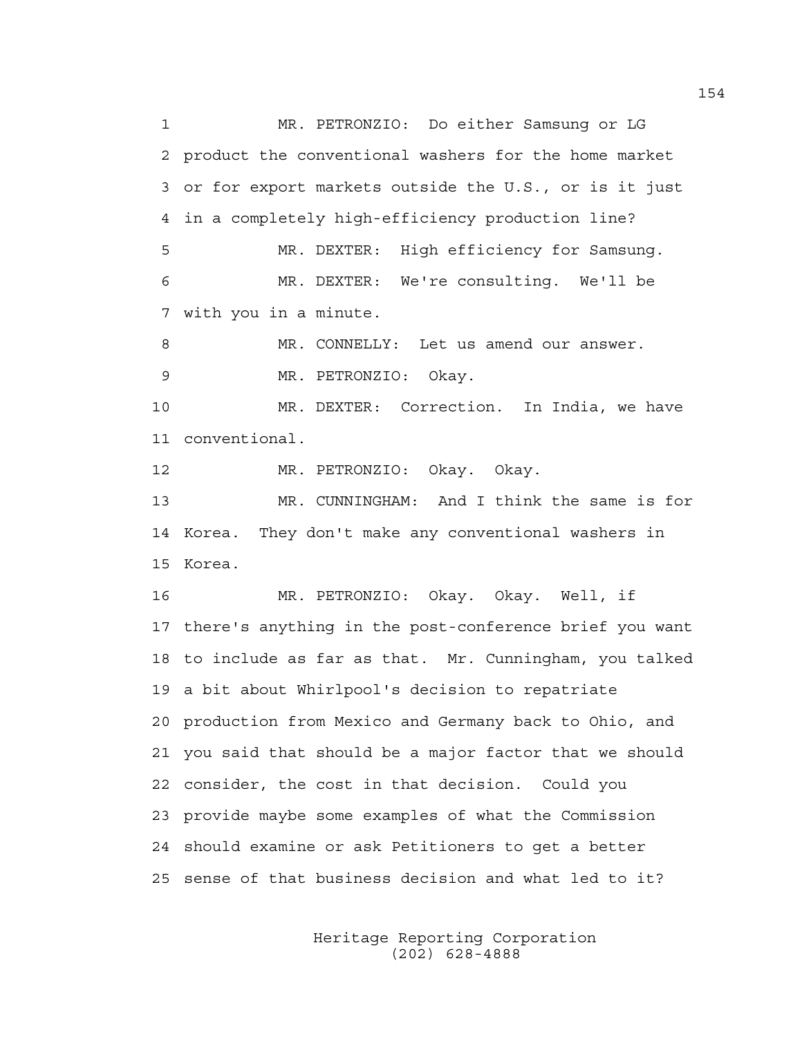1 MR. PETRONZIO: Do either Samsung or LG
2 product the conventional washers for the home market
3 or for export markets outside the U.S., or is it just
4 in a completely high-efficiency production line?
5 MR. DEXTER: High efficiency for Samsung.
6 MR. DEXTER: We're consulting. We'll be
7 with you in a minute.
8 MR. CONNELLY: Let us amend our answer.
9 MR. PETRONZIO: Okay.
10 MR. DEXTER: Correction. In India, we have
11 conventional.
12 MR. PETRONZIO: Okay. Okay.
13 MR. CUNNINGHAM: And I think the same is for
14 Korea. They don't make any conventional washers in
15 Korea.
16 MR. PETRONZIO: Okay. Okay. Well, if
17 there's anything in the post-conference brief you want
18 to include as far as that. Mr. Cunningham, you talked
19 a bit about Whirlpool's decision to repatriate
20 production from Mexico and Germany back to Ohio, and
21 you said that should be a major factor that we should
22 consider, the cost in that decision. Could you
23 provide maybe some examples of what the Commission
24 should examine or ask Petitioners to get a better
25 sense of that business decision and what led to it?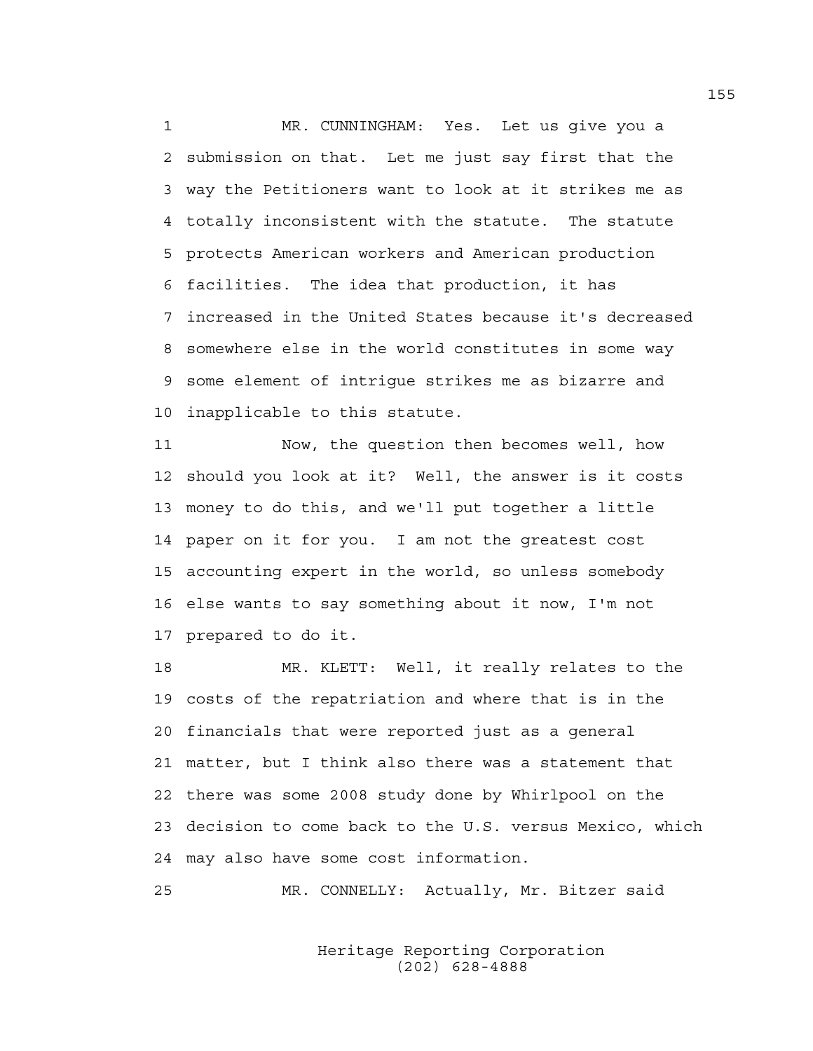MR. CUNNINGHAM: Yes. Let us give you a submission on that. Let me just say first that the way the Petitioners want to look at it strikes me as totally inconsistent with the statute. The statute protects American workers and American production facilities. The idea that production, it has increased in the United States because it's decreased somewhere else in the world constitutes in some way some element of intrigue strikes me as bizarre and inapplicable to this statute.

Now, the question then becomes well, how should you look at it? Well, the answer is it costs money to do this, and we'll put together a little paper on it for you. I am not the greatest cost accounting expert in the world, so unless somebody else wants to say something about it now, I'm not prepared to do it.

MR. KLETT: Well, it really relates to the costs of the repatriation and where that is in the financials that were reported just as a general matter, but I think also there was a statement that there was some 2008 study done by Whirlpool on the decision to come back to the U.S. versus Mexico, which may also have some cost information.

MR. CONNELLY: Actually, Mr. Bitzer said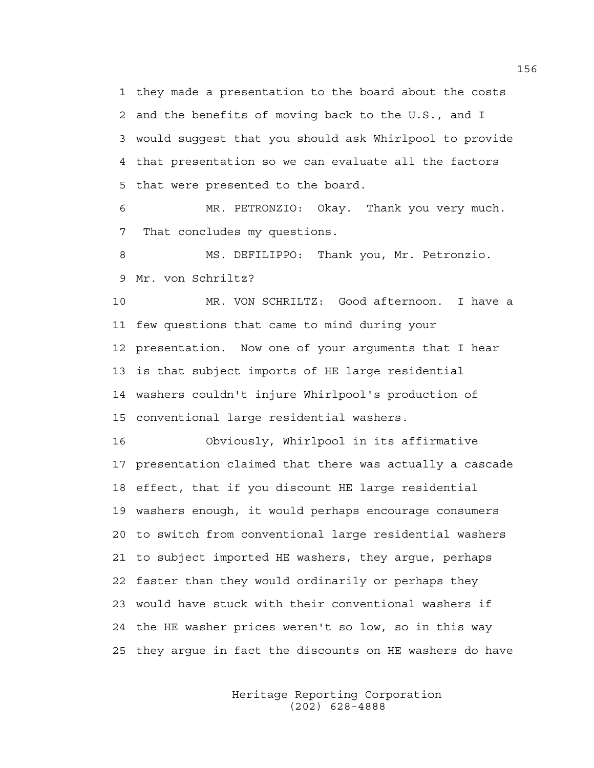they made a presentation to the board about the costs and the benefits of moving back to the U.S., and I would suggest that you should ask Whirlpool to provide that presentation so we can evaluate all the factors that were presented to the board.

MR. PETRONZIO: Okay. Thank you very much. That concludes my questions.

MS. DEFILIPPO: Thank you, Mr. Petronzio. Mr. von Schriltz?

MR. VON SCHRILTZ: Good afternoon. I have a few questions that came to mind during your presentation. Now one of your arguments that I hear is that subject imports of HE large residential washers couldn't injure Whirlpool's production of conventional large residential washers.

Obviously, Whirlpool in its affirmative presentation claimed that there was actually a cascade effect, that if you discount HE large residential washers enough, it would perhaps encourage consumers to switch from conventional large residential washers to subject imported HE washers, they argue, perhaps faster than they would ordinarily or perhaps they would have stuck with their conventional washers if the HE washer prices weren't so low, so in this way they argue in fact the discounts on HE washers do have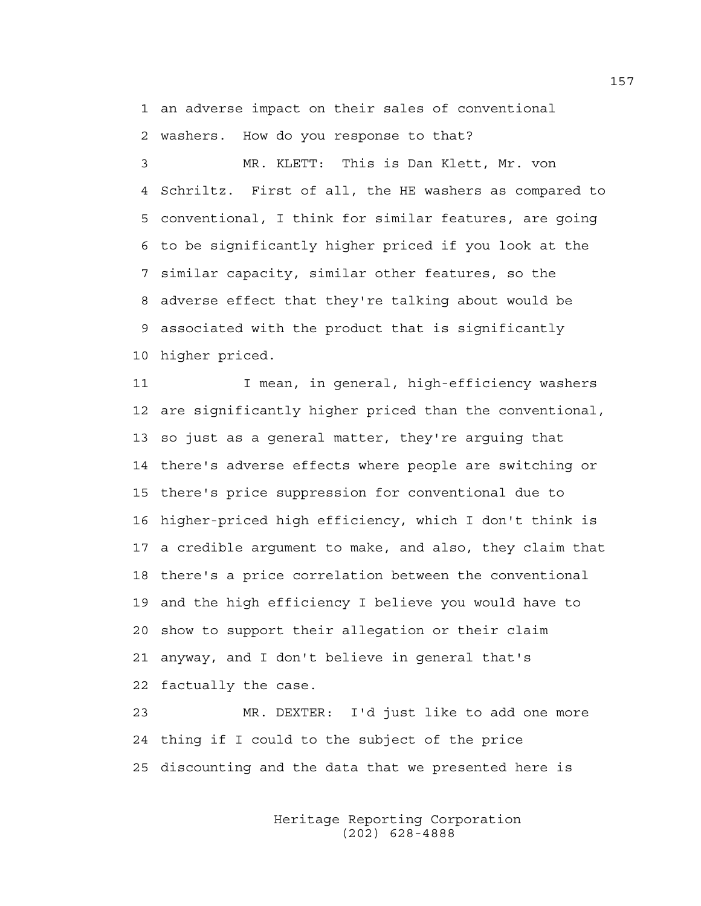an adverse impact on their sales of conventional washers. How do you response to that?

MR. KLETT: This is Dan Klett, Mr. von Schriltz. First of all, the HE washers as compared to conventional, I think for similar features, are going to be significantly higher priced if you look at the similar capacity, similar other features, so the adverse effect that they're talking about would be associated with the product that is significantly higher priced.

I mean, in general, high-efficiency washers are significantly higher priced than the conventional, so just as a general matter, they're arguing that there's adverse effects where people are switching or there's price suppression for conventional due to higher-priced high efficiency, which I don't think is a credible argument to make, and also, they claim that there's a price correlation between the conventional and the high efficiency I believe you would have to show to support their allegation or their claim anyway, and I don't believe in general that's factually the case.

MR. DEXTER: I'd just like to add one more thing if I could to the subject of the price discounting and the data that we presented here is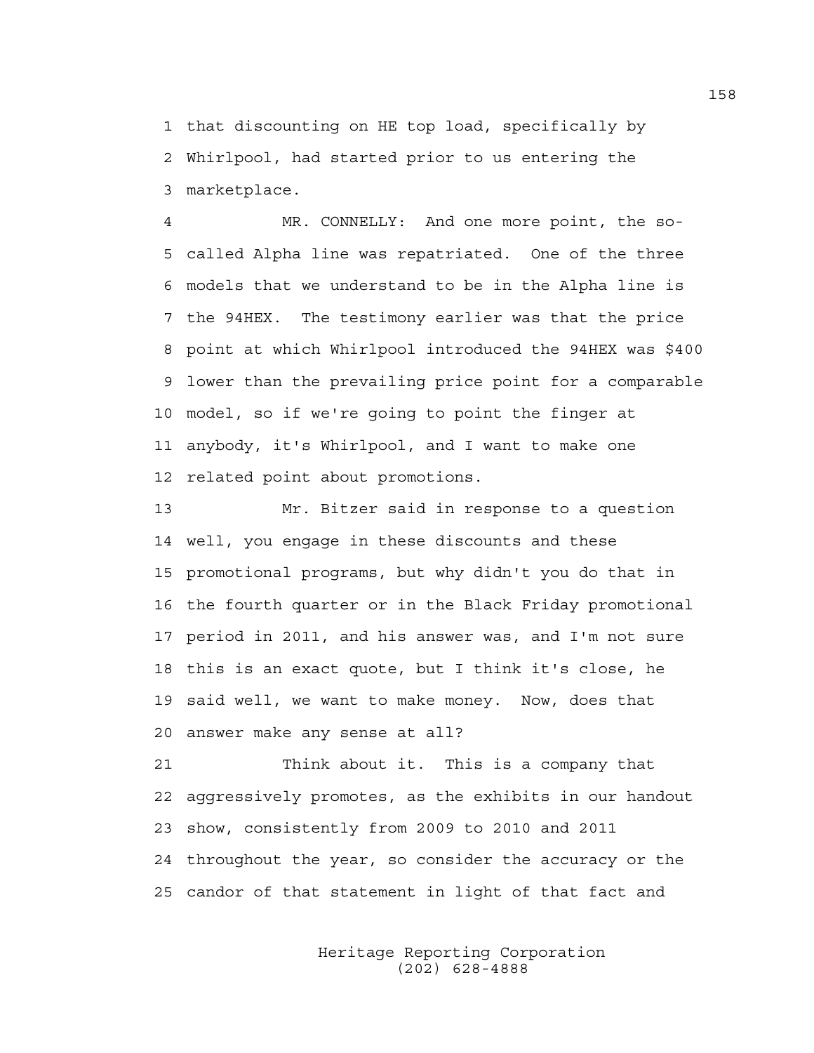that discounting on HE top load, specifically by Whirlpool, had started prior to us entering the marketplace.

MR. CONNELLY: And one more point, the so-called Alpha line was repatriated. One of the three models that we understand to be in the Alpha line is the 94HEX. The testimony earlier was that the price point at which Whirlpool introduced the 94HEX was $400 lower than the prevailing price point for a comparable model, so if we're going to point the finger at anybody, it's Whirlpool, and I want to make one related point about promotions.

Mr. Bitzer said in response to a question well, you engage in these discounts and these promotional programs, but why didn't you do that in the fourth quarter or in the Black Friday promotional period in 2011, and his answer was, and I'm not sure this is an exact quote, but I think it's close, he said well, we want to make money. Now, does that answer make any sense at all?

Think about it. This is a company that aggressively promotes, as the exhibits in our handout show, consistently from 2009 to 2010 and 2011 throughout the year, so consider the accuracy or the candor of that statement in light of that fact and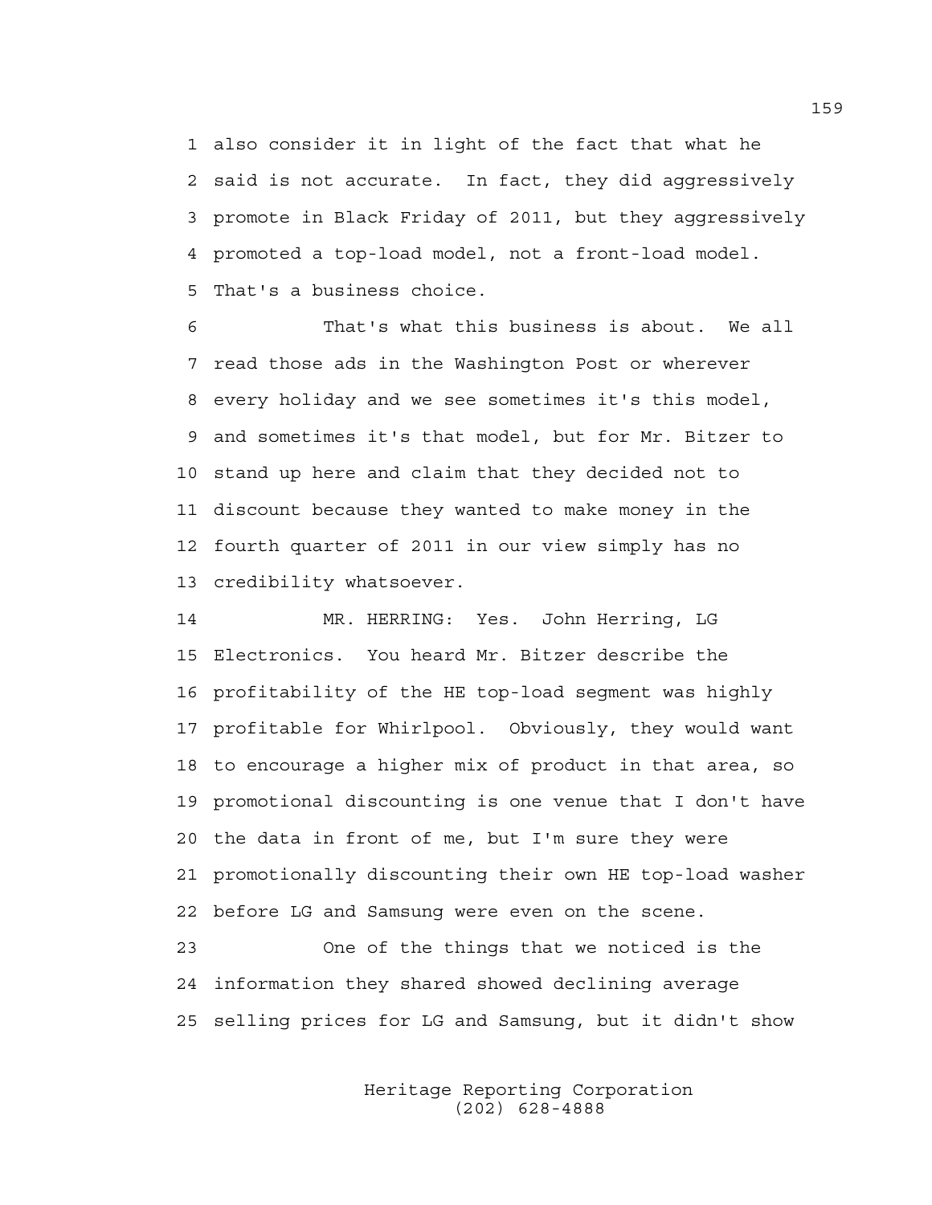also consider it in light of the fact that what he said is not accurate. In fact, they did aggressively promote in Black Friday of 2011, but they aggressively promoted a top-load model, not a front-load model. That's a business choice.

That's what this business is about. We all read those ads in the Washington Post or wherever every holiday and we see sometimes it's this model, and sometimes it's that model, but for Mr. Bitzer to stand up here and claim that they decided not to discount because they wanted to make money in the fourth quarter of 2011 in our view simply has no credibility whatsoever.

MR. HERRING: Yes. John Herring, LG Electronics. You heard Mr. Bitzer describe the profitability of the HE top-load segment was highly profitable for Whirlpool. Obviously, they would want to encourage a higher mix of product in that area, so promotional discounting is one venue that I don't have the data in front of me, but I'm sure they were promotionally discounting their own HE top-load washer before LG and Samsung were even on the scene.

One of the things that we noticed is the information they shared showed declining average selling prices for LG and Samsung, but it didn't show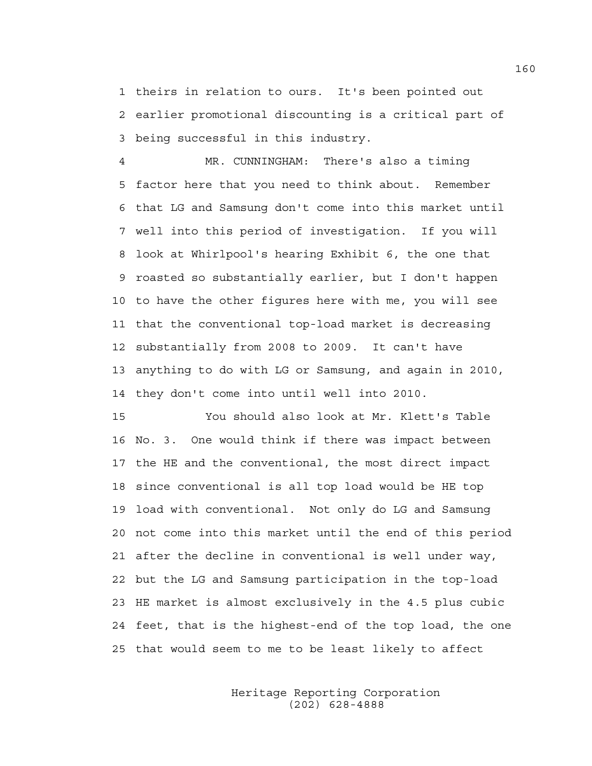theirs in relation to ours. It's been pointed out earlier promotional discounting is a critical part of being successful in this industry.

MR. CUNNINGHAM: There's also a timing factor here that you need to think about. Remember that LG and Samsung don't come into this market until well into this period of investigation. If you will look at Whirlpool's hearing Exhibit 6, the one that roasted so substantially earlier, but I don't happen to have the other figures here with me, you will see that the conventional top-load market is decreasing substantially from 2008 to 2009. It can't have anything to do with LG or Samsung, and again in 2010, they don't come into until well into 2010.

You should also look at Mr. Klett's Table No. 3. One would think if there was impact between the HE and the conventional, the most direct impact since conventional is all top load would be HE top load with conventional. Not only do LG and Samsung not come into this market until the end of this period after the decline in conventional is well under way, but the LG and Samsung participation in the top-load HE market is almost exclusively in the 4.5 plus cubic feet, that is the highest-end of the top load, the one that would seem to me to be least likely to affect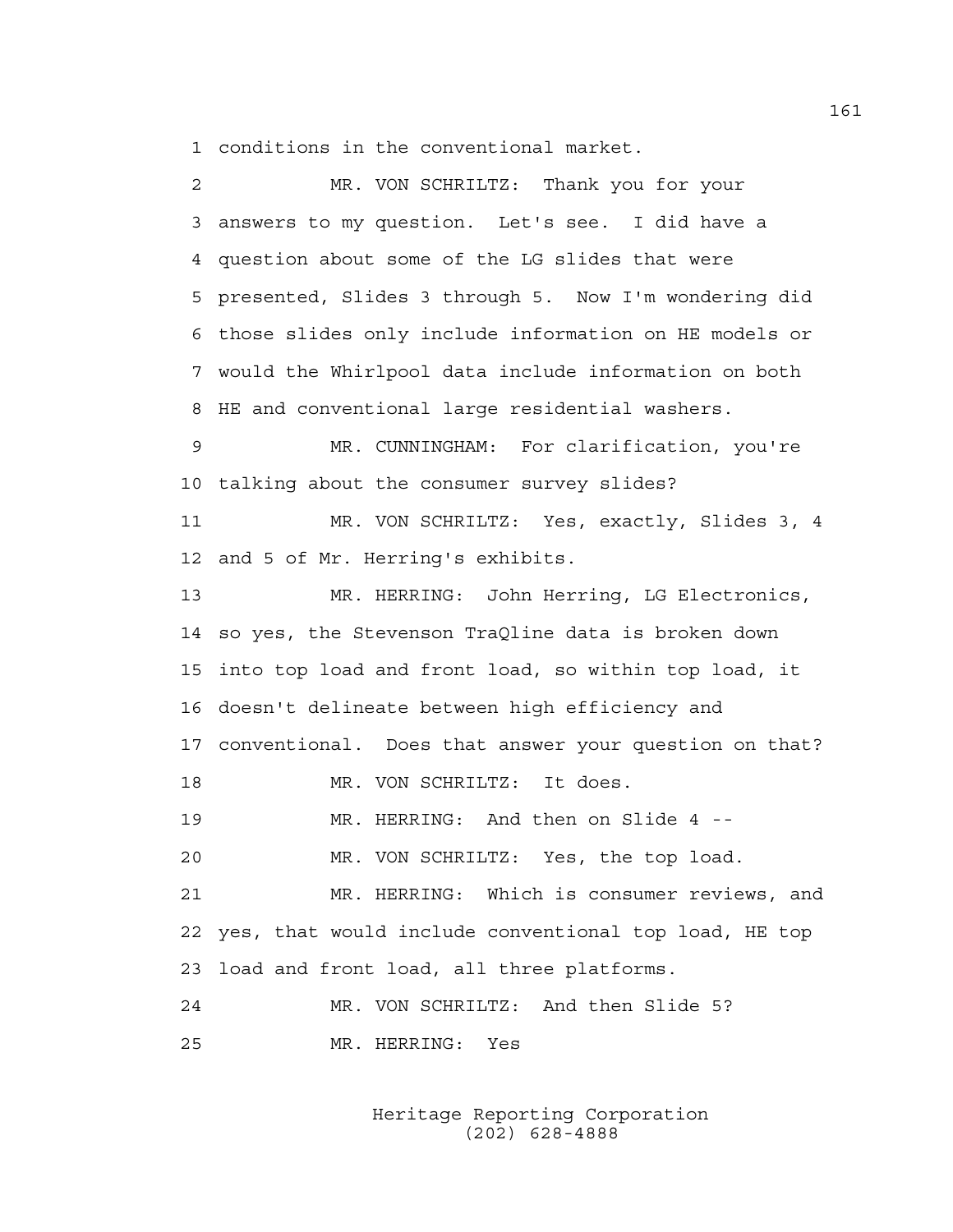1 conditions in the conventional market.

2 MR. VON SCHRILTZ: Thank you for your

3 answers to my question. Let's see. I did have a

4 question about some of the LG slides that were

5 presented, Slides 3 through 5. Now I'm wondering did

6 those slides only include information on HE models or

7 would the Whirlpool data include information on both

8 HE and conventional large residential washers.

9 MR. CUNNINGHAM: For clarification, you're

10 talking about the consumer survey slides?

11 MR. VON SCHRILTZ: Yes, exactly, Slides 3, 4

12 and 5 of Mr. Herring's exhibits.

13 MR. HERRING: John Herring, LG Electronics,

14 so yes, the Stevenson TraQline data is broken down

15 into top load and front load, so within top load, it

16 doesn't delineate between high efficiency and

17 conventional. Does that answer your question on that?

18 MR. VON SCHRILTZ: It does.

19 MR. HERRING: And then on Slide 4 --

20 MR. VON SCHRILTZ: Yes, the top load.

21 MR. HERRING: Which is consumer reviews, and

22 yes, that would include conventional top load, HE top

23 load and front load, all three platforms.

24 MR. VON SCHRILTZ: And then Slide 5?

25 MR. HERRING: Yes

Heritage Reporting Corporation
(202) 628-4888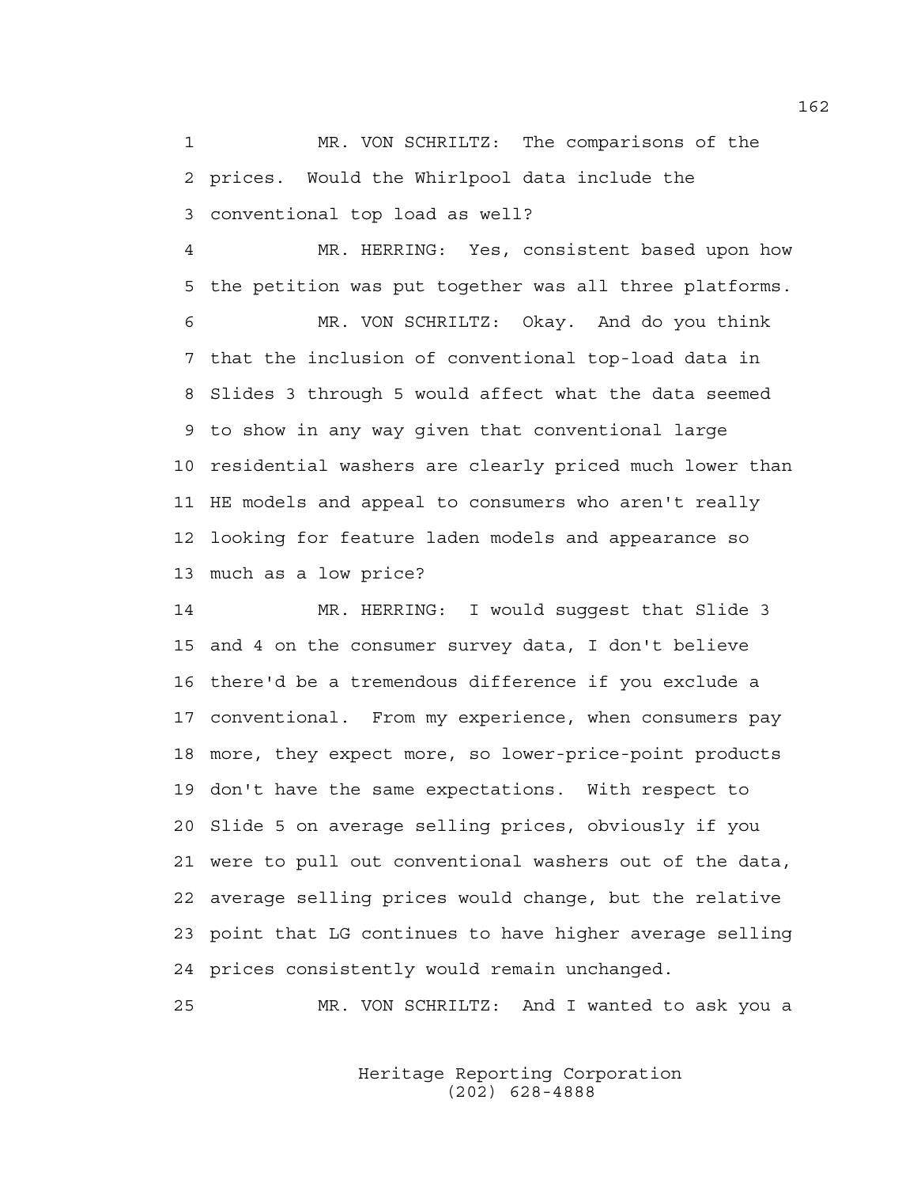1 MR. VON SCHRILTZ: The comparisons of the
2 prices. Would the Whirlpool data include the
3 conventional top load as well?

4 MR. HERRING: Yes, consistent based upon how
5 the petition was put together was all three platforms.

6 MR. VON SCHRILTZ: Okay. And do you think
7 that the inclusion of conventional top-load data in
8 Slides 3 through 5 would affect what the data seemed
9 to show in any way given that conventional large
10 residential washers are clearly priced much lower than
11 HE models and appeal to consumers who aren't really
12 looking for feature laden models and appearance so
13 much as a low price?

14 MR. HERRING: I would suggest that Slide 3
15 and 4 on the consumer survey data, I don't believe
16 there'd be a tremendous difference if you exclude a
17 conventional. From my experience, when consumers pay
18 more, they expect more, so lower-price-point products
19 don't have the same expectations. With respect to
20 Slide 5 on average selling prices, obviously if you
21 were to pull out conventional washers out of the data,
22 average selling prices would change, but the relative
23 point that LG continues to have higher average selling
24 prices consistently would remain unchanged.

25 MR. VON SCHRILTZ: And I wanted to ask you a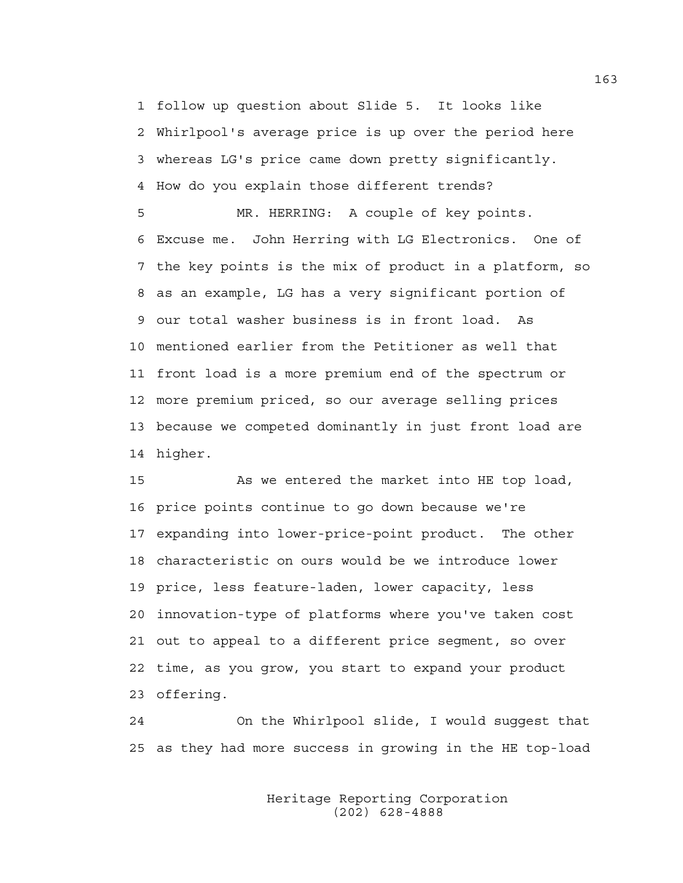1 follow up question about Slide 5. It looks like
2 Whirlpool's average price is up over the period here
3 whereas LG's price came down pretty significantly.
4 How do you explain those different trends?

5 MR. HERRING: A couple of key points.
6 Excuse me. John Herring with LG Electronics. One of
7 the key points is the mix of product in a platform, so
8 as an example, LG has a very significant portion of
9 our total washer business is in front load. As
10 mentioned earlier from the Petitioner as well that
11 front load is a more premium end of the spectrum or
12 more premium priced, so our average selling prices
13 because we competed dominantly in just front load are
14 higher.

15 As we entered the market into HE top load,
16 price points continue to go down because we're
17 expanding into lower-price-point product. The other
18 characteristic on ours would be we introduce lower
19 price, less feature-laden, lower capacity, less
20 innovation-type of platforms where you've taken cost
21 out to appeal to a different price segment, so over
22 time, as you grow, you start to expand your product
23 offering.

24 On the Whirlpool slide, I would suggest that
25 as they had more success in growing in the HE top-load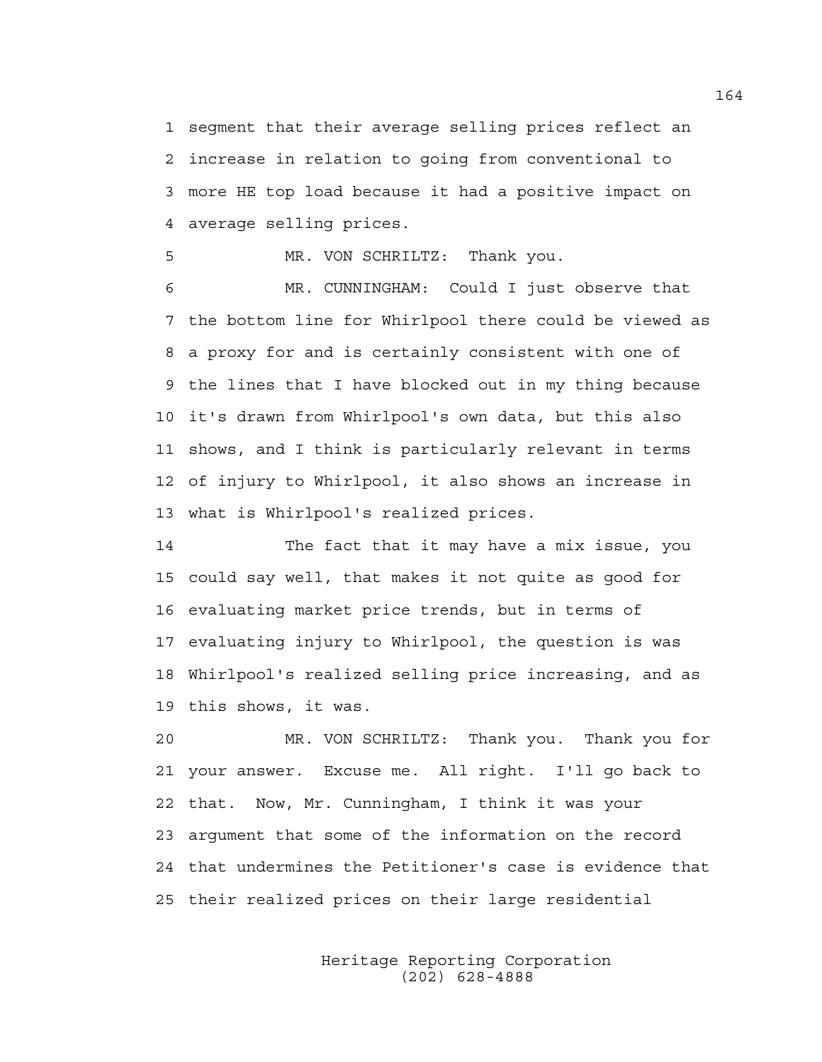1 segment that their average selling prices reflect an
2 increase in relation to going from conventional to
3 more HE top load because it had a positive impact on
4 average selling prices.

5 MR. VON SCHRILTZ: Thank you.

6 MR. CUNNINGHAM: Could I just observe that
7 the bottom line for Whirlpool there could be viewed as
8 a proxy for and is certainly consistent with one of
9 the lines that I have blocked out in my thing because
10 it's drawn from Whirlpool's own data, but this also
11 shows, and I think is particularly relevant in terms
12 of injury to Whirlpool, it also shows an increase in
13 what is Whirlpool's realized prices.

14 The fact that it may have a mix issue, you
15 could say well, that makes it not quite as good for
16 evaluating market price trends, but in terms of
17 evaluating injury to Whirlpool, the question is was
18 Whirlpool's realized selling price increasing, and as
19 this shows, it was.

20 MR. VON SCHRILTZ: Thank you. Thank you for
21 your answer. Excuse me. All right. I'll go back to
22 that. Now, Mr. Cunningham, I think it was your
23 argument that some of the information on the record
24 that undermines the Petitioner's case is evidence that
25 their realized prices on their large residential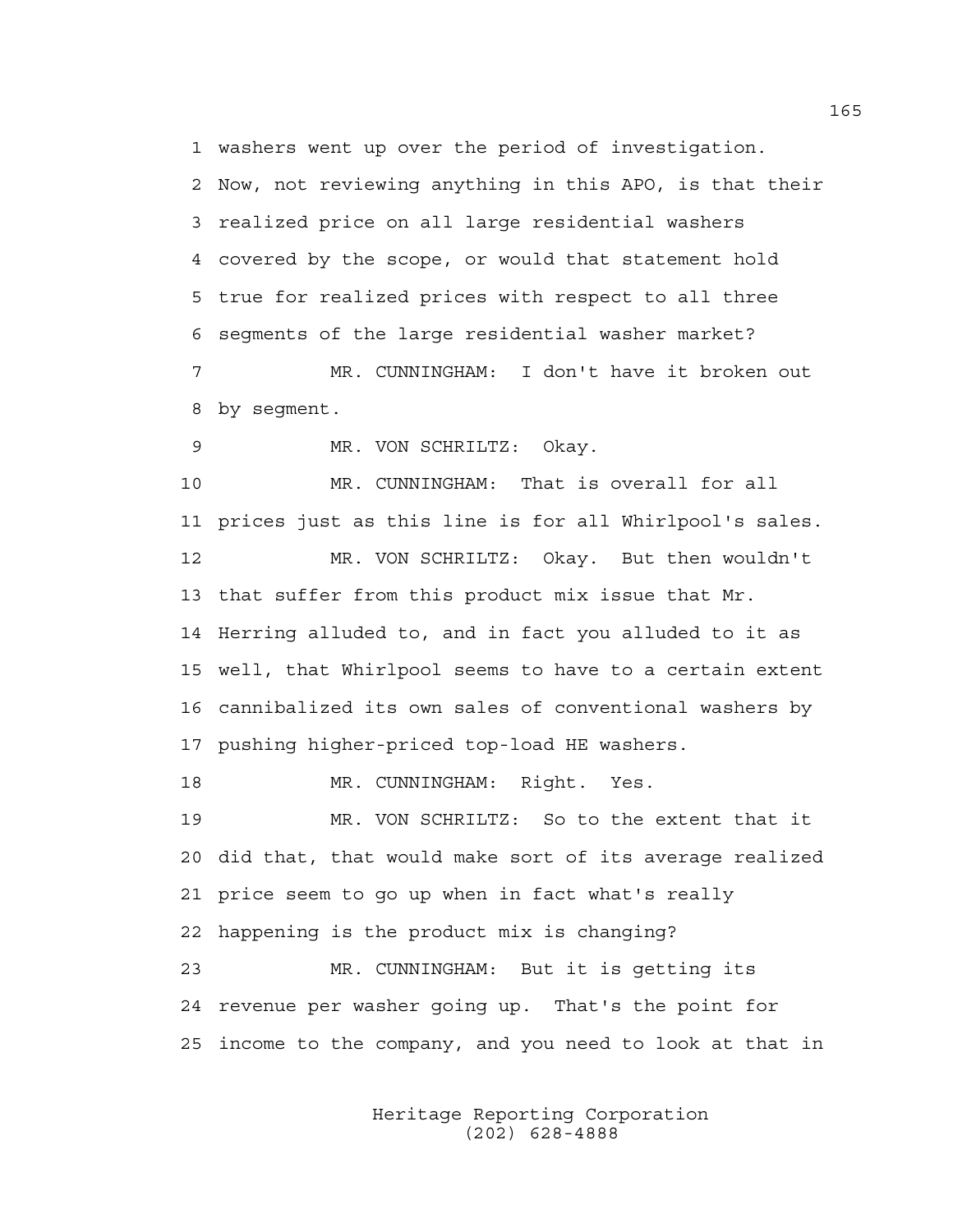1 washers went up over the period of investigation.

2 Now, not reviewing anything in this APO, is that their

3 realized price on all large residential washers

4 covered by the scope, or would that statement hold

5 true for realized prices with respect to all three

6 segments of the large residential washer market?

7 MR. CUNNINGHAM: I don't have it broken out

8 by segment.

9 MR. VON SCHRILTZ: Okay.

10 MR. CUNNINGHAM: That is overall for all

11 prices just as this line is for all Whirlpool's sales.

12 MR. VON SCHRILTZ: Okay. But then wouldn't

13 that suffer from this product mix issue that Mr.

14 Herring alluded to, and in fact you alluded to it as

15 well, that Whirlpool seems to have to a certain extent

16 cannibalized its own sales of conventional washers by

17 pushing higher-priced top-load HE washers.

18 MR. CUNNINGHAM: Right. Yes.

19 MR. VON SCHRILTZ: So to the extent that it

20 did that, that would make sort of its average realized

21 price seem to go up when in fact what's really

22 happening is the product mix is changing?

23 MR. CUNNINGHAM: But it is getting its

24 revenue per washer going up. That's the point for

25 income to the company, and you need to look at that in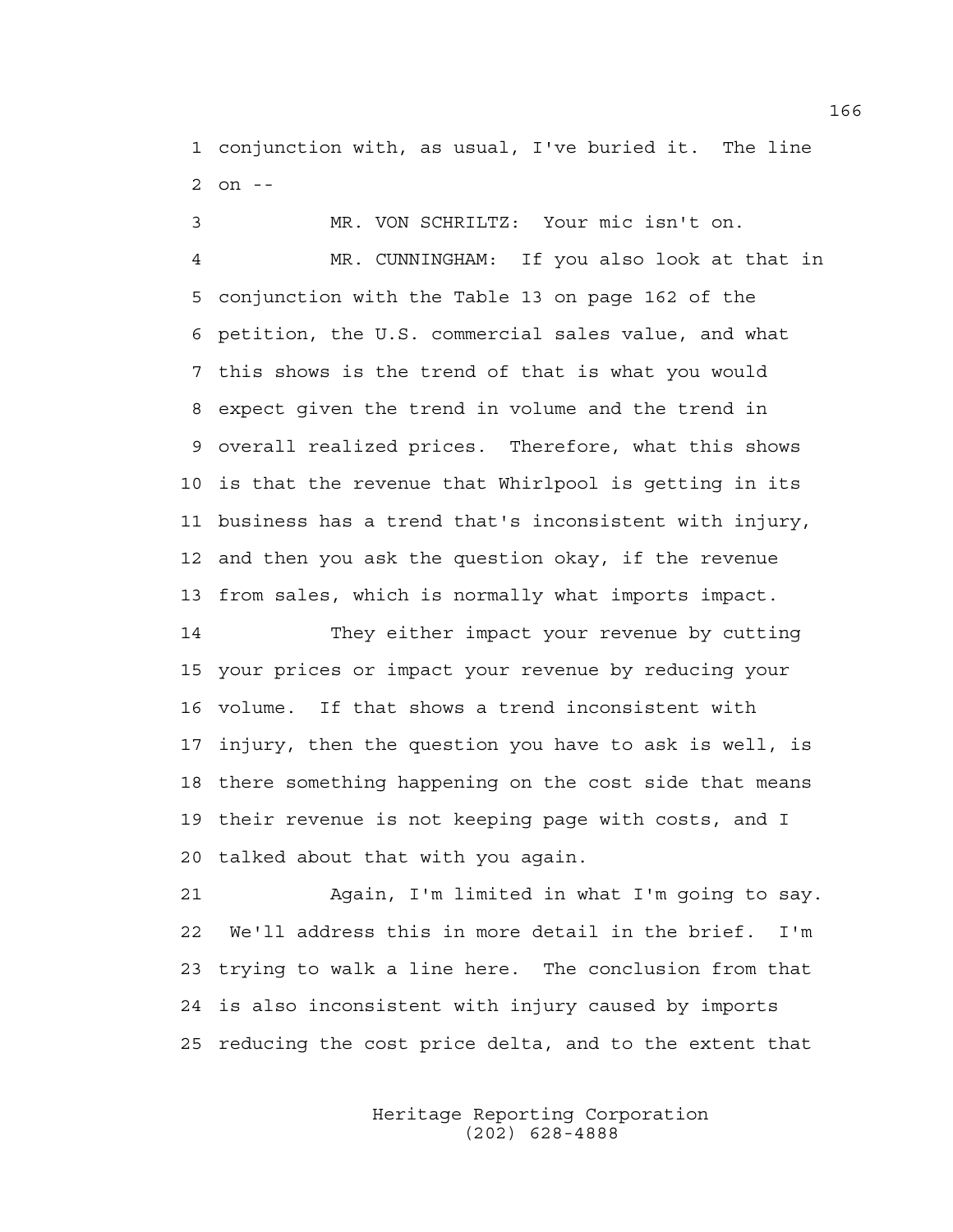conjunction with, as usual, I've buried it. The line on --

MR. VON SCHRILTZ: Your mic isn't on.

MR. CUNNINGHAM: If you also look at that in conjunction with the Table 13 on page 162 of the petition, the U.S. commercial sales value, and what this shows is the trend of that is what you would expect given the trend in volume and the trend in overall realized prices. Therefore, what this shows is that the revenue that Whirlpool is getting in its business has a trend that's inconsistent with injury, and then you ask the question okay, if the revenue from sales, which is normally what imports impact.

They either impact your revenue by cutting your prices or impact your revenue by reducing your volume. If that shows a trend inconsistent with injury, then the question you have to ask is well, is there something happening on the cost side that means their revenue is not keeping page with costs, and I talked about that with you again.

Again, I'm limited in what I'm going to say. We'll address this in more detail in the brief. I'm trying to walk a line here. The conclusion from that is also inconsistent with injury caused by imports reducing the cost price delta, and to the extent that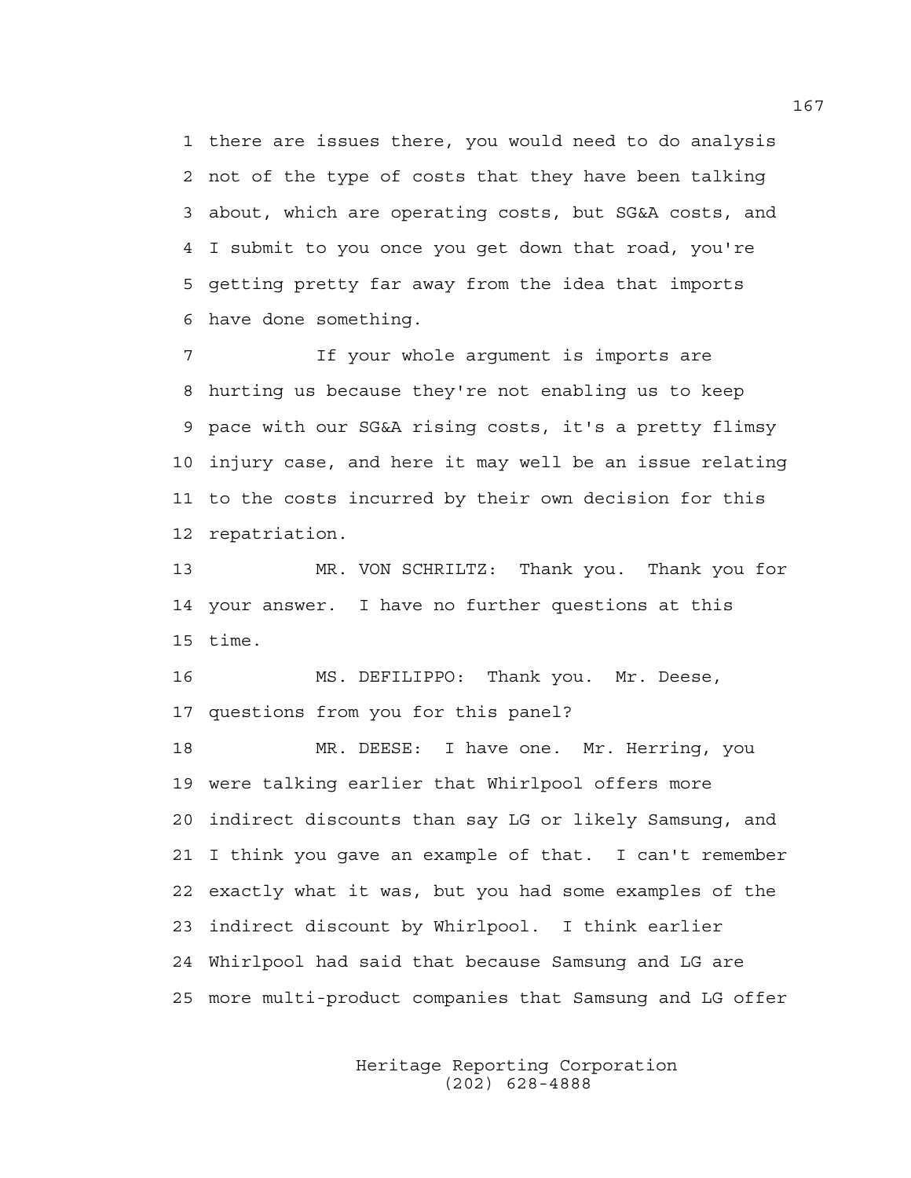there are issues there, you would need to do analysis not of the type of costs that they have been talking about, which are operating costs, but SG&A costs, and I submit to you once you get down that road, you're getting pretty far away from the idea that imports have done something.

If your whole argument is imports are hurting us because they're not enabling us to keep pace with our SG&A rising costs, it's a pretty flimsy injury case, and here it may well be an issue relating to the costs incurred by their own decision for this repatriation.

MR. VON SCHRILTZ: Thank you. Thank you for your answer. I have no further questions at this time.

MS. DEFILIPPO: Thank you. Mr. Deese, questions from you for this panel?

MR. DEESE: I have one. Mr. Herring, you were talking earlier that Whirlpool offers more indirect discounts than say LG or likely Samsung, and I think you gave an example of that. I can't remember exactly what it was, but you had some examples of the indirect discount by Whirlpool. I think earlier Whirlpool had said that because Samsung and LG are more multi-product companies that Samsung and LG offer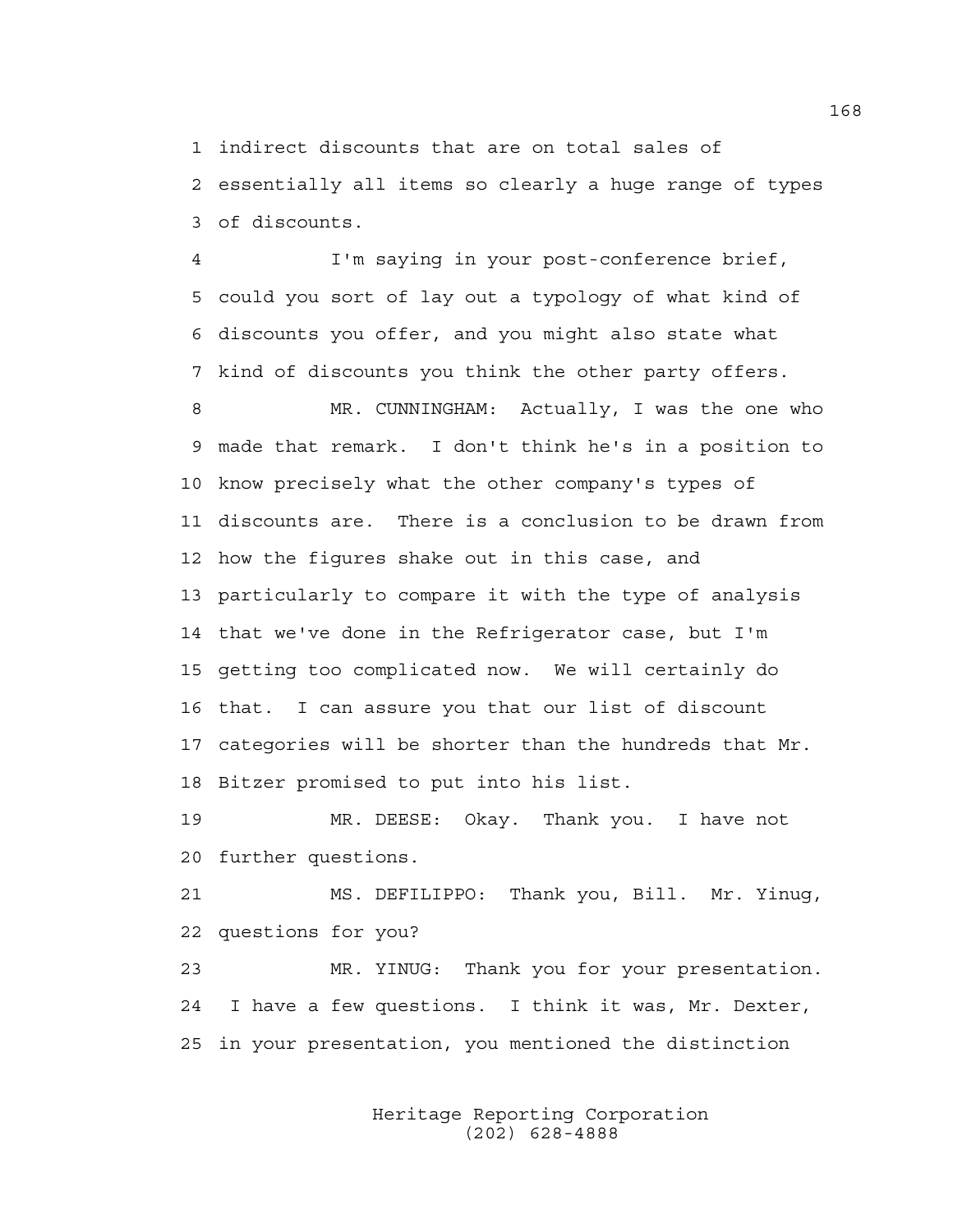1 indirect discounts that are on total sales of
2 essentially all items so clearly a huge range of types
3 of discounts.

4 I'm saying in your post-conference brief,
5 could you sort of lay out a typology of what kind of
6 discounts you offer, and you might also state what
7 kind of discounts you think the other party offers.

8 MR. CUNNINGHAM: Actually, I was the one who
9 made that remark. I don't think he's in a position to
10 know precisely what the other company's types of
11 discounts are. There is a conclusion to be drawn from
12 how the figures shake out in this case, and
13 particularly to compare it with the type of analysis
14 that we've done in the Refrigerator case, but I'm
15 getting too complicated now. We will certainly do
16 that. I can assure you that our list of discount
17 categories will be shorter than the hundreds that Mr.
18 Bitzer promised to put into his list.

19 MR. DEESE: Okay. Thank you. I have not
20 further questions.

21 MS. DEFILIPPO: Thank you, Bill. Mr. Yinug,
22 questions for you?

23 MR. YINUG: Thank you for your presentation.
24 I have a few questions. I think it was, Mr. Dexter,
25 in your presentation, you mentioned the distinction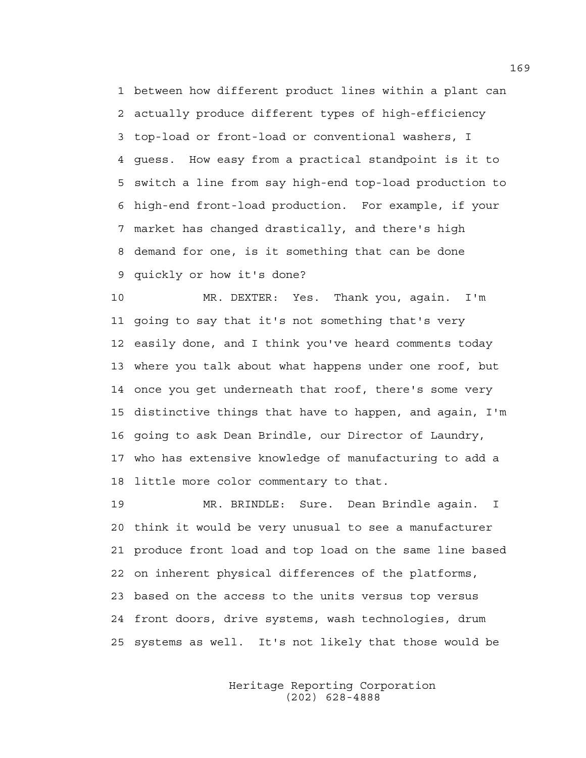between how different product lines within a plant can actually produce different types of high-efficiency top-load or front-load or conventional washers, I guess. How easy from a practical standpoint is it to switch a line from say high-end top-load production to high-end front-load production. For example, if your market has changed drastically, and there's high demand for one, is it something that can be done quickly or how it's done?

MR. DEXTER: Yes. Thank you, again. I'm going to say that it's not something that's very easily done, and I think you've heard comments today where you talk about what happens under one roof, but once you get underneath that roof, there's some very distinctive things that have to happen, and again, I'm going to ask Dean Brindle, our Director of Laundry, who has extensive knowledge of manufacturing to add a little more color commentary to that.

MR. BRINDLE: Sure. Dean Brindle again. I think it would be very unusual to see a manufacturer produce front load and top load on the same line based on inherent physical differences of the platforms, based on the access to the units versus top versus front doors, drive systems, wash technologies, drum systems as well. It's not likely that those would be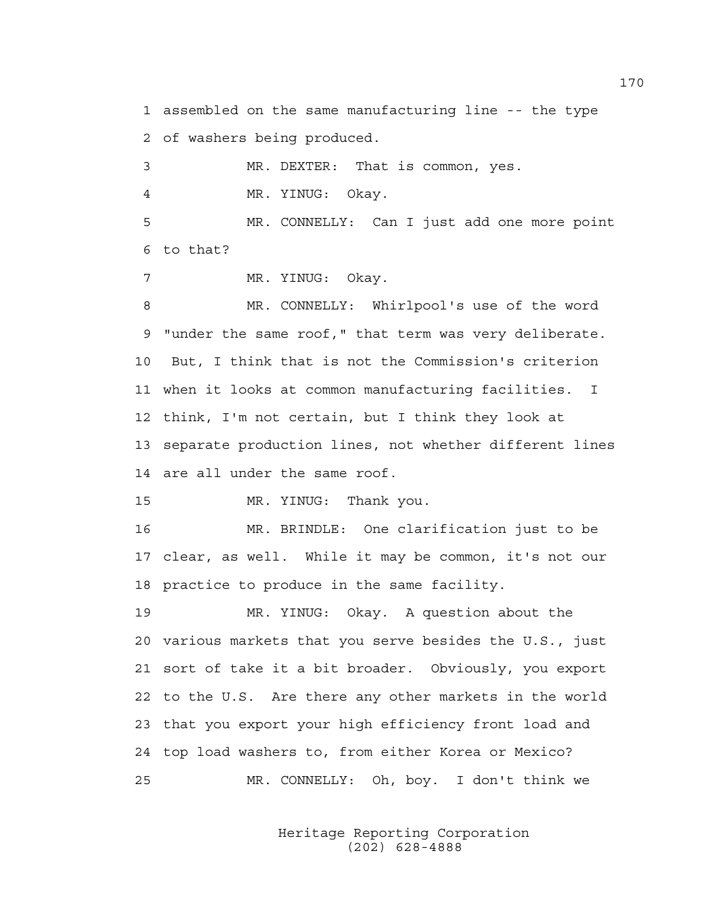1 assembled on the same manufacturing line -- the type
2 of washers being produced.

3 MR. DEXTER: That is common, yes.

4 MR. YINUG: Okay.

5 MR. CONNELLY: Can I just add one more point
6 to that?

7 MR. YINUG: Okay.

8 MR. CONNELLY: Whirlpool's use of the word
9 "under the same roof," that term was very deliberate.
10 But, I think that is not the Commission's criterion
11 when it looks at common manufacturing facilities. I
12 think, I'm not certain, but I think they look at
13 separate production lines, not whether different lines
14 are all under the same roof.

15 MR. YINUG: Thank you.

16 MR. BRINDLE: One clarification just to be
17 clear, as well. While it may be common, it's not our
18 practice to produce in the same facility.

19 MR. YINUG: Okay. A question about the
20 various markets that you serve besides the U.S., just
21 sort of take it a bit broader. Obviously, you export
22 to the U.S. Are there any other markets in the world
23 that you export your high efficiency front load and
24 top load washers to, from either Korea or Mexico?

25 MR. CONNELLY: Oh, boy. I don't think we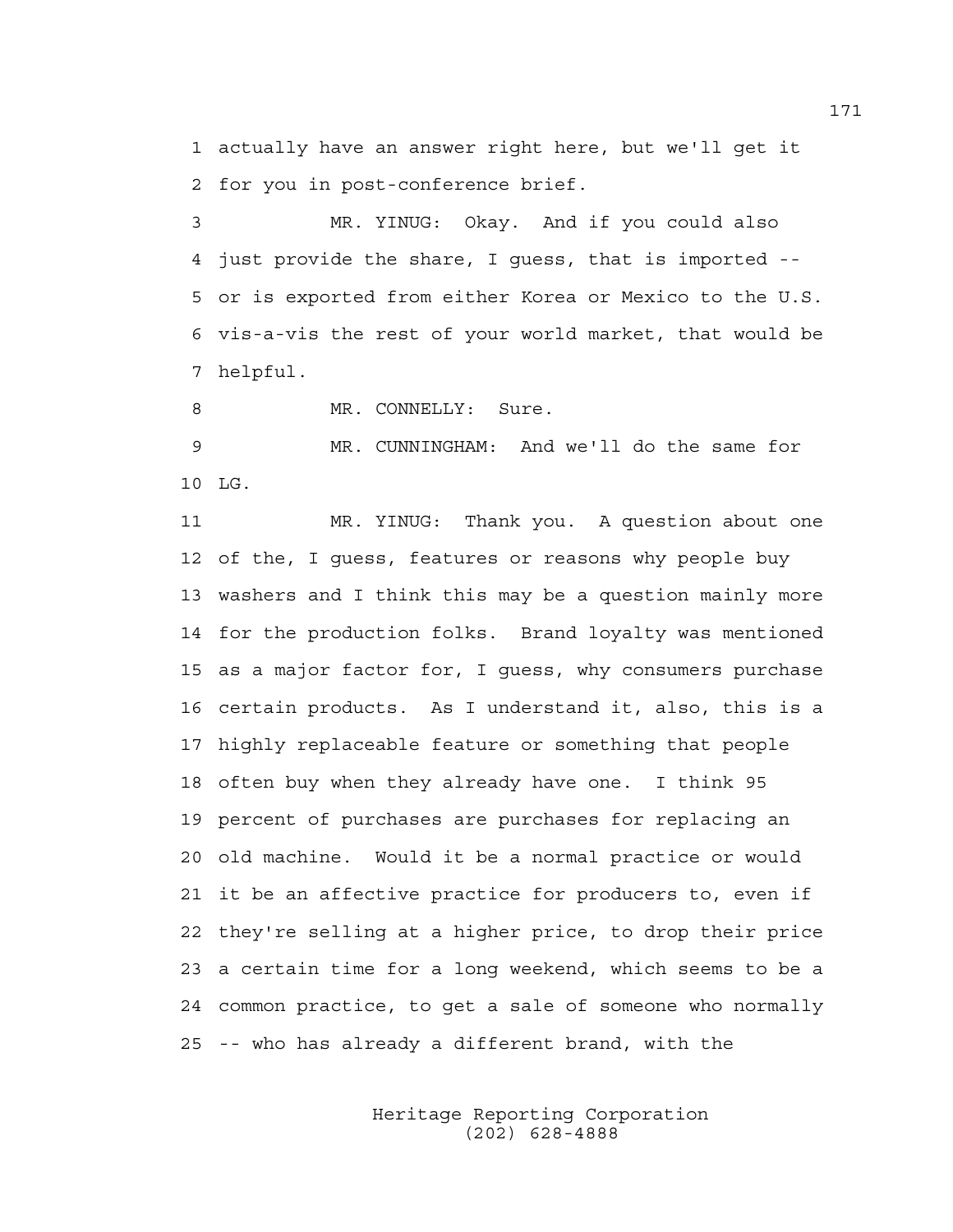1 actually have an answer right here, but we'll get it
2 for you in post-conference brief.

3 MR. YINUG: Okay. And if you could also
4 just provide the share, I guess, that is imported --
5 or is exported from either Korea or Mexico to the U.S.
6 vis-a-vis the rest of your world market, that would be
7 helpful.

8 MR. CONNELLY: Sure.

9 MR. CUNNINGHAM: And we'll do the same for
10 LG.

11 MR. YINUG: Thank you. A question about one
12 of the, I guess, features or reasons why people buy
13 washers and I think this may be a question mainly more
14 for the production folks. Brand loyalty was mentioned
15 as a major factor for, I guess, why consumers purchase
16 certain products. As I understand it, also, this is a
17 highly replaceable feature or something that people
18 often buy when they already have one. I think 95
19 percent of purchases are purchases for replacing an
20 old machine. Would it be a normal practice or would
21 it be an affective practice for producers to, even if
22 they're selling at a higher price, to drop their price
23 a certain time for a long weekend, which seems to be a
24 common practice, to get a sale of someone who normally
25 -- who has already a different brand, with the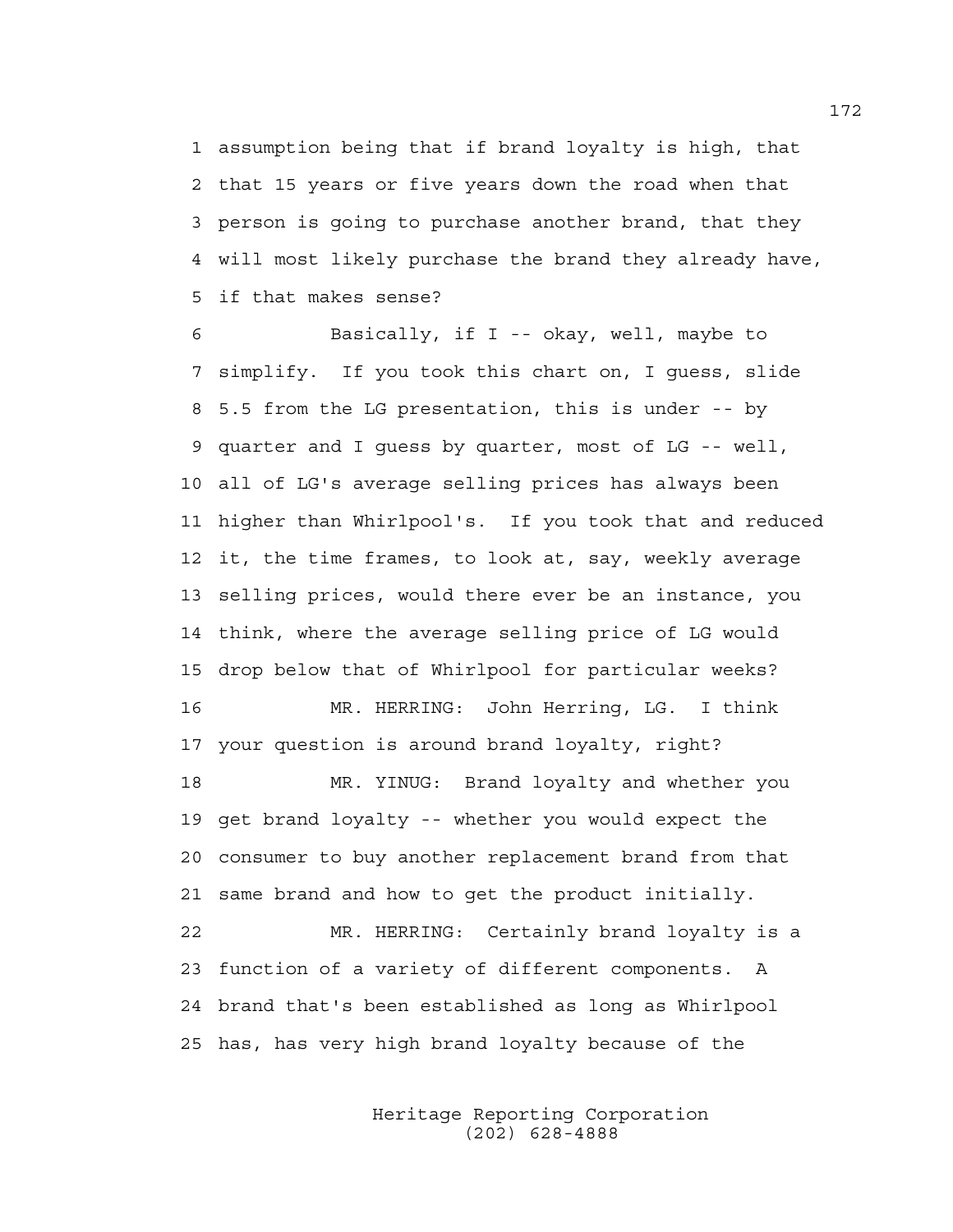assumption being that if brand loyalty is high, that that 15 years or five years down the road when that person is going to purchase another brand, that they will most likely purchase the brand they already have, if that makes sense?

Basically, if I -- okay, well, maybe to simplify. If you took this chart on, I guess, slide 5.5 from the LG presentation, this is under -- by quarter and I guess by quarter, most of LG -- well, all of LG's average selling prices has always been higher than Whirlpool's. If you took that and reduced it, the time frames, to look at, say, weekly average selling prices, would there ever be an instance, you think, where the average selling price of LG would drop below that of Whirlpool for particular weeks?

MR. HERRING: John Herring, LG. I think your question is around brand loyalty, right?

MR. YINUG: Brand loyalty and whether you get brand loyalty -- whether you would expect the consumer to buy another replacement brand from that same brand and how to get the product initially.

MR. HERRING: Certainly brand loyalty is a function of a variety of different components. A brand that's been established as long as Whirlpool has, has very high brand loyalty because of the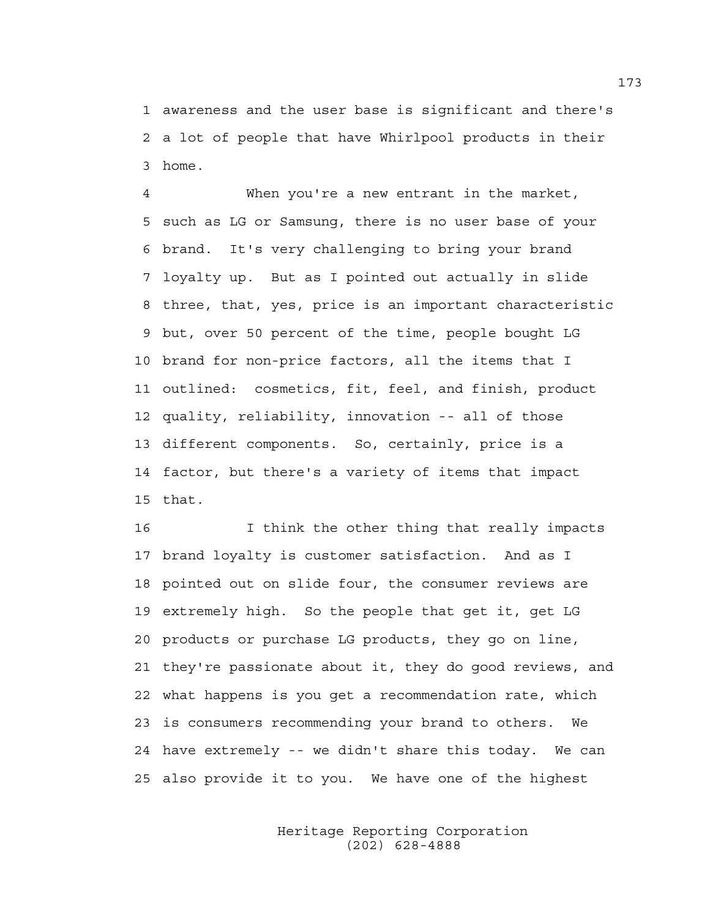awareness and the user base is significant and there's a lot of people that have Whirlpool products in their home.

When you're a new entrant in the market, such as LG or Samsung, there is no user base of your brand. It's very challenging to bring your brand loyalty up. But as I pointed out actually in slide three, that, yes, price is an important characteristic but, over 50 percent of the time, people bought LG brand for non-price factors, all the items that I outlined: cosmetics, fit, feel, and finish, product quality, reliability, innovation -- all of those different components. So, certainly, price is a factor, but there's a variety of items that impact that.

I think the other thing that really impacts brand loyalty is customer satisfaction. And as I pointed out on slide four, the consumer reviews are extremely high. So the people that get it, get LG products or purchase LG products, they go on line, they're passionate about it, they do good reviews, and what happens is you get a recommendation rate, which is consumers recommending your brand to others. We have extremely -- we didn't share this today. We can also provide it to you. We have one of the highest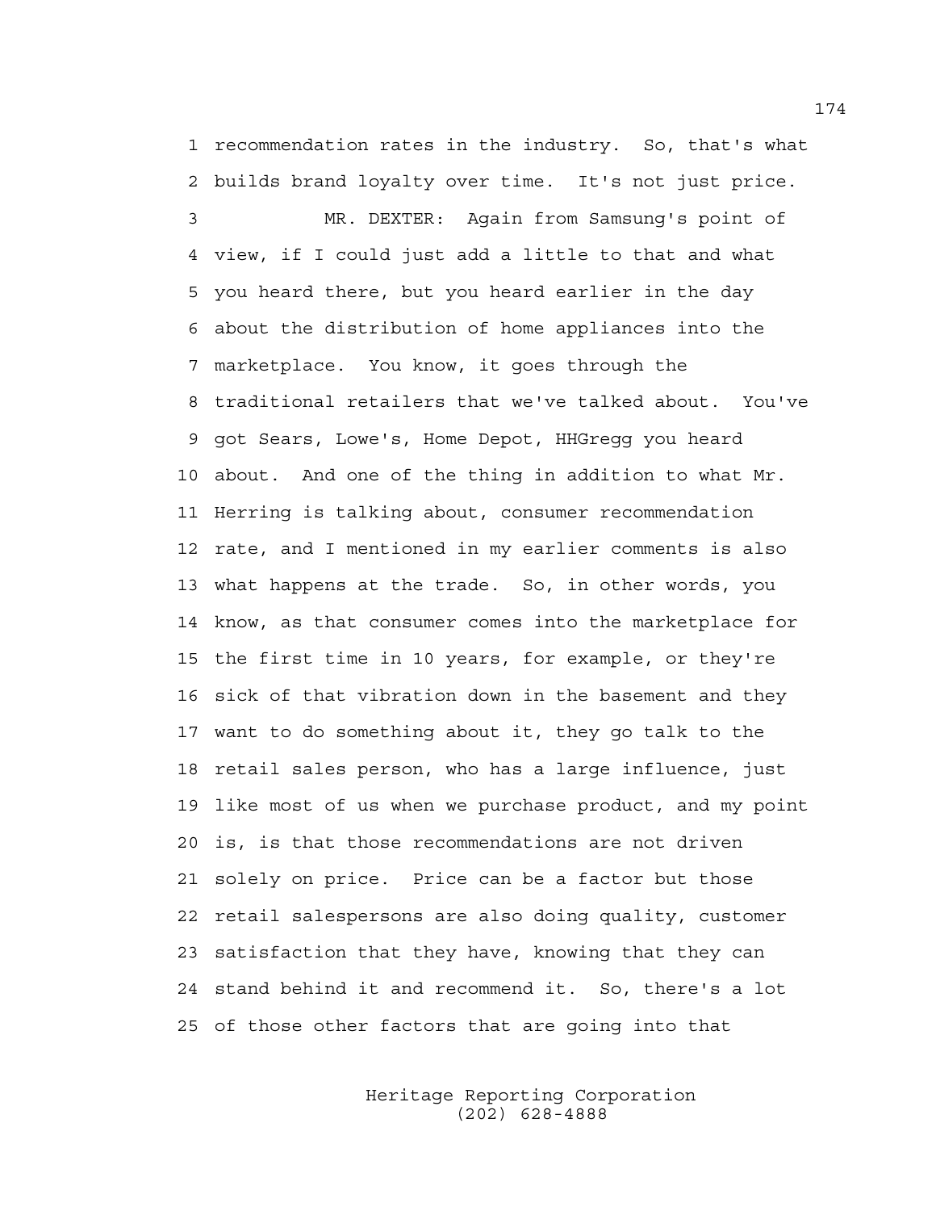recommendation rates in the industry. So, that's what builds brand loyalty over time. It's not just price.

MR. DEXTER: Again from Samsung's point of view, if I could just add a little to that and what you heard there, but you heard earlier in the day about the distribution of home appliances into the marketplace. You know, it goes through the traditional retailers that we've talked about. You've got Sears, Lowe's, Home Depot, HHGregg you heard about. And one of the thing in addition to what Mr. Herring is talking about, consumer recommendation rate, and I mentioned in my earlier comments is also what happens at the trade. So, in other words, you know, as that consumer comes into the marketplace for the first time in 10 years, for example, or they're sick of that vibration down in the basement and they want to do something about it, they go talk to the retail sales person, who has a large influence, just like most of us when we purchase product, and my point is, is that those recommendations are not driven solely on price. Price can be a factor but those retail salespersons are also doing quality, customer satisfaction that they have, knowing that they can stand behind it and recommend it. So, there's a lot of those other factors that are going into that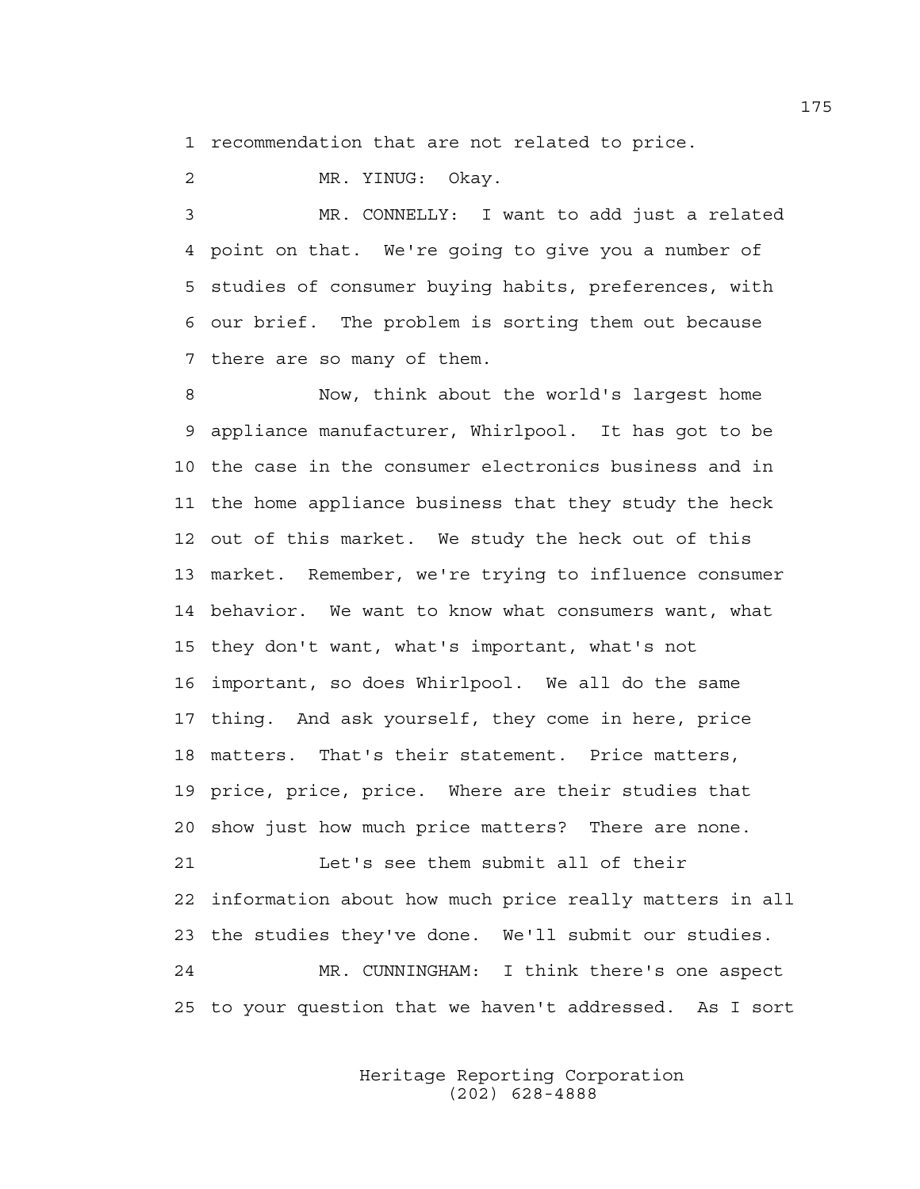recommendation that are not related to price.

MR. YINUG: Okay.

MR. CONNELLY: I want to add just a related point on that. We're going to give you a number of studies of consumer buying habits, preferences, with our brief. The problem is sorting them out because there are so many of them.

Now, think about the world's largest home appliance manufacturer, Whirlpool. It has got to be the case in the consumer electronics business and in the home appliance business that they study the heck out of this market. We study the heck out of this market. Remember, we're trying to influence consumer behavior. We want to know what consumers want, what they don't want, what's important, what's not important, so does Whirlpool. We all do the same thing. And ask yourself, they come in here, price matters. That's their statement. Price matters, price, price, price. Where are their studies that show just how much price matters? There are none.

Let's see them submit all of their information about how much price really matters in all the studies they've done. We'll submit our studies.

MR. CUNNINGHAM: I think there's one aspect to your question that we haven't addressed. As I sort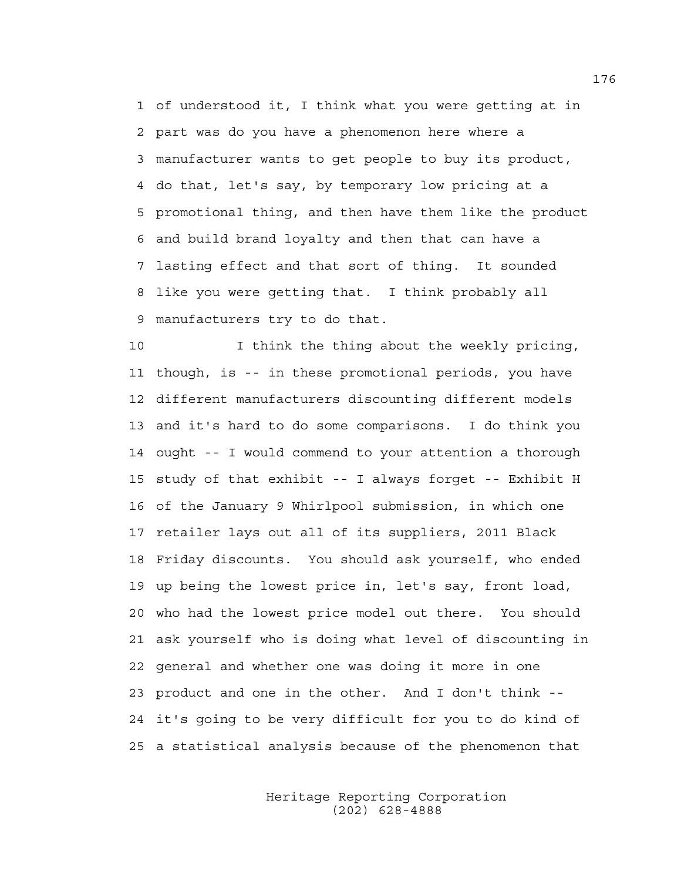of understood it, I think what you were getting at in part was do you have a phenomenon here where a manufacturer wants to get people to buy its product, do that, let's say, by temporary low pricing at a promotional thing, and then have them like the product and build brand loyalty and then that can have a lasting effect and that sort of thing. It sounded like you were getting that. I think probably all manufacturers try to do that.

I think the thing about the weekly pricing, though, is -- in these promotional periods, you have different manufacturers discounting different models and it's hard to do some comparisons. I do think you ought -- I would commend to your attention a thorough study of that exhibit -- I always forget -- Exhibit H of the January 9 Whirlpool submission, in which one retailer lays out all of its suppliers, 2011 Black Friday discounts. You should ask yourself, who ended up being the lowest price in, let's say, front load, who had the lowest price model out there. You should ask yourself who is doing what level of discounting in general and whether one was doing it more in one product and one in the other. And I don't think -- it's going to be very difficult for you to do kind of a statistical analysis because of the phenomenon that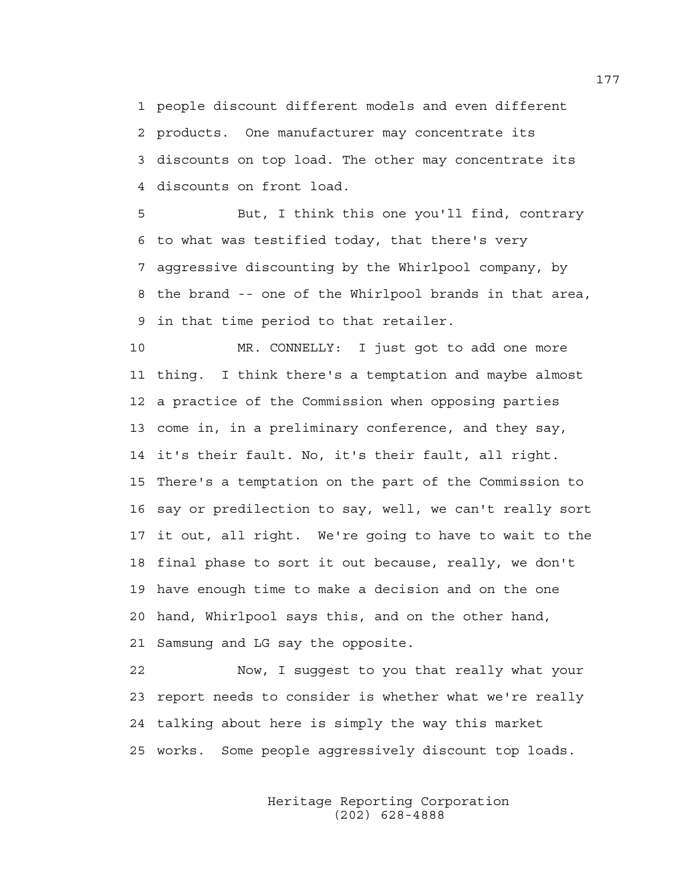people discount different models and even different products. One manufacturer may concentrate its discounts on top load. The other may concentrate its discounts on front load.

But, I think this one you'll find, contrary to what was testified today, that there's very aggressive discounting by the Whirlpool company, by the brand -- one of the Whirlpool brands in that area, in that time period to that retailer.

MR. CONNELLY: I just got to add one more thing. I think there's a temptation and maybe almost a practice of the Commission when opposing parties come in, in a preliminary conference, and they say, it's their fault. No, it's their fault, all right. There's a temptation on the part of the Commission to say or predilection to say, well, we can't really sort it out, all right. We're going to have to wait to the final phase to sort it out because, really, we don't have enough time to make a decision and on the one hand, Whirlpool says this, and on the other hand, Samsung and LG say the opposite.

Now, I suggest to you that really what your report needs to consider is whether what we're really talking about here is simply the way this market works. Some people aggressively discount top loads.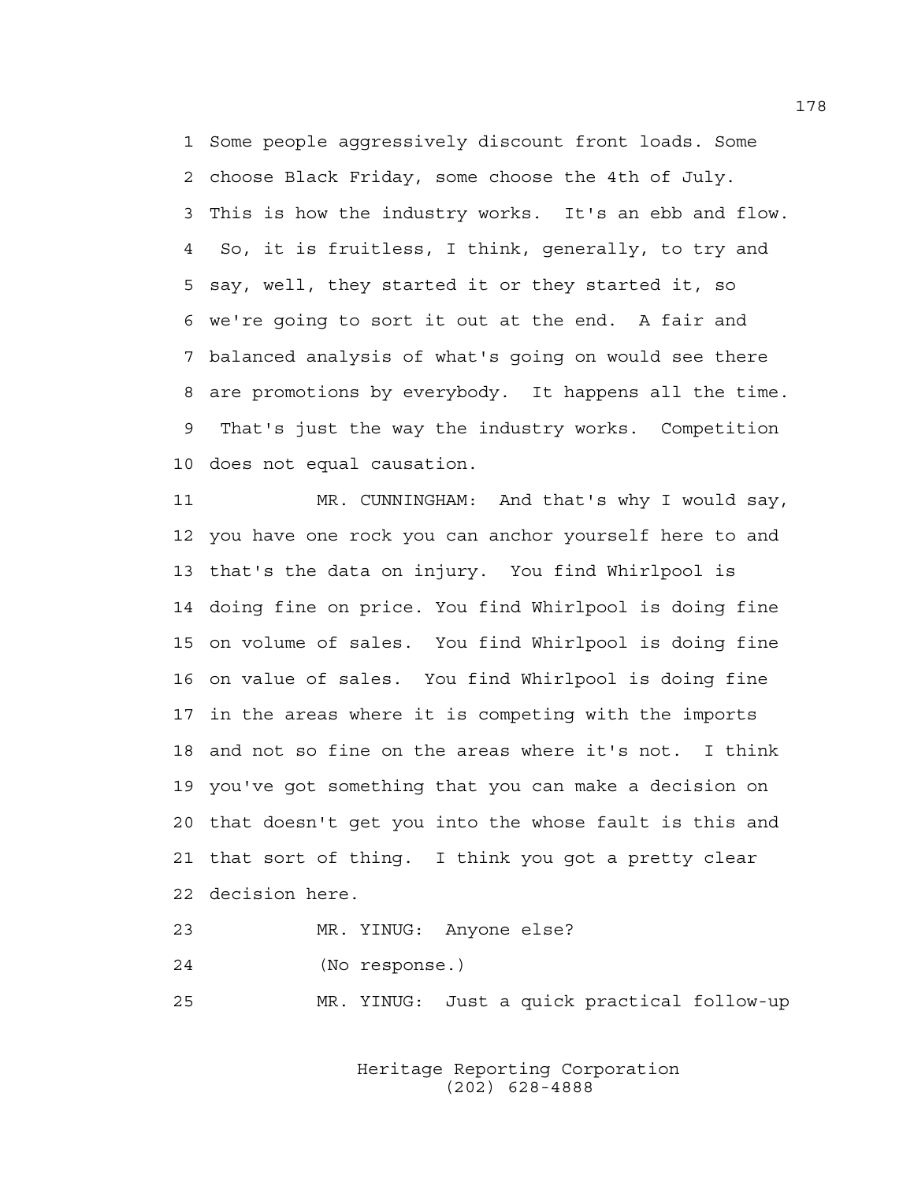Some people aggressively discount front loads. Some choose Black Friday, some choose the 4th of July. This is how the industry works. It's an ebb and flow. So, it is fruitless, I think, generally, to try and say, well, they started it or they started it, so we're going to sort it out at the end. A fair and balanced analysis of what's going on would see there are promotions by everybody. It happens all the time. That's just the way the industry works. Competition does not equal causation.

MR. CUNNINGHAM: And that's why I would say, you have one rock you can anchor yourself here to and that's the data on injury. You find Whirlpool is doing fine on price. You find Whirlpool is doing fine on volume of sales. You find Whirlpool is doing fine on value of sales. You find Whirlpool is doing fine in the areas where it is competing with the imports and not so fine on the areas where it's not. I think you've got something that you can make a decision on that doesn't get you into the whose fault is this and that sort of thing. I think you got a pretty clear decision here.

MR. YINUG: Anyone else?

(No response.)

MR. YINUG: Just a quick practical follow-up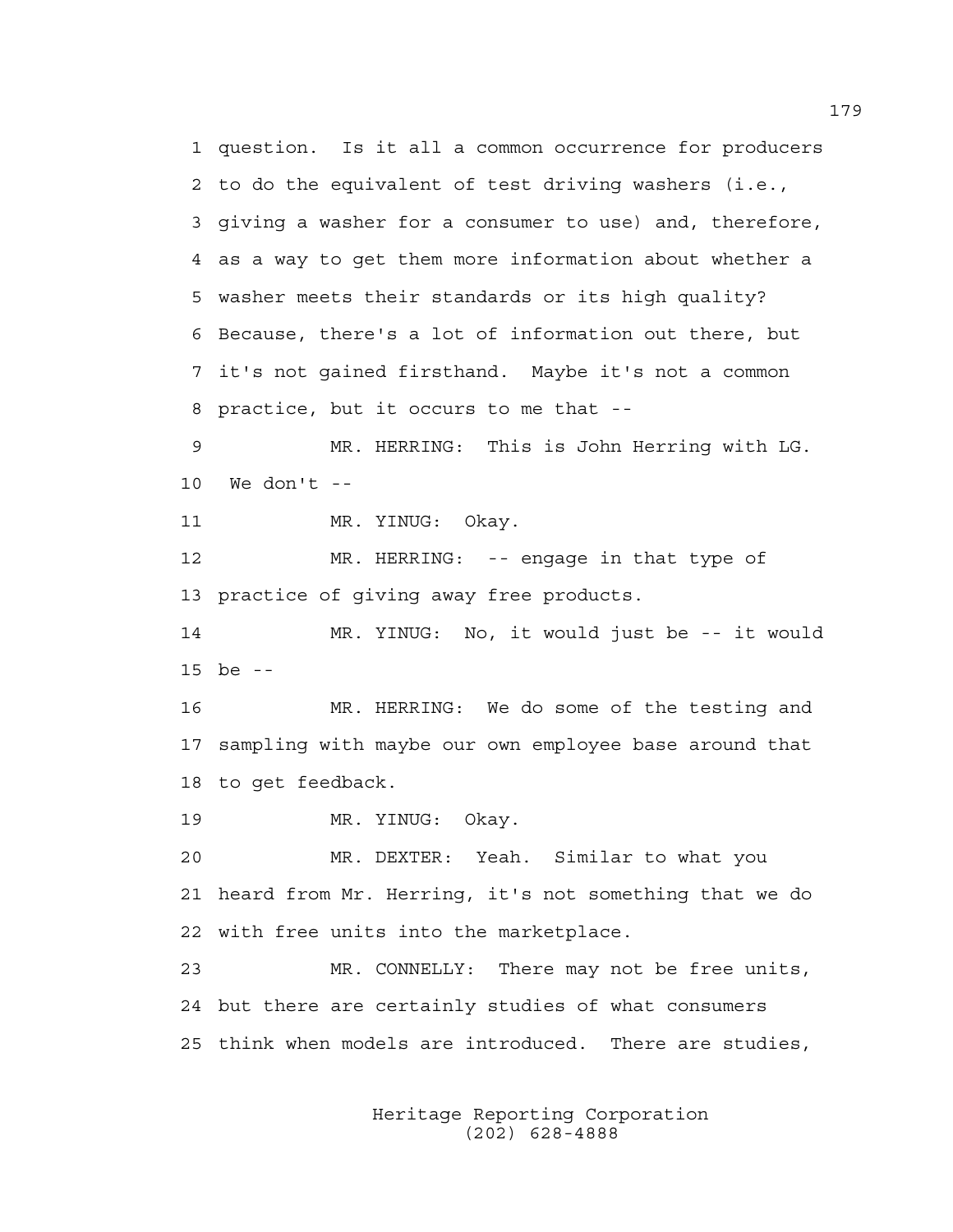1 question. Is it all a common occurrence for producers
2 to do the equivalent of test driving washers (i.e.,
3 giving a washer for a consumer to use) and, therefore,
4 as a way to get them more information about whether a
5 washer meets their standards or its high quality?
6 Because, there's a lot of information out there, but
7 it's not gained firsthand. Maybe it's not a common
8 practice, but it occurs to me that --

9 MR. HERRING: This is John Herring with LG.
10 We don't --

11 MR. YINUG: Okay.

12 MR. HERRING: -- engage in that type of
13 practice of giving away free products.

14 MR. YINUG: No, it would just be -- it would
15 be --

16 MR. HERRING: We do some of the testing and
17 sampling with maybe our own employee base around that
18 to get feedback.

19 MR. YINUG: Okay.

20 MR. DEXTER: Yeah. Similar to what you
21 heard from Mr. Herring, it's not something that we do
22 with free units into the marketplace.

23 MR. CONNELLY: There may not be free units,
24 but there are certainly studies of what consumers
25 think when models are introduced. There are studies,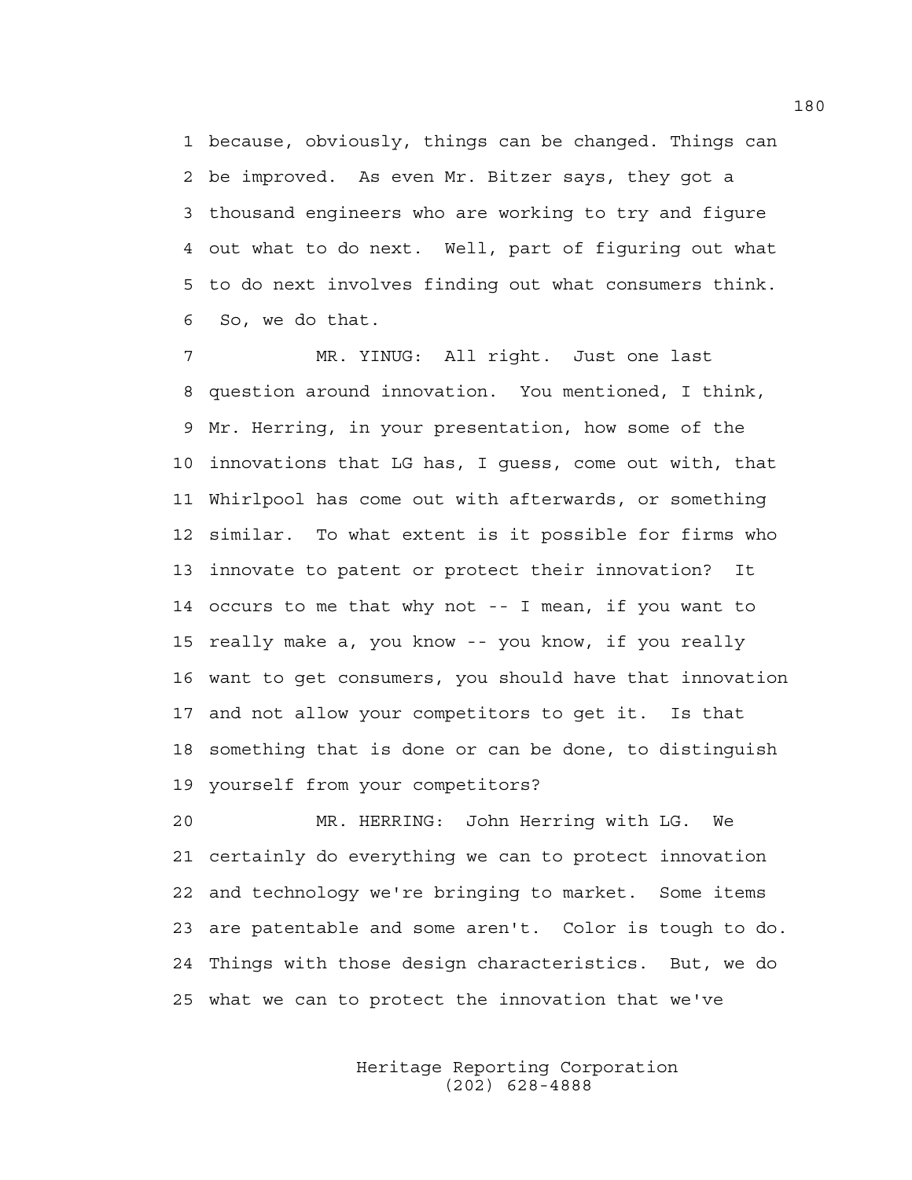1 because, obviously, things can be changed. Things can
2 be improved. As even Mr. Bitzer says, they got a
3 thousand engineers who are working to try and figure
4 out what to do next. Well, part of figuring out what
5 to do next involves finding out what consumers think.
6 So, we do that.

7 MR. YINUG: All right. Just one last
8 question around innovation. You mentioned, I think,
9 Mr. Herring, in your presentation, how some of the
10 innovations that LG has, I guess, come out with, that
11 Whirlpool has come out with afterwards, or something
12 similar. To what extent is it possible for firms who
13 innovate to patent or protect their innovation? It
14 occurs to me that why not -- I mean, if you want to
15 really make a, you know -- you know, if you really
16 want to get consumers, you should have that innovation
17 and not allow your competitors to get it. Is that
18 something that is done or can be done, to distinguish
19 yourself from your competitors?

20 MR. HERRING: John Herring with LG. We
21 certainly do everything we can to protect innovation
22 and technology we're bringing to market. Some items
23 are patentable and some aren't. Color is tough to do.
24 Things with those design characteristics. But, we do
25 what we can to protect the innovation that we've

Heritage Reporting Corporation
(202) 628-4888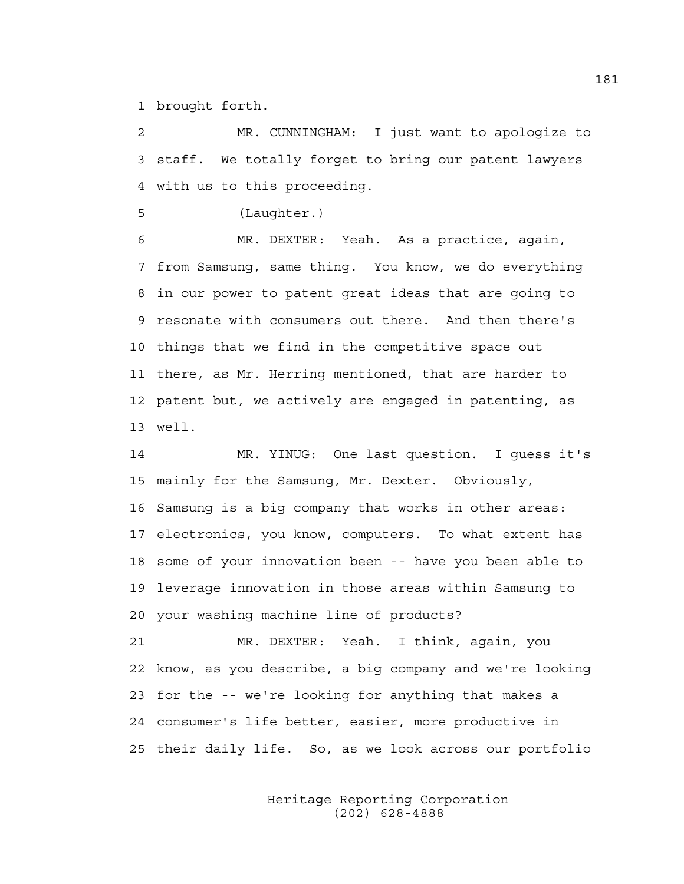brought forth.

MR. CUNNINGHAM: I just want to apologize to staff. We totally forget to bring our patent lawyers with us to this proceeding.

(Laughter.)

MR. DEXTER: Yeah. As a practice, again, from Samsung, same thing. You know, we do everything in our power to patent great ideas that are going to resonate with consumers out there. And then there's things that we find in the competitive space out there, as Mr. Herring mentioned, that are harder to patent but, we actively are engaged in patenting, as well.

MR. YINUG: One last question. I guess it's mainly for the Samsung, Mr. Dexter. Obviously, Samsung is a big company that works in other areas: electronics, you know, computers. To what extent has some of your innovation been -- have you been able to leverage innovation in those areas within Samsung to your washing machine line of products?

MR. DEXTER: Yeah. I think, again, you know, as you describe, a big company and we're looking for the -- we're looking for anything that makes a consumer's life better, easier, more productive in their daily life. So, as we look across our portfolio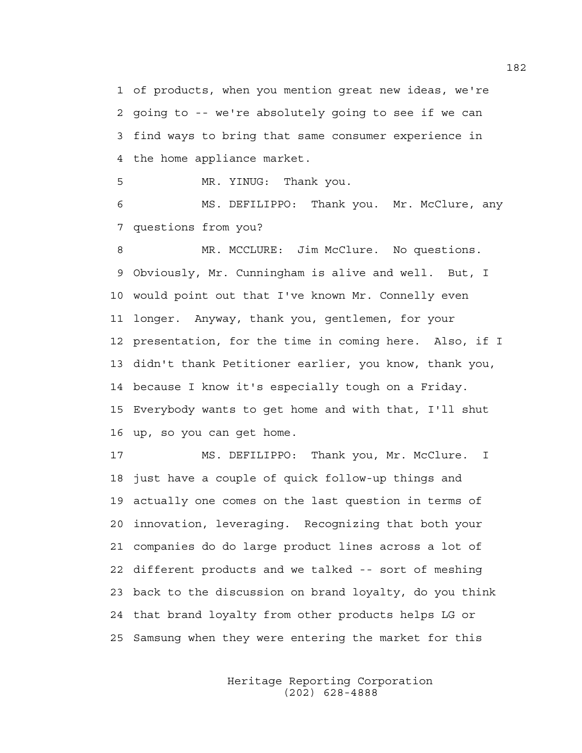of products, when you mention great new ideas, we're going to -- we're absolutely going to see if we can find ways to bring that same consumer experience in the home appliance market.

MR. YINUG: Thank you.

MS. DEFILIPPO: Thank you. Mr. McClure, any questions from you?

MR. MCCLURE: Jim McClure. No questions. Obviously, Mr. Cunningham is alive and well. But, I would point out that I've known Mr. Connelly even longer. Anyway, thank you, gentlemen, for your presentation, for the time in coming here. Also, if I didn't thank Petitioner earlier, you know, thank you, because I know it's especially tough on a Friday. Everybody wants to get home and with that, I'll shut up, so you can get home.

MS. DEFILIPPO: Thank you, Mr. McClure. I just have a couple of quick follow-up things and actually one comes on the last question in terms of innovation, leveraging. Recognizing that both your companies do do large product lines across a lot of different products and we talked -- sort of meshing back to the discussion on brand loyalty, do you think that brand loyalty from other products helps LG or Samsung when they were entering the market for this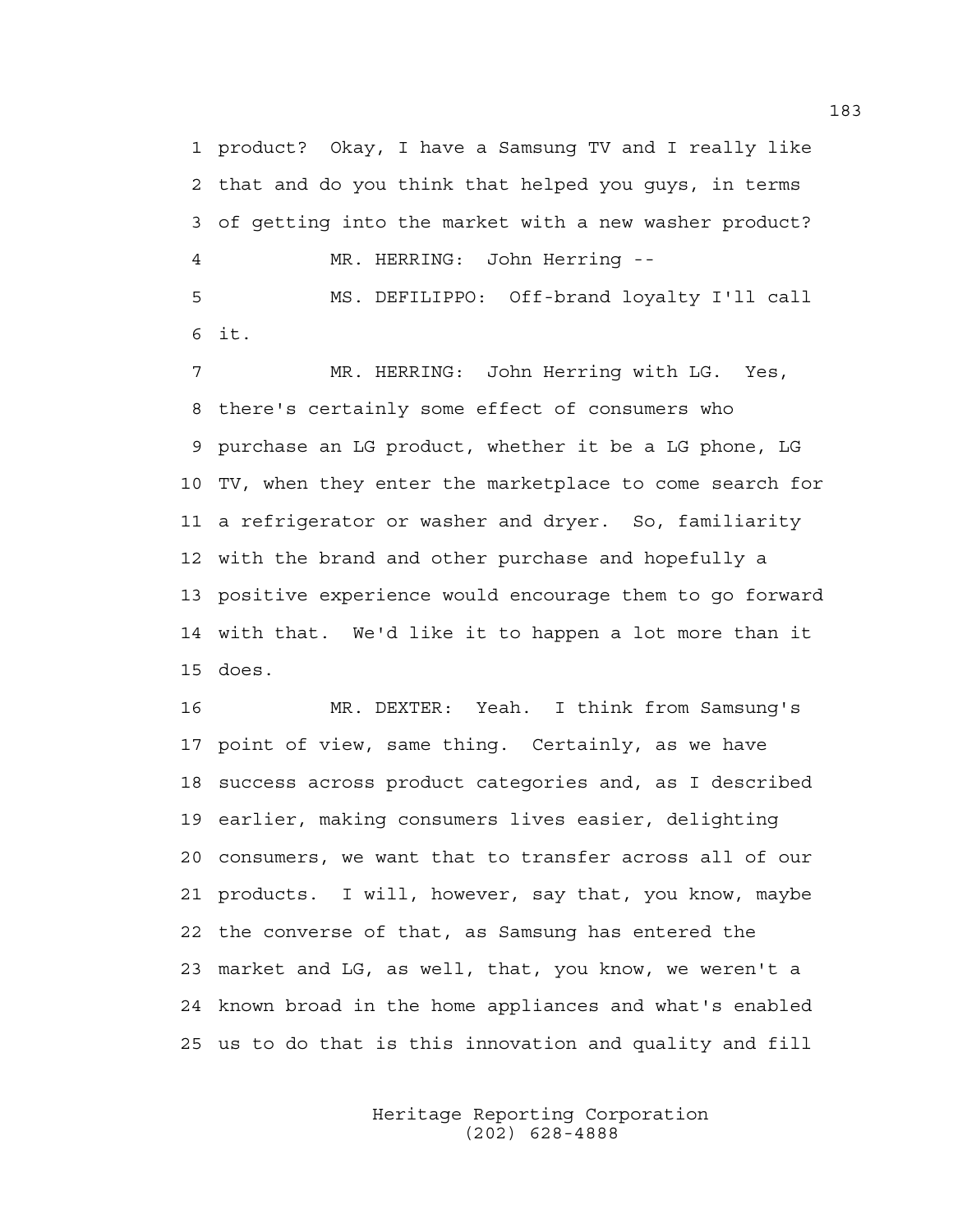1 product? Okay, I have a Samsung TV and I really like
2 that and do you think that helped you guys, in terms
3 of getting into the market with a new washer product?
4 MR. HERRING: John Herring --
5 MS. DEFILIPPO: Off-brand loyalty I'll call
6 it.
7 MR. HERRING: John Herring with LG. Yes,
8 there's certainly some effect of consumers who
9 purchase an LG product, whether it be a LG phone, LG
10 TV, when they enter the marketplace to come search for
11 a refrigerator or washer and dryer. So, familiarity
12 with the brand and other purchase and hopefully a
13 positive experience would encourage them to go forward
14 with that. We'd like it to happen a lot more than it
15 does.
16 MR. DEXTER: Yeah. I think from Samsung's
17 point of view, same thing. Certainly, as we have
18 success across product categories and, as I described
19 earlier, making consumers lives easier, delighting
20 consumers, we want that to transfer across all of our
21 products. I will, however, say that, you know, maybe
22 the converse of that, as Samsung has entered the
23 market and LG, as well, that, you know, we weren't a
24 known broad in the home appliances and what's enabled
25 us to do that is this innovation and quality and fill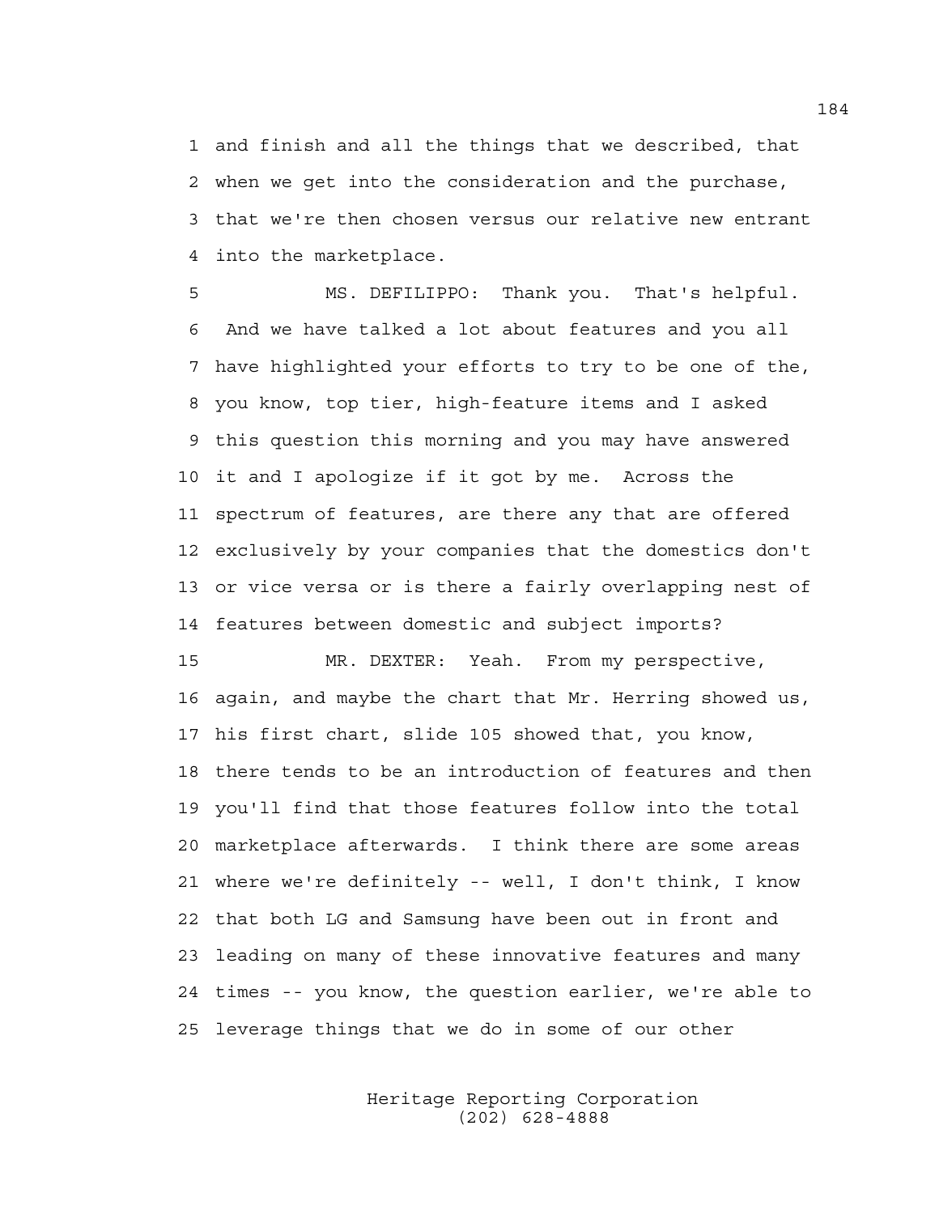1 and finish and all the things that we described, that
2 when we get into the consideration and the purchase,
3 that we're then chosen versus our relative new entrant
4 into the marketplace.

5 MS. DEFILIPPO: Thank you. That's helpful.
6 And we have talked a lot about features and you all
7 have highlighted your efforts to try to be one of the,
8 you know, top tier, high-feature items and I asked
9 this question this morning and you may have answered
10 it and I apologize if it got by me. Across the
11 spectrum of features, are there any that are offered
12 exclusively by your companies that the domestics don't
13 or vice versa or is there a fairly overlapping nest of
14 features between domestic and subject imports?

15 MR. DEXTER: Yeah. From my perspective,
16 again, and maybe the chart that Mr. Herring showed us,
17 his first chart, slide 105 showed that, you know,
18 there tends to be an introduction of features and then
19 you'll find that those features follow into the total
20 marketplace afterwards. I think there are some areas
21 where we're definitely -- well, I don't think, I know
22 that both LG and Samsung have been out in front and
23 leading on many of these innovative features and many
24 times -- you know, the question earlier, we're able to
25 leverage things that we do in some of our other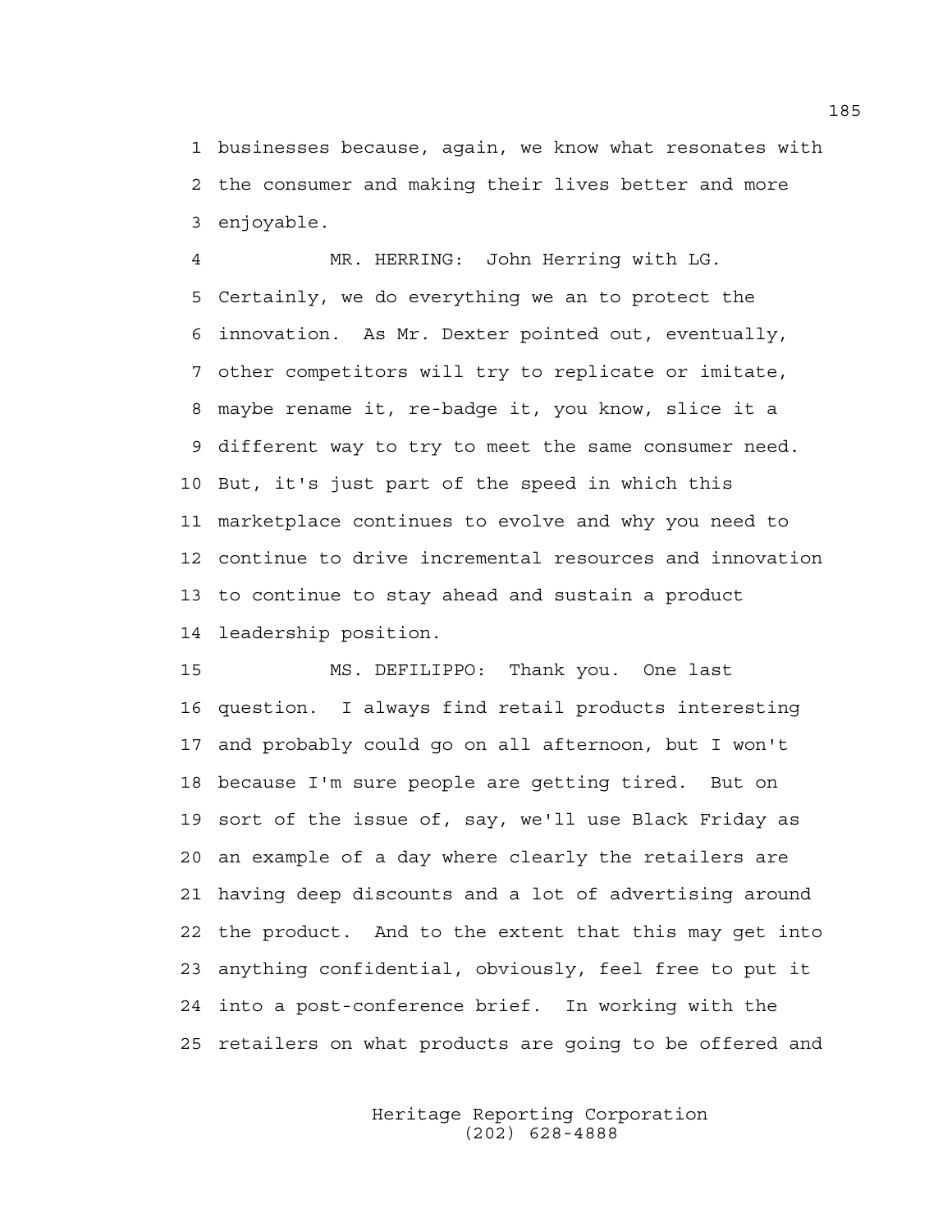1 businesses because, again, we know what resonates with
2 the consumer and making their lives better and more
3 enjoyable.

4 MR. HERRING: John Herring with LG.
5 Certainly, we do everything we an to protect the
6 innovation. As Mr. Dexter pointed out, eventually,
7 other competitors will try to replicate or imitate,
8 maybe rename it, re-badge it, you know, slice it a
9 different way to try to meet the same consumer need.
10 But, it's just part of the speed in which this
11 marketplace continues to evolve and why you need to
12 continue to drive incremental resources and innovation
13 to continue to stay ahead and sustain a product
14 leadership position.

15 MS. DEFILIPPO: Thank you. One last
16 question. I always find retail products interesting
17 and probably could go on all afternoon, but I won't
18 because I'm sure people are getting tired. But on
19 sort of the issue of, say, we'll use Black Friday as
20 an example of a day where clearly the retailers are
21 having deep discounts and a lot of advertising around
22 the product. And to the extent that this may get into
23 anything confidential, obviously, feel free to put it
24 into a post-conference brief. In working with the
25 retailers on what products are going to be offered and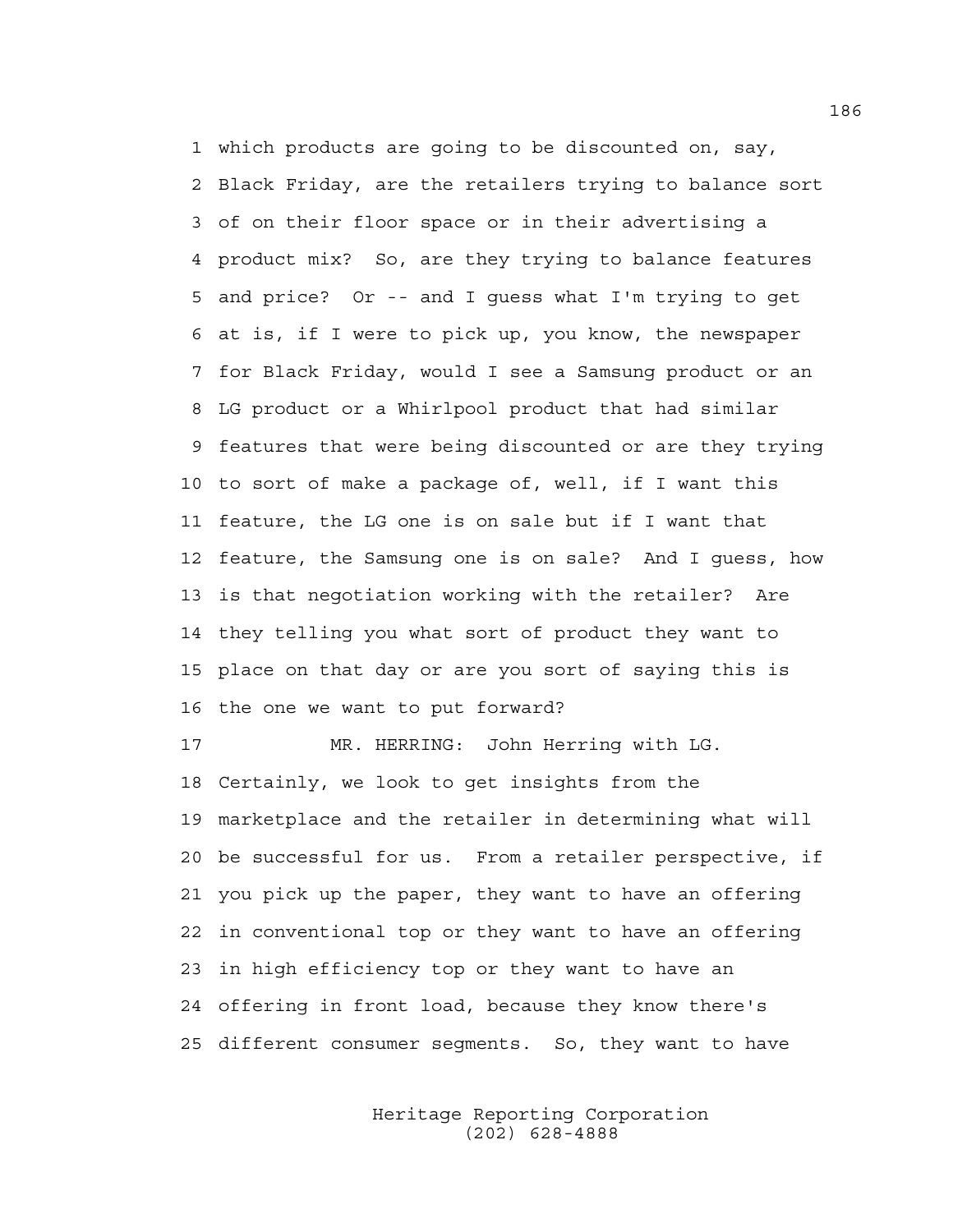1 which products are going to be discounted on, say,
2 Black Friday, are the retailers trying to balance sort
3 of on their floor space or in their advertising a
4 product mix? So, are they trying to balance features
5 and price? Or -- and I guess what I'm trying to get
6 at is, if I were to pick up, you know, the newspaper
7 for Black Friday, would I see a Samsung product or an
8 LG product or a Whirlpool product that had similar
9 features that were being discounted or are they trying
10 to sort of make a package of, well, if I want this
11 feature, the LG one is on sale but if I want that
12 feature, the Samsung one is on sale? And I guess, how
13 is that negotiation working with the retailer? Are
14 they telling you what sort of product they want to
15 place on that day or are you sort of saying this is
16 the one we want to put forward?

17 MR. HERRING: John Herring with LG.
18 Certainly, we look to get insights from the
19 marketplace and the retailer in determining what will
20 be successful for us. From a retailer perspective, if
21 you pick up the paper, they want to have an offering
22 in conventional top or they want to have an offering
23 in high efficiency top or they want to have an
24 offering in front load, because they know there's
25 different consumer segments. So, they want to have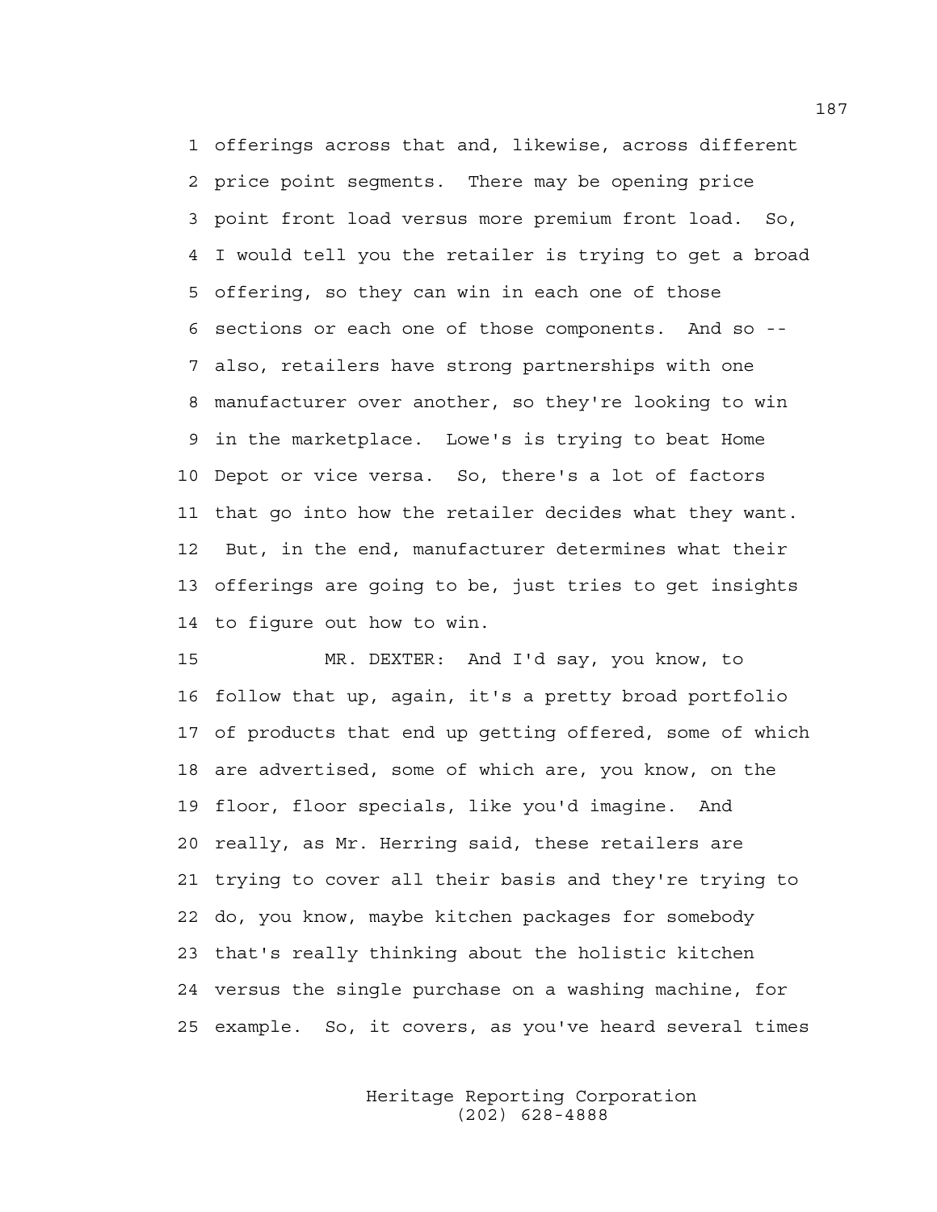1 offerings across that and, likewise, across different
2 price point segments. There may be opening price
3 point front load versus more premium front load. So,
4 I would tell you the retailer is trying to get a broad
5 offering, so they can win in each one of those
6 sections or each one of those components. And so --
7 also, retailers have strong partnerships with one
8 manufacturer over another, so they're looking to win
9 in the marketplace. Lowe's is trying to beat Home
10 Depot or vice versa. So, there's a lot of factors
11 that go into how the retailer decides what they want.
12 But, in the end, manufacturer determines what their
13 offerings are going to be, just tries to get insights
14 to figure out how to win.
15 MR. DEXTER: And I'd say, you know, to
16 follow that up, again, it's a pretty broad portfolio
17 of products that end up getting offered, some of which
18 are advertised, some of which are, you know, on the
19 floor, floor specials, like you'd imagine. And
20 really, as Mr. Herring said, these retailers are
21 trying to cover all their basis and they're trying to
22 do, you know, maybe kitchen packages for somebody
23 that's really thinking about the holistic kitchen
24 versus the single purchase on a washing machine, for
25 example. So, it covers, as you've heard several times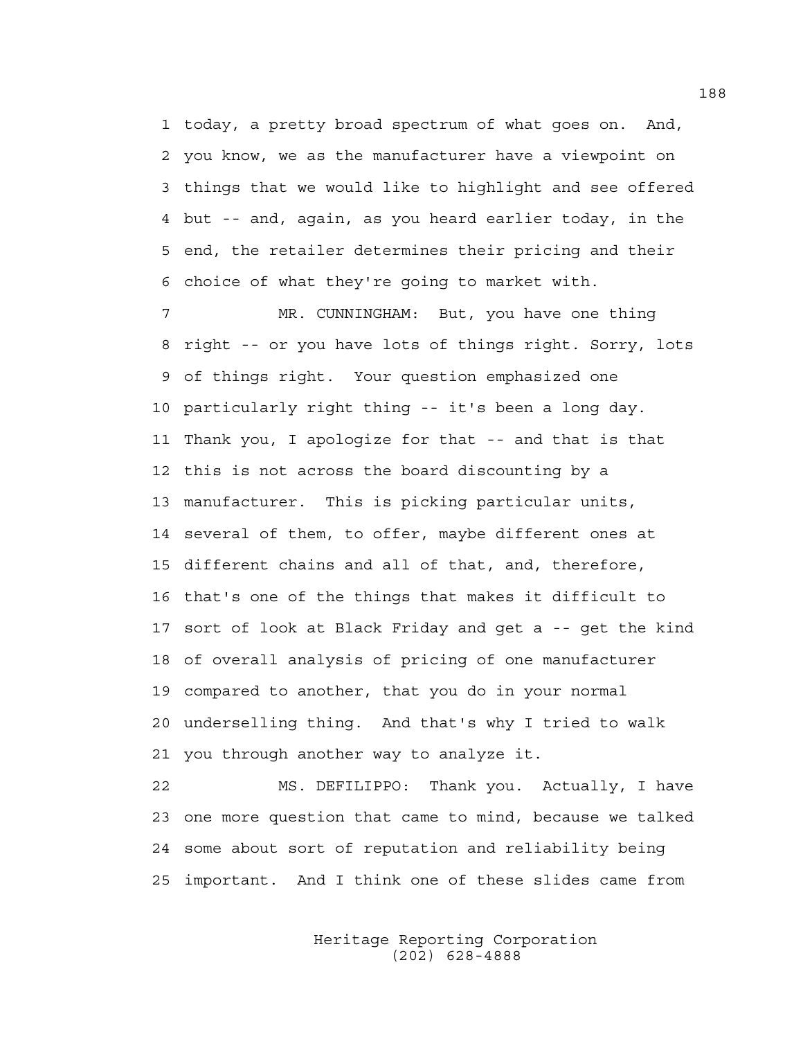today, a pretty broad spectrum of what goes on. And, you know, we as the manufacturer have a viewpoint on things that we would like to highlight and see offered but -- and, again, as you heard earlier today, in the end, the retailer determines their pricing and their choice of what they're going to market with.

MR. CUNNINGHAM: But, you have one thing right -- or you have lots of things right. Sorry, lots of things right. Your question emphasized one particularly right thing -- it's been a long day. Thank you, I apologize for that -- and that is that this is not across the board discounting by a manufacturer. This is picking particular units, several of them, to offer, maybe different ones at different chains and all of that, and, therefore, that's one of the things that makes it difficult to sort of look at Black Friday and get a -- get the kind of overall analysis of pricing of one manufacturer compared to another, that you do in your normal underselling thing. And that's why I tried to walk you through another way to analyze it.

MS. DEFILIPPO: Thank you. Actually, I have one more question that came to mind, because we talked some about sort of reputation and reliability being important. And I think one of these slides came from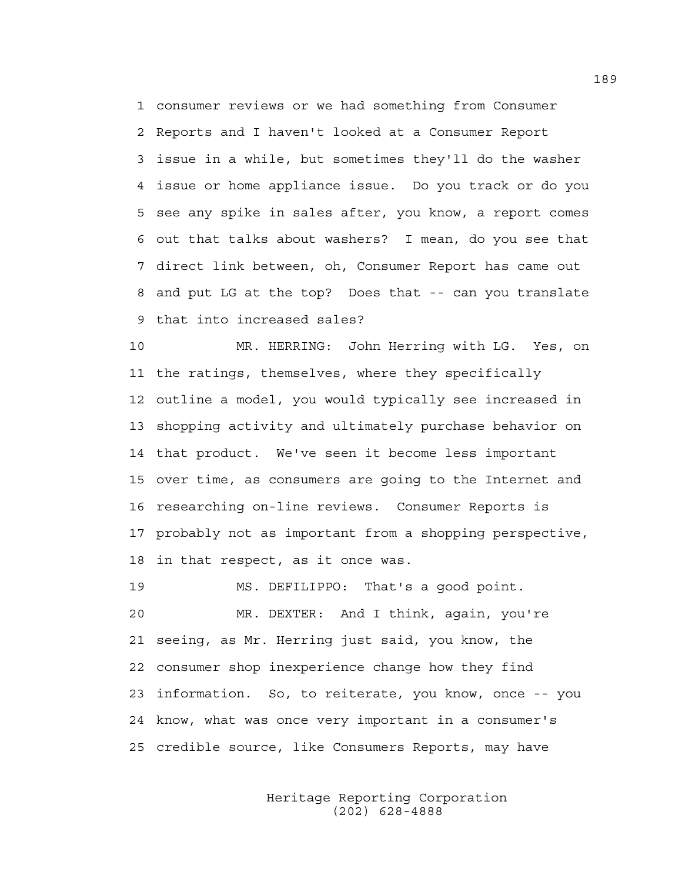1 consumer reviews or we had something from Consumer
2 Reports and I haven't looked at a Consumer Report
3 issue in a while, but sometimes they'll do the washer
4 issue or home appliance issue. Do you track or do you
5 see any spike in sales after, you know, a report comes
6 out that talks about washers? I mean, do you see that
7 direct link between, oh, Consumer Report has came out
8 and put LG at the top? Does that -- can you translate
9 that into increased sales?

10 MR. HERRING: John Herring with LG. Yes, on
11 the ratings, themselves, where they specifically
12 outline a model, you would typically see increased in
13 shopping activity and ultimately purchase behavior on
14 that product. We've seen it become less important
15 over time, as consumers are going to the Internet and
16 researching on-line reviews. Consumer Reports is
17 probably not as important from a shopping perspective,
18 in that respect, as it once was.

19 MS. DEFILIPPO: That's a good point.

20 MR. DEXTER: And I think, again, you're
21 seeing, as Mr. Herring just said, you know, the
22 consumer shop inexperience change how they find
23 information. So, to reiterate, you know, once -- you
24 know, what was once very important in a consumer's
25 credible source, like Consumers Reports, may have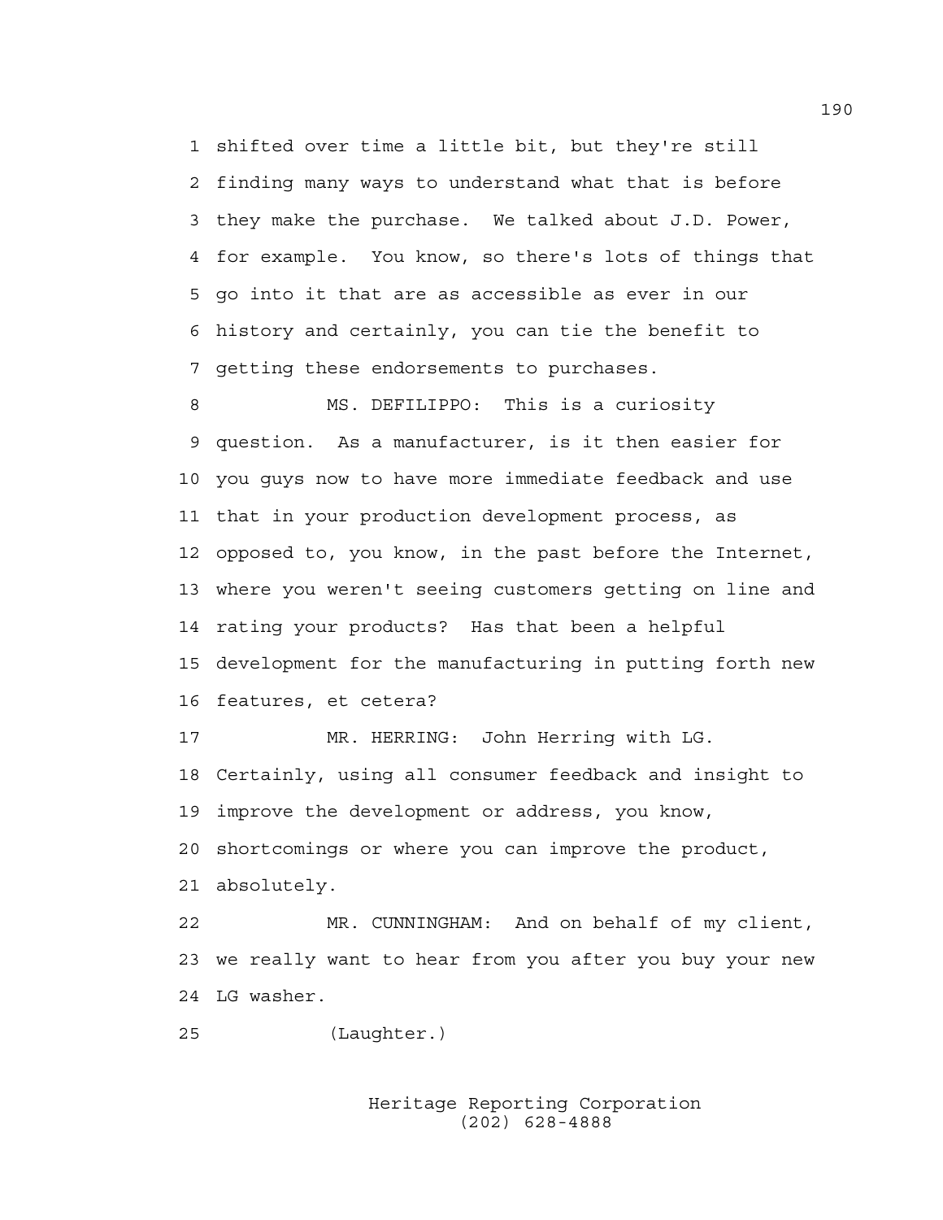1 shifted over time a little bit, but they're still
2 finding many ways to understand what that is before
3 they make the purchase. We talked about J.D. Power,
4 for example. You know, so there's lots of things that
5 go into it that are as accessible as ever in our
6 history and certainly, you can tie the benefit to
7 getting these endorsements to purchases.

8 MS. DEFILIPPO: This is a curiosity
9 question. As a manufacturer, is it then easier for
10 you guys now to have more immediate feedback and use
11 that in your production development process, as
12 opposed to, you know, in the past before the Internet,
13 where you weren't seeing customers getting on line and
14 rating your products? Has that been a helpful
15 development for the manufacturing in putting forth new
16 features, et cetera?

17 MR. HERRING: John Herring with LG.
18 Certainly, using all consumer feedback and insight to
19 improve the development or address, you know,
20 shortcomings or where you can improve the product,
21 absolutely.

22 MR. CUNNINGHAM: And on behalf of my client,
23 we really want to hear from you after you buy your new
24 LG washer.

25 (Laughter.)

Heritage Reporting Corporation
(202) 628-4888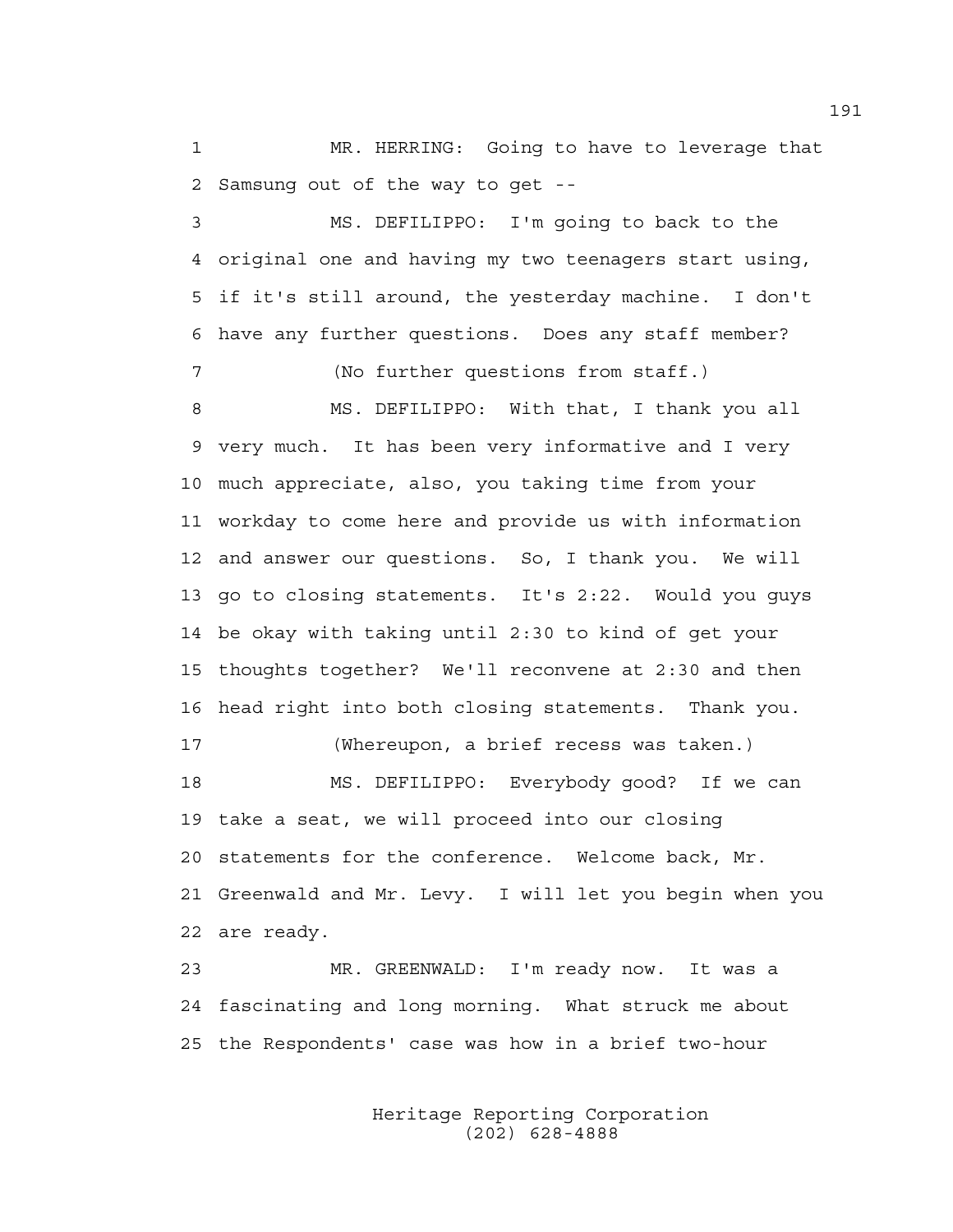MR. HERRING: Going to have to leverage that Samsung out of the way to get --

MS. DEFILIPPO: I'm going to back to the original one and having my two teenagers start using, if it's still around, the yesterday machine. I don't have any further questions. Does any staff member?

(No further questions from staff.)

MS. DEFILIPPO: With that, I thank you all very much. It has been very informative and I very much appreciate, also, you taking time from your workday to come here and provide us with information and answer our questions. So, I thank you. We will go to closing statements. It's 2:22. Would you guys be okay with taking until 2:30 to kind of get your thoughts together? We'll reconvene at 2:30 and then head right into both closing statements. Thank you.

(Whereupon, a brief recess was taken.)

MS. DEFILIPPO: Everybody good? If we can take a seat, we will proceed into our closing statements for the conference. Welcome back, Mr. Greenwald and Mr. Levy. I will let you begin when you are ready.

MR. GREENWALD: I'm ready now. It was a fascinating and long morning. What struck me about the Respondents' case was how in a brief two-hour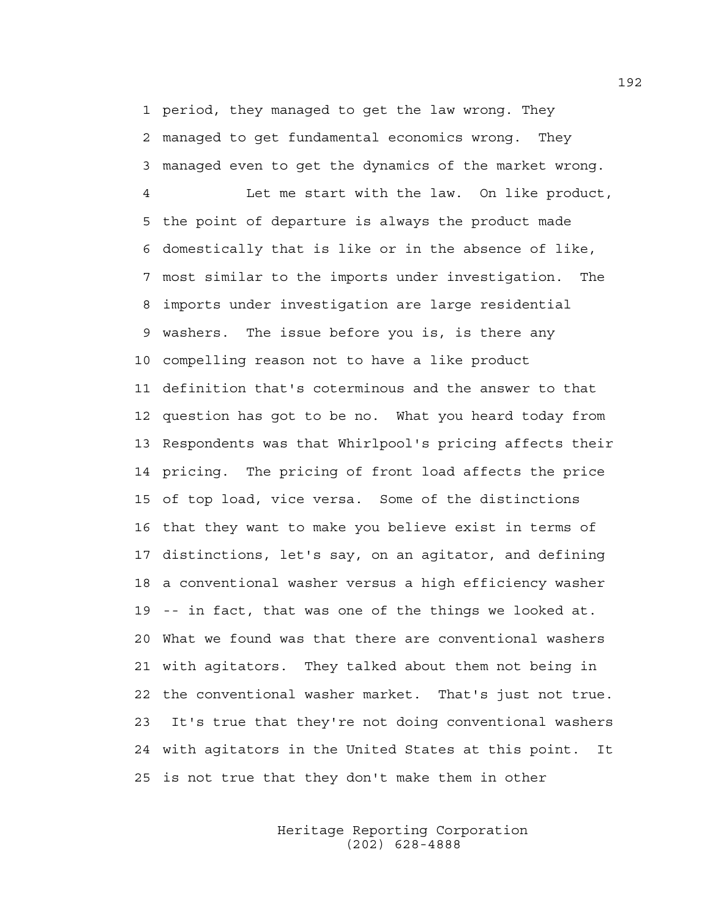period, they managed to get the law wrong. They managed to get fundamental economics wrong. They managed even to get the dynamics of the market wrong.

Let me start with the law. On like product, the point of departure is always the product made domestically that is like or in the absence of like, most similar to the imports under investigation. The imports under investigation are large residential washers. The issue before you is, is there any compelling reason not to have a like product definition that's coterminous and the answer to that question has got to be no. What you heard today from Respondents was that Whirlpool's pricing affects their pricing. The pricing of front load affects the price of top load, vice versa. Some of the distinctions that they want to make you believe exist in terms of distinctions, let's say, on an agitator, and defining a conventional washer versus a high efficiency washer -- in fact, that was one of the things we looked at. What we found was that there are conventional washers with agitators. They talked about them not being in the conventional washer market. That's just not true. It's true that they're not doing conventional washers with agitators in the United States at this point. It is not true that they don't make them in other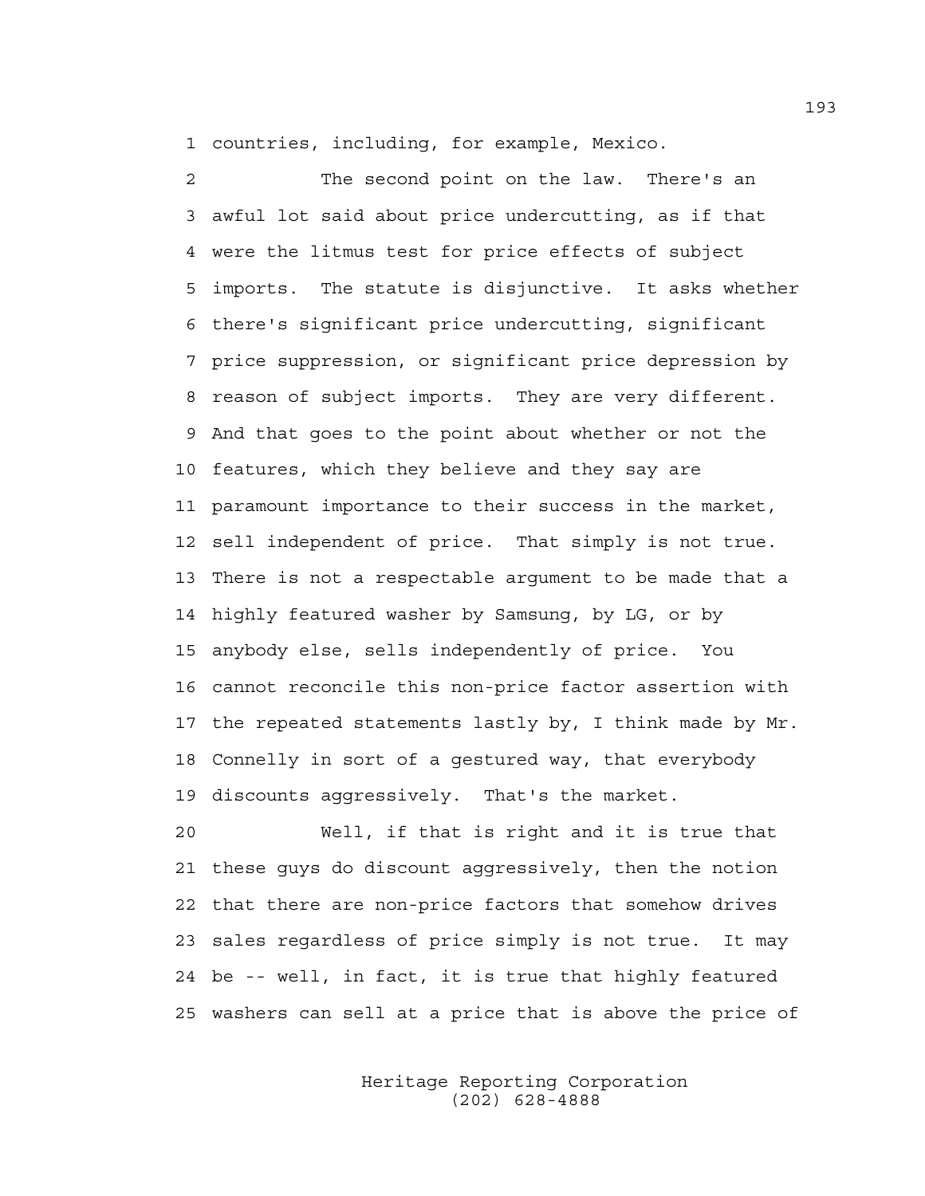countries, including, for example, Mexico.

The second point on the law. There's an awful lot said about price undercutting, as if that were the litmus test for price effects of subject imports. The statute is disjunctive. It asks whether there's significant price undercutting, significant price suppression, or significant price depression by reason of subject imports. They are very different. And that goes to the point about whether or not the features, which they believe and they say are paramount importance to their success in the market, sell independent of price. That simply is not true. There is not a respectable argument to be made that a highly featured washer by Samsung, by LG, or by anybody else, sells independently of price. You cannot reconcile this non-price factor assertion with the repeated statements lastly by, I think made by Mr. Connelly in sort of a gestured way, that everybody discounts aggressively. That's the market.

Well, if that is right and it is true that these guys do discount aggressively, then the notion that there are non-price factors that somehow drives sales regardless of price simply is not true. It may be -- well, in fact, it is true that highly featured washers can sell at a price that is above the price of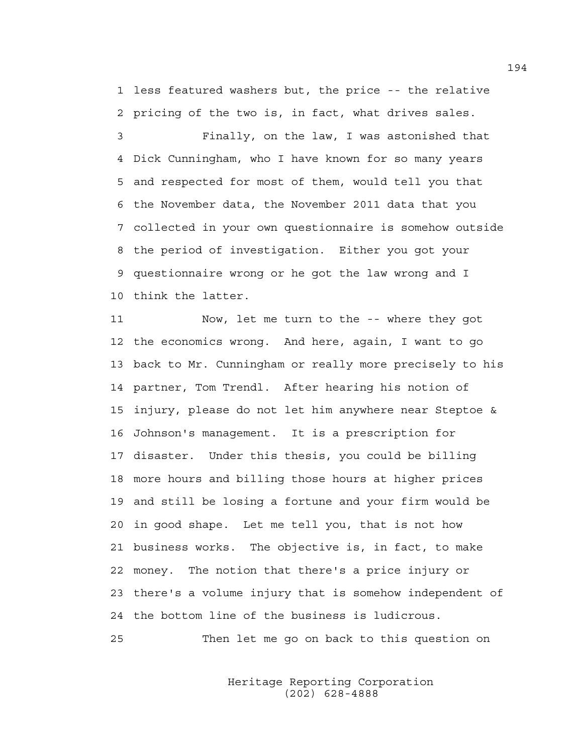1 less featured washers but, the price -- the relative
2 pricing of the two is, in fact, what drives sales.

3 Finally, on the law, I was astonished that
4 Dick Cunningham, who I have known for so many years
5 and respected for most of them, would tell you that
6 the November data, the November 2011 data that you
7 collected in your own questionnaire is somehow outside
8 the period of investigation. Either you got your
9 questionnaire wrong or he got the law wrong and I
10 think the latter.

11 Now, let me turn to the -- where they got
12 the economics wrong. And here, again, I want to go
13 back to Mr. Cunningham or really more precisely to his
14 partner, Tom Trendl. After hearing his notion of
15 injury, please do not let him anywhere near Steptoe &
16 Johnson's management. It is a prescription for
17 disaster. Under this thesis, you could be billing
18 more hours and billing those hours at higher prices
19 and still be losing a fortune and your firm would be
20 in good shape. Let me tell you, that is not how
21 business works. The objective is, in fact, to make
22 money. The notion that there's a price injury or
23 there's a volume injury that is somehow independent of
24 the bottom line of the business is ludicrous.

25 Then let me go on back to this question on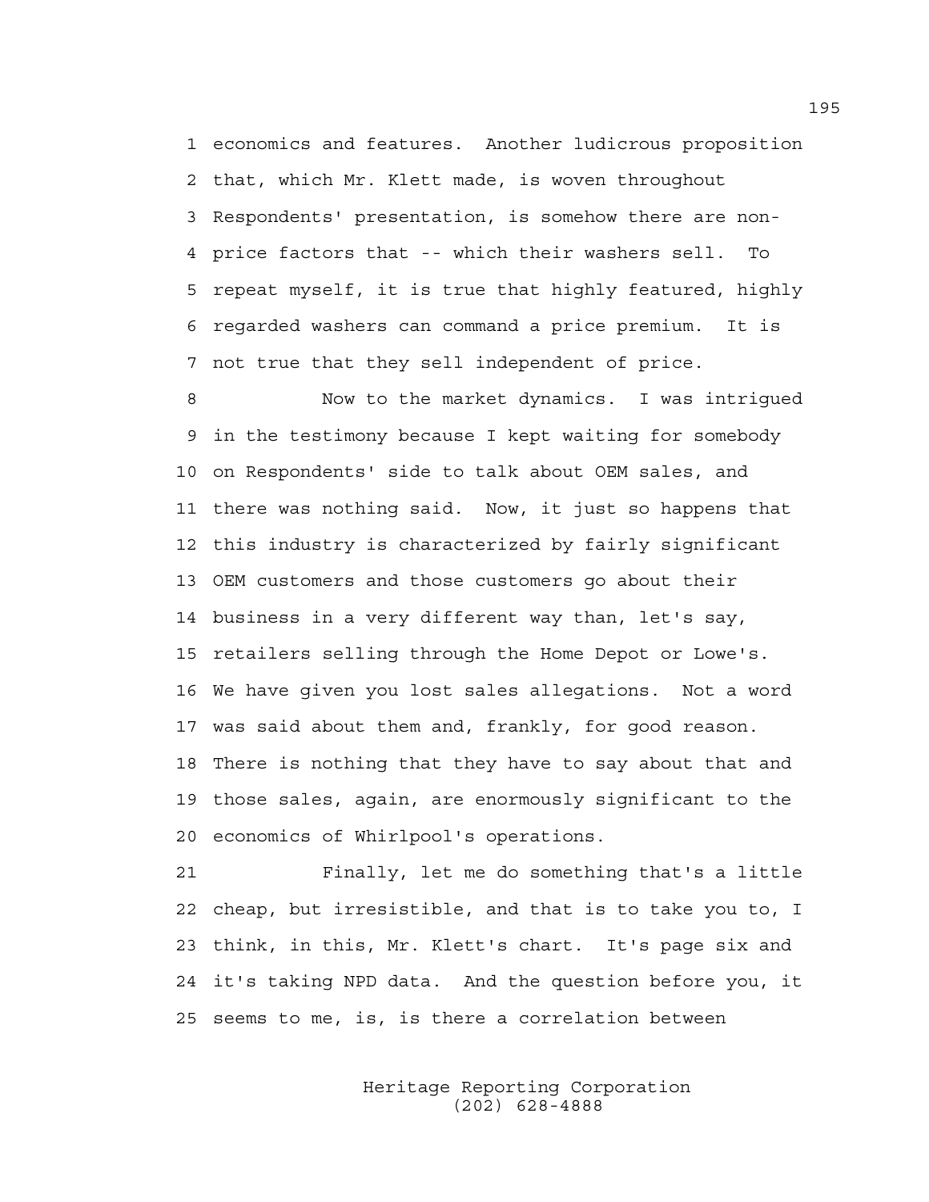1 economics and features. Another ludicrous proposition
2 that, which Mr. Klett made, is woven throughout
3 Respondents' presentation, is somehow there are non-
4 price factors that -- which their washers sell. To
5 repeat myself, it is true that highly featured, highly
6 regarded washers can command a price premium. It is
7 not true that they sell independent of price.

8 Now to the market dynamics. I was intrigued
9 in the testimony because I kept waiting for somebody
10 on Respondents' side to talk about OEM sales, and
11 there was nothing said. Now, it just so happens that
12 this industry is characterized by fairly significant
13 OEM customers and those customers go about their
14 business in a very different way than, let's say,
15 retailers selling through the Home Depot or Lowe's.
16 We have given you lost sales allegations. Not a word
17 was said about them and, frankly, for good reason.
18 There is nothing that they have to say about that and
19 those sales, again, are enormously significant to the
20 economics of Whirlpool's operations.

21 Finally, let me do something that's a little
22 cheap, but irresistible, and that is to take you to, I
23 think, in this, Mr. Klett's chart. It's page six and
24 it's taking NPD data. And the question before you, it
25 seems to me, is, is there a correlation between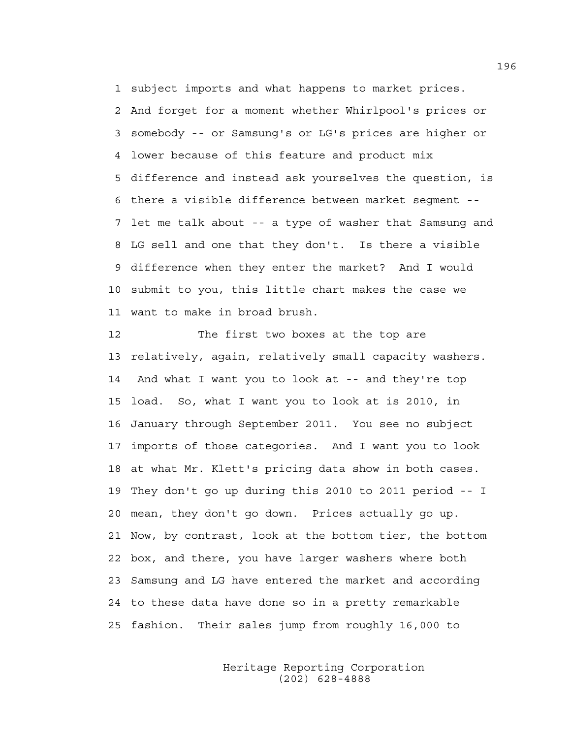1 subject imports and what happens to market prices.
2 And forget for a moment whether Whirlpool's prices or
3 somebody -- or Samsung's or LG's prices are higher or
4 lower because of this feature and product mix
5 difference and instead ask yourselves the question, is
6 there a visible difference between market segment --
7 let me talk about -- a type of washer that Samsung and
8 LG sell and one that they don't. Is there a visible
9 difference when they enter the market? And I would
10 submit to you, this little chart makes the case we
11 want to make in broad brush.

12 The first two boxes at the top are
13 relatively, again, relatively small capacity washers.
14 And what I want you to look at -- and they're top
15 load. So, what I want you to look at is 2010, in
16 January through September 2011. You see no subject
17 imports of those categories. And I want you to look
18 at what Mr. Klett's pricing data show in both cases.
19 They don't go up during this 2010 to 2011 period -- I
20 mean, they don't go down. Prices actually go up.
21 Now, by contrast, look at the bottom tier, the bottom
22 box, and there, you have larger washers where both
23 Samsung and LG have entered the market and according
24 to these data have done so in a pretty remarkable
25 fashion. Their sales jump from roughly 16,000 to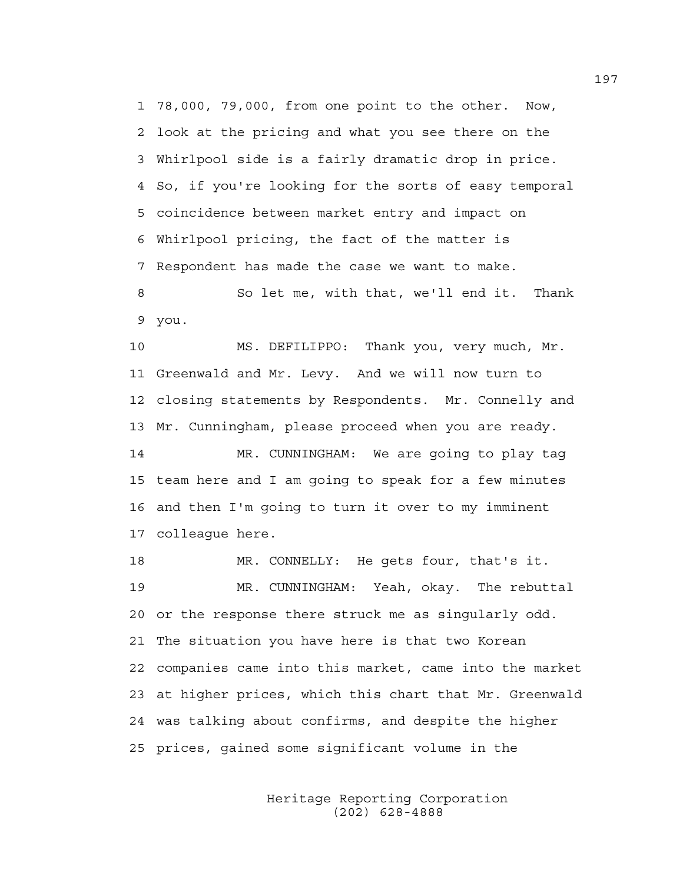1 78,000, 79,000, from one point to the other. Now,
2 look at the pricing and what you see there on the
3 Whirlpool side is a fairly dramatic drop in price.
4 So, if you're looking for the sorts of easy temporal
5 coincidence between market entry and impact on
6 Whirlpool pricing, the fact of the matter is
7 Respondent has made the case we want to make.
8 So let me, with that, we'll end it. Thank
9 you.
10 MS. DEFILIPPO: Thank you, very much, Mr.
11 Greenwald and Mr. Levy. And we will now turn to
12 closing statements by Respondents. Mr. Connelly and
13 Mr. Cunningham, please proceed when you are ready.
14 MR. CUNNINGHAM: We are going to play tag
15 team here and I am going to speak for a few minutes
16 and then I'm going to turn it over to my imminent
17 colleague here.
18 MR. CONNELLY: He gets four, that's it.
19 MR. CUNNINGHAM: Yeah, okay. The rebuttal
20 or the response there struck me as singularly odd.
21 The situation you have here is that two Korean
22 companies came into this market, came into the market
23 at higher prices, which this chart that Mr. Greenwald
24 was talking about confirms, and despite the higher
25 prices, gained some significant volume in the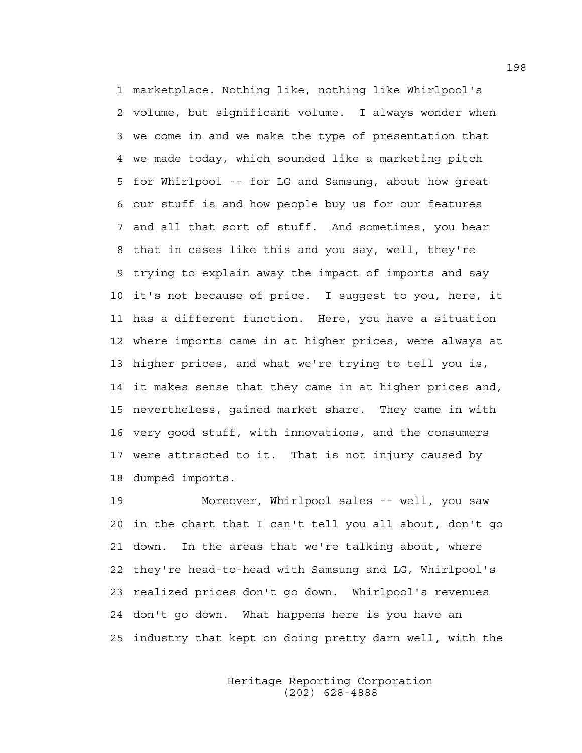marketplace. Nothing like, nothing like Whirlpool's volume, but significant volume. I always wonder when we come in and we make the type of presentation that we made today, which sounded like a marketing pitch for Whirlpool -- for LG and Samsung, about how great our stuff is and how people buy us for our features and all that sort of stuff. And sometimes, you hear that in cases like this and you say, well, they're trying to explain away the impact of imports and say it's not because of price. I suggest to you, here, it has a different function. Here, you have a situation where imports came in at higher prices, were always at higher prices, and what we're trying to tell you is, it makes sense that they came in at higher prices and, nevertheless, gained market share. They came in with very good stuff, with innovations, and the consumers were attracted to it. That is not injury caused by dumped imports.

Moreover, Whirlpool sales -- well, you saw in the chart that I can't tell you all about, don't go down. In the areas that we're talking about, where they're head-to-head with Samsung and LG, Whirlpool's realized prices don't go down. Whirlpool's revenues don't go down. What happens here is you have an industry that kept on doing pretty darn well, with the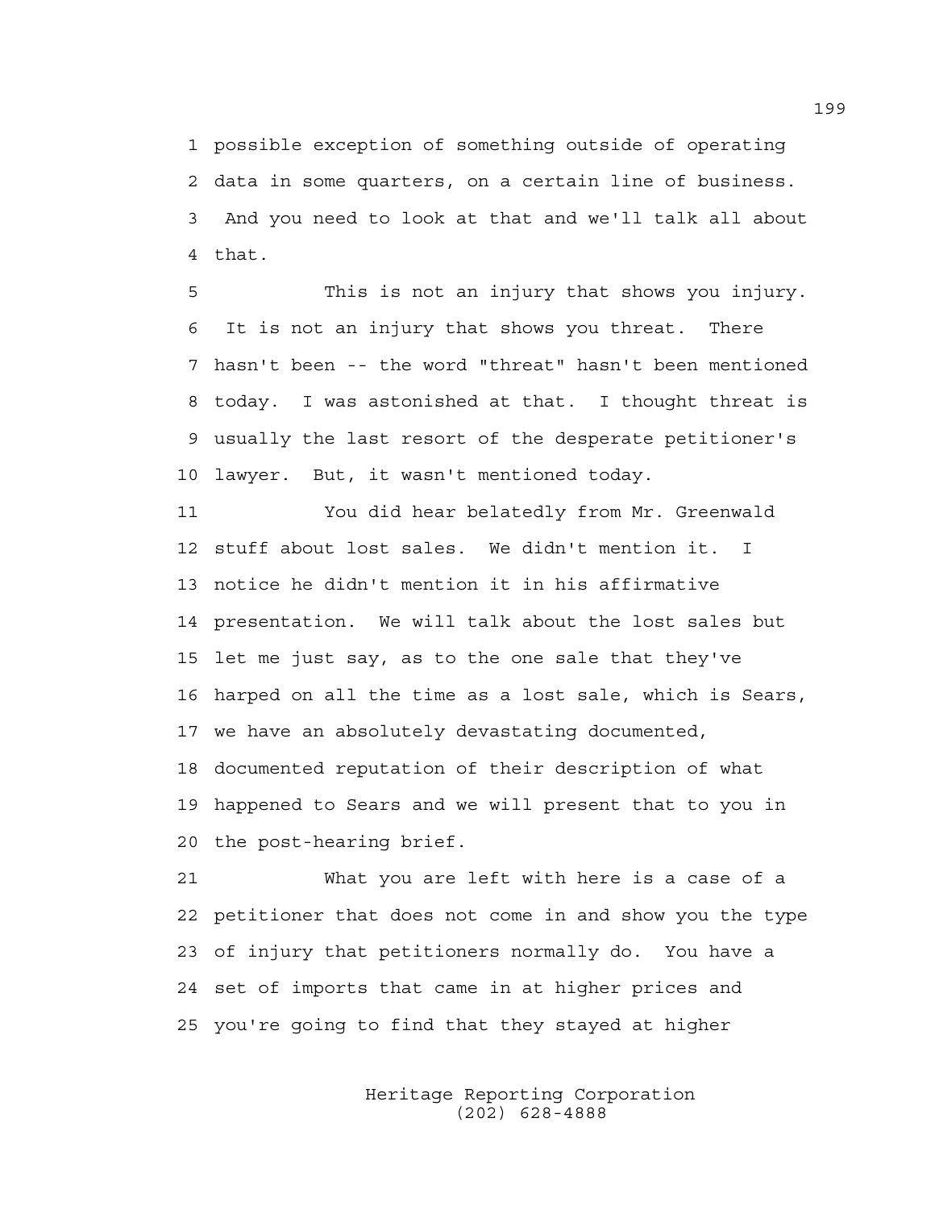1 possible exception of something outside of operating
2 data in some quarters, on a certain line of business.
3 And you need to look at that and we'll talk all about
4 that.

5 This is not an injury that shows you injury.
6 It is not an injury that shows you threat. There
7 hasn't been -- the word "threat" hasn't been mentioned
8 today. I was astonished at that. I thought threat is
9 usually the last resort of the desperate petitioner's
10 lawyer. But, it wasn't mentioned today.

11 You did hear belatedly from Mr. Greenwald
12 stuff about lost sales. We didn't mention it. I
13 notice he didn't mention it in his affirmative
14 presentation. We will talk about the lost sales but
15 let me just say, as to the one sale that they've
16 harped on all the time as a lost sale, which is Sears,
17 we have an absolutely devastating documented,
18 documented reputation of their description of what
19 happened to Sears and we will present that to you in
20 the post-hearing brief.

21 What you are left with here is a case of a
22 petitioner that does not come in and show you the type
23 of injury that petitioners normally do. You have a
24 set of imports that came in at higher prices and
25 you're going to find that they stayed at higher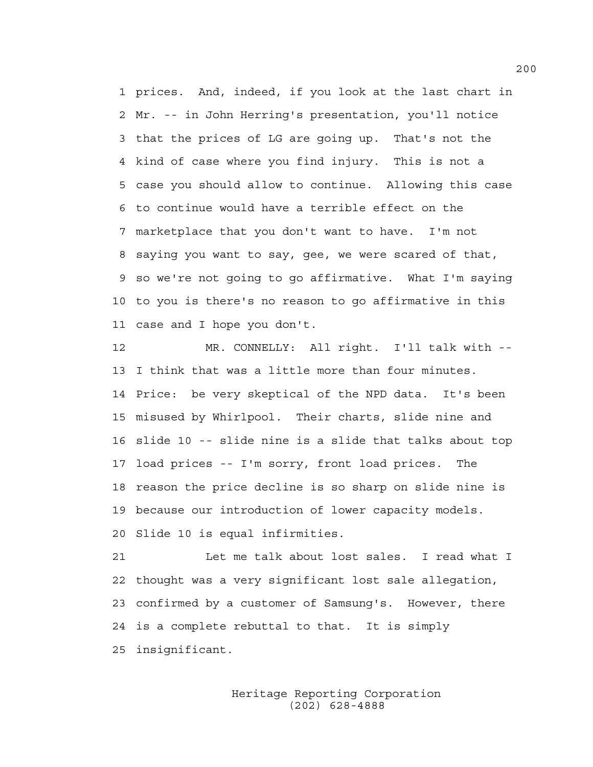prices. And, indeed, if you look at the last chart in Mr. -- in John Herring's presentation, you'll notice that the prices of LG are going up. That's not the kind of case where you find injury. This is not a case you should allow to continue. Allowing this case to continue would have a terrible effect on the marketplace that you don't want to have. I'm not saying you want to say, gee, we were scared of that, so we're not going to go affirmative. What I'm saying to you is there's no reason to go affirmative in this case and I hope you don't.

MR. CONNELLY: All right. I'll talk with -- I think that was a little more than four minutes. Price: be very skeptical of the NPD data. It's been misused by Whirlpool. Their charts, slide nine and slide 10 -- slide nine is a slide that talks about top load prices -- I'm sorry, front load prices. The reason the price decline is so sharp on slide nine is because our introduction of lower capacity models. Slide 10 is equal infirmities.

Let me talk about lost sales. I read what I thought was a very significant lost sale allegation, confirmed by a customer of Samsung's. However, there is a complete rebuttal to that. It is simply insignificant.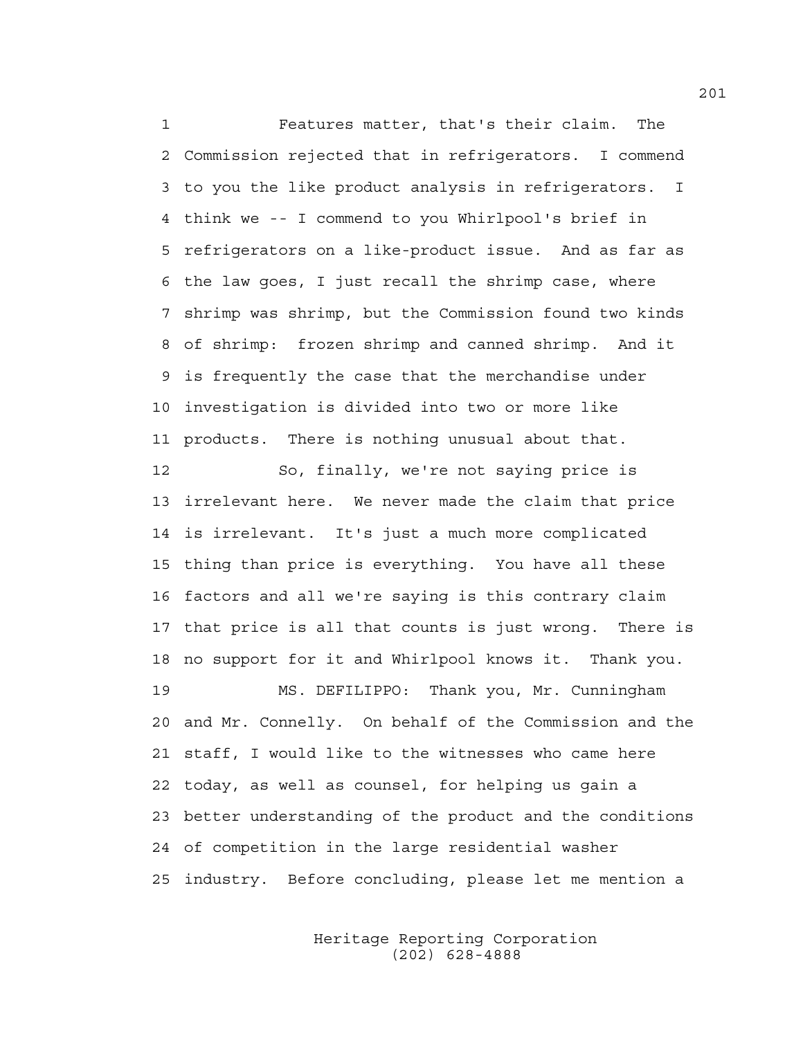Features matter, that's their claim. The Commission rejected that in refrigerators. I commend to you the like product analysis in refrigerators. I think we -- I commend to you Whirlpool's brief in refrigerators on a like-product issue. And as far as the law goes, I just recall the shrimp case, where shrimp was shrimp, but the Commission found two kinds of shrimp: frozen shrimp and canned shrimp. And it is frequently the case that the merchandise under investigation is divided into two or more like products. There is nothing unusual about that.

So, finally, we're not saying price is irrelevant here. We never made the claim that price is irrelevant. It's just a much more complicated thing than price is everything. You have all these factors and all we're saying is this contrary claim that price is all that counts is just wrong. There is no support for it and Whirlpool knows it. Thank you.

MS. DEFILIPPO: Thank you, Mr. Cunningham and Mr. Connelly. On behalf of the Commission and the staff, I would like to the witnesses who came here today, as well as counsel, for helping us gain a better understanding of the product and the conditions of competition in the large residential washer industry. Before concluding, please let me mention a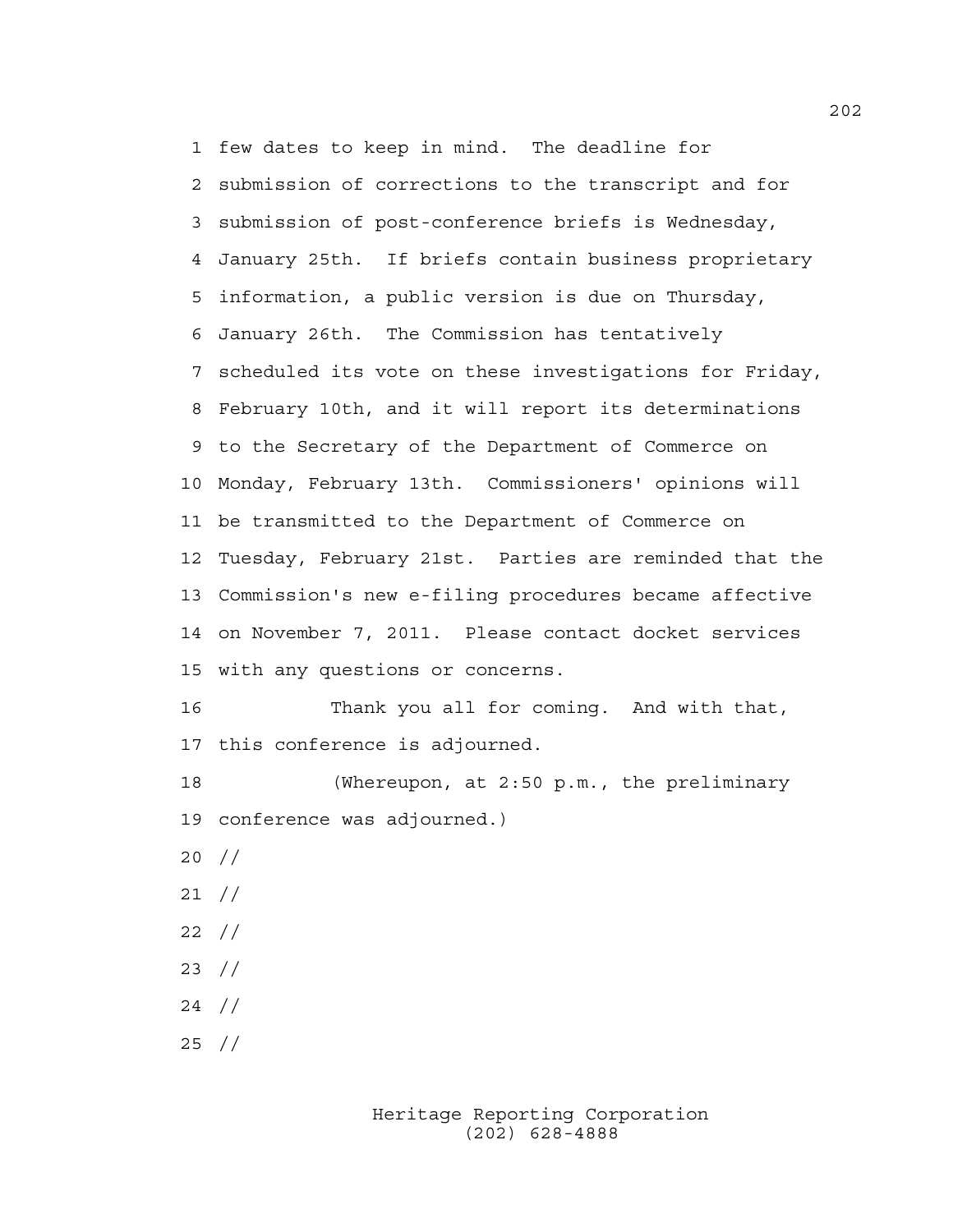few dates to keep in mind. The deadline for submission of corrections to the transcript and for submission of post-conference briefs is Wednesday, January 25th. If briefs contain business proprietary information, a public version is due on Thursday, January 26th. The Commission has tentatively scheduled its vote on these investigations for Friday, February 10th, and it will report its determinations to the Secretary of the Department of Commerce on Monday, February 13th. Commissioners' opinions will be transmitted to the Department of Commerce on Tuesday, February 21st. Parties are reminded that the Commission's new e-filing procedures became affective on November 7, 2011. Please contact docket services with any questions or concerns.

Thank you all for coming. And with that, this conference is adjourned.

(Whereupon, at 2:50 p.m., the preliminary conference was adjourned.)

//

//

//

//

//

//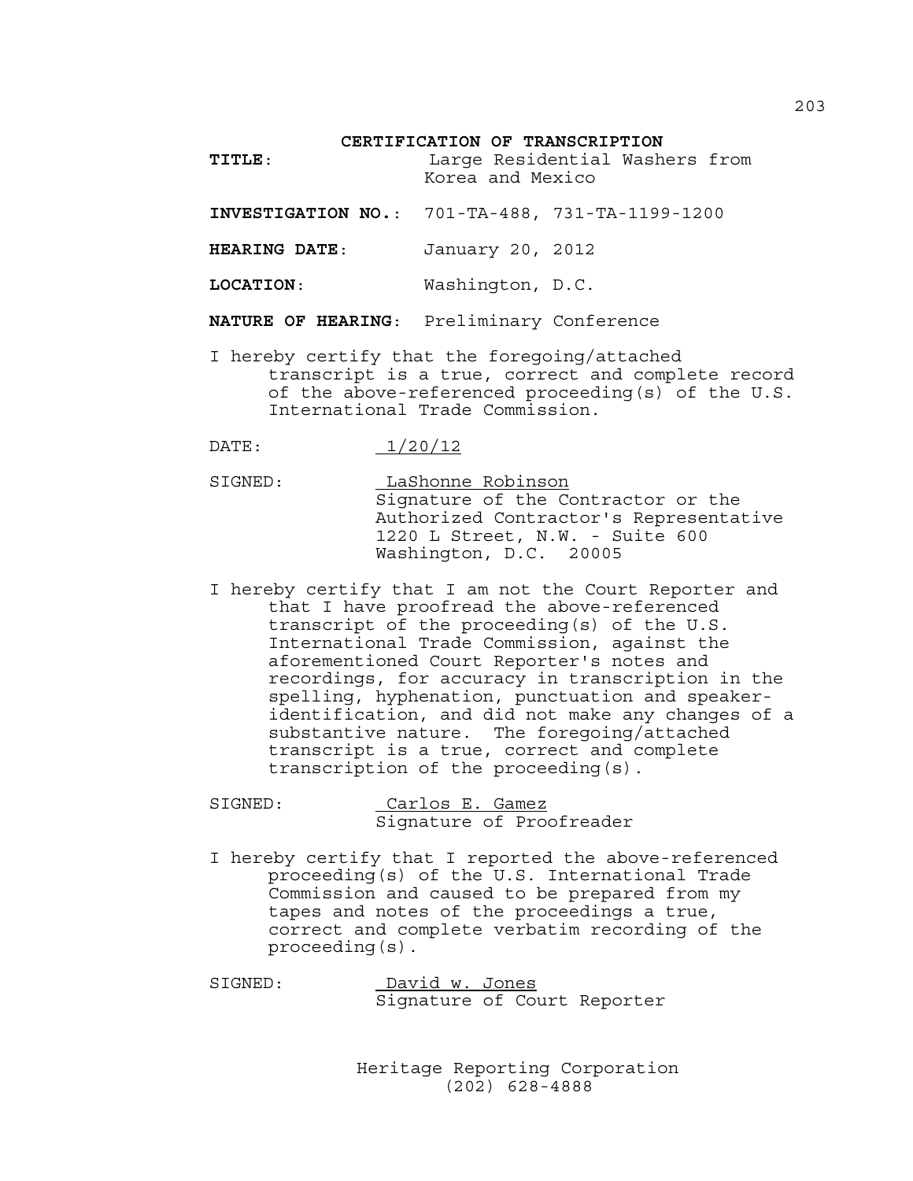## CERTIFICATION OF TRANSCRIPTION

**TITLE**: Large Residential Washers from Korea and Mexico

**INVESTIGATION NO.**: 701-TA-488, 731-TA-1199-1200

**HEARING DATE**: January 20, 2012

**LOCATION**: Washington, D.C.

**NATURE OF HEARING**: Preliminary Conference

I hereby certify that the foregoing/attached transcript is a true, correct and complete record of the above-referenced proceeding(s) of the U.S. International Trade Commission.

DATE: 1/20/12

SIGNED: LaShonne Robinson
Signature of the Contractor or the Authorized Contractor's Representative
1220 L Street, N.W. - Suite 600
Washington, D.C. 20005

I hereby certify that I am not the Court Reporter and that I have proofread the above-referenced transcript of the proceeding(s) of the U.S. International Trade Commission, against the aforementioned Court Reporter's notes and recordings, for accuracy in transcription in the spelling, hyphenation, punctuation and speaker-identification, and did not make any changes of a substantive nature. The foregoing/attached transcript is a true, correct and complete transcription of the proceeding(s).

SIGNED: Carlos E. Gamez
Signature of Proofreader

I hereby certify that I reported the above-referenced proceeding(s) of the U.S. International Trade Commission and caused to be prepared from my tapes and notes of the proceedings a true, correct and complete verbatim recording of the proceeding(s).

SIGNED: David w. Jones
Signature of Court Reporter